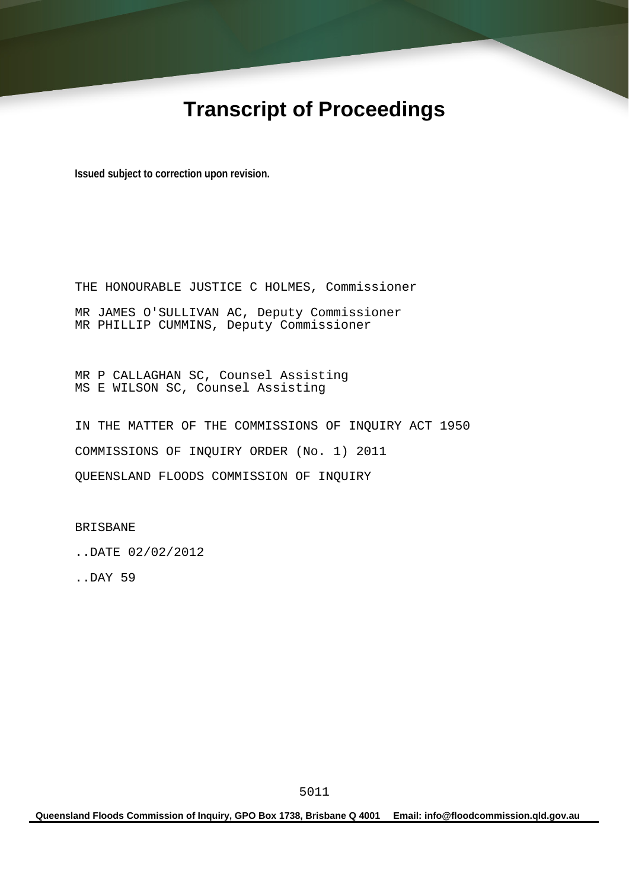# Transcript of Proceedings

**Issued subject to correction upon revision.**

THE HONOURABLE JUSTICE C HOLMES, Commissioner

MR JAMES O'SULLIVAN AC, Deputy Commissioner
MR PHILLIP CUMMINS, Deputy Commissioner

MR P CALLAGHAN SC, Counsel Assisting
MS E WILSON SC, Counsel Assisting

IN THE MATTER OF THE COMMISSIONS OF INQUIRY ACT 1950

COMMISSIONS OF INQUIRY ORDER (No. 1) 2011

QUEENSLAND FLOODS COMMISSION OF INQUIRY

BRISBANE

..DATE 02/02/2012

..DAY 59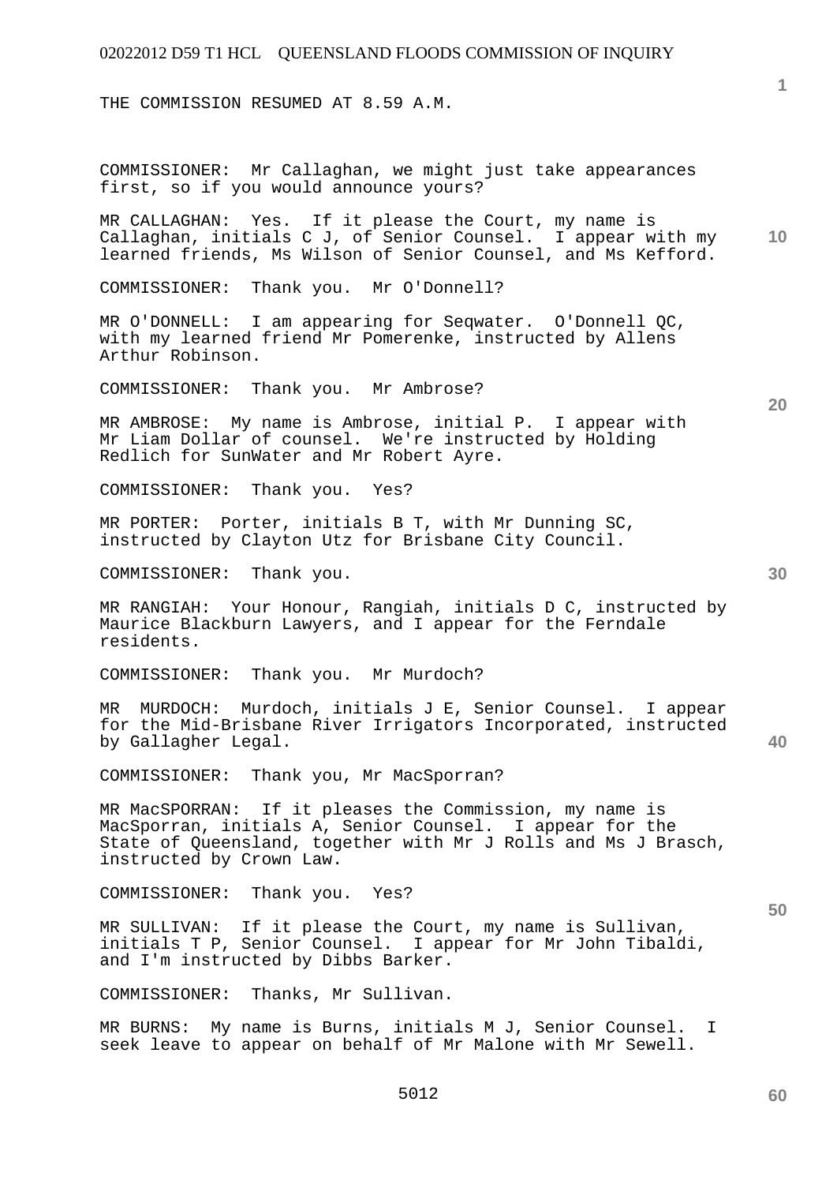THE COMMISSION RESUMED AT 8.59 A.M.

COMMISSIONER: Mr Callaghan, we might just take appearances first, so if you would announce yours?

MR CALLAGHAN: Yes. If it please the Court, my name is Callaghan, initials C J, of Senior Counsel. I appear with my learned friends, Ms Wilson of Senior Counsel, and Ms Kefford.

COMMISSIONER: Thank you. Mr O'Donnell?

MR O'DONNELL: I am appearing for Seqwater. O'Donnell QC, with my learned friend Mr Pomerenke, instructed by Allens Arthur Robinson.

COMMISSIONER: Thank you. Mr Ambrose?

MR AMBROSE: My name is Ambrose, initial P. I appear with Mr Liam Dollar of counsel. We're instructed by Holding Redlich for SunWater and Mr Robert Ayre.

COMMISSIONER: Thank you. Yes?

MR PORTER: Porter, initials B T, with Mr Dunning SC, instructed by Clayton Utz for Brisbane City Council.

COMMISSIONER: Thank you.

MR RANGIAH: Your Honour, Rangiah, initials D C, instructed by Maurice Blackburn Lawyers, and I appear for the Ferndale residents.

COMMISSIONER: Thank you. Mr Murdoch?

MR MURDOCH: Murdoch, initials J E, Senior Counsel. I appear for the Mid-Brisbane River Irrigators Incorporated, instructed by Gallagher Legal.

COMMISSIONER: Thank you, Mr MacSporran?

MR MacSPORRAN: If it pleases the Commission, my name is MacSporran, initials A, Senior Counsel. I appear for the State of Queensland, together with Mr J Rolls and Ms J Brasch, instructed by Crown Law.

COMMISSIONER: Thank you. Yes?

MR SULLIVAN: If it please the Court, my name is Sullivan, initials T P, Senior Counsel. I appear for Mr John Tibaldi, and I'm instructed by Dibbs Barker.

COMMISSIONER: Thanks, Mr Sullivan.

MR BURNS: My name is Burns, initials M J, Senior Counsel. I seek leave to appear on behalf of Mr Malone with Mr Sewell.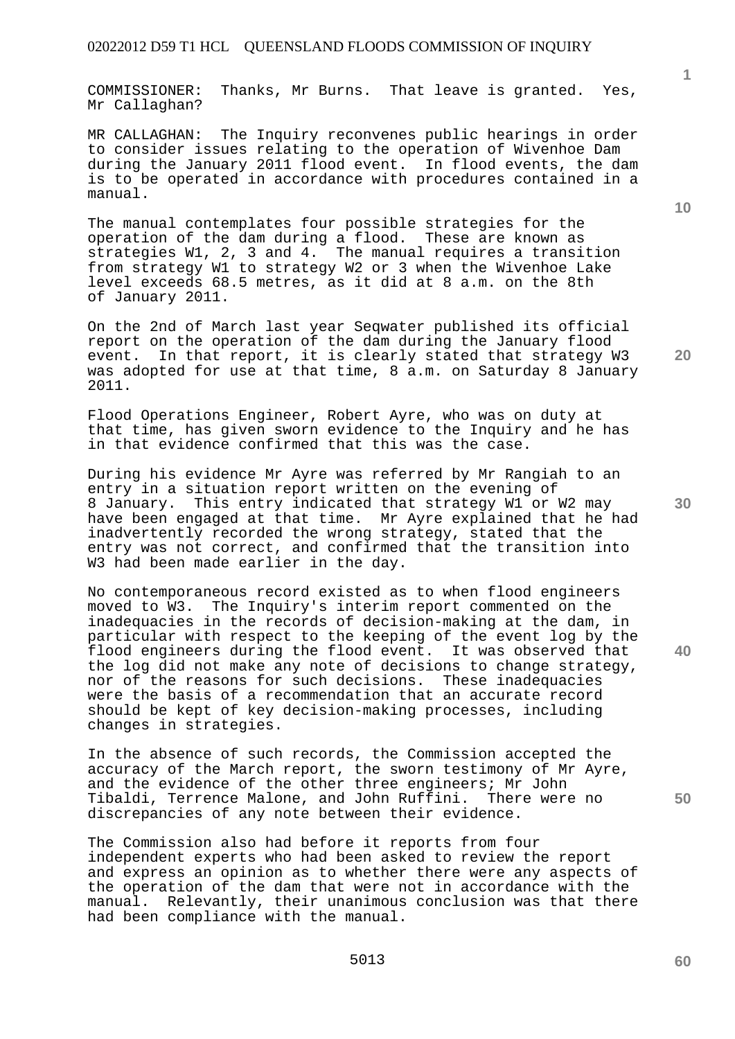COMMISSIONER: Thanks, Mr Burns. That leave is granted. Yes, Mr Callaghan?

MR CALLAGHAN: The Inquiry reconvenes public hearings in order to consider issues relating to the operation of Wivenhoe Dam during the January 2011 flood event. In flood events, the dam is to be operated in accordance with procedures contained in a manual.

The manual contemplates four possible strategies for the operation of the dam during a flood. These are known as strategies W1, 2, 3 and 4. The manual requires a transition from strategy W1 to strategy W2 or 3 when the Wivenhoe Lake level exceeds 68.5 metres, as it did at 8 a.m. on the 8th of January 2011.

On the 2nd of March last year Seqwater published its official report on the operation of the dam during the January flood event. In that report, it is clearly stated that strategy W3 was adopted for use at that time, 8 a.m. on Saturday 8 January 2011.

Flood Operations Engineer, Robert Ayre, who was on duty at that time, has given sworn evidence to the Inquiry and he has in that evidence confirmed that this was the case.

During his evidence Mr Ayre was referred by Mr Rangiah to an entry in a situation report written on the evening of 8 January. This entry indicated that strategy W1 or W2 may have been engaged at that time. Mr Ayre explained that he had inadvertently recorded the wrong strategy, stated that the entry was not correct, and confirmed that the transition into W3 had been made earlier in the day.

No contemporaneous record existed as to when flood engineers moved to W3. The Inquiry's interim report commented on the inadequacies in the records of decision-making at the dam, in particular with respect to the keeping of the event log by the flood engineers during the flood event. It was observed that the log did not make any note of decisions to change strategy, nor of the reasons for such decisions. These inadequacies were the basis of a recommendation that an accurate record should be kept of key decision-making processes, including changes in strategies.

In the absence of such records, the Commission accepted the accuracy of the March report, the sworn testimony of Mr Ayre, and the evidence of the other three engineers; Mr John Tibaldi, Terrence Malone, and John Ruffini. There were no discrepancies of any note between their evidence.

The Commission also had before it reports from four independent experts who had been asked to review the report and express an opinion as to whether there were any aspects of the operation of the dam that were not in accordance with the manual. Relevantly, their unanimous conclusion was that there had been compliance with the manual.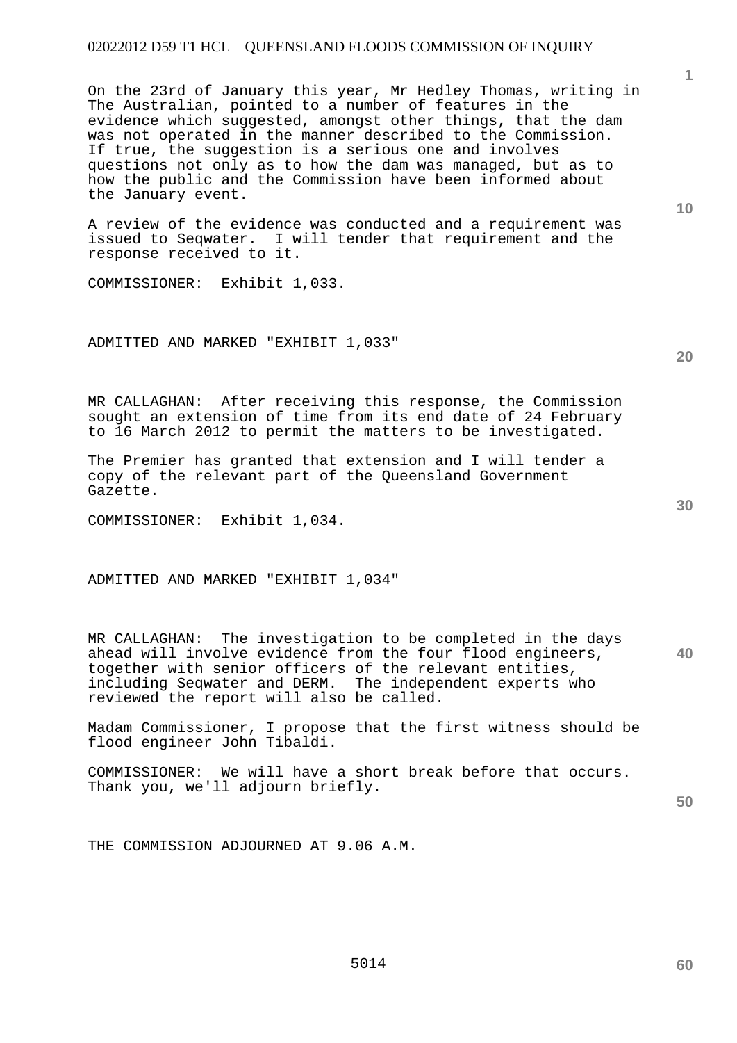On the 23rd of January this year, Mr Hedley Thomas, writing in The Australian, pointed to a number of features in the evidence which suggested, amongst other things, that the dam was not operated in the manner described to the Commission. If true, the suggestion is a serious one and involves questions not only as to how the dam was managed, but as to how the public and the Commission have been informed about the January event.

A review of the evidence was conducted and a requirement was issued to Seqwater. I will tender that requirement and the response received to it.

COMMISSIONER: Exhibit 1,033.

ADMITTED AND MARKED "EXHIBIT 1,033"

MR CALLAGHAN: After receiving this response, the Commission sought an extension of time from its end date of 24 February to 16 March 2012 to permit the matters to be investigated.

The Premier has granted that extension and I will tender a copy of the relevant part of the Queensland Government Gazette.

COMMISSIONER: Exhibit 1,034.

ADMITTED AND MARKED "EXHIBIT 1,034"

MR CALLAGHAN: The investigation to be completed in the days ahead will involve evidence from the four flood engineers, together with senior officers of the relevant entities, including Seqwater and DERM. The independent experts who reviewed the report will also be called.

Madam Commissioner, I propose that the first witness should be flood engineer John Tibaldi.

COMMISSIONER: We will have a short break before that occurs. Thank you, we'll adjourn briefly.

THE COMMISSION ADJOURNED AT 9.06 A.M.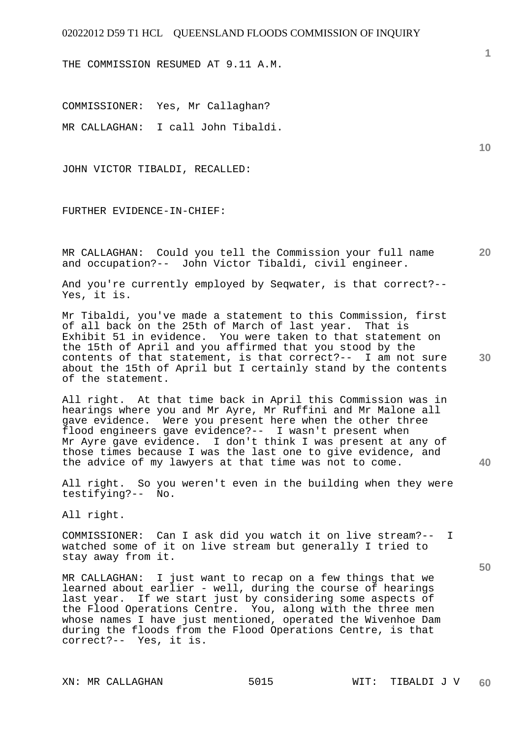THE COMMISSION RESUMED AT 9.11 A.M.

COMMISSIONER: Yes, Mr Callaghan?

MR CALLAGHAN: I call John Tibaldi.

JOHN VICTOR TIBALDI, RECALLED:

FURTHER EVIDENCE-IN-CHIEF:

MR CALLAGHAN: Could you tell the Commission your full name and occupation?-- John Victor Tibaldi, civil engineer.

And you're currently employed by Seqwater, is that correct?-- Yes, it is.

Mr Tibaldi, you've made a statement to this Commission, first of all back on the 25th of March of last year. That is Exhibit 51 in evidence. You were taken to that statement on the 15th of April and you affirmed that you stood by the contents of that statement, is that correct?-- I am not sure about the 15th of April but I certainly stand by the contents of the statement.

All right. At that time back in April this Commission was in hearings where you and Mr Ayre, Mr Ruffini and Mr Malone all gave evidence. Were you present here when the other three flood engineers gave evidence?-- I wasn't present when Mr Ayre gave evidence. I don't think I was present at any of those times because I was the last one to give evidence, and the advice of my lawyers at that time was not to come.

All right. So you weren't even in the building when they were testifying?-- No.

All right.

COMMISSIONER: Can I ask did you watch it on live stream?-- I watched some of it on live stream but generally I tried to stay away from it.

MR CALLAGHAN: I just want to recap on a few things that we learned about earlier - well, during the course of hearings last year. If we start just by considering some aspects of the Flood Operations Centre. You, along with the three men whose names I have just mentioned, operated the Wivenhoe Dam during the floods from the Flood Operations Centre, is that correct?-- Yes, it is.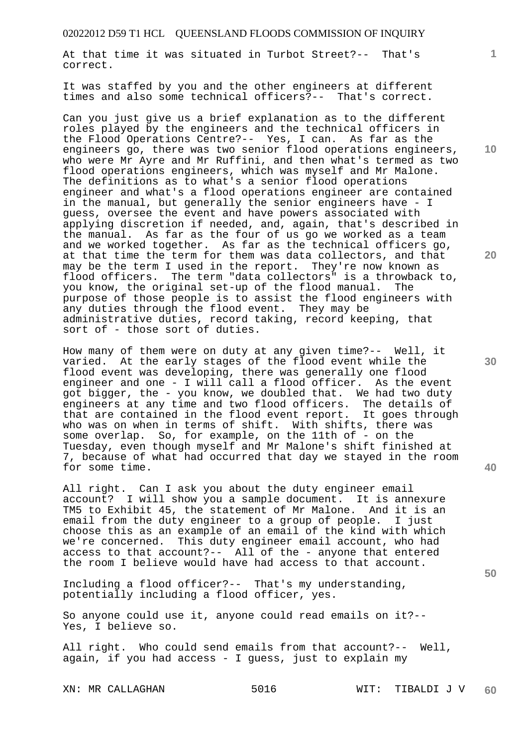At that time it was situated in Turbot Street?-- That's correct.

It was staffed by you and the other engineers at different times and also some technical officers?-- That's correct.

Can you just give us a brief explanation as to the different roles played by the engineers and the technical officers in the Flood Operations Centre?-- Yes, I can. As far as the engineers go, there was two senior flood operations engineers, who were Mr Ayre and Mr Ruffini, and then what's termed as two flood operations engineers, which was myself and Mr Malone. The definitions as to what's a senior flood operations engineer and what's a flood operations engineer are contained in the manual, but generally the senior engineers have - I guess, oversee the event and have powers associated with applying discretion if needed, and, again, that's described in the manual. As far as the four of us go we worked as a team and we worked together. As far as the technical officers go, at that time the term for them was data collectors, and that may be the term I used in the report. They're now known as flood officers. The term "data collectors" is a throwback to, you know, the original set-up of the flood manual. The purpose of those people is to assist the flood engineers with any duties through the flood event. They may be administrative duties, record taking, record keeping, that sort of - those sort of duties.

How many of them were on duty at any given time?-- Well, it varied. At the early stages of the flood event while the flood event was developing, there was generally one flood engineer and one - I will call a flood officer. As the event got bigger, the - you know, we doubled that. We had two duty engineers at any time and two flood officers. The details of that are contained in the flood event report. It goes through who was on when in terms of shift. With shifts, there was some overlap. So, for example, on the 11th of - on the Tuesday, even though myself and Mr Malone's shift finished at 7, because of what had occurred that day we stayed in the room for some time.

All right. Can I ask you about the duty engineer email account? I will show you a sample document. It is annexure TM5 to Exhibit 45, the statement of Mr Malone. And it is an email from the duty engineer to a group of people. I just choose this as an example of an email of the kind with which we're concerned. This duty engineer email account, who had access to that account?-- All of the - anyone that entered the room I believe would have had access to that account.

Including a flood officer?-- That's my understanding, potentially including a flood officer, yes.

So anyone could use it, anyone could read emails on it?-- Yes, I believe so.

All right. Who could send emails from that account?-- Well, again, if you had access - I guess, just to explain my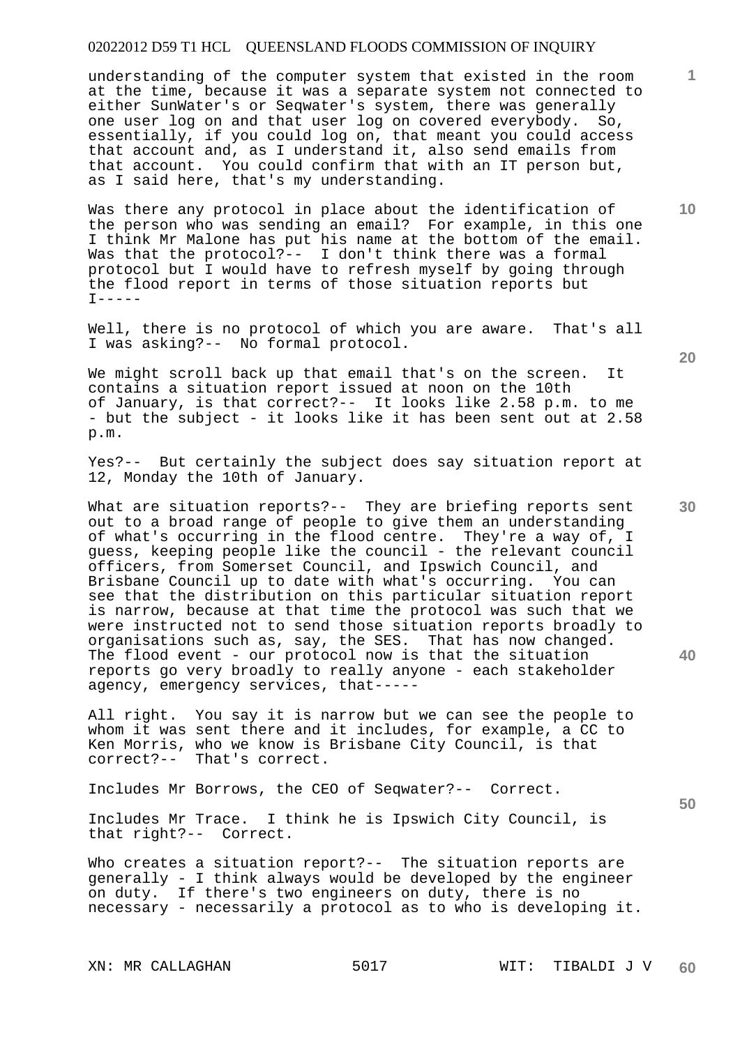understanding of the computer system that existed in the room at the time, because it was a separate system not connected to either SunWater's or Seqwater's system, there was generally one user log on and that user log on covered everybody. So, essentially, if you could log on, that meant you could access that account and, as I understand it, also send emails from that account. You could confirm that with an IT person but, as I said here, that's my understanding.

Was there any protocol in place about the identification of the person who was sending an email? For example, in this one I think Mr Malone has put his name at the bottom of the email. Was that the protocol?-- I don't think there was a formal protocol but I would have to refresh myself by going through the flood report in terms of those situation reports but I-----

Well, there is no protocol of which you are aware. That's all I was asking?-- No formal protocol.

We might scroll back up that email that's on the screen. It contains a situation report issued at noon on the 10th of January, is that correct?-- It looks like 2.58 p.m. to me - but the subject - it looks like it has been sent out at 2.58 p.m.

Yes?-- But certainly the subject does say situation report at 12, Monday the 10th of January.

What are situation reports?-- They are briefing reports sent out to a broad range of people to give them an understanding of what's occurring in the flood centre. They're a way of, I guess, keeping people like the council - the relevant council officers, from Somerset Council, and Ipswich Council, and Brisbane Council up to date with what's occurring. You can see that the distribution on this particular situation report is narrow, because at that time the protocol was such that we were instructed not to send those situation reports broadly to organisations such as, say, the SES. That has now changed. The flood event - our protocol now is that the situation reports go very broadly to really anyone - each stakeholder agency, emergency services, that-----

All right. You say it is narrow but we can see the people to whom it was sent there and it includes, for example, a CC to Ken Morris, who we know is Brisbane City Council, is that correct?-- That's correct.

Includes Mr Borrows, the CEO of Seqwater?-- Correct.

Includes Mr Trace. I think he is Ipswich City Council, is that right?-- Correct.

Who creates a situation report?-- The situation reports are generally - I think always would be developed by the engineer on duty. If there's two engineers on duty, there is no necessary - necessarily a protocol as to who is developing it.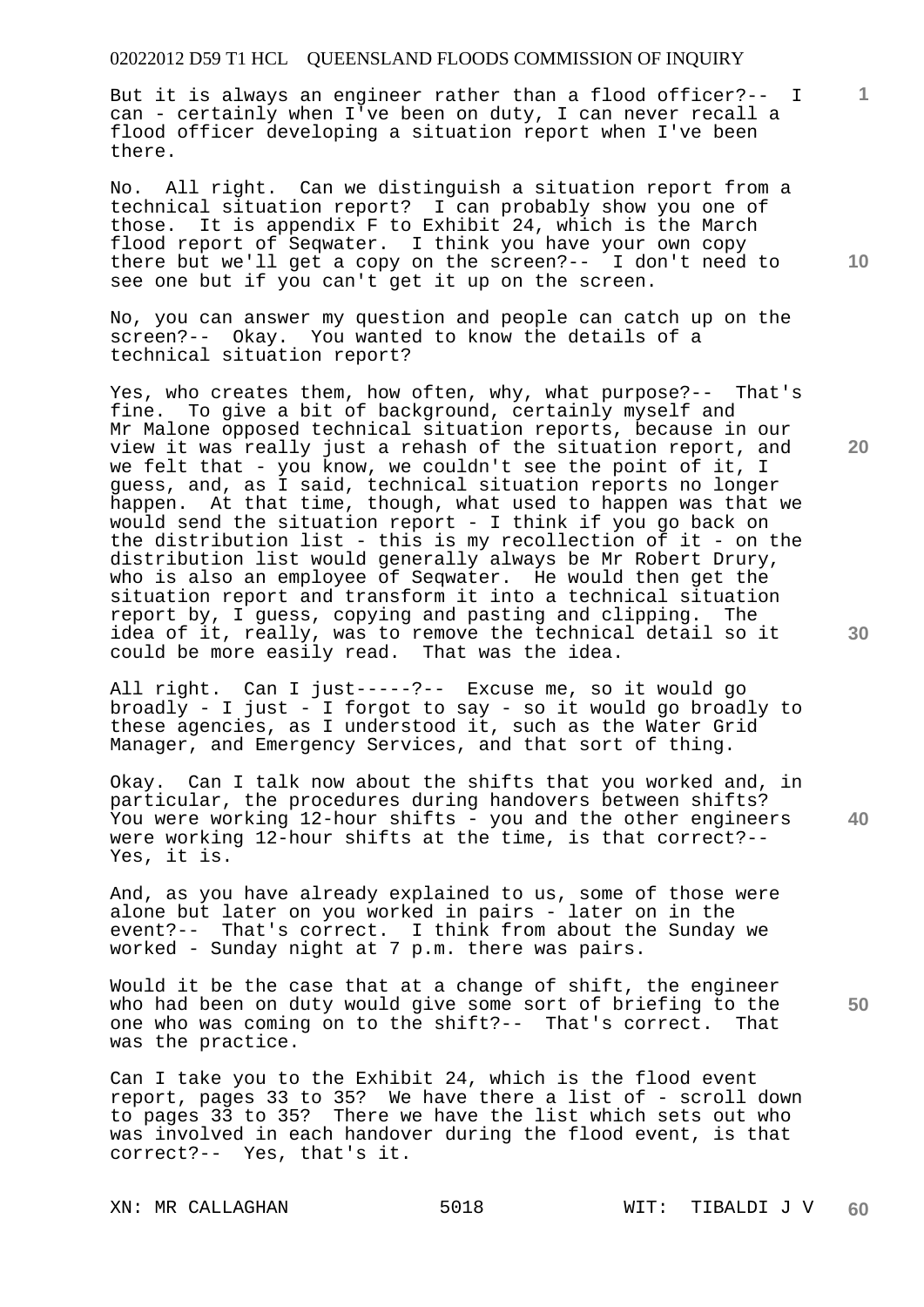But it is always an engineer rather than a flood officer?-- I can - certainly when I've been on duty, I can never recall a flood officer developing a situation report when I've been there.

No. All right. Can we distinguish a situation report from a technical situation report? I can probably show you one of those. It is appendix F to Exhibit 24, which is the March flood report of Seqwater. I think you have your own copy there but we'll get a copy on the screen?-- I don't need to see one but if you can't get it up on the screen.

No, you can answer my question and people can catch up on the screen?-- Okay. You wanted to know the details of a technical situation report?

Yes, who creates them, how often, why, what purpose?-- That's fine. To give a bit of background, certainly myself and Mr Malone opposed technical situation reports, because in our view it was really just a rehash of the situation report, and we felt that - you know, we couldn't see the point of it, I guess, and, as I said, technical situation reports no longer happen. At that time, though, what used to happen was that we would send the situation report - I think if you go back on the distribution list - this is my recollection of it - on the distribution list would generally always be Mr Robert Drury, who is also an employee of Seqwater. He would then get the situation report and transform it into a technical situation report by, I guess, copying and pasting and clipping. The idea of it, really, was to remove the technical detail so it could be more easily read. That was the idea.

All right. Can I just-----?-- Excuse me, so it would go broadly - I just - I forgot to say - so it would go broadly to these agencies, as I understood it, such as the Water Grid Manager, and Emergency Services, and that sort of thing.

Okay. Can I talk now about the shifts that you worked and, in particular, the procedures during handovers between shifts? You were working 12-hour shifts - you and the other engineers were working 12-hour shifts at the time, is that correct?-- Yes, it is.

And, as you have already explained to us, some of those were alone but later on you worked in pairs - later on in the event?-- That's correct. I think from about the Sunday we worked - Sunday night at 7 p.m. there was pairs.

Would it be the case that at a change of shift, the engineer who had been on duty would give some sort of briefing to the one who was coming on to the shift?-- That's correct. That was the practice.

Can I take you to the Exhibit 24, which is the flood event report, pages 33 to 35? We have there a list of - scroll down to pages 33 to 35? There we have the list which sets out who was involved in each handover during the flood event, is that correct?-- Yes, that's it.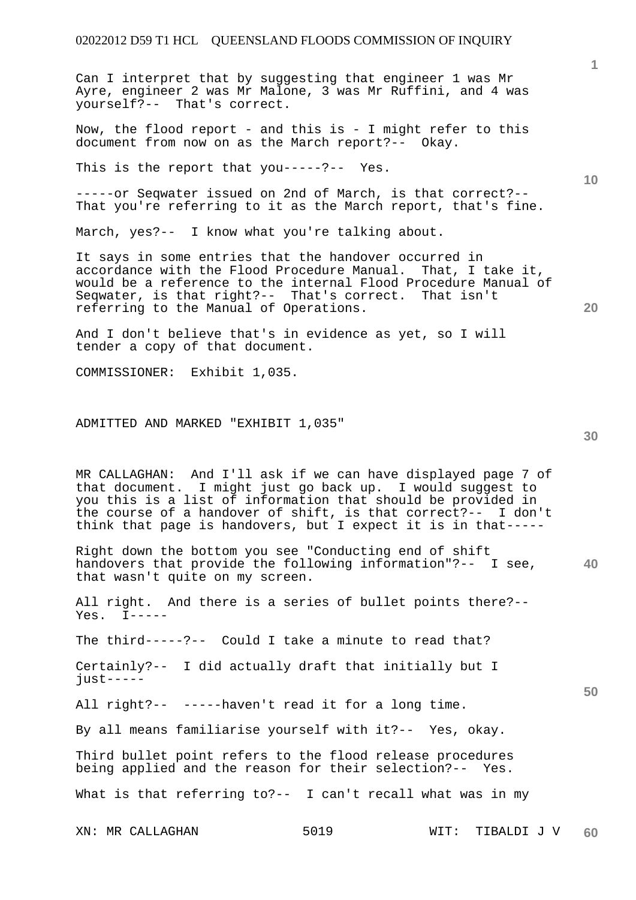Can I interpret that by suggesting that engineer 1 was Mr Ayre, engineer 2 was Mr Malone, 3 was Mr Ruffini, and 4 was yourself?-- That's correct.

Now, the flood report - and this is - I might refer to this document from now on as the March report?-- Okay.

This is the report that you-----?-- Yes.

-----or Seqwater issued on 2nd of March, is that correct?-- That you're referring to it as the March report, that's fine.

March, yes?-- I know what you're talking about.

It says in some entries that the handover occurred in accordance with the Flood Procedure Manual. That, I take it, would be a reference to the internal Flood Procedure Manual of Seqwater, is that right?-- That's correct. That isn't referring to the Manual of Operations.

And I don't believe that's in evidence as yet, so I will tender a copy of that document.

COMMISSIONER: Exhibit 1,035.

ADMITTED AND MARKED "EXHIBIT 1,035"

MR CALLAGHAN: And I'll ask if we can have displayed page 7 of that document. I might just go back up. I would suggest to you this is a list of information that should be provided in the course of a handover of shift, is that correct?-- I don't think that page is handovers, but I expect it is in that-----

Right down the bottom you see "Conducting end of shift handovers that provide the following information"?-- I see, that wasn't quite on my screen.

All right. And there is a series of bullet points there?-- Yes. I-----

The third-----?-- Could I take a minute to read that?

Certainly?-- I did actually draft that initially but I just-----

All right?-- -----haven't read it for a long time.

By all means familiarise yourself with it?-- Yes, okay.

Third bullet point refers to the flood release procedures being applied and the reason for their selection?-- Yes.

What is that referring to?-- I can't recall what was in my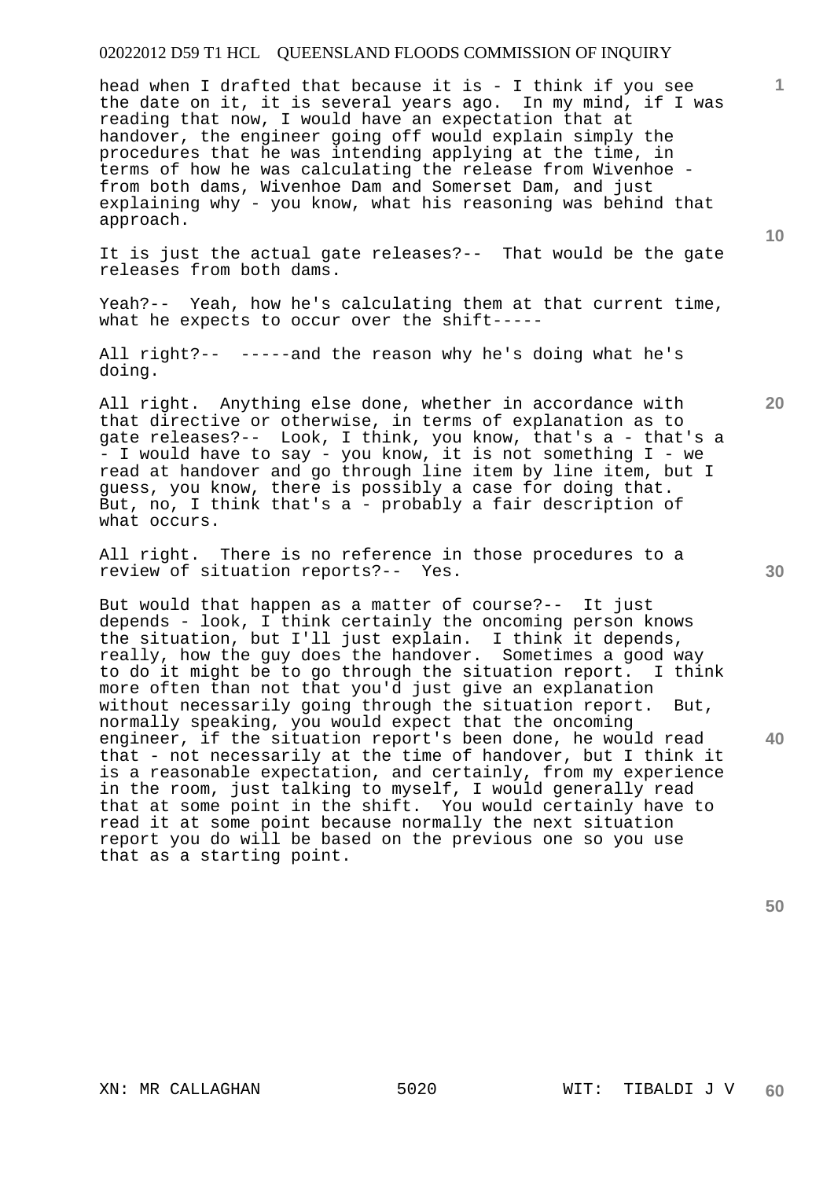head when I drafted that because it is - I think if you see the date on it, it is several years ago. In my mind, if I was reading that now, I would have an expectation that at handover, the engineer going off would explain simply the procedures that he was intending applying at the time, in terms of how he was calculating the release from Wivenhoe - from both dams, Wivenhoe Dam and Somerset Dam, and just explaining why - you know, what his reasoning was behind that approach.

It is just the actual gate releases?-- That would be the gate releases from both dams.

Yeah?-- Yeah, how he's calculating them at that current time, what he expects to occur over the shift-----

All right?-- -----and the reason why he's doing what he's doing.

All right. Anything else done, whether in accordance with that directive or otherwise, in terms of explanation as to gate releases?-- Look, I think, you know, that's a - that's a - I would have to say - you know, it is not something I - we read at handover and go through line item by line item, but I guess, you know, there is possibly a case for doing that. But, no, I think that's a - probably a fair description of what occurs.

All right. There is no reference in those procedures to a review of situation reports?-- Yes.

But would that happen as a matter of course?-- It just depends - look, I think certainly the oncoming person knows the situation, but I'll just explain. I think it depends, really, how the guy does the handover. Sometimes a good way to do it might be to go through the situation report. I think more often than not that you'd just give an explanation without necessarily going through the situation report. But, normally speaking, you would expect that the oncoming engineer, if the situation report's been done, he would read that - not necessarily at the time of handover, but I think it is a reasonable expectation, and certainly, from my experience in the room, just talking to myself, I would generally read that at some point in the shift. You would certainly have to read it at some point because normally the next situation report you do will be based on the previous one so you use that as a starting point.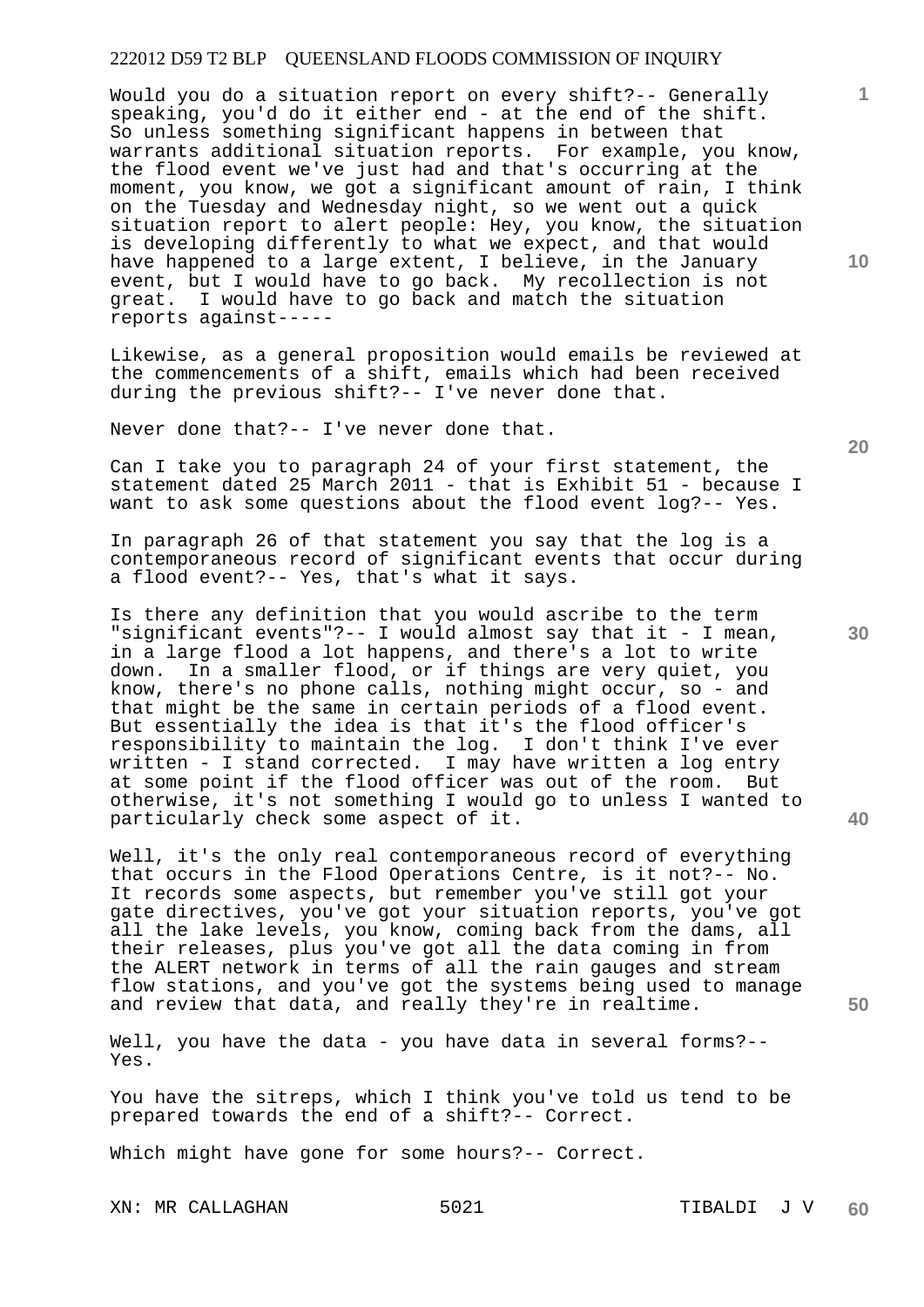Would you do a situation report on every shift?-- Generally speaking, you'd do it either end - at the end of the shift. So unless something significant happens in between that warrants additional situation reports. For example, you know, the flood event we've just had and that's occurring at the moment, you know, we got a significant amount of rain, I think on the Tuesday and Wednesday night, so we went out a quick situation report to alert people: Hey, you know, the situation is developing differently to what we expect, and that would have happened to a large extent, I believe, in the January event, but I would have to go back. My recollection is not great. I would have to go back and match the situation reports against-----

Likewise, as a general proposition would emails be reviewed at the commencements of a shift, emails which had been received during the previous shift?-- I've never done that.

Never done that?-- I've never done that.

Can I take you to paragraph 24 of your first statement, the statement dated 25 March 2011 - that is Exhibit 51 - because I want to ask some questions about the flood event log?-- Yes.

In paragraph 26 of that statement you say that the log is a contemporaneous record of significant events that occur during a flood event?-- Yes, that's what it says.

Is there any definition that you would ascribe to the term "significant events"?-- I would almost say that it - I mean, in a large flood a lot happens, and there's a lot to write down. In a smaller flood, or if things are very quiet, you know, there's no phone calls, nothing might occur, so - and that might be the same in certain periods of a flood event. But essentially the idea is that it's the flood officer's responsibility to maintain the log. I don't think I've ever written - I stand corrected. I may have written a log entry at some point if the flood officer was out of the room. But otherwise, it's not something I would go to unless I wanted to particularly check some aspect of it.

Well, it's the only real contemporaneous record of everything that occurs in the Flood Operations Centre, is it not?-- No. It records some aspects, but remember you've still got your gate directives, you've got your situation reports, you've got all the lake levels, you know, coming back from the dams, all their releases, plus you've got all the data coming in from the ALERT network in terms of all the rain gauges and stream flow stations, and you've got the systems being used to manage and review that data, and really they're in realtime.

Well, you have the data - you have data in several forms?-- Yes.

You have the sitreps, which I think you've told us tend to be prepared towards the end of a shift?-- Correct.

Which might have gone for some hours?-- Correct.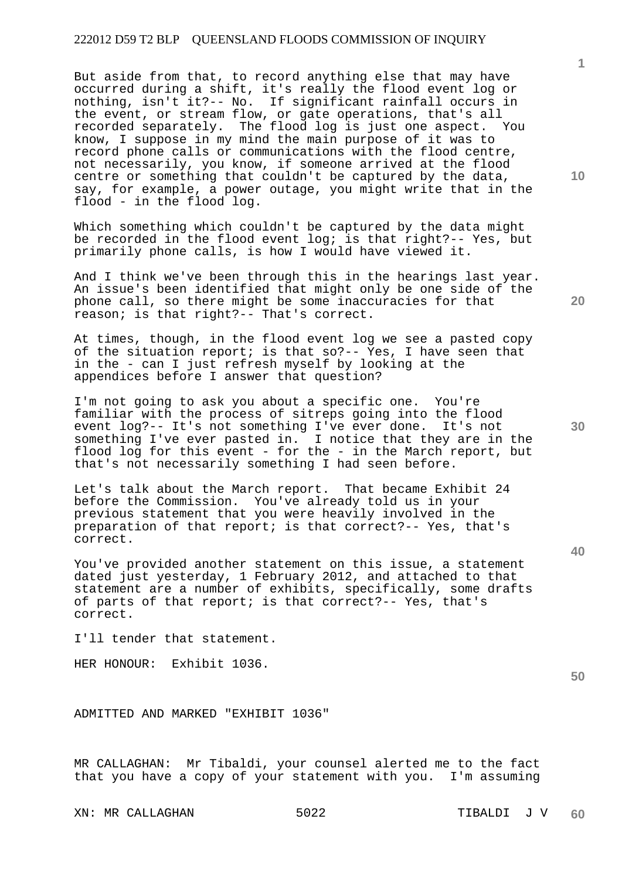But aside from that, to record anything else that may have occurred during a shift, it's really the flood event log or nothing, isn't it?-- No. If significant rainfall occurs in the event, or stream flow, or gate operations, that's all recorded separately. The flood log is just one aspect. You know, I suppose in my mind the main purpose of it was to record phone calls or communications with the flood centre, not necessarily, you know, if someone arrived at the flood centre or something that couldn't be captured by the data, say, for example, a power outage, you might write that in the flood - in the flood log.

Which something which couldn't be captured by the data might be recorded in the flood event log; is that right?-- Yes, but primarily phone calls, is how I would have viewed it.

And I think we've been through this in the hearings last year. An issue's been identified that might only be one side of the phone call, so there might be some inaccuracies for that reason; is that right?-- That's correct.

At times, though, in the flood event log we see a pasted copy of the situation report; is that so?-- Yes, I have seen that in the - can I just refresh myself by looking at the appendices before I answer that question?

I'm not going to ask you about a specific one. You're familiar with the process of sitreps going into the flood event log?-- It's not something I've ever done. It's not something I've ever pasted in. I notice that they are in the flood log for this event - for the - in the March report, but that's not necessarily something I had seen before.

Let's talk about the March report. That became Exhibit 24 before the Commission. You've already told us in your previous statement that you were heavily involved in the preparation of that report; is that correct?-- Yes, that's correct.

You've provided another statement on this issue, a statement dated just yesterday, 1 February 2012, and attached to that statement are a number of exhibits, specifically, some drafts of parts of that report; is that correct?-- Yes, that's correct.

I'll tender that statement.

HER HONOUR: Exhibit 1036.

ADMITTED AND MARKED "EXHIBIT 1036"

MR CALLAGHAN: Mr Tibaldi, your counsel alerted me to the fact that you have a copy of your statement with you. I'm assuming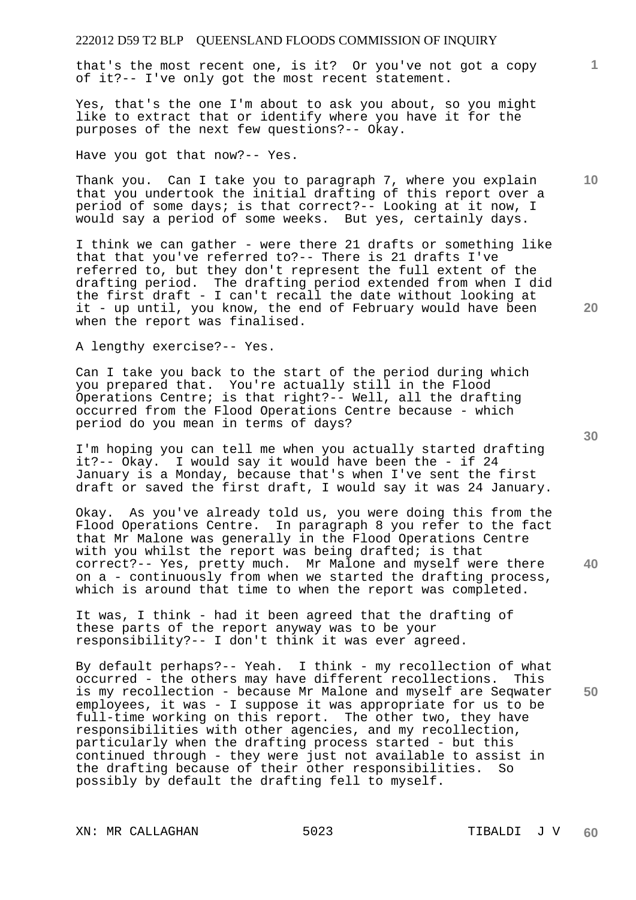that's the most recent one, is it? Or you've not got a copy of it?-- I've only got the most recent statement.

Yes, that's the one I'm about to ask you about, so you might like to extract that or identify where you have it for the purposes of the next few questions?-- Okay.

Have you got that now?-- Yes.

Thank you. Can I take you to paragraph 7, where you explain that you undertook the initial drafting of this report over a period of some days; is that correct?-- Looking at it now, I would say a period of some weeks. But yes, certainly days.

I think we can gather - were there 21 drafts or something like that that you've referred to?-- There is 21 drafts I've referred to, but they don't represent the full extent of the drafting period. The drafting period extended from when I did the first draft - I can't recall the date without looking at it - up until, you know, the end of February would have been when the report was finalised.

A lengthy exercise?-- Yes.

Can I take you back to the start of the period during which you prepared that. You're actually still in the Flood Operations Centre; is that right?-- Well, all the drafting occurred from the Flood Operations Centre because - which period do you mean in terms of days?

I'm hoping you can tell me when you actually started drafting it?-- Okay. I would say it would have been the - if 24 January is a Monday, because that's when I've sent the first draft or saved the first draft, I would say it was 24 January.

Okay. As you've already told us, you were doing this from the Flood Operations Centre. In paragraph 8 you refer to the fact that Mr Malone was generally in the Flood Operations Centre with you whilst the report was being drafted; is that correct?-- Yes, pretty much. Mr Malone and myself were there on a - continuously from when we started the drafting process, which is around that time to when the report was completed.

It was, I think - had it been agreed that the drafting of these parts of the report anyway was to be your responsibility?-- I don't think it was ever agreed.

By default perhaps?-- Yeah. I think - my recollection of what occurred - the others may have different recollections. This is my recollection - because Mr Malone and myself are Seqwater employees, it was - I suppose it was appropriate for us to be full-time working on this report. The other two, they have responsibilities with other agencies, and my recollection, particularly when the drafting process started - but this continued through - they were just not available to assist in the drafting because of their other responsibilities. So possibly by default the drafting fell to myself.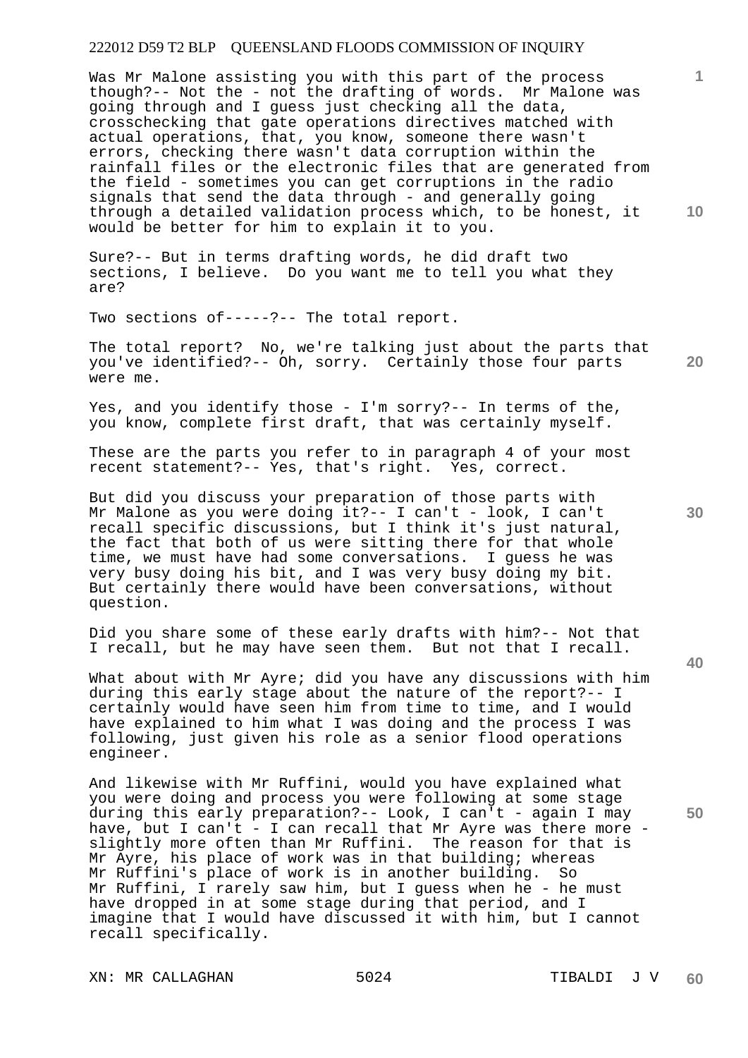Was Mr Malone assisting you with this part of the process though?-- Not the - not the drafting of words. Mr Malone was going through and I guess just checking all the data, crosschecking that gate operations directives matched with actual operations, that, you know, someone there wasn't errors, checking there wasn't data corruption within the rainfall files or the electronic files that are generated from the field - sometimes you can get corruptions in the radio signals that send the data through - and generally going through a detailed validation process which, to be honest, it would be better for him to explain it to you.

Sure?-- But in terms drafting words, he did draft two sections, I believe. Do you want me to tell you what they are?

Two sections of-----?-- The total report.

The total report? No, we're talking just about the parts that you've identified?-- Oh, sorry. Certainly those four parts were me.

Yes, and you identify those - I'm sorry?-- In terms of the, you know, complete first draft, that was certainly myself.

These are the parts you refer to in paragraph 4 of your most recent statement?-- Yes, that's right. Yes, correct.

But did you discuss your preparation of those parts with Mr Malone as you were doing it?-- I can't - look, I can't recall specific discussions, but I think it's just natural, the fact that both of us were sitting there for that whole time, we must have had some conversations. I guess he was very busy doing his bit, and I was very busy doing my bit. But certainly there would have been conversations, without question.

Did you share some of these early drafts with him?-- Not that I recall, but he may have seen them. But not that I recall.

What about with Mr Ayre; did you have any discussions with him during this early stage about the nature of the report?-- I certainly would have seen him from time to time, and I would have explained to him what I was doing and the process I was following, just given his role as a senior flood operations engineer.

And likewise with Mr Ruffini, would you have explained what you were doing and process you were following at some stage during this early preparation?-- Look, I can't - again I may have, but I can't - I can recall that Mr Ayre was there more - slightly more often than Mr Ruffini. The reason for that is Mr Ayre, his place of work was in that building; whereas Mr Ruffini's place of work is in another building. So Mr Ruffini, I rarely saw him, but I guess when he - he must have dropped in at some stage during that period, and I imagine that I would have discussed it with him, but I cannot recall specifically.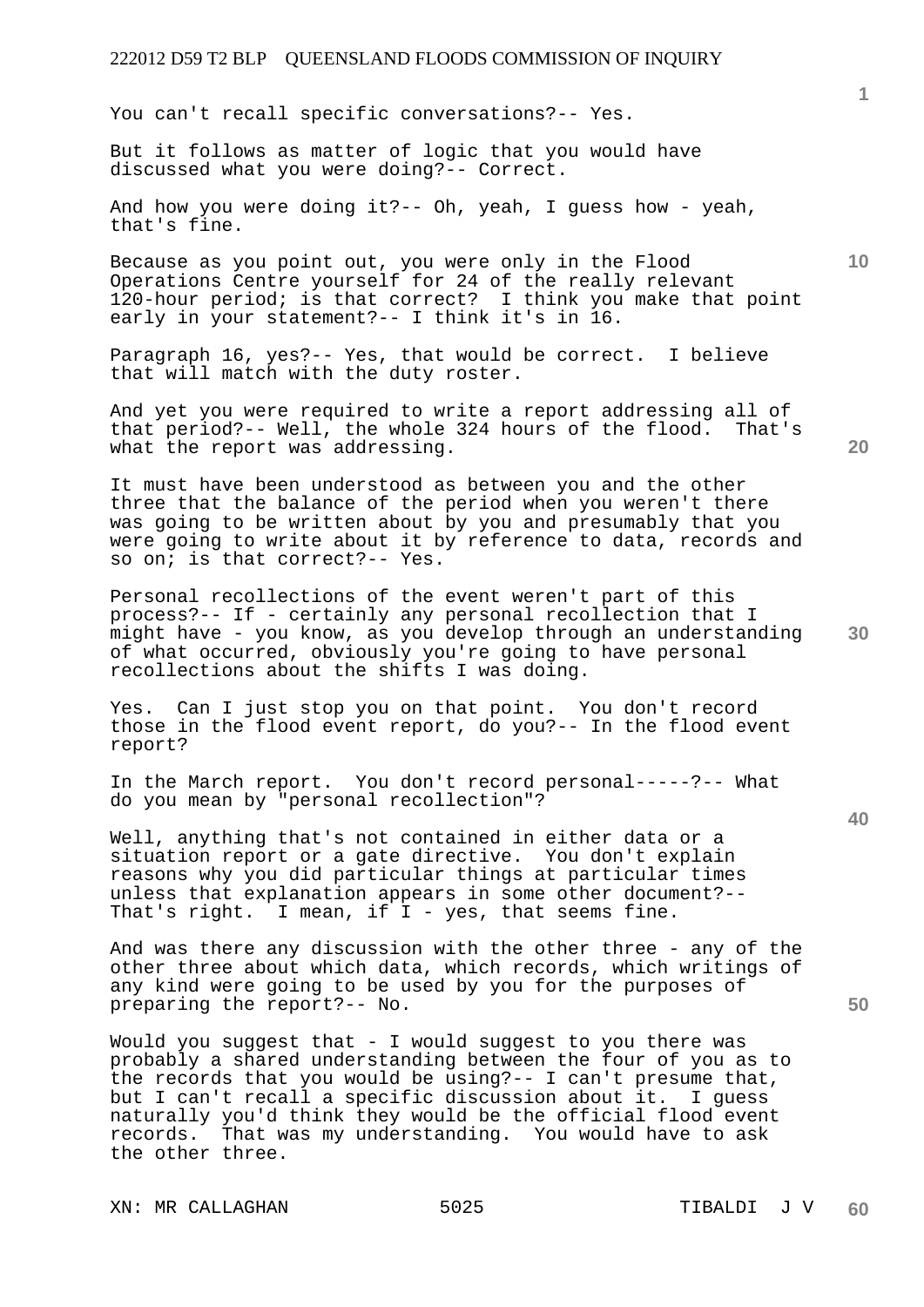You can't recall specific conversations?-- Yes.

But it follows as matter of logic that you would have discussed what you were doing?-- Correct.

And how you were doing it?-- Oh, yeah, I guess how - yeah, that's fine.

Because as you point out, you were only in the Flood Operations Centre yourself for 24 of the really relevant 120-hour period; is that correct? I think you make that point early in your statement?-- I think it's in 16.

Paragraph 16, yes?-- Yes, that would be correct. I believe that will match with the duty roster.

And yet you were required to write a report addressing all of that period?-- Well, the whole 324 hours of the flood. That's what the report was addressing.

It must have been understood as between you and the other three that the balance of the period when you weren't there was going to be written about by you and presumably that you were going to write about it by reference to data, records and so on; is that correct?-- Yes.

Personal recollections of the event weren't part of this process?-- If - certainly any personal recollection that I might have - you know, as you develop through an understanding of what occurred, obviously you're going to have personal recollections about the shifts I was doing.

Yes. Can I just stop you on that point. You don't record those in the flood event report, do you?-- In the flood event report?

In the March report. You don't record personal-----?-- What do you mean by "personal recollection"?

Well, anything that's not contained in either data or a situation report or a gate directive. You don't explain reasons why you did particular things at particular times unless that explanation appears in some other document?-- That's right. I mean, if I - yes, that seems fine.

And was there any discussion with the other three - any of the other three about which data, which records, which writings of any kind were going to be used by you for the purposes of preparing the report?-- No.

Would you suggest that - I would suggest to you there was probably a shared understanding between the four of you as to the records that you would be using?-- I can't presume that, but I can't recall a specific discussion about it. I guess naturally you'd think they would be the official flood event records. That was my understanding. You would have to ask the other three.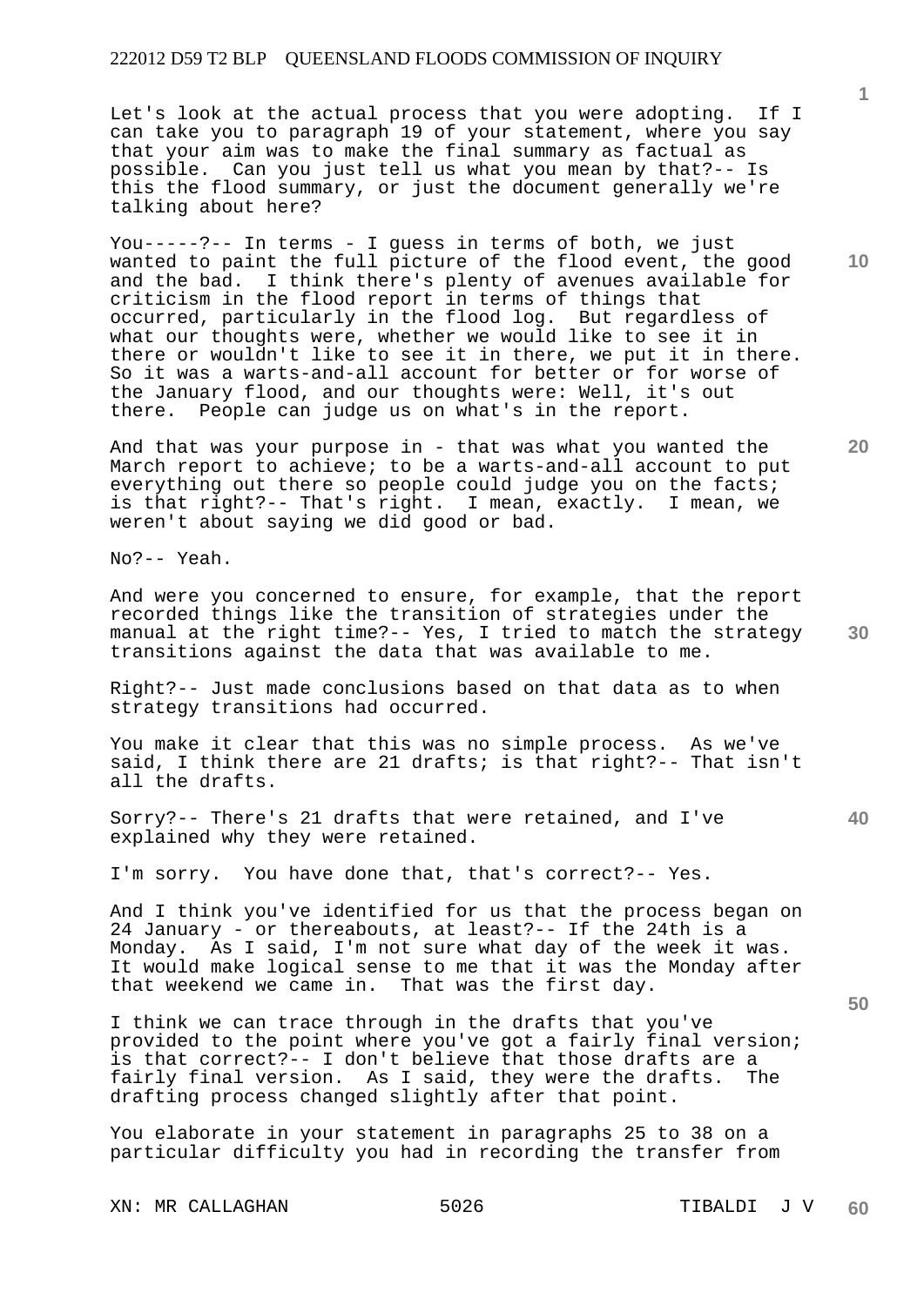Let's look at the actual process that you were adopting. If I can take you to paragraph 19 of your statement, where you say that your aim was to make the final summary as factual as possible. Can you just tell us what you mean by that?-- Is this the flood summary, or just the document generally we're talking about here?

You-----?-- In terms - I guess in terms of both, we just wanted to paint the full picture of the flood event, the good and the bad. I think there's plenty of avenues available for criticism in the flood report in terms of things that occurred, particularly in the flood log. But regardless of what our thoughts were, whether we would like to see it in there or wouldn't like to see it in there, we put it in there. So it was a warts-and-all account for better or for worse of the January flood, and our thoughts were: Well, it's out there. People can judge us on what's in the report.

And that was your purpose in - that was what you wanted the March report to achieve; to be a warts-and-all account to put everything out there so people could judge you on the facts; is that right?-- That's right. I mean, exactly. I mean, we weren't about saying we did good or bad.

No?-- Yeah.

And were you concerned to ensure, for example, that the report recorded things like the transition of strategies under the manual at the right time?-- Yes, I tried to match the strategy transitions against the data that was available to me.

Right?-- Just made conclusions based on that data as to when strategy transitions had occurred.

You make it clear that this was no simple process. As we've said, I think there are 21 drafts; is that right?-- That isn't all the drafts.

Sorry?-- There's 21 drafts that were retained, and I've explained why they were retained.

I'm sorry. You have done that, that's correct?-- Yes.

And I think you've identified for us that the process began on 24 January - or thereabouts, at least?-- If the 24th is a Monday. As I said, I'm not sure what day of the week it was. It would make logical sense to me that it was the Monday after that weekend we came in. That was the first day.

I think we can trace through in the drafts that you've provided to the point where you've got a fairly final version; is that correct?-- I don't believe that those drafts are a fairly final version. As I said, they were the drafts. The drafting process changed slightly after that point.

You elaborate in your statement in paragraphs 25 to 38 on a particular difficulty you had in recording the transfer from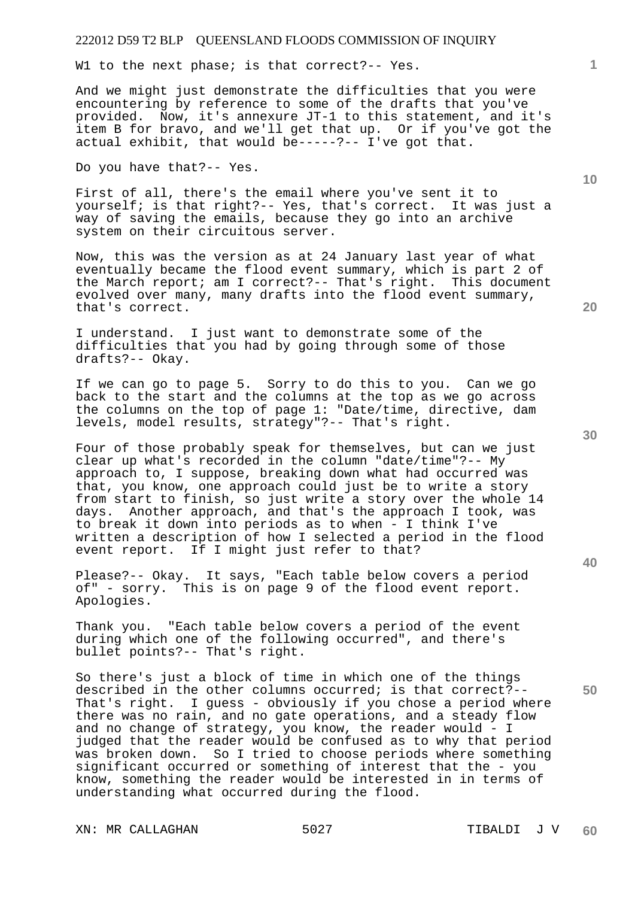W1 to the next phase; is that correct?-- Yes.

And we might just demonstrate the difficulties that you were encountering by reference to some of the drafts that you've provided. Now, it's annexure JT-1 to this statement, and it's item B for bravo, and we'll get that up. Or if you've got the actual exhibit, that would be-----?-- I've got that.

Do you have that?-- Yes.

First of all, there's the email where you've sent it to yourself; is that right?-- Yes, that's correct. It was just a way of saving the emails, because they go into an archive system on their circuitous server.

Now, this was the version as at 24 January last year of what eventually became the flood event summary, which is part 2 of the March report; am I correct?-- That's right. This document evolved over many, many drafts into the flood event summary, that's correct.

I understand. I just want to demonstrate some of the difficulties that you had by going through some of those drafts?-- Okay.

If we can go to page 5. Sorry to do this to you. Can we go back to the start and the columns at the top as we go across the columns on the top of page 1: "Date/time, directive, dam levels, model results, strategy"?-- That's right.

Four of those probably speak for themselves, but can we just clear up what's recorded in the column "date/time"?-- My approach to, I suppose, breaking down what had occurred was that, you know, one approach could just be to write a story from start to finish, so just write a story over the whole 14 days. Another approach, and that's the approach I took, was to break it down into periods as to when - I think I've written a description of how I selected a period in the flood event report. If I might just refer to that?

Please?-- Okay. It says, "Each table below covers a period of" - sorry. This is on page 9 of the flood event report. Apologies.

Thank you. "Each table below covers a period of the event during which one of the following occurred", and there's bullet points?-- That's right.

So there's just a block of time in which one of the things described in the other columns occurred; is that correct?-- That's right. I guess - obviously if you chose a period where there was no rain, and no gate operations, and a steady flow and no change of strategy, you know, the reader would - I judged that the reader would be confused as to why that period was broken down. So I tried to choose periods where something significant occurred or something of interest that the - you know, something the reader would be interested in in terms of understanding what occurred during the flood.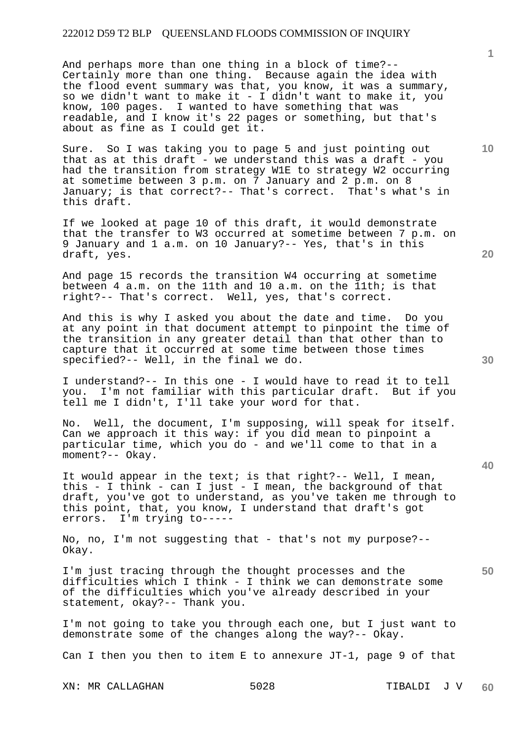And perhaps more than one thing in a block of time?-- Certainly more than one thing. Because again the idea with the flood event summary was that, you know, it was a summary, so we didn't want to make it - I didn't want to make it, you know, 100 pages. I wanted to have something that was readable, and I know it's 22 pages or something, but that's about as fine as I could get it.

Sure. So I was taking you to page 5 and just pointing out that as at this draft - we understand this was a draft - you had the transition from strategy W1E to strategy W2 occurring at sometime between 3 p.m. on 7 January and 2 p.m. on 8 January; is that correct?-- That's correct. That's what's in this draft.

If we looked at page 10 of this draft, it would demonstrate that the transfer to W3 occurred at sometime between 7 p.m. on 9 January and 1 a.m. on 10 January?-- Yes, that's in this draft, yes.

And page 15 records the transition W4 occurring at sometime between 4 a.m. on the 11th and 10 a.m. on the 11th; is that right?-- That's correct. Well, yes, that's correct.

And this is why I asked you about the date and time. Do you at any point in that document attempt to pinpoint the time of the transition in any greater detail than that other than to capture that it occurred at some time between those times specified?-- Well, in the final we do.

I understand?-- In this one - I would have to read it to tell you. I'm not familiar with this particular draft. But if you tell me I didn't, I'll take your word for that.

No. Well, the document, I'm supposing, will speak for itself. Can we approach it this way: if you did mean to pinpoint a particular time, which you do - and we'll come to that in a moment?-- Okay.

It would appear in the text; is that right?-- Well, I mean, this - I think - can I just - I mean, the background of that draft, you've got to understand, as you've taken me through to this point, that, you know, I understand that draft's got errors. I'm trying to-----

No, no, I'm not suggesting that - that's not my purpose?-- Okay.

I'm just tracing through the thought processes and the difficulties which I think - I think we can demonstrate some of the difficulties which you've already described in your statement, okay?-- Thank you.

I'm not going to take you through each one, but I just want to demonstrate some of the changes along the way?-- Okay.

Can I then you then to item E to annexure JT-1, page 9 of that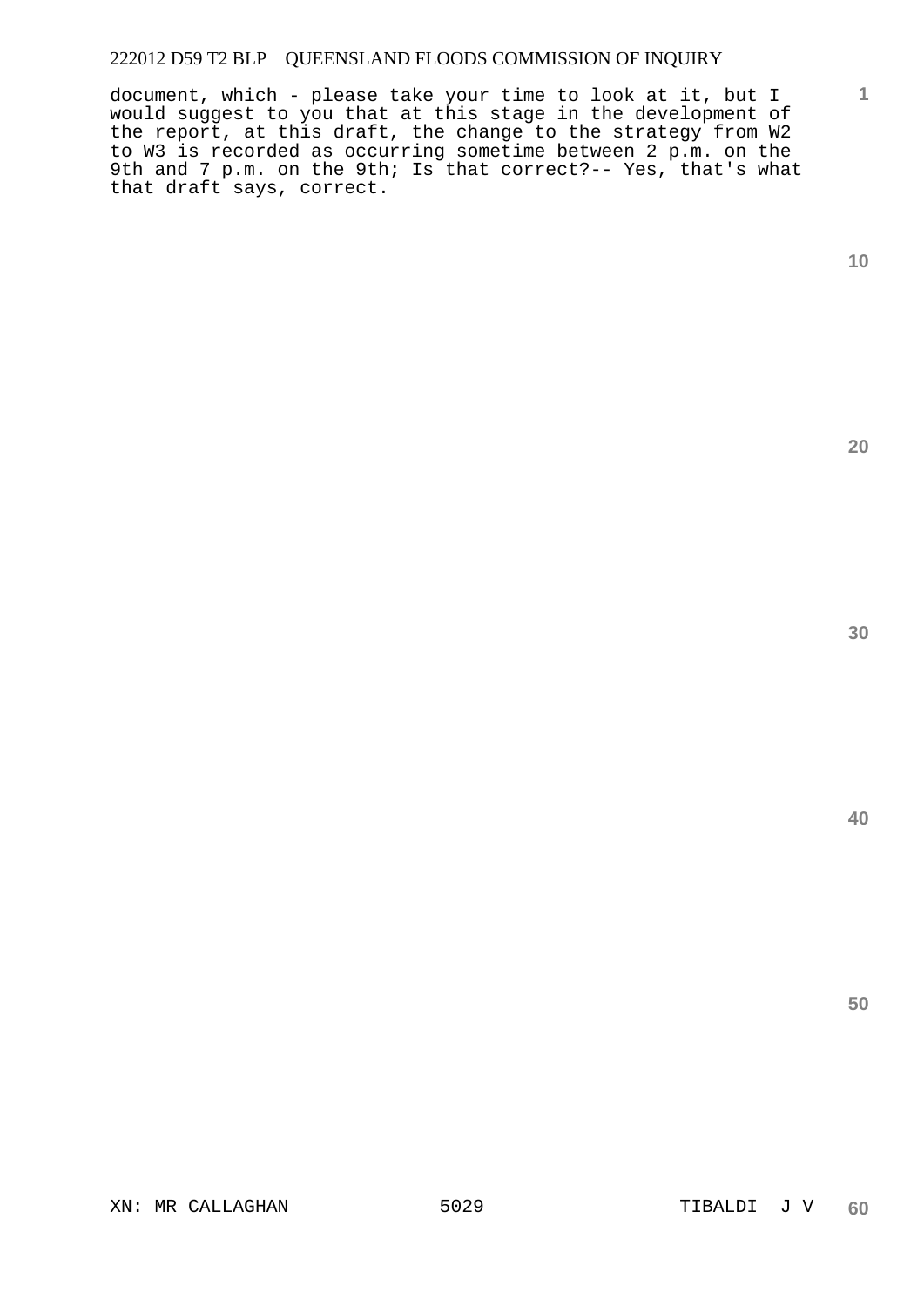document, which - please take your time to look at it, but I would suggest to you that at this stage in the development of the report, at this draft, the change to the strategy from W2 to W3 is recorded as occurring sometime between 2 p.m. on the 9th and 7 p.m. on the 9th; Is that correct?-- Yes, that's what that draft says, correct.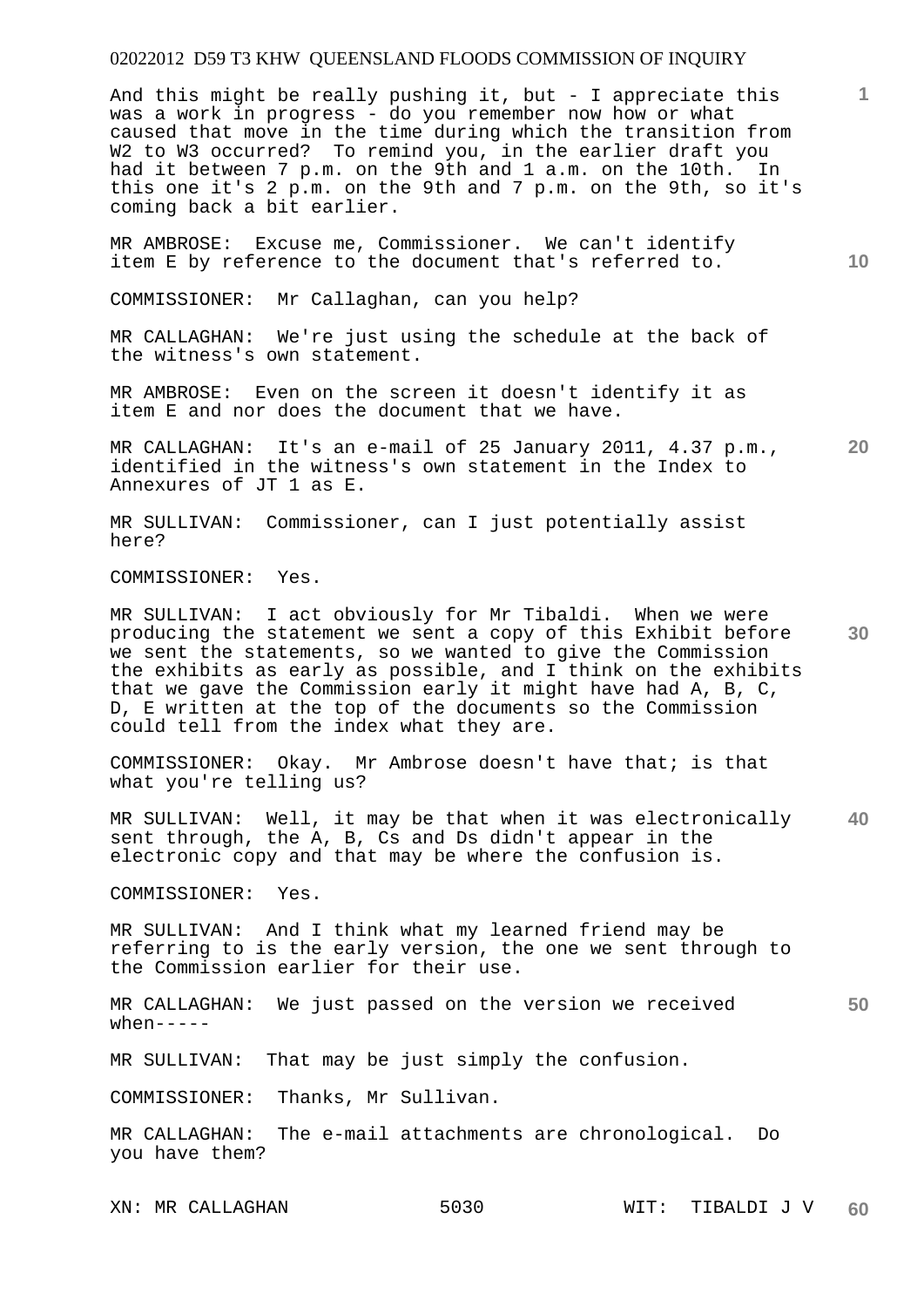And this might be really pushing it, but - I appreciate this was a work in progress - do you remember now how or what caused that move in the time during which the transition from W2 to W3 occurred? To remind you, in the earlier draft you had it between 7 p.m. on the 9th and 1 a.m. on the 10th. In this one it's 2 p.m. on the 9th and 7 p.m. on the 9th, so it's coming back a bit earlier.

MR AMBROSE: Excuse me, Commissioner. We can't identify item E by reference to the document that's referred to.

COMMISSIONER: Mr Callaghan, can you help?

MR CALLAGHAN: We're just using the schedule at the back of the witness's own statement.

MR AMBROSE: Even on the screen it doesn't identify it as item E and nor does the document that we have.

MR CALLAGHAN: It's an e-mail of 25 January 2011, 4.37 p.m., identified in the witness's own statement in the Index to Annexures of JT 1 as E.

MR SULLIVAN: Commissioner, can I just potentially assist here?

COMMISSIONER: Yes.

MR SULLIVAN: I act obviously for Mr Tibaldi. When we were producing the statement we sent a copy of this Exhibit before we sent the statements, so we wanted to give the Commission the exhibits as early as possible, and I think on the exhibits that we gave the Commission early it might have had A, B, C, D, E written at the top of the documents so the Commission could tell from the index what they are.

COMMISSIONER: Okay. Mr Ambrose doesn't have that; is that what you're telling us?

MR SULLIVAN: Well, it may be that when it was electronically sent through, the A, B, Cs and Ds didn't appear in the electronic copy and that may be where the confusion is.

COMMISSIONER: Yes.

MR SULLIVAN: And I think what my learned friend may be referring to is the early version, the one we sent through to the Commission earlier for their use.

MR CALLAGHAN: We just passed on the version we received when-----

MR SULLIVAN: That may be just simply the confusion.

COMMISSIONER: Thanks, Mr Sullivan.

MR CALLAGHAN: The e-mail attachments are chronological. Do you have them?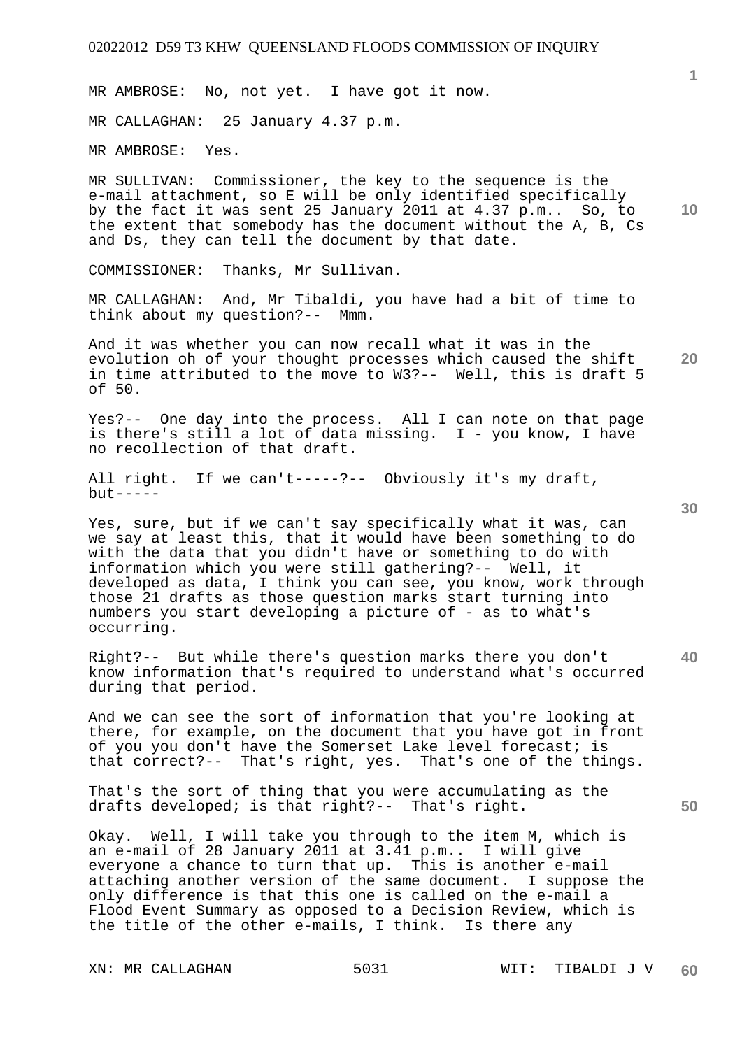MR AMBROSE: No, not yet. I have got it now.

MR CALLAGHAN: 25 January 4.37 p.m.

MR AMBROSE: Yes.

MR SULLIVAN: Commissioner, the key to the sequence is the e-mail attachment, so E will be only identified specifically by the fact it was sent 25 January 2011 at 4.37 p.m.. So, to the extent that somebody has the document without the A, B, Cs and Ds, they can tell the document by that date.

COMMISSIONER: Thanks, Mr Sullivan.

MR CALLAGHAN: And, Mr Tibaldi, you have had a bit of time to think about my question?-- Mmm.

And it was whether you can now recall what it was in the evolution oh of your thought processes which caused the shift in time attributed to the move to W3?-- Well, this is draft 5 of 50.

Yes?-- One day into the process. All I can note on that page is there's still a lot of data missing. I - you know, I have no recollection of that draft.

All right. If we can't-----?-- Obviously it's my draft, but-----

Yes, sure, but if we can't say specifically what it was, can we say at least this, that it would have been something to do with the data that you didn't have or something to do with information which you were still gathering?-- Well, it developed as data, I think you can see, you know, work through those 21 drafts as those question marks start turning into numbers you start developing a picture of - as to what's occurring.

Right?-- But while there's question marks there you don't know information that's required to understand what's occurred during that period.

And we can see the sort of information that you're looking at there, for example, on the document that you have got in front of you you don't have the Somerset Lake level forecast; is that correct?-- That's right, yes. That's one of the things.

That's the sort of thing that you were accumulating as the drafts developed; is that right?-- That's right.

Okay. Well, I will take you through to the item M, which is an e-mail of 28 January 2011 at 3.41 p.m.. I will give everyone a chance to turn that up. This is another e-mail attaching another version of the same document. I suppose the only difference is that this one is called on the e-mail a Flood Event Summary as opposed to a Decision Review, which is the title of the other e-mails, I think. Is there any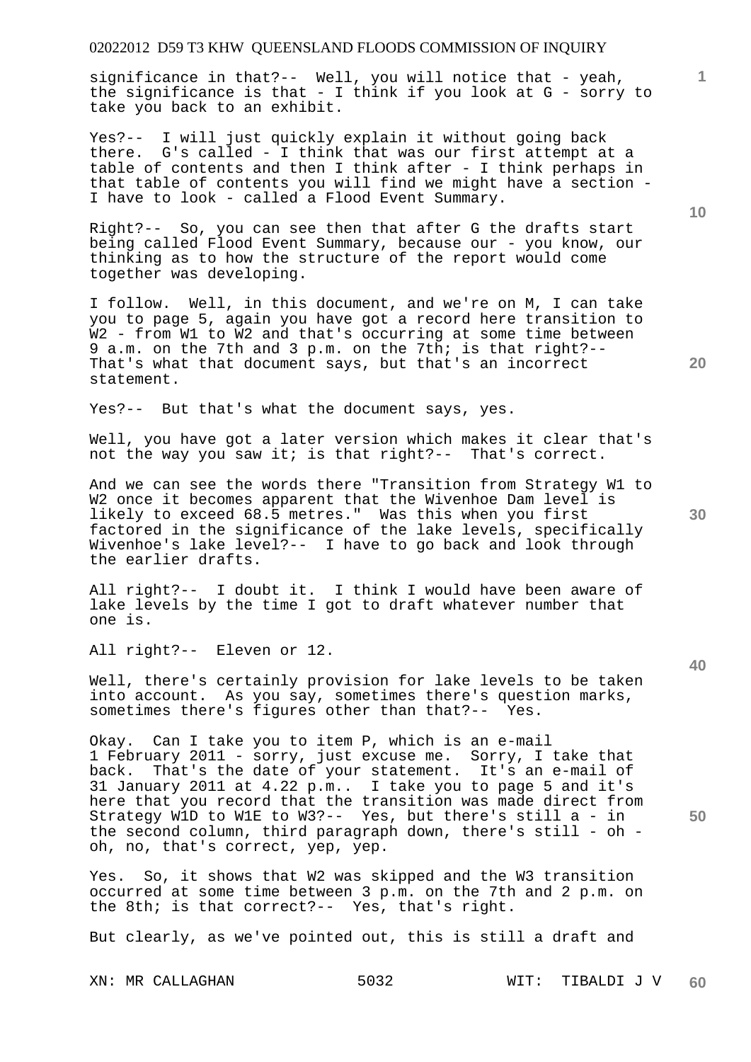significance in that?-- Well, you will notice that - yeah, the significance is that - I think if you look at G - sorry to take you back to an exhibit.

Yes?-- I will just quickly explain it without going back there. G's called - I think that was our first attempt at a table of contents and then I think after - I think perhaps in that table of contents you will find we might have a section - I have to look - called a Flood Event Summary.

Right?-- So, you can see then that after G the drafts start being called Flood Event Summary, because our - you know, our thinking as to how the structure of the report would come together was developing.

I follow. Well, in this document, and we're on M, I can take you to page 5, again you have got a record here transition to W2 - from W1 to W2 and that's occurring at some time between 9 a.m. on the 7th and 3 p.m. on the 7th; is that right?-- That's what that document says, but that's an incorrect statement.

Yes?-- But that's what the document says, yes.

Well, you have got a later version which makes it clear that's not the way you saw it; is that right?-- That's correct.

And we can see the words there "Transition from Strategy W1 to W2 once it becomes apparent that the Wivenhoe Dam level is likely to exceed 68.5 metres." Was this when you first factored in the significance of the lake levels, specifically Wivenhoe's lake level?-- I have to go back and look through the earlier drafts.

All right?-- I doubt it. I think I would have been aware of lake levels by the time I got to draft whatever number that one is.

All right?-- Eleven or 12.

Well, there's certainly provision for lake levels to be taken into account. As you say, sometimes there's question marks, sometimes there's figures other than that?-- Yes.

Okay. Can I take you to item P, which is an e-mail 1 February 2011 - sorry, just excuse me. Sorry, I take that back. That's the date of your statement. It's an e-mail of 31 January 2011 at 4.22 p.m.. I take you to page 5 and it's here that you record that the transition was made direct from Strategy W1D to W1E to W3?-- Yes, but there's still a - in the second column, third paragraph down, there's still - oh - oh, no, that's correct, yep, yep.

Yes. So, it shows that W2 was skipped and the W3 transition occurred at some time between 3 p.m. on the 7th and 2 p.m. on the 8th; is that correct?-- Yes, that's right.

But clearly, as we've pointed out, this is still a draft and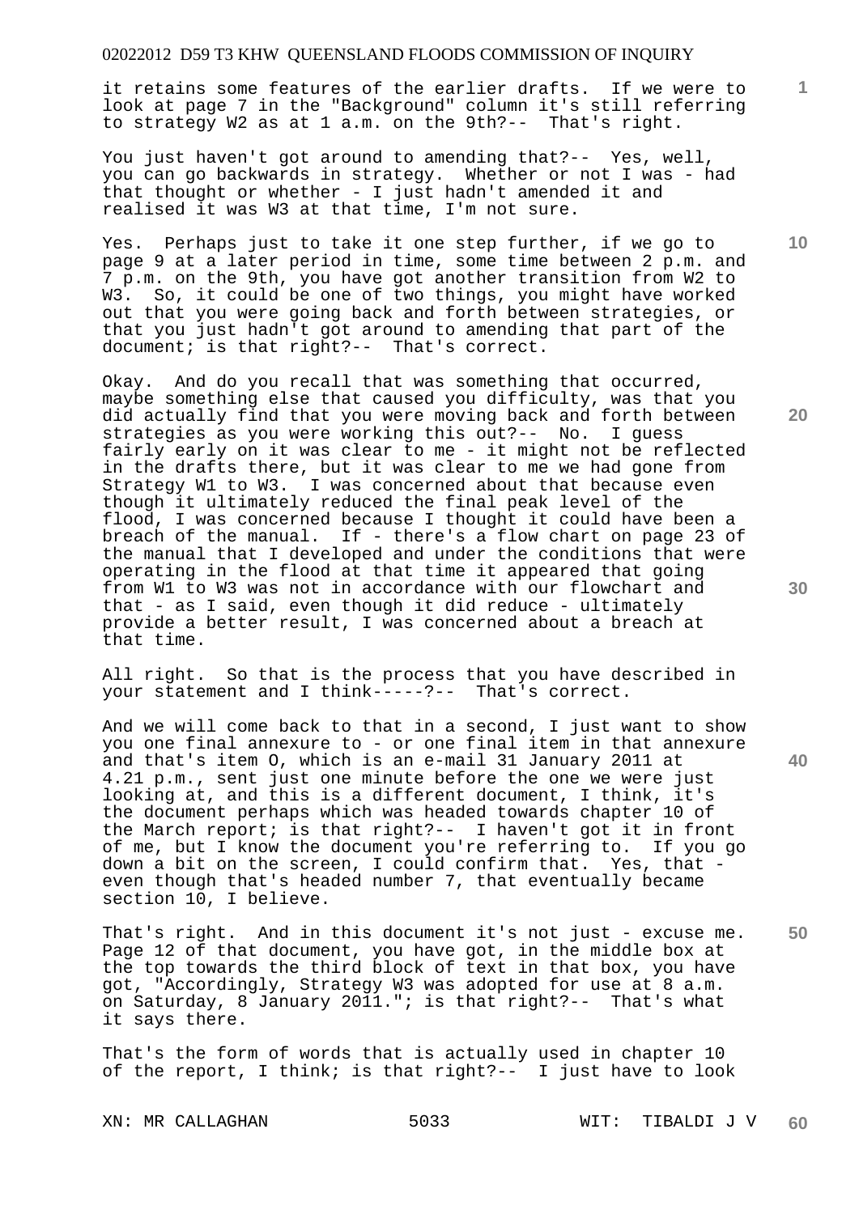it retains some features of the earlier drafts. If we were to look at page 7 in the "Background" column it's still referring to strategy W2 as at 1 a.m. on the 9th?-- That's right.

You just haven't got around to amending that?-- Yes, well, you can go backwards in strategy. Whether or not I was - had that thought or whether - I just hadn't amended it and realised it was W3 at that time, I'm not sure.

Yes. Perhaps just to take it one step further, if we go to page 9 at a later period in time, some time between 2 p.m. and 7 p.m. on the 9th, you have got another transition from W2 to W3. So, it could be one of two things, you might have worked out that you were going back and forth between strategies, or that you just hadn't got around to amending that part of the document; is that right?-- That's correct.

Okay. And do you recall that was something that occurred, maybe something else that caused you difficulty, was that you did actually find that you were moving back and forth between strategies as you were working this out?-- No. I guess fairly early on it was clear to me - it might not be reflected in the drafts there, but it was clear to me we had gone from Strategy W1 to W3. I was concerned about that because even though it ultimately reduced the final peak level of the flood, I was concerned because I thought it could have been a breach of the manual. If - there's a flow chart on page 23 of the manual that I developed and under the conditions that were operating in the flood at that time it appeared that going from W1 to W3 was not in accordance with our flowchart and that - as I said, even though it did reduce - ultimately provide a better result, I was concerned about a breach at that time.

All right. So that is the process that you have described in your statement and I think-----?-- That's correct.

And we will come back to that in a second, I just want to show you one final annexure to - or one final item in that annexure and that's item O, which is an e-mail 31 January 2011 at 4.21 p.m., sent just one minute before the one we were just looking at, and this is a different document, I think, it's the document perhaps which was headed towards chapter 10 of the March report; is that right?-- I haven't got it in front of me, but I know the document you're referring to. If you go down a bit on the screen, I could confirm that. Yes, that - even though that's headed number 7, that eventually became section 10, I believe.

That's right. And in this document it's not just - excuse me. Page 12 of that document, you have got, in the middle box at the top towards the third block of text in that box, you have got, "Accordingly, Strategy W3 was adopted for use at 8 a.m. on Saturday, 8 January 2011."; is that right?-- That's what it says there.

That's the form of words that is actually used in chapter 10 of the report, I think; is that right?-- I just have to look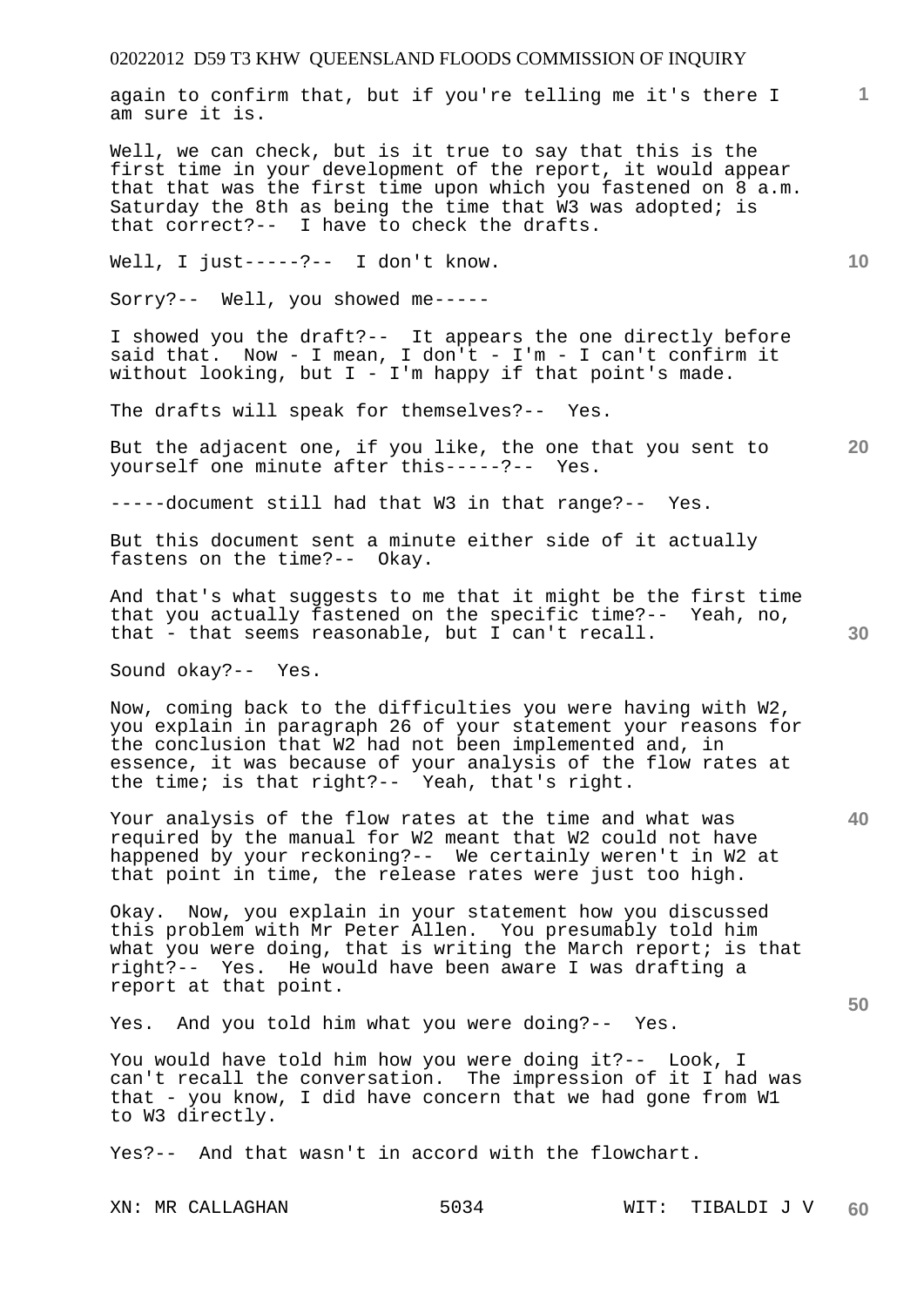again to confirm that, but if you're telling me it's there I am sure it is.

Well, we can check, but is it true to say that this is the first time in your development of the report, it would appear that that was the first time upon which you fastened on 8 a.m. Saturday the 8th as being the time that W3 was adopted; is that correct?-- I have to check the drafts.

Well, I just-----?-- I don't know.

Sorry?-- Well, you showed me-----

I showed you the draft?-- It appears the one directly before said that. Now - I mean, I don't - I'm - I can't confirm it without looking, but I - I'm happy if that point's made.

The drafts will speak for themselves?-- Yes.

But the adjacent one, if you like, the one that you sent to yourself one minute after this-----?-- Yes.

-----document still had that W3 in that range?-- Yes.

But this document sent a minute either side of it actually fastens on the time?-- Okay.

And that's what suggests to me that it might be the first time that you actually fastened on the specific time?-- Yeah, no, that - that seems reasonable, but I can't recall.

Sound okay?-- Yes.

Now, coming back to the difficulties you were having with W2, you explain in paragraph 26 of your statement your reasons for the conclusion that W2 had not been implemented and, in essence, it was because of your analysis of the flow rates at the time; is that right?-- Yeah, that's right.

Your analysis of the flow rates at the time and what was required by the manual for W2 meant that W2 could not have happened by your reckoning?-- We certainly weren't in W2 at that point in time, the release rates were just too high.

Okay. Now, you explain in your statement how you discussed this problem with Mr Peter Allen. You presumably told him what you were doing, that is writing the March report; is that right?-- Yes. He would have been aware I was drafting a report at that point.

Yes. And you told him what you were doing?-- Yes.

You would have told him how you were doing it?-- Look, I can't recall the conversation. The impression of it I had was that - you know, I did have concern that we had gone from W1 to W3 directly.

Yes?-- And that wasn't in accord with the flowchart.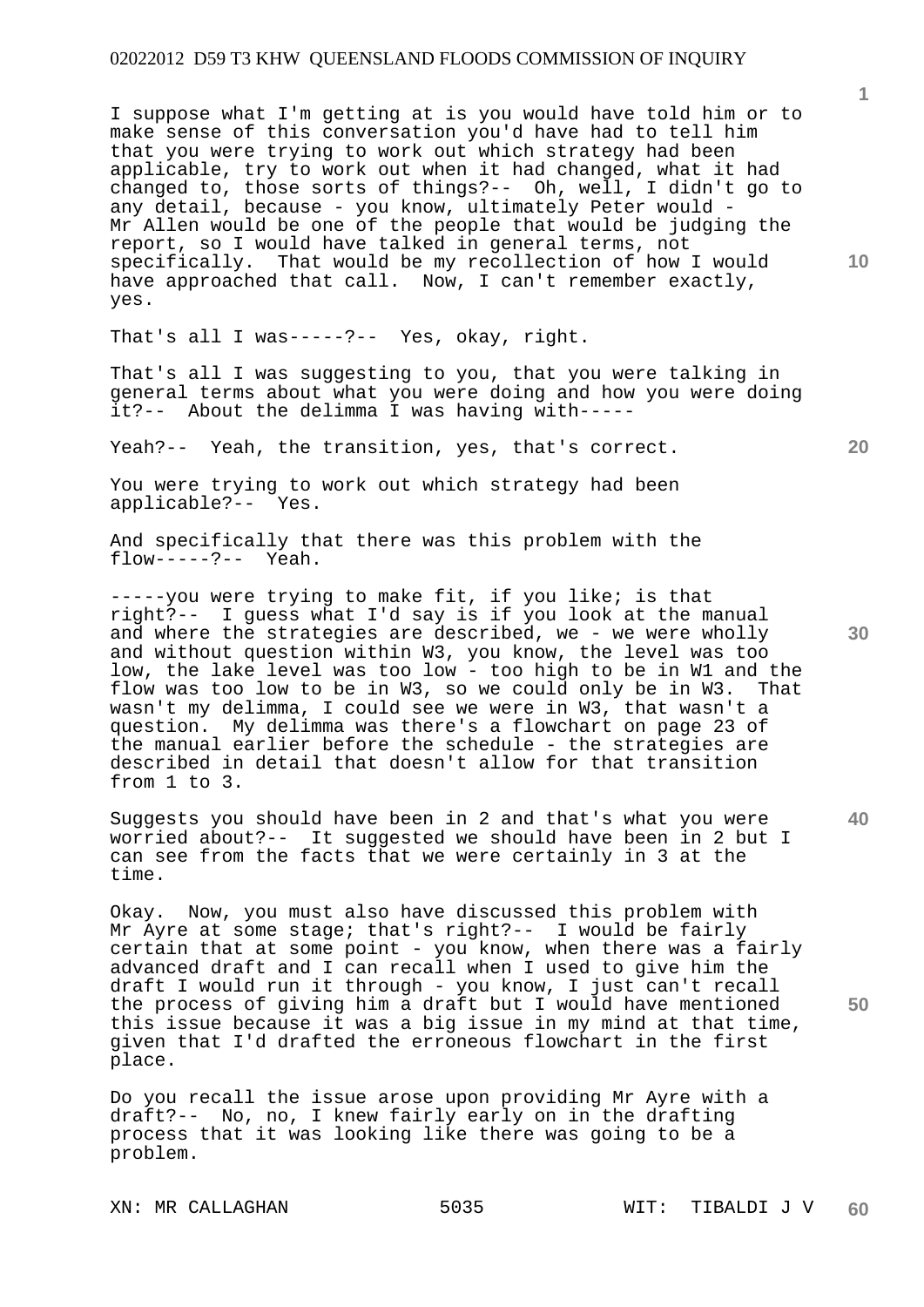I suppose what I'm getting at is you would have told him or to make sense of this conversation you'd have had to tell him that you were trying to work out which strategy had been applicable, try to work out when it had changed, what it had changed to, those sorts of things?-- Oh, well, I didn't go to any detail, because - you know, ultimately Peter would - Mr Allen would be one of the people that would be judging the report, so I would have talked in general terms, not specifically. That would be my recollection of how I would have approached that call. Now, I can't remember exactly, yes.

That's all I was-----?-- Yes, okay, right.

That's all I was suggesting to you, that you were talking in general terms about what you were doing and how you were doing it?-- About the delimma I was having with-----

Yeah?-- Yeah, the transition, yes, that's correct.

You were trying to work out which strategy had been applicable?-- Yes.

And specifically that there was this problem with the flow-----?-- Yeah.

-----you were trying to make fit, if you like; is that right?-- I guess what I'd say is if you look at the manual and where the strategies are described, we - we were wholly and without question within W3, you know, the level was too low, the lake level was too low - too high to be in W1 and the flow was too low to be in W3, so we could only be in W3. That wasn't my delimma, I could see we were in W3, that wasn't a question. My delimma was there's a flowchart on page 23 of the manual earlier before the schedule - the strategies are described in detail that doesn't allow for that transition from 1 to 3.

Suggests you should have been in 2 and that's what you were worried about?-- It suggested we should have been in 2 but I can see from the facts that we were certainly in 3 at the time.

Okay. Now, you must also have discussed this problem with Mr Ayre at some stage; that's right?-- I would be fairly certain that at some point - you know, when there was a fairly advanced draft and I can recall when I used to give him the draft I would run it through - you know, I just can't recall the process of giving him a draft but I would have mentioned this issue because it was a big issue in my mind at that time, given that I'd drafted the erroneous flowchart in the first place.

Do you recall the issue arose upon providing Mr Ayre with a draft?-- No, no, I knew fairly early on in the drafting process that it was looking like there was going to be a problem.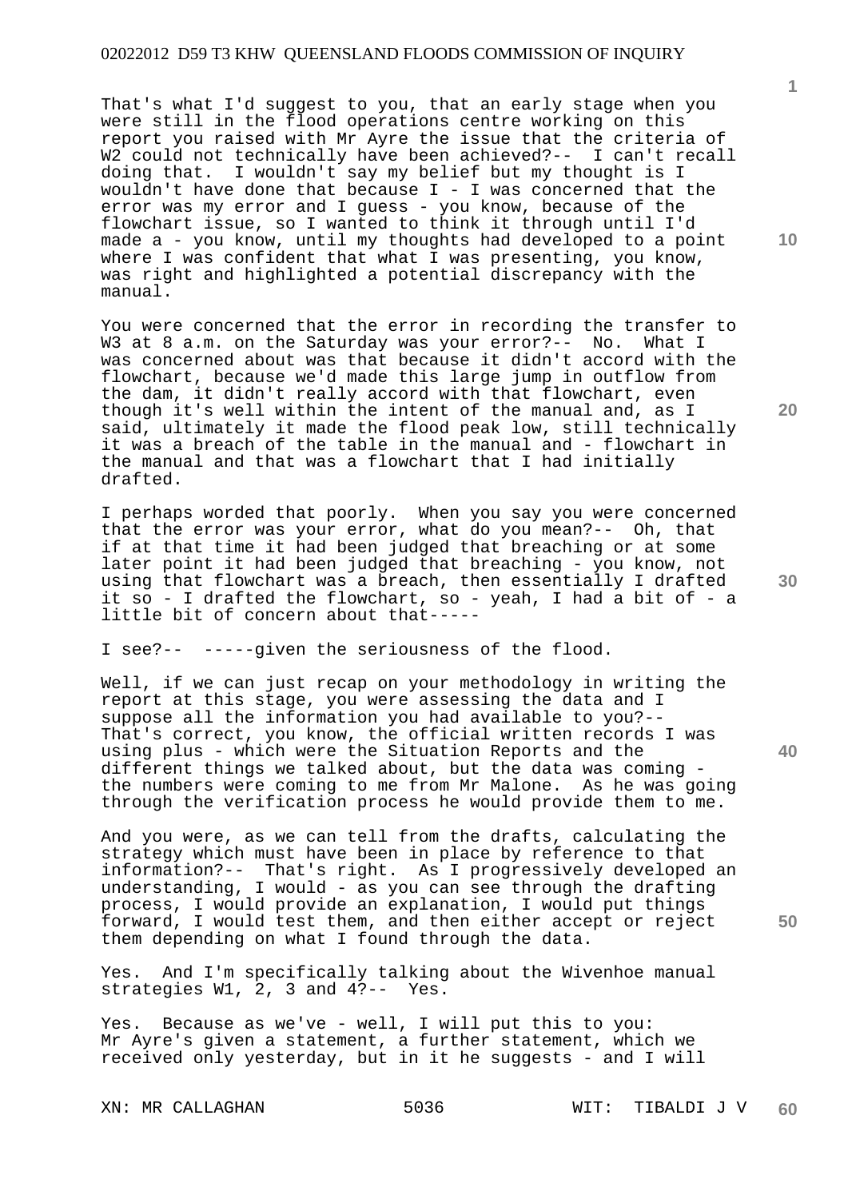That's what I'd suggest to you, that an early stage when you were still in the flood operations centre working on this report you raised with Mr Ayre the issue that the criteria of W2 could not technically have been achieved?-- I can't recall doing that. I wouldn't say my belief but my thought is I wouldn't have done that because I - I was concerned that the error was my error and I guess - you know, because of the flowchart issue, so I wanted to think it through until I'd made a - you know, until my thoughts had developed to a point where I was confident that what I was presenting, you know, was right and highlighted a potential discrepancy with the manual.

You were concerned that the error in recording the transfer to W3 at 8 a.m. on the Saturday was your error?-- No. What I was concerned about was that because it didn't accord with the flowchart, because we'd made this large jump in outflow from the dam, it didn't really accord with that flowchart, even though it's well within the intent of the manual and, as I said, ultimately it made the flood peak low, still technically it was a breach of the table in the manual and - flowchart in the manual and that was a flowchart that I had initially drafted.

I perhaps worded that poorly. When you say you were concerned that the error was your error, what do you mean?-- Oh, that if at that time it had been judged that breaching or at some later point it had been judged that breaching - you know, not using that flowchart was a breach, then essentially I drafted it so - I drafted the flowchart, so - yeah, I had a bit of - a little bit of concern about that-----

I see?-- -----given the seriousness of the flood.

Well, if we can just recap on your methodology in writing the report at this stage, you were assessing the data and I suppose all the information you had available to you?-- That's correct, you know, the official written records I was using plus - which were the Situation Reports and the different things we talked about, but the data was coming - the numbers were coming to me from Mr Malone. As he was going through the verification process he would provide them to me.

And you were, as we can tell from the drafts, calculating the strategy which must have been in place by reference to that information?-- That's right. As I progressively developed an understanding, I would - as you can see through the drafting process, I would provide an explanation, I would put things forward, I would test them, and then either accept or reject them depending on what I found through the data.

Yes. And I'm specifically talking about the Wivenhoe manual strategies W1, 2, 3 and 4?-- Yes.

Yes. Because as we've - well, I will put this to you: Mr Ayre's given a statement, a further statement, which we received only yesterday, but in it he suggests - and I will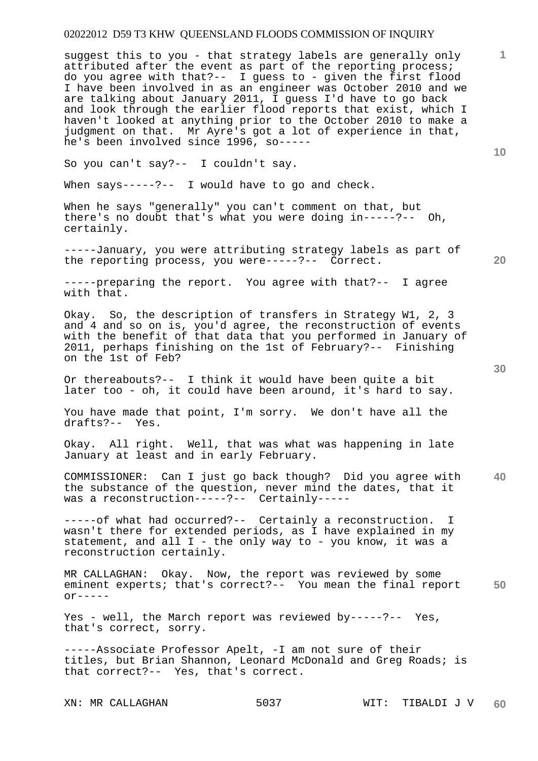suggest this to you - that strategy labels are generally only attributed after the event as part of the reporting process; do you agree with that?-- I guess to - given the first flood I have been involved in as an engineer was October 2010 and we are talking about January 2011, I guess I'd have to go back and look through the earlier flood reports that exist, which I haven't looked at anything prior to the October 2010 to make a judgment on that. Mr Ayre's got a lot of experience in that, he's been involved since 1996, so-----

So you can't say?-- I couldn't say.

When says-----?-- I would have to go and check.

When he says "generally" you can't comment on that, but there's no doubt that's what you were doing in-----?-- Oh, certainly.

-----January, you were attributing strategy labels as part of the reporting process, you were-----?-- Correct.

-----preparing the report. You agree with that?-- I agree with that.

Okay. So, the description of transfers in Strategy W1, 2, 3 and 4 and so on is, you'd agree, the reconstruction of events with the benefit of that data that you performed in January of 2011, perhaps finishing on the 1st of February?-- Finishing on the 1st of Feb?

Or thereabouts?-- I think it would have been quite a bit later too - oh, it could have been around, it's hard to say.

You have made that point, I'm sorry. We don't have all the drafts?-- Yes.

Okay. All right. Well, that was what was happening in late January at least and in early February.

COMMISSIONER: Can I just go back though? Did you agree with the substance of the question, never mind the dates, that it was a reconstruction-----?-- Certainly-----

-----of what had occurred?-- Certainly a reconstruction. I wasn't there for extended periods, as I have explained in my statement, and all I - the only way to - you know, it was a reconstruction certainly.

MR CALLAGHAN: Okay. Now, the report was reviewed by some eminent experts; that's correct?-- You mean the final report or-----

Yes - well, the March report was reviewed by-----?-- Yes, that's correct, sorry.

-----Associate Professor Apelt, -I am not sure of their titles, but Brian Shannon, Leonard McDonald and Greg Roads; is that correct?-- Yes, that's correct.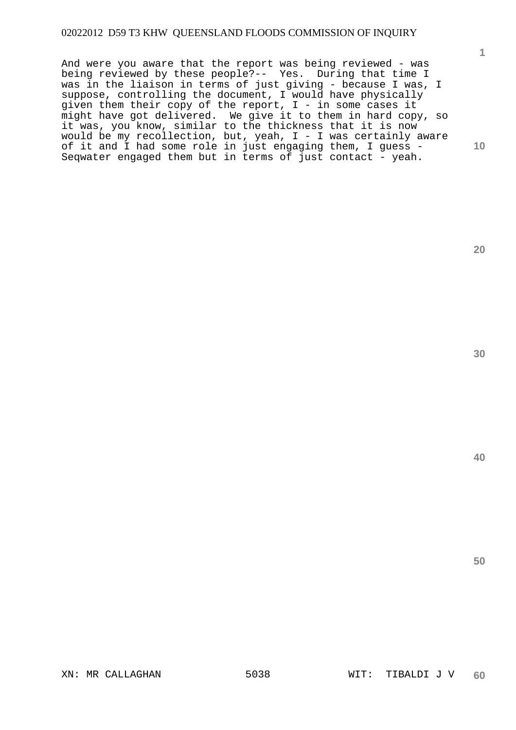And were you aware that the report was being reviewed - was being reviewed by these people?-- Yes. During that time I was in the liaison in terms of just giving - because I was, I suppose, controlling the document, I would have physically given them their copy of the report, I - in some cases it might have got delivered. We give it to them in hard copy, so it was, you know, similar to the thickness that it is now would be my recollection, but, yeah, I - I was certainly aware of it and I had some role in just engaging them, I guess - Seqwater engaged them but in terms of just contact - yeah.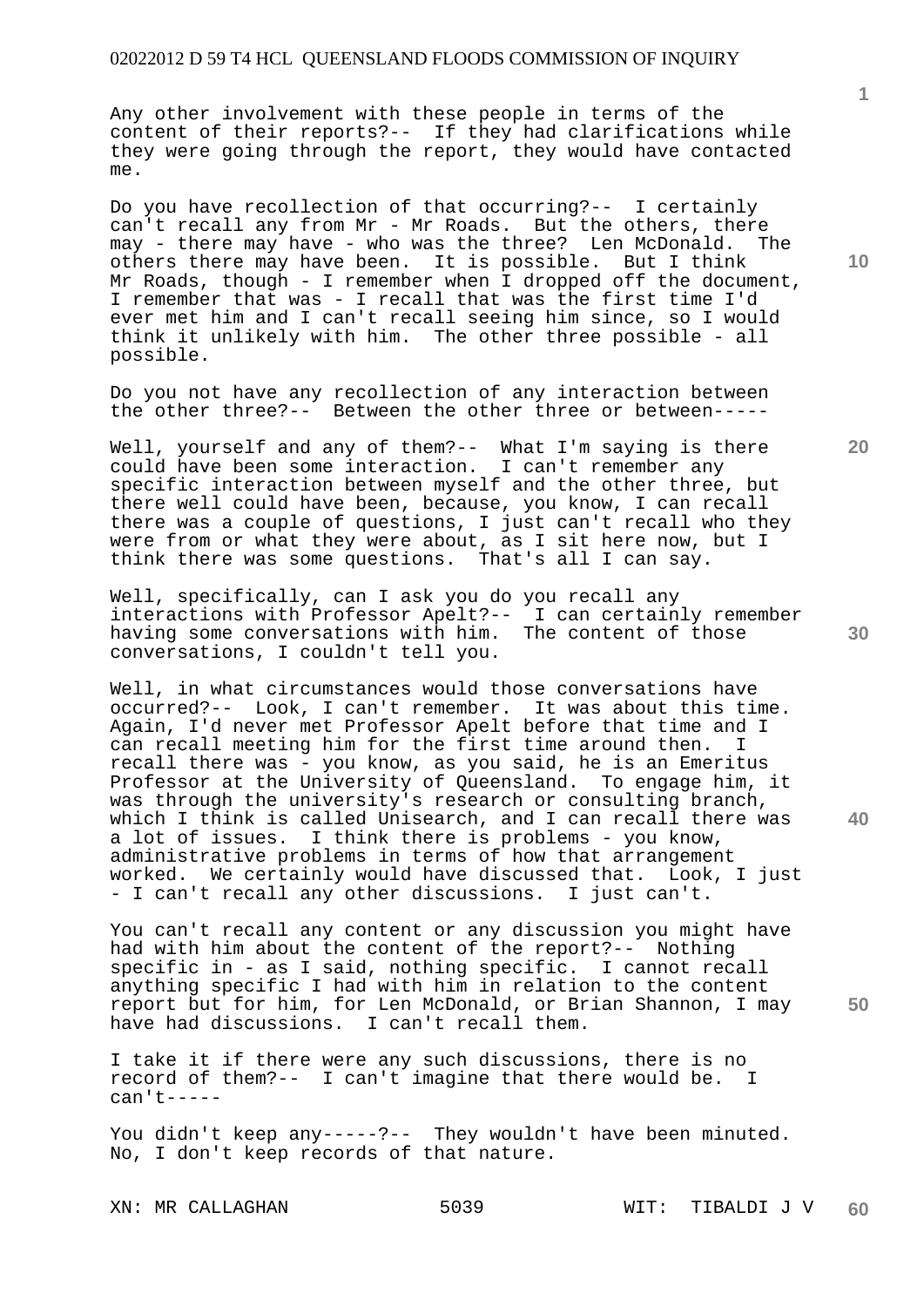Any other involvement with these people in terms of the content of their reports?-- If they had clarifications while they were going through the report, they would have contacted me.

Do you have recollection of that occurring?-- I certainly can't recall any from Mr - Mr Roads. But the others, there may - there may have - who was the three? Len McDonald. The others there may have been. It is possible. But I think Mr Roads, though - I remember when I dropped off the document, I remember that was - I recall that was the first time I'd ever met him and I can't recall seeing him since, so I would think it unlikely with him. The other three possible - all possible.

Do you not have any recollection of any interaction between the other three?-- Between the other three or between-----

Well, yourself and any of them?-- What I'm saying is there could have been some interaction. I can't remember any specific interaction between myself and the other three, but there well could have been, because, you know, I can recall there was a couple of questions, I just can't recall who they were from or what they were about, as I sit here now, but I think there was some questions. That's all I can say.

Well, specifically, can I ask you do you recall any interactions with Professor Apelt?-- I can certainly remember having some conversations with him. The content of those conversations, I couldn't tell you.

Well, in what circumstances would those conversations have occurred?-- Look, I can't remember. It was about this time. Again, I'd never met Professor Apelt before that time and I can recall meeting him for the first time around then. I recall there was - you know, as you said, he is an Emeritus Professor at the University of Queensland. To engage him, it was through the university's research or consulting branch, which I think is called Unisearch, and I can recall there was a lot of issues. I think there is problems - you know, administrative problems in terms of how that arrangement worked. We certainly would have discussed that. Look, I just - I can't recall any other discussions. I just can't.

You can't recall any content or any discussion you might have had with him about the content of the report?-- Nothing specific in - as I said, nothing specific. I cannot recall anything specific I had with him in relation to the content report but for him, for Len McDonald, or Brian Shannon, I may have had discussions. I can't recall them.

I take it if there were any such discussions, there is no record of them?-- I can't imagine that there would be. I can't-----

You didn't keep any-----?-- They wouldn't have been minuted. No, I don't keep records of that nature.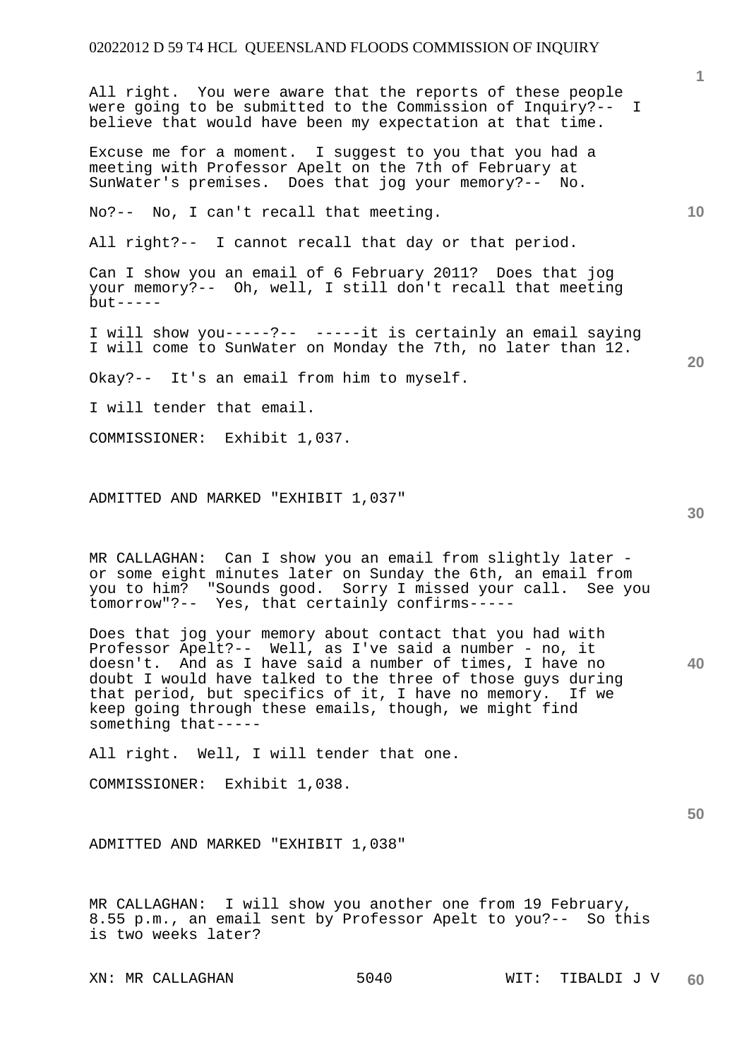All right. You were aware that the reports of these people were going to be submitted to the Commission of Inquiry?-- I believe that would have been my expectation at that time.

Excuse me for a moment. I suggest to you that you had a meeting with Professor Apelt on the 7th of February at SunWater's premises. Does that jog your memory?-- No.

No?-- No, I can't recall that meeting.

All right?-- I cannot recall that day or that period.

Can I show you an email of 6 February 2011? Does that jog your memory?-- Oh, well, I still don't recall that meeting but-----

I will show you-----?-- -----it is certainly an email saying I will come to SunWater on Monday the 7th, no later than 12.

Okay?-- It's an email from him to myself.

I will tender that email.

COMMISSIONER: Exhibit 1,037.

ADMITTED AND MARKED "EXHIBIT 1,037"

MR CALLAGHAN: Can I show you an email from slightly later - or some eight minutes later on Sunday the 6th, an email from you to him? "Sounds good. Sorry I missed your call. See you tomorrow"?-- Yes, that certainly confirms-----

Does that jog your memory about contact that you had with Professor Apelt?-- Well, as I've said a number - no, it doesn't. And as I have said a number of times, I have no doubt I would have talked to the three of those guys during that period, but specifics of it, I have no memory. If we keep going through these emails, though, we might find something that-----

All right. Well, I will tender that one.

COMMISSIONER: Exhibit 1,038.

ADMITTED AND MARKED "EXHIBIT 1,038"

MR CALLAGHAN: I will show you another one from 19 February, 8.55 p.m., an email sent by Professor Apelt to you?-- So this is two weeks later?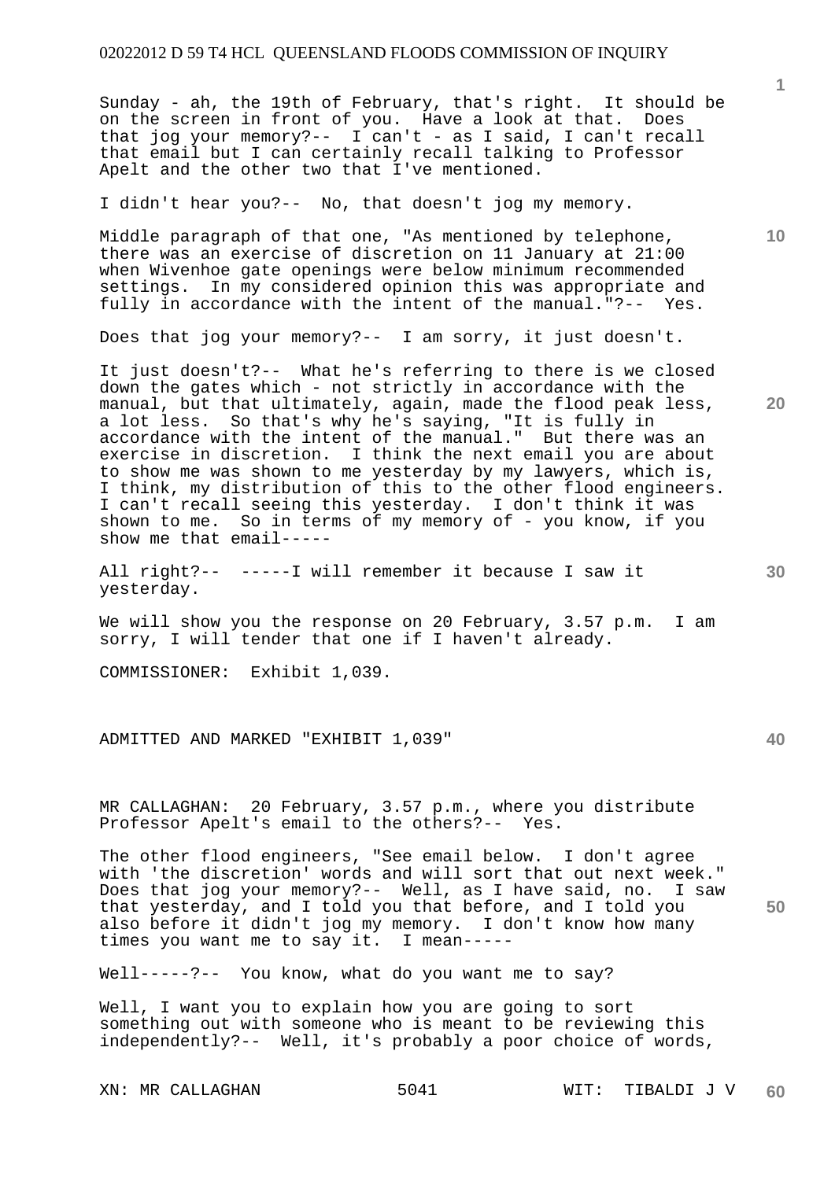Sunday - ah, the 19th of February, that's right. It should be on the screen in front of you. Have a look at that. Does that jog your memory?-- I can't - as I said, I can't recall that email but I can certainly recall talking to Professor Apelt and the other two that I've mentioned.

I didn't hear you?-- No, that doesn't jog my memory.

Middle paragraph of that one, "As mentioned by telephone, there was an exercise of discretion on 11 January at 21:00 when Wivenhoe gate openings were below minimum recommended settings. In my considered opinion this was appropriate and fully in accordance with the intent of the manual."?-- Yes.

Does that jog your memory?-- I am sorry, it just doesn't.

It just doesn't?-- What he's referring to there is we closed down the gates which - not strictly in accordance with the manual, but that ultimately, again, made the flood peak less, a lot less. So that's why he's saying, "It is fully in accordance with the intent of the manual." But there was an exercise in discretion. I think the next email you are about to show me was shown to me yesterday by my lawyers, which is, I think, my distribution of this to the other flood engineers. I can't recall seeing this yesterday. I don't think it was shown to me. So in terms of my memory of - you know, if you show me that email-----

All right?-- -----I will remember it because I saw it yesterday.

We will show you the response on 20 February, 3.57 p.m. I am sorry, I will tender that one if I haven't already.

COMMISSIONER: Exhibit 1,039.

ADMITTED AND MARKED "EXHIBIT 1,039"

MR CALLAGHAN: 20 February, 3.57 p.m., where you distribute Professor Apelt's email to the others?-- Yes.

The other flood engineers, "See email below. I don't agree with 'the discretion' words and will sort that out next week." Does that jog your memory?-- Well, as I have said, no. I saw that yesterday, and I told you that before, and I told you also before it didn't jog my memory. I don't know how many times you want me to say it. I mean-----

Well-----?-- You know, what do you want me to say?

Well, I want you to explain how you are going to sort something out with someone who is meant to be reviewing this independently?-- Well, it's probably a poor choice of words,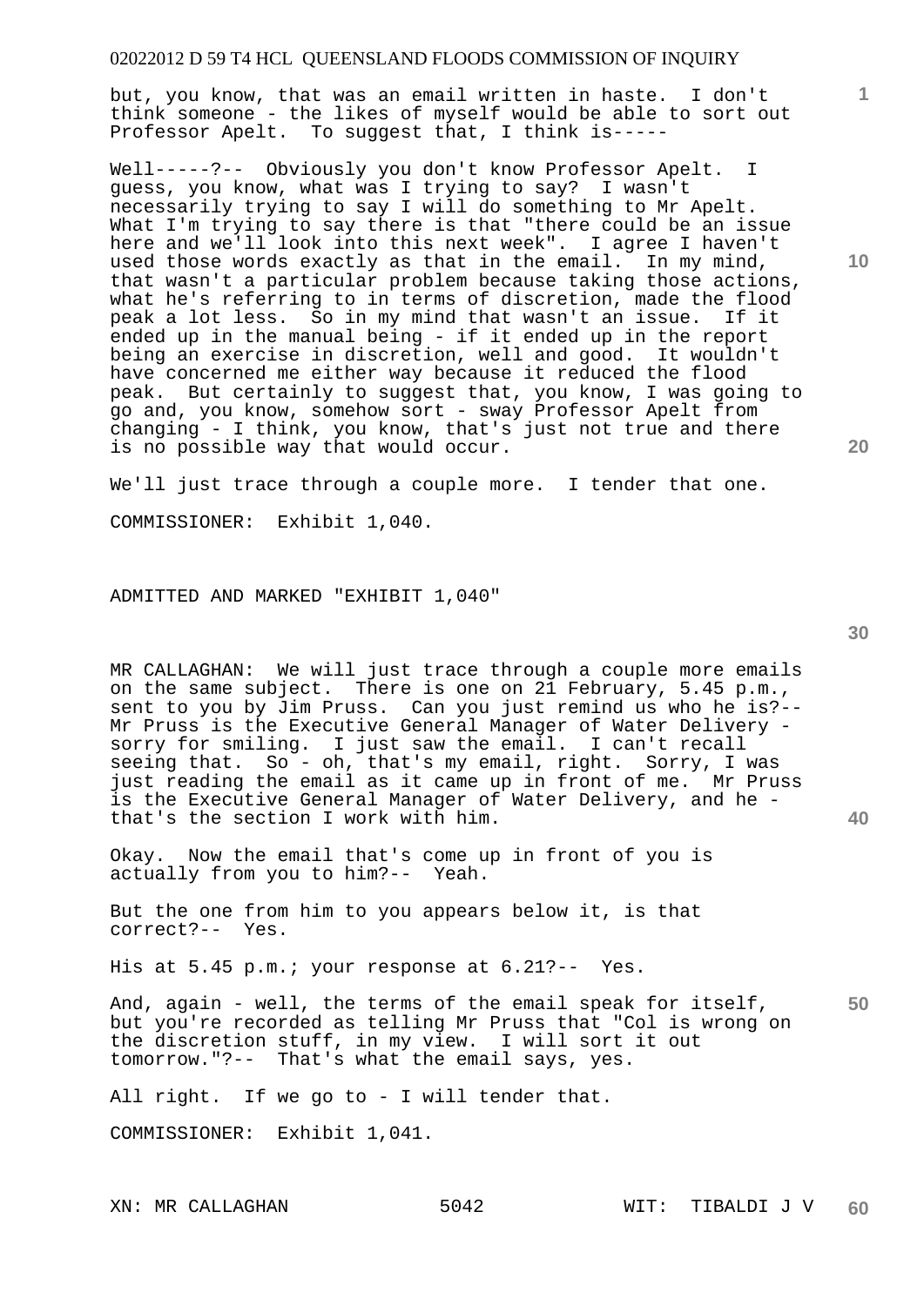but, you know, that was an email written in haste. I don't think someone - the likes of myself would be able to sort out Professor Apelt. To suggest that, I think is-----

Well-----?-- Obviously you don't know Professor Apelt. I guess, you know, what was I trying to say? I wasn't necessarily trying to say I will do something to Mr Apelt. What I'm trying to say there is that "there could be an issue here and we'll look into this next week". I agree I haven't used those words exactly as that in the email. In my mind, that wasn't a particular problem because taking those actions, what he's referring to in terms of discretion, made the flood peak a lot less. So in my mind that wasn't an issue. If it ended up in the manual being - if it ended up in the report being an exercise in discretion, well and good. It wouldn't have concerned me either way because it reduced the flood peak. But certainly to suggest that, you know, I was going to go and, you know, somehow sort - sway Professor Apelt from changing - I think, you know, that's just not true and there is no possible way that would occur.

We'll just trace through a couple more. I tender that one.

COMMISSIONER: Exhibit 1,040.

ADMITTED AND MARKED "EXHIBIT 1,040"

MR CALLAGHAN: We will just trace through a couple more emails on the same subject. There is one on 21 February, 5.45 p.m., sent to you by Jim Pruss. Can you just remind us who he is?-- Mr Pruss is the Executive General Manager of Water Delivery - sorry for smiling. I just saw the email. I can't recall seeing that. So - oh, that's my email, right. Sorry, I was just reading the email as it came up in front of me. Mr Pruss is the Executive General Manager of Water Delivery, and he - that's the section I work with him.

Okay. Now the email that's come up in front of you is actually from you to him?-- Yeah.

But the one from him to you appears below it, is that correct?-- Yes.

His at 5.45 p.m.; your response at 6.21?-- Yes.

And, again - well, the terms of the email speak for itself, but you're recorded as telling Mr Pruss that "Col is wrong on the discretion stuff, in my view. I will sort it out tomorrow."?-- That's what the email says, yes.

All right. If we go to - I will tender that.

COMMISSIONER: Exhibit 1,041.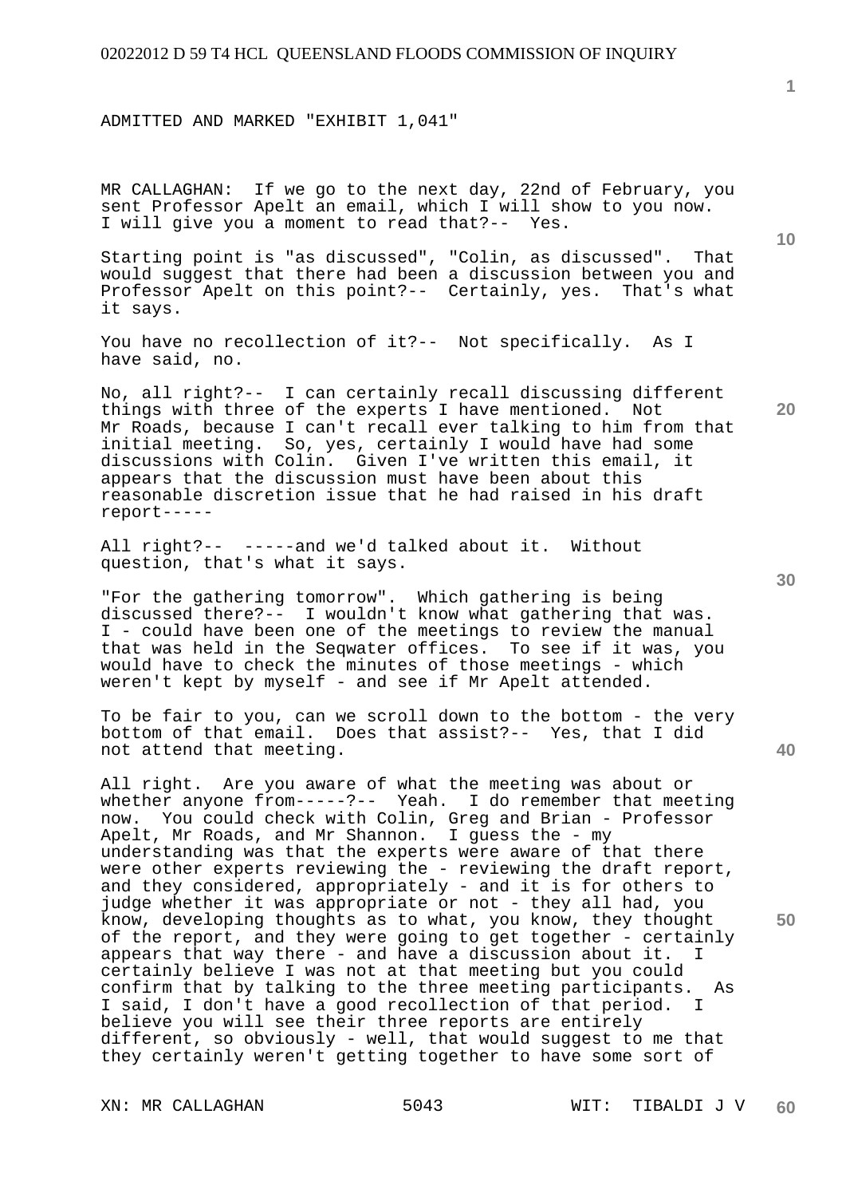ADMITTED AND MARKED "EXHIBIT 1,041"

MR CALLAGHAN: If we go to the next day, 22nd of February, you sent Professor Apelt an email, which I will show to you now. I will give you a moment to read that?-- Yes.

Starting point is "as discussed", "Colin, as discussed". That would suggest that there had been a discussion between you and Professor Apelt on this point?-- Certainly, yes. That's what it says.

You have no recollection of it?-- Not specifically. As I have said, no.

No, all right?-- I can certainly recall discussing different things with three of the experts I have mentioned. Not Mr Roads, because I can't recall ever talking to him from that initial meeting. So, yes, certainly I would have had some discussions with Colin. Given I've written this email, it appears that the discussion must have been about this reasonable discretion issue that he had raised in his draft report-----

All right?-- -----and we'd talked about it. Without question, that's what it says.

"For the gathering tomorrow". Which gathering is being discussed there?-- I wouldn't know what gathering that was. I - could have been one of the meetings to review the manual that was held in the Seqwater offices. To see if it was, you would have to check the minutes of those meetings - which weren't kept by myself - and see if Mr Apelt attended.

To be fair to you, can we scroll down to the bottom - the very bottom of that email. Does that assist?-- Yes, that I did not attend that meeting.

All right. Are you aware of what the meeting was about or whether anyone from-----?-- Yeah. I do remember that meeting now. You could check with Colin, Greg and Brian - Professor Apelt, Mr Roads, and Mr Shannon. I guess the - my understanding was that the experts were aware of that there were other experts reviewing the - reviewing the draft report, and they considered, appropriately - and it is for others to judge whether it was appropriate or not - they all had, you know, developing thoughts as to what, you know, they thought of the report, and they were going to get together - certainly appears that way there - and have a discussion about it. I certainly believe I was not at that meeting but you could confirm that by talking to the three meeting participants. As I said, I don't have a good recollection of that period. I believe you will see their three reports are entirely different, so obviously - well, that would suggest to me that they certainly weren't getting together to have some sort of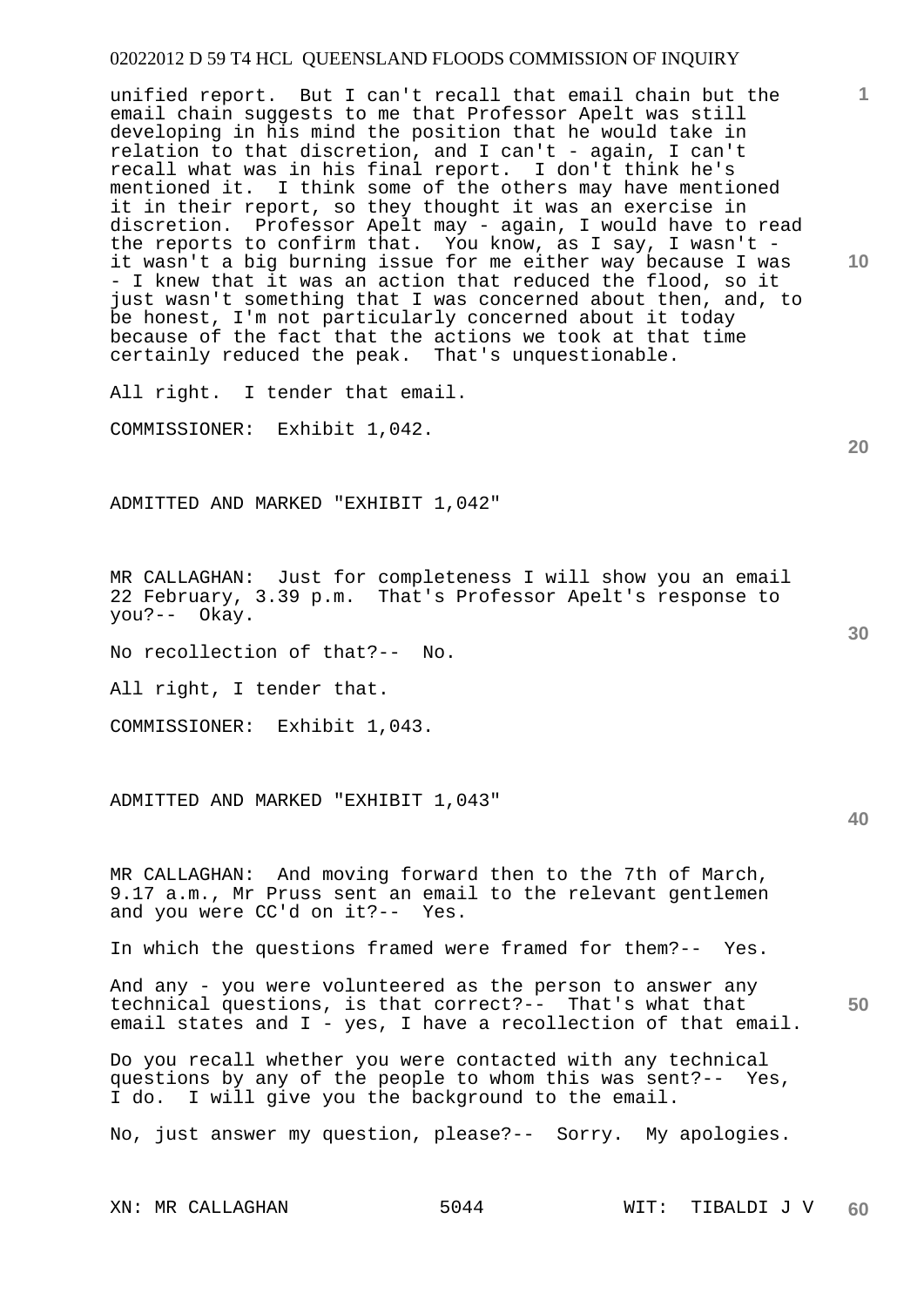unified report. But I can't recall that email chain but the email chain suggests to me that Professor Apelt was still developing in his mind the position that he would take in relation to that discretion, and I can't - again, I can't recall what was in his final report. I don't think he's mentioned it. I think some of the others may have mentioned it in their report, so they thought it was an exercise in discretion. Professor Apelt may - again, I would have to read the reports to confirm that. You know, as I say, I wasn't - it wasn't a big burning issue for me either way because I was - I knew that it was an action that reduced the flood, so it just wasn't something that I was concerned about then, and, to be honest, I'm not particularly concerned about it today because of the fact that the actions we took at that time certainly reduced the peak. That's unquestionable.

All right. I tender that email.

COMMISSIONER: Exhibit 1,042.

ADMITTED AND MARKED "EXHIBIT 1,042"

MR CALLAGHAN: Just for completeness I will show you an email 22 February, 3.39 p.m. That's Professor Apelt's response to you?-- Okay.

No recollection of that?-- No.

All right, I tender that.

COMMISSIONER: Exhibit 1,043.

ADMITTED AND MARKED "EXHIBIT 1,043"

MR CALLAGHAN: And moving forward then to the 7th of March, 9.17 a.m., Mr Pruss sent an email to the relevant gentlemen and you were CC'd on it?-- Yes.

In which the questions framed were framed for them?-- Yes.

And any - you were volunteered as the person to answer any technical questions, is that correct?-- That's what that email states and I - yes, I have a recollection of that email.

Do you recall whether you were contacted with any technical questions by any of the people to whom this was sent?-- Yes, I do. I will give you the background to the email.

No, just answer my question, please?-- Sorry. My apologies.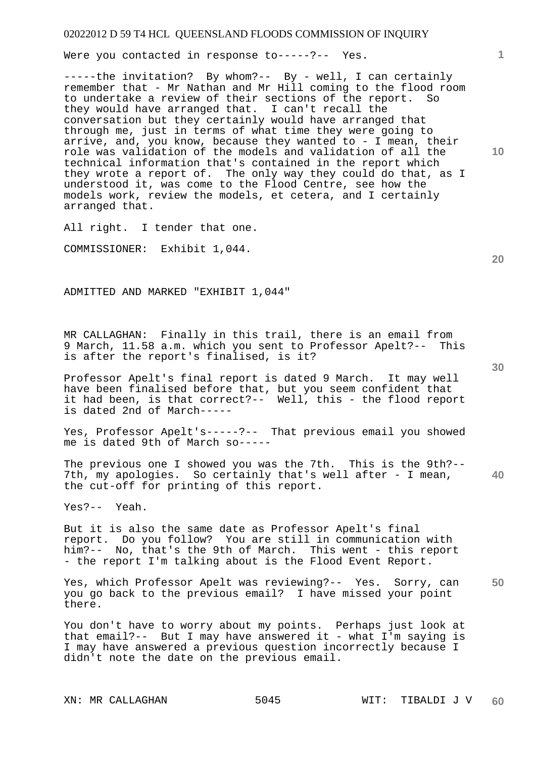Were you contacted in response to-----?-- Yes.

-----the invitation? By whom?-- By - well, I can certainly remember that - Mr Nathan and Mr Hill coming to the flood room to undertake a review of their sections of the report. So they would have arranged that. I can't recall the conversation but they certainly would have arranged that through me, just in terms of what time they were going to arrive, and, you know, because they wanted to - I mean, their role was validation of the models and validation of all the technical information that's contained in the report which they wrote a report of. The only way they could do that, as I understood it, was come to the Flood Centre, see how the models work, review the models, et cetera, and I certainly arranged that.

All right. I tender that one.

COMMISSIONER: Exhibit 1,044.

ADMITTED AND MARKED "EXHIBIT 1,044"

MR CALLAGHAN: Finally in this trail, there is an email from 9 March, 11.58 a.m. which you sent to Professor Apelt?-- This is after the report's finalised, is it?

Professor Apelt's final report is dated 9 March. It may well have been finalised before that, but you seem confident that it had been, is that correct?-- Well, this - the flood report is dated 2nd of March-----

Yes, Professor Apelt's-----?-- That previous email you showed me is dated 9th of March so-----

The previous one I showed you was the 7th. This is the 9th?-- 7th, my apologies. So certainly that's well after - I mean, the cut-off for printing of this report.

Yes?-- Yeah.

But it is also the same date as Professor Apelt's final report. Do you follow? You are still in communication with him?-- No, that's the 9th of March. This went - this report - the report I'm talking about is the Flood Event Report.

Yes, which Professor Apelt was reviewing?-- Yes. Sorry, can you go back to the previous email? I have missed your point there.

You don't have to worry about my points. Perhaps just look at that email?-- But I may have answered it - what I'm saying is I may have answered a previous question incorrectly because I didn't note the date on the previous email.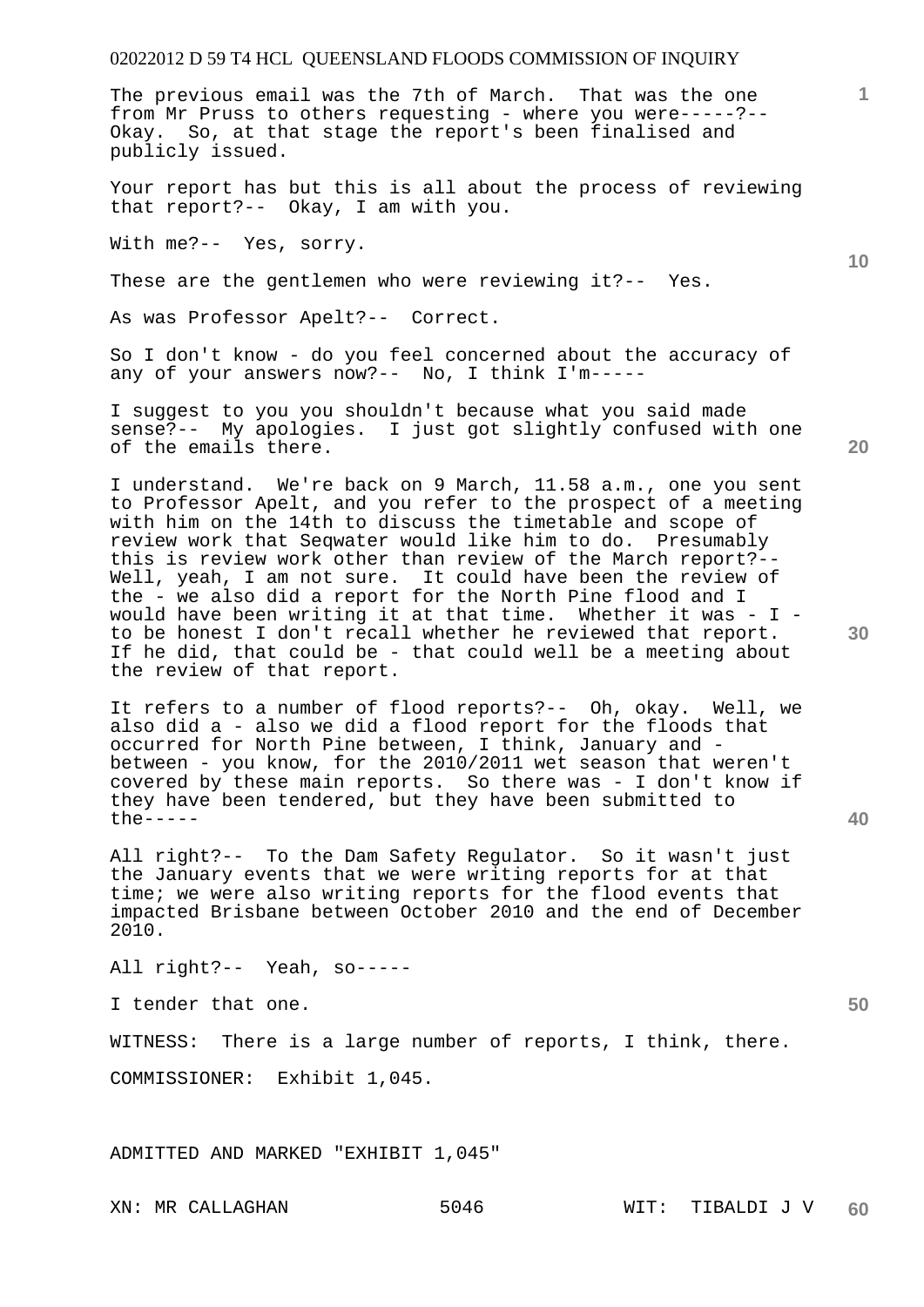The previous email was the 7th of March. That was the one from Mr Pruss to others requesting - where you were-----?-- Okay. So, at that stage the report's been finalised and publicly issued.

Your report has but this is all about the process of reviewing that report?-- Okay, I am with you.

With me?-- Yes, sorry.

These are the gentlemen who were reviewing it?-- Yes.

As was Professor Apelt?-- Correct.

So I don't know - do you feel concerned about the accuracy of any of your answers now?-- No, I think I'm-----

I suggest to you you shouldn't because what you said made sense?-- My apologies. I just got slightly confused with one of the emails there.

I understand. We're back on 9 March, 11.58 a.m., one you sent to Professor Apelt, and you refer to the prospect of a meeting with him on the 14th to discuss the timetable and scope of review work that Seqwater would like him to do. Presumably this is review work other than review of the March report?-- Well, yeah, I am not sure. It could have been the review of the - we also did a report for the North Pine flood and I would have been writing it at that time. Whether it was - I - to be honest I don't recall whether he reviewed that report. If he did, that could be - that could well be a meeting about the review of that report.

It refers to a number of flood reports?-- Oh, okay. Well, we also did a - also we did a flood report for the floods that occurred for North Pine between, I think, January and - between - you know, for the 2010/2011 wet season that weren't covered by these main reports. So there was - I don't know if they have been tendered, but they have been submitted to the-----

All right?-- To the Dam Safety Regulator. So it wasn't just the January events that we were writing reports for at that time; we were also writing reports for the flood events that impacted Brisbane between October 2010 and the end of December 2010.

All right?-- Yeah, so-----

I tender that one.

WITNESS: There is a large number of reports, I think, there.

COMMISSIONER: Exhibit 1,045.

ADMITTED AND MARKED "EXHIBIT 1,045"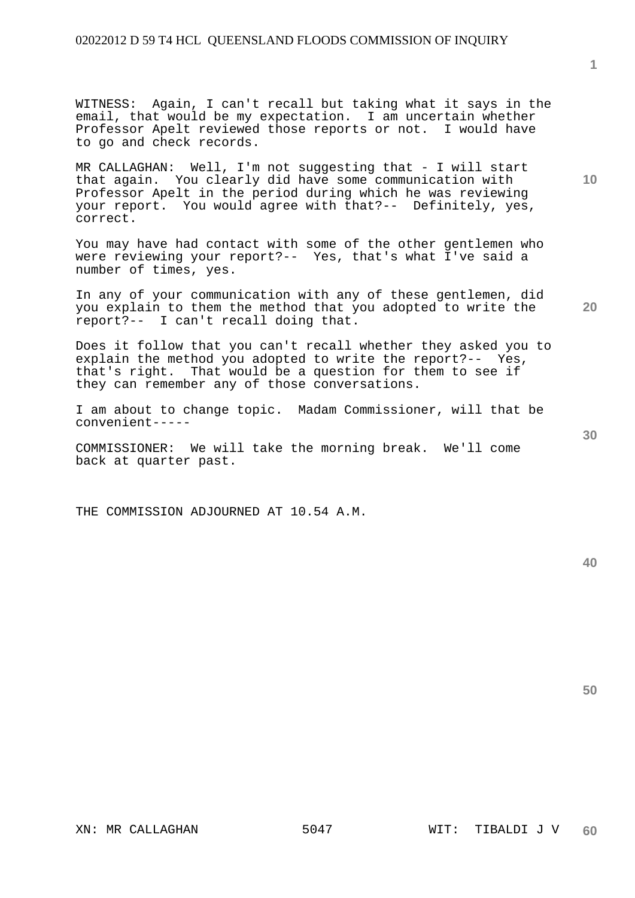WITNESS: Again, I can't recall but taking what it says in the email, that would be my expectation. I am uncertain whether Professor Apelt reviewed those reports or not. I would have to go and check records.

MR CALLAGHAN: Well, I'm not suggesting that - I will start that again. You clearly did have some communication with Professor Apelt in the period during which he was reviewing your report. You would agree with that?-- Definitely, yes, correct.

You may have had contact with some of the other gentlemen who were reviewing your report?-- Yes, that's what I've said a number of times, yes.

In any of your communication with any of these gentlemen, did you explain to them the method that you adopted to write the report?-- I can't recall doing that.

Does it follow that you can't recall whether they asked you to explain the method you adopted to write the report?-- Yes, that's right. That would be a question for them to see if they can remember any of those conversations.

I am about to change topic. Madam Commissioner, will that be convenient-----

COMMISSIONER: We will take the morning break. We'll come back at quarter past.

THE COMMISSION ADJOURNED AT 10.54 A.M.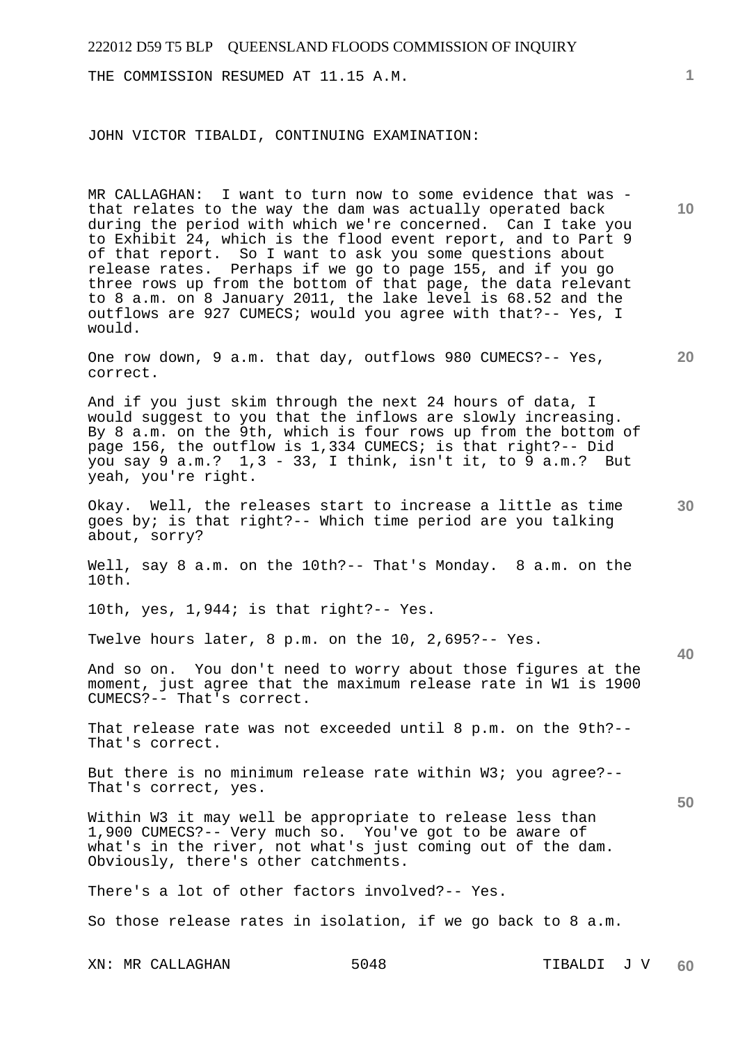THE COMMISSION RESUMED AT 11.15 A.M.

JOHN VICTOR TIBALDI, CONTINUING EXAMINATION:

MR CALLAGHAN: I want to turn now to some evidence that was - that relates to the way the dam was actually operated back during the period with which we're concerned. Can I take you to Exhibit 24, which is the flood event report, and to Part 9 of that report. So I want to ask you some questions about release rates. Perhaps if we go to page 155, and if you go three rows up from the bottom of that page, the data relevant to 8 a.m. on 8 January 2011, the lake level is 68.52 and the outflows are 927 CUMECS; would you agree with that?-- Yes, I would.

One row down, 9 a.m. that day, outflows 980 CUMECS?-- Yes, correct.

And if you just skim through the next 24 hours of data, I would suggest to you that the inflows are slowly increasing. By 8 a.m. on the 9th, which is four rows up from the bottom of page 156, the outflow is 1,334 CUMECS; is that right?-- Did you say 9 a.m.? 1,3 - 33, I think, isn't it, to 9 a.m.? But yeah, you're right.

Okay. Well, the releases start to increase a little as time goes by; is that right?-- Which time period are you talking about, sorry?

Well, say 8 a.m. on the 10th?-- That's Monday. 8 a.m. on the 10th.

10th, yes, 1,944; is that right?-- Yes.

Twelve hours later, 8 p.m. on the 10, 2,695?-- Yes.

And so on. You don't need to worry about those figures at the moment, just agree that the maximum release rate in W1 is 1900 CUMECS?-- That's correct.

That release rate was not exceeded until 8 p.m. on the 9th?-- That's correct.

But there is no minimum release rate within W3; you agree?-- That's correct, yes.

Within W3 it may well be appropriate to release less than 1,900 CUMECS?-- Very much so. You've got to be aware of what's in the river, not what's just coming out of the dam. Obviously, there's other catchments.

There's a lot of other factors involved?-- Yes.

So those release rates in isolation, if we go back to 8 a.m.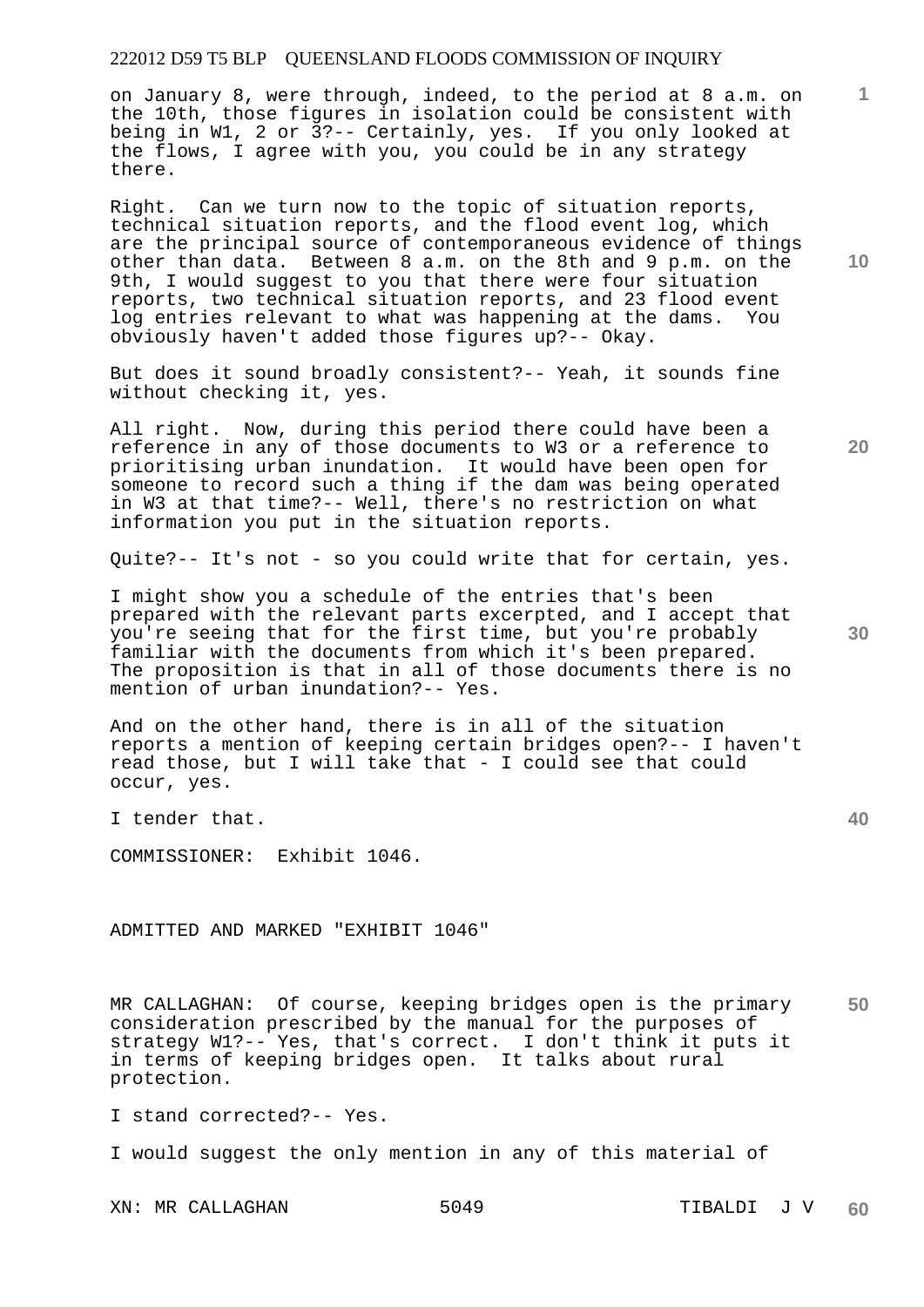on January 8, were through, indeed, to the period at 8 a.m. on the 10th, those figures in isolation could be consistent with being in W1, 2 or 3?-- Certainly, yes. If you only looked at the flows, I agree with you, you could be in any strategy there.

Right. Can we turn now to the topic of situation reports, technical situation reports, and the flood event log, which are the principal source of contemporaneous evidence of things other than data. Between 8 a.m. on the 8th and 9 p.m. on the 9th, I would suggest to you that there were four situation reports, two technical situation reports, and 23 flood event log entries relevant to what was happening at the dams. You obviously haven't added those figures up?-- Okay.

But does it sound broadly consistent?-- Yeah, it sounds fine without checking it, yes.

All right. Now, during this period there could have been a reference in any of those documents to W3 or a reference to prioritising urban inundation. It would have been open for someone to record such a thing if the dam was being operated in W3 at that time?-- Well, there's no restriction on what information you put in the situation reports.

Quite?-- It's not - so you could write that for certain, yes.

I might show you a schedule of the entries that's been prepared with the relevant parts excerpted, and I accept that you're seeing that for the first time, but you're probably familiar with the documents from which it's been prepared. The proposition is that in all of those documents there is no mention of urban inundation?-- Yes.

And on the other hand, there is in all of the situation reports a mention of keeping certain bridges open?-- I haven't read those, but I will take that - I could see that could occur, yes.

I tender that.

COMMISSIONER: Exhibit 1046.

ADMITTED AND MARKED "EXHIBIT 1046"

MR CALLAGHAN: Of course, keeping bridges open is the primary consideration prescribed by the manual for the purposes of strategy W1?-- Yes, that's correct. I don't think it puts it in terms of keeping bridges open. It talks about rural protection.

I stand corrected?-- Yes.

I would suggest the only mention in any of this material of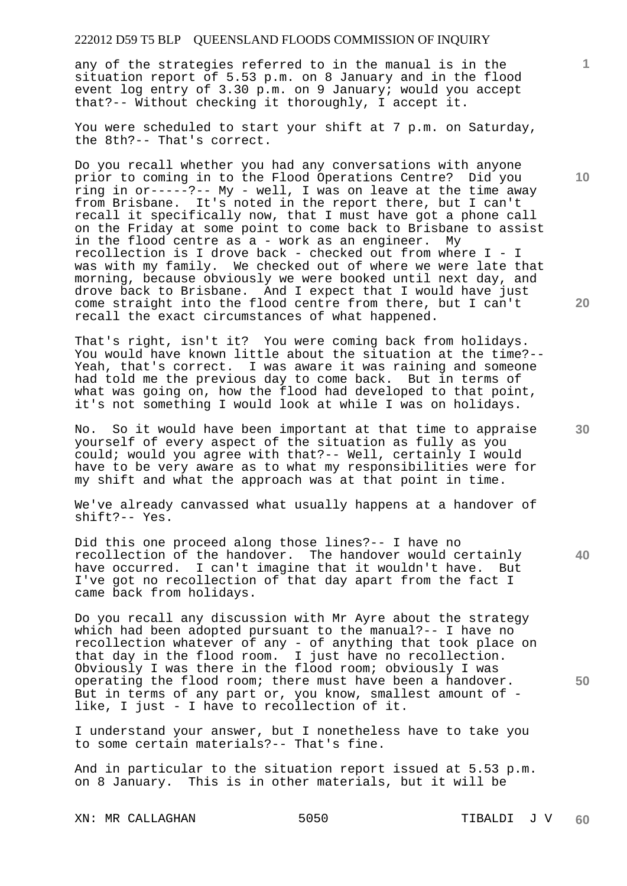any of the strategies referred to in the manual is in the situation report of 5.53 p.m. on 8 January and in the flood event log entry of 3.30 p.m. on 9 January; would you accept that?-- Without checking it thoroughly, I accept it.

You were scheduled to start your shift at 7 p.m. on Saturday, the 8th?-- That's correct.

Do you recall whether you had any conversations with anyone prior to coming in to the Flood Operations Centre? Did you ring in or-----?-- My - well, I was on leave at the time away from Brisbane. It's noted in the report there, but I can't recall it specifically now, that I must have got a phone call on the Friday at some point to come back to Brisbane to assist in the flood centre as a - work as an engineer. My recollection is I drove back - checked out from where I - I was with my family. We checked out of where we were late that morning, because obviously we were booked until next day, and drove back to Brisbane. And I expect that I would have just come straight into the flood centre from there, but I can't recall the exact circumstances of what happened.

That's right, isn't it? You were coming back from holidays. You would have known little about the situation at the time?-- Yeah, that's correct. I was aware it was raining and someone had told me the previous day to come back. But in terms of what was going on, how the flood had developed to that point, it's not something I would look at while I was on holidays.

No. So it would have been important at that time to appraise yourself of every aspect of the situation as fully as you could; would you agree with that?-- Well, certainly I would have to be very aware as to what my responsibilities were for my shift and what the approach was at that point in time.

We've already canvassed what usually happens at a handover of shift?-- Yes.

Did this one proceed along those lines?-- I have no recollection of the handover. The handover would certainly have occurred. I can't imagine that it wouldn't have. But I've got no recollection of that day apart from the fact I came back from holidays.

Do you recall any discussion with Mr Ayre about the strategy which had been adopted pursuant to the manual?-- I have no recollection whatever of any - of anything that took place on that day in the flood room. I just have no recollection. Obviously I was there in the flood room; obviously I was operating the flood room; there must have been a handover. But in terms of any part or, you know, smallest amount of - like, I just - I have to recollection of it.

I understand your answer, but I nonetheless have to take you to some certain materials?-- That's fine.

And in particular to the situation report issued at 5.53 p.m. on 8 January. This is in other materials, but it will be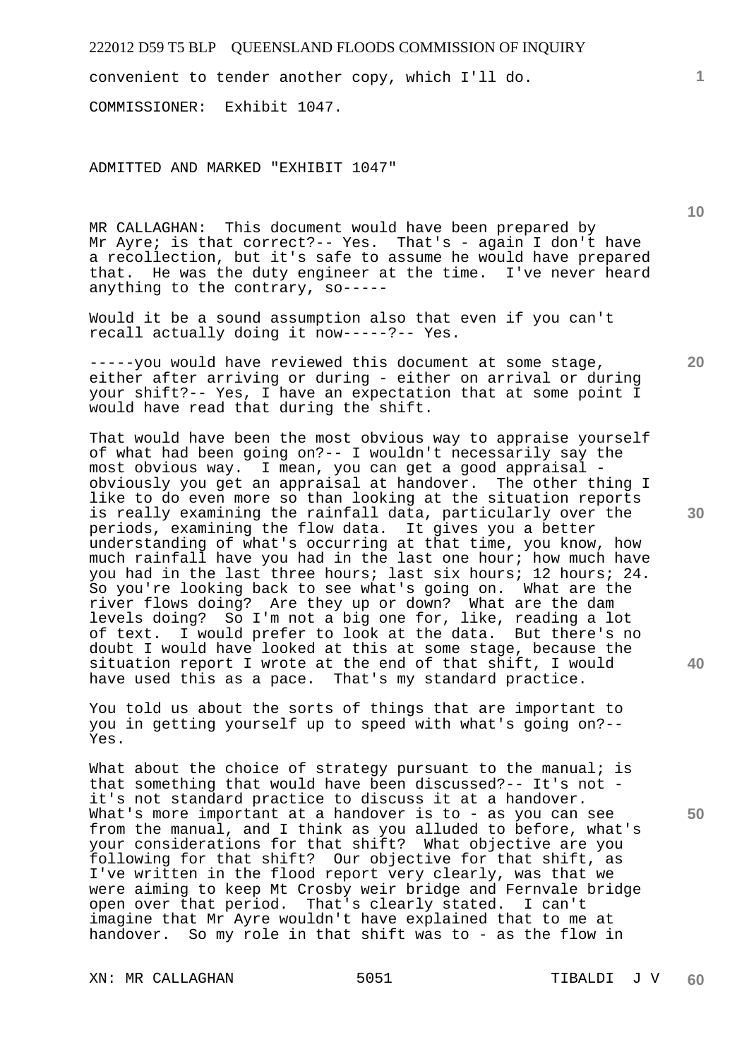convenient to tender another copy, which I'll do.

COMMISSIONER: Exhibit 1047.

ADMITTED AND MARKED "EXHIBIT 1047"

MR CALLAGHAN: This document would have been prepared by Mr Ayre; is that correct?-- Yes. That's - again I don't have a recollection, but it's safe to assume he would have prepared that. He was the duty engineer at the time. I've never heard anything to the contrary, so-----

Would it be a sound assumption also that even if you can't recall actually doing it now-----?-- Yes.

-----you would have reviewed this document at some stage, either after arriving or during - either on arrival or during your shift?-- Yes, I have an expectation that at some point I would have read that during the shift.

That would have been the most obvious way to appraise yourself of what had been going on?-- I wouldn't necessarily say the most obvious way. I mean, you can get a good appraisal - obviously you get an appraisal at handover. The other thing I like to do even more so than looking at the situation reports is really examining the rainfall data, particularly over the periods, examining the flow data. It gives you a better understanding of what's occurring at that time, you know, how much rainfall have you had in the last one hour; how much have you had in the last three hours; last six hours; 12 hours; 24. So you're looking back to see what's going on. What are the river flows doing? Are they up or down? What are the dam levels doing? So I'm not a big one for, like, reading a lot of text. I would prefer to look at the data. But there's no doubt I would have looked at this at some stage, because the situation report I wrote at the end of that shift, I would have used this as a pace. That's my standard practice.

You told us about the sorts of things that are important to you in getting yourself up to speed with what's going on?-- Yes.

What about the choice of strategy pursuant to the manual; is that something that would have been discussed?-- It's not - it's not standard practice to discuss it at a handover. What's more important at a handover is to - as you can see from the manual, and I think as you alluded to before, what's your considerations for that shift? What objective are you following for that shift? Our objective for that shift, as I've written in the flood report very clearly, was that we were aiming to keep Mt Crosby weir bridge and Fernvale bridge open over that period. That's clearly stated. I can't imagine that Mr Ayre wouldn't have explained that to me at handover. So my role in that shift was to - as the flow in

XN: MR CALLAGHAN 5051 TIBALDI J V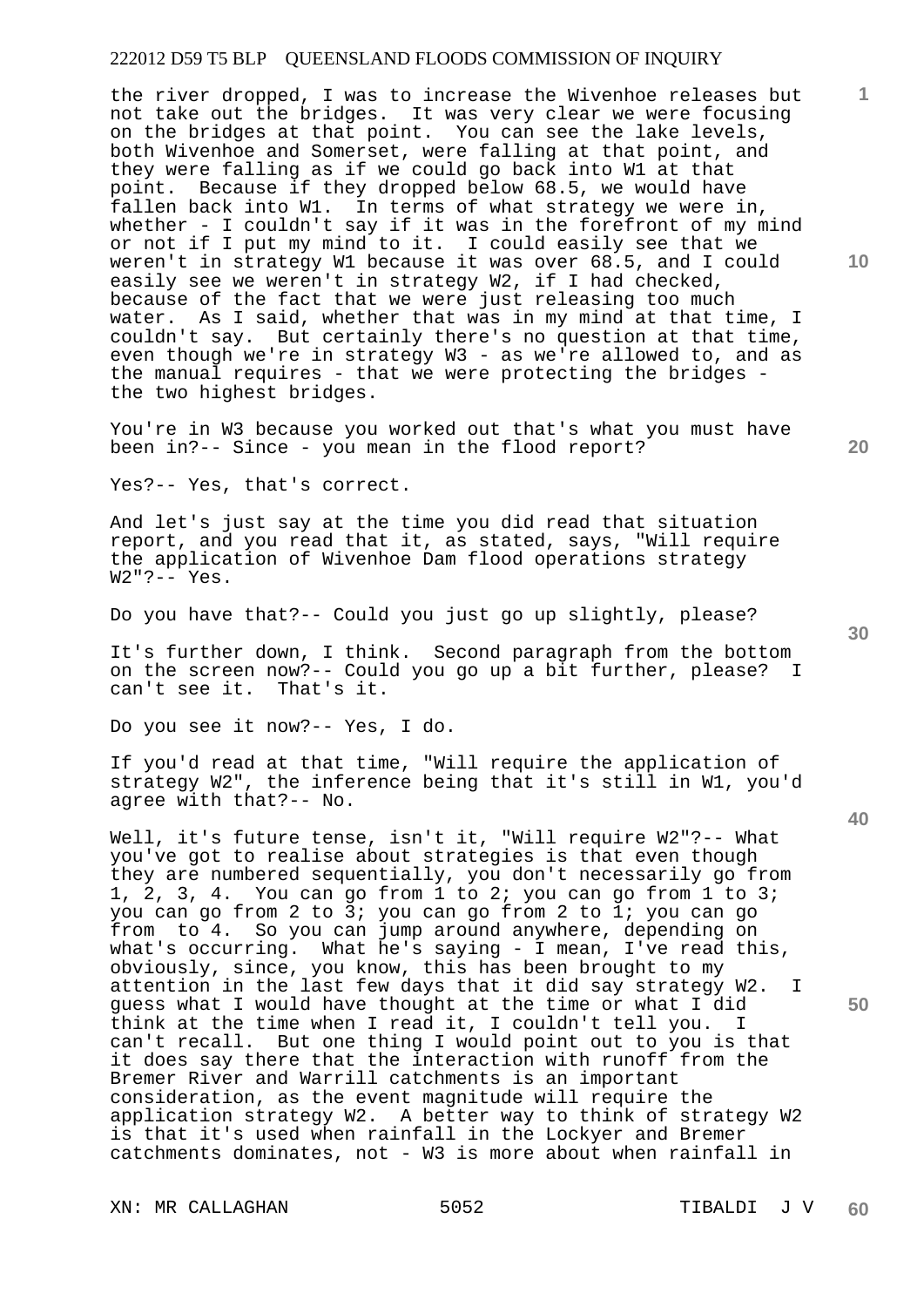the river dropped, I was to increase the Wivenhoe releases but not take out the bridges. It was very clear we were focusing on the bridges at that point. You can see the lake levels, both Wivenhoe and Somerset, were falling at that point, and they were falling as if we could go back into W1 at that point. Because if they dropped below 68.5, we would have fallen back into W1. In terms of what strategy we were in, whether - I couldn't say if it was in the forefront of my mind or not if I put my mind to it. I could easily see that we weren't in strategy W1 because it was over 68.5, and I could easily see we weren't in strategy W2, if I had checked, because of the fact that we were just releasing too much water. As I said, whether that was in my mind at that time, I couldn't say. But certainly there's no question at that time, even though we're in strategy W3 - as we're allowed to, and as the manual requires - that we were protecting the bridges - the two highest bridges.

You're in W3 because you worked out that's what you must have been in?-- Since - you mean in the flood report?

Yes?-- Yes, that's correct.

And let's just say at the time you did read that situation report, and you read that it, as stated, says, "Will require the application of Wivenhoe Dam flood operations strategy W2"?-- Yes.

Do you have that?-- Could you just go up slightly, please?

It's further down, I think. Second paragraph from the bottom on the screen now?-- Could you go up a bit further, please? I can't see it. That's it.

Do you see it now?-- Yes, I do.

If you'd read at that time, "Will require the application of strategy W2", the inference being that it's still in W1, you'd agree with that?-- No.

Well, it's future tense, isn't it, "Will require W2"?-- What you've got to realise about strategies is that even though they are numbered sequentially, you don't necessarily go from 1, 2, 3, 4. You can go from 1 to 2; you can go from 1 to 3; you can go from 2 to 3; you can go from 2 to 1; you can go from to 4. So you can jump around anywhere, depending on what's occurring. What he's saying - I mean, I've read this, obviously, since, you know, this has been brought to my attention in the last few days that it did say strategy W2. I guess what I would have thought at the time or what I did think at the time when I read it, I couldn't tell you. I can't recall. But one thing I would point out to you is that it does say there that the interaction with runoff from the Bremer River and Warrill catchments is an important consideration, as the event magnitude will require the application strategy W2. A better way to think of strategy W2 is that it's used when rainfall in the Lockyer and Bremer catchments dominates, not - W3 is more about when rainfall in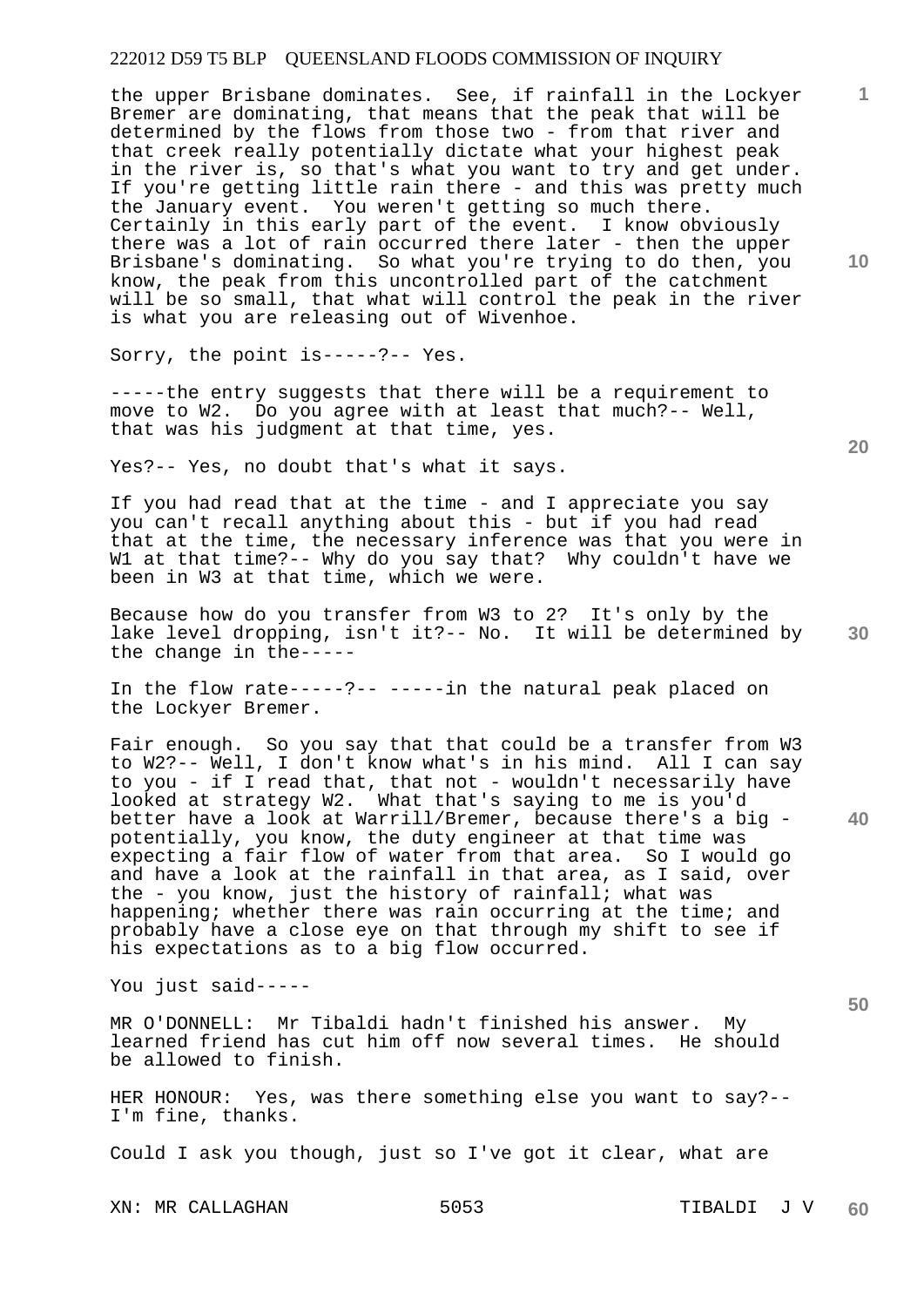the upper Brisbane dominates. See, if rainfall in the Lockyer Bremer are dominating, that means that the peak that will be determined by the flows from those two - from that river and that creek really potentially dictate what your highest peak in the river is, so that's what you want to try and get under. If you're getting little rain there - and this was pretty much the January event. You weren't getting so much there. Certainly in this early part of the event. I know obviously there was a lot of rain occurred there later - then the upper Brisbane's dominating. So what you're trying to do then, you know, the peak from this uncontrolled part of the catchment will be so small, that what will control the peak in the river is what you are releasing out of Wivenhoe.

Sorry, the point is-----?-- Yes.

-----the entry suggests that there will be a requirement to move to W2. Do you agree with at least that much?-- Well, that was his judgment at that time, yes.

Yes?-- Yes, no doubt that's what it says.

If you had read that at the time - and I appreciate you say you can't recall anything about this - but if you had read that at the time, the necessary inference was that you were in W1 at that time?-- Why do you say that? Why couldn't have we been in W3 at that time, which we were.

Because how do you transfer from W3 to 2? It's only by the lake level dropping, isn't it?-- No. It will be determined by the change in the-----

In the flow rate-----?-- -----in the natural peak placed on the Lockyer Bremer.

Fair enough. So you say that that could be a transfer from W3 to W2?-- Well, I don't know what's in his mind. All I can say to you - if I read that, that not - wouldn't necessarily have looked at strategy W2. What that's saying to me is you'd better have a look at Warrill/Bremer, because there's a big - potentially, you know, the duty engineer at that time was expecting a fair flow of water from that area. So I would go and have a look at the rainfall in that area, as I said, over the - you know, just the history of rainfall; what was happening; whether there was rain occurring at the time; and probably have a close eye on that through my shift to see if his expectations as to a big flow occurred.

You just said-----

MR O'DONNELL: Mr Tibaldi hadn't finished his answer. My learned friend has cut him off now several times. He should be allowed to finish.

HER HONOUR: Yes, was there something else you want to say?-- I'm fine, thanks.

Could I ask you though, just so I've got it clear, what are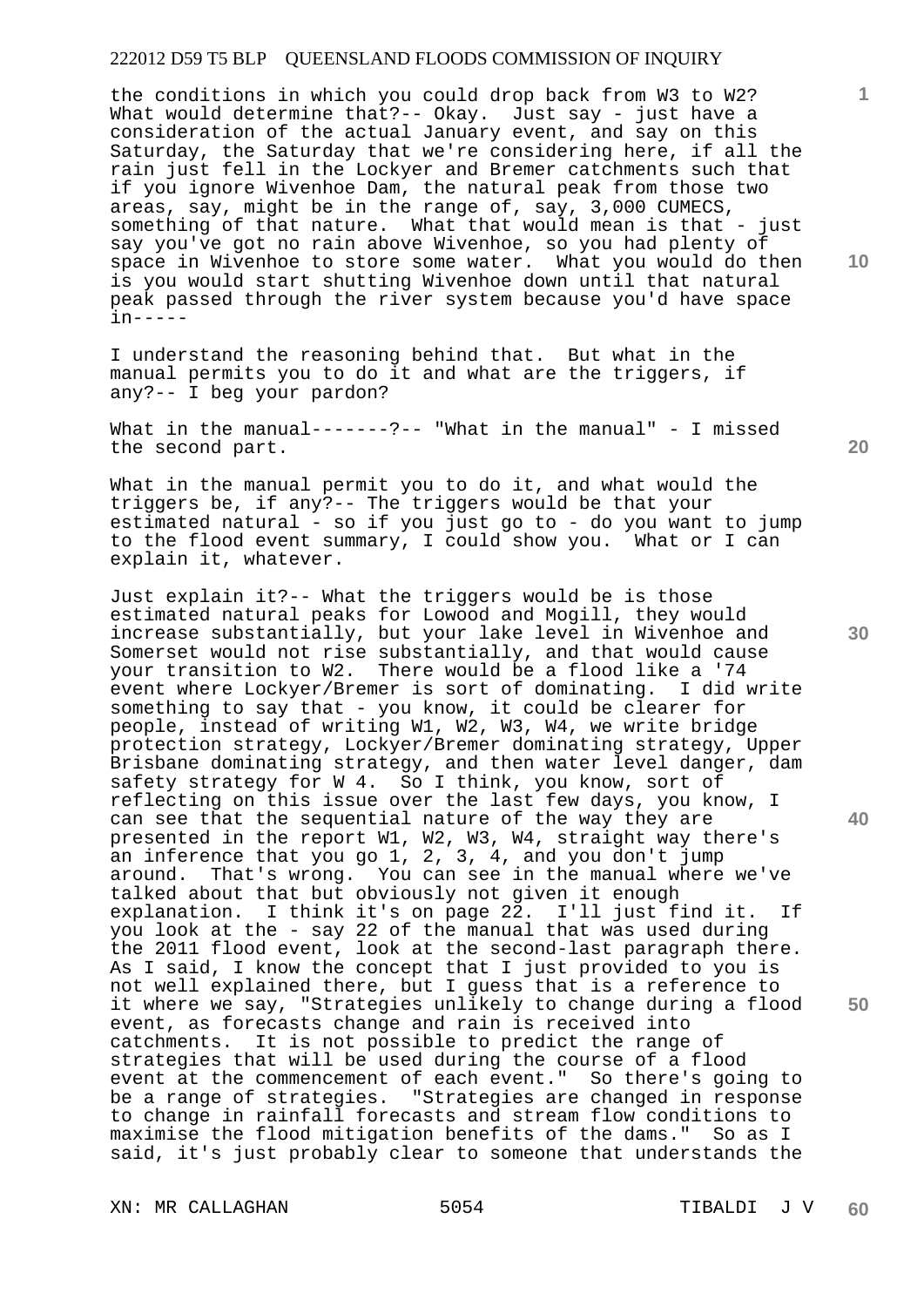the conditions in which you could drop back from W3 to W2? What would determine that?-- Okay. Just say - just have a consideration of the actual January event, and say on this Saturday, the Saturday that we're considering here, if all the rain just fell in the Lockyer and Bremer catchments such that if you ignore Wivenhoe Dam, the natural peak from those two areas, say, might be in the range of, say, 3,000 CUMECS, something of that nature. What that would mean is that - just say you've got no rain above Wivenhoe, so you had plenty of space in Wivenhoe to store some water. What you would do then is you would start shutting Wivenhoe down until that natural peak passed through the river system because you'd have space in-----

I understand the reasoning behind that. But what in the manual permits you to do it and what are the triggers, if any?-- I beg your pardon?

What in the manual-------?-- "What in the manual" - I missed the second part.

What in the manual permit you to do it, and what would the triggers be, if any?-- The triggers would be that your estimated natural - so if you just go to - do you want to jump to the flood event summary, I could show you. What or I can explain it, whatever.

Just explain it?-- What the triggers would be is those estimated natural peaks for Lowood and Mogill, they would increase substantially, but your lake level in Wivenhoe and Somerset would not rise substantially, and that would cause your transition to W2. There would be a flood like a '74 event where Lockyer/Bremer is sort of dominating. I did write something to say that - you know, it could be clearer for people, instead of writing W1, W2, W3, W4, we write bridge protection strategy, Lockyer/Bremer dominating strategy, Upper Brisbane dominating strategy, and then water level danger, dam safety strategy for W 4. So I think, you know, sort of reflecting on this issue over the last few days, you know, I can see that the sequential nature of the way they are presented in the report W1, W2, W3, W4, straight way there's an inference that you go 1, 2, 3, 4, and you don't jump around. That's wrong. You can see in the manual where we've talked about that but obviously not given it enough explanation. I think it's on page 22. I'll just find it. If you look at the - say 22 of the manual that was used during the 2011 flood event, look at the second-last paragraph there. As I said, I know the concept that I just provided to you is not well explained there, but I guess that is a reference to it where we say, "Strategies unlikely to change during a flood event, as forecasts change and rain is received into catchments. It is not possible to predict the range of strategies that will be used during the course of a flood event at the commencement of each event." So there's going to be a range of strategies. "Strategies are changed in response to change in rainfall forecasts and stream flow conditions to maximise the flood mitigation benefits of the dams." So as I said, it's just probably clear to someone that understands the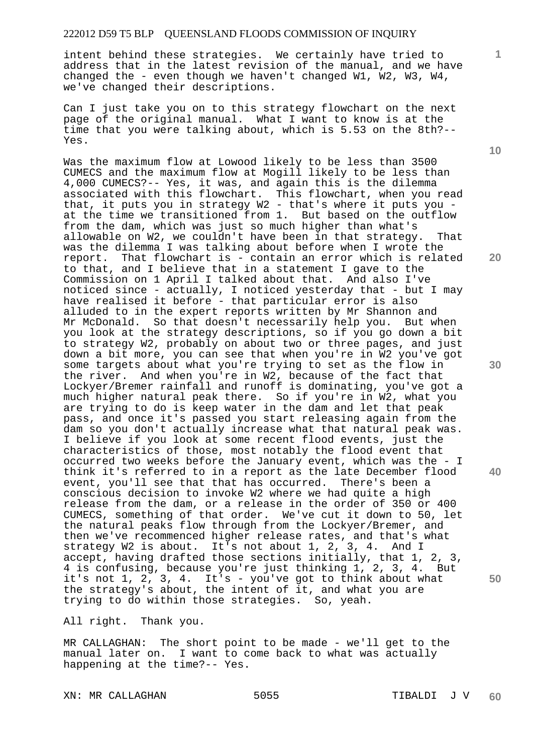intent behind these strategies. We certainly have tried to address that in the latest revision of the manual, and we have changed the - even though we haven't changed W1, W2, W3, W4, we've changed their descriptions.

Can I just take you on to this strategy flowchart on the next page of the original manual. What I want to know is at the time that you were talking about, which is 5.53 on the 8th?-- Yes.

Was the maximum flow at Lowood likely to be less than 3500 CUMECS and the maximum flow at Mogill likely to be less than 4,000 CUMECS?-- Yes, it was, and again this is the dilemma associated with this flowchart. This flowchart, when you read that, it puts you in strategy W2 - that's where it puts you - at the time we transitioned from 1. But based on the outflow from the dam, which was just so much higher than what's allowable on W2, we couldn't have been in that strategy. That was the dilemma I was talking about before when I wrote the report. That flowchart is - contain an error which is related to that, and I believe that in a statement I gave to the Commission on 1 April I talked about that. And also I've noticed since - actually, I noticed yesterday that - but I may have realised it before - that particular error is also alluded to in the expert reports written by Mr Shannon and Mr McDonald. So that doesn't necessarily help you. But when you look at the strategy descriptions, so if you go down a bit to strategy W2, probably on about two or three pages, and just down a bit more, you can see that when you're in W2 you've got some targets about what you're trying to set as the flow in the river. And when you're in W2, because of the fact that Lockyer/Bremer rainfall and runoff is dominating, you've got a much higher natural peak there. So if you're in W2, what you are trying to do is keep water in the dam and let that peak pass, and once it's passed you start releasing again from the dam so you don't actually increase what that natural peak was. I believe if you look at some recent flood events, just the characteristics of those, most notably the flood event that occurred two weeks before the January event, which was the - I think it's referred to in a report as the late December flood event, you'll see that that has occurred. There's been a conscious decision to invoke W2 where we had quite a high release from the dam, or a release in the order of 350 or 400 CUMECS, something of that order. We've cut it down to 50, let the natural peaks flow through from the Lockyer/Bremer, and then we've recommenced higher release rates, and that's what strategy W2 is about. It's not about 1, 2, 3, 4. And I accept, having drafted those sections initially, that 1, 2, 3, 4 is confusing, because you're just thinking 1, 2, 3, 4. But it's not 1, 2, 3, 4. It's - you've got to think about what the strategy's about, the intent of it, and what you are trying to do within those strategies. So, yeah.

All right. Thank you.

MR CALLAGHAN: The short point to be made - we'll get to the manual later on. I want to come back to what was actually happening at the time?-- Yes.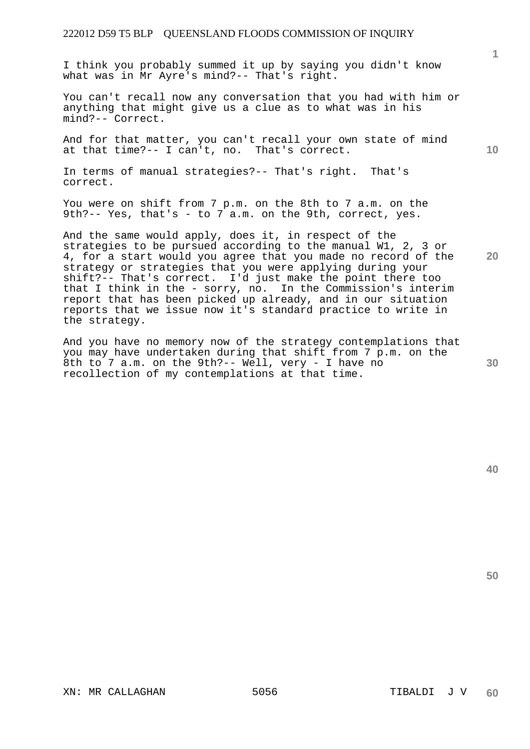I think you probably summed it up by saying you didn't know what was in Mr Ayre's mind?-- That's right.

You can't recall now any conversation that you had with him or anything that might give us a clue as to what was in his mind?-- Correct.

And for that matter, you can't recall your own state of mind at that time?-- I can't, no. That's correct.

In terms of manual strategies?-- That's right. That's correct.

You were on shift from 7 p.m. on the 8th to 7 a.m. on the 9th?-- Yes, that's - to 7 a.m. on the 9th, correct, yes.

And the same would apply, does it, in respect of the strategies to be pursued according to the manual W1, 2, 3 or 4, for a start would you agree that you made no record of the strategy or strategies that you were applying during your shift?-- That's correct. I'd just make the point there too that I think in the - sorry, no. In the Commission's interim report that has been picked up already, and in our situation reports that we issue now it's standard practice to write in the strategy.

And you have no memory now of the strategy contemplations that you may have undertaken during that shift from 7 p.m. on the 8th to 7 a.m. on the 9th?-- Well, very - I have no recollection of my contemplations at that time.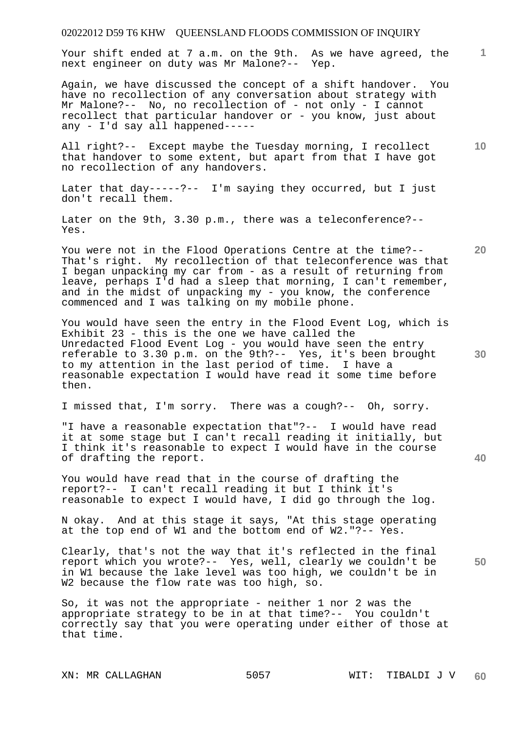Your shift ended at 7 a.m. on the 9th. As we have agreed, the next engineer on duty was Mr Malone?-- Yep.

Again, we have discussed the concept of a shift handover. You have no recollection of any conversation about strategy with Mr Malone?-- No, no recollection of - not only - I cannot recollect that particular handover or - you know, just about any - I'd say all happened-----

All right?-- Except maybe the Tuesday morning, I recollect that handover to some extent, but apart from that I have got no recollection of any handovers.

Later that day-----?-- I'm saying they occurred, but I just don't recall them.

Later on the 9th, 3.30 p.m., there was a teleconference?-- Yes.

You were not in the Flood Operations Centre at the time?-- That's right. My recollection of that teleconference was that I began unpacking my car from - as a result of returning from leave, perhaps I'd had a sleep that morning, I can't remember, and in the midst of unpacking my - you know, the conference commenced and I was talking on my mobile phone.

You would have seen the entry in the Flood Event Log, which is Exhibit 23 - this is the one we have called the Unredacted Flood Event Log - you would have seen the entry referable to 3.30 p.m. on the 9th?-- Yes, it's been brought to my attention in the last period of time. I have a reasonable expectation I would have read it some time before then.

I missed that, I'm sorry. There was a cough?-- Oh, sorry.

"I have a reasonable expectation that"?-- I would have read it at some stage but I can't recall reading it initially, but I think it's reasonable to expect I would have in the course of drafting the report.

You would have read that in the course of drafting the report?-- I can't recall reading it but I think it's reasonable to expect I would have, I did go through the log.

N okay. And at this stage it says, "At this stage operating at the top end of W1 and the bottom end of W2."?-- Yes.

Clearly, that's not the way that it's reflected in the final report which you wrote?-- Yes, well, clearly we couldn't be in W1 because the lake level was too high, we couldn't be in W2 because the flow rate was too high, so.

So, it was not the appropriate - neither 1 nor 2 was the appropriate strategy to be in at that time?-- You couldn't correctly say that you were operating under either of those at that time.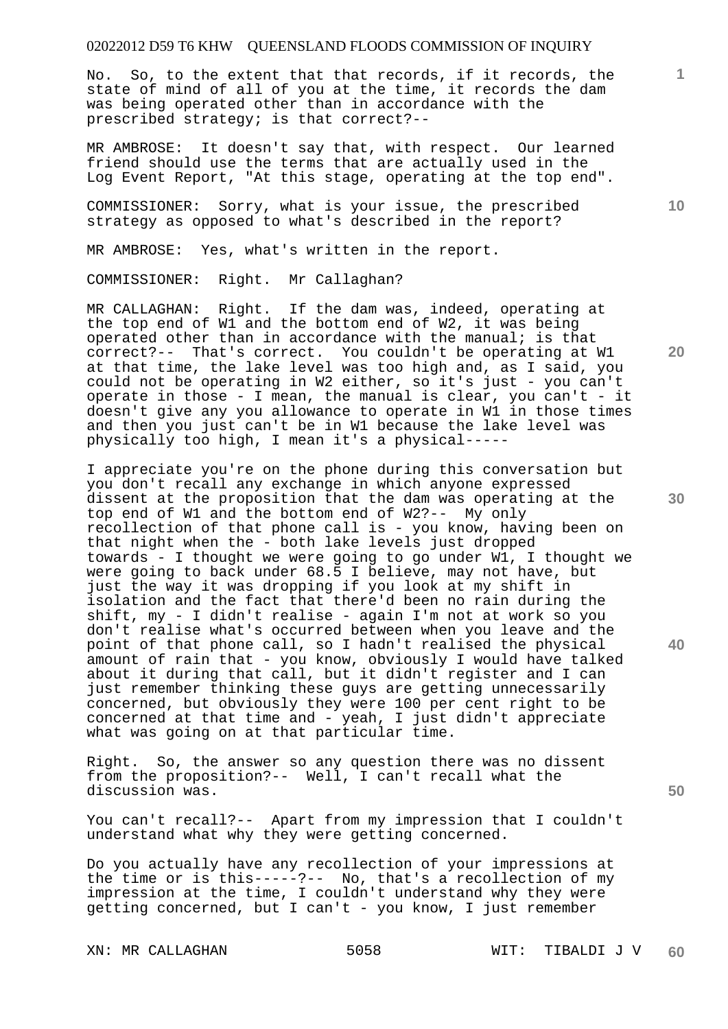No. So, to the extent that that records, if it records, the state of mind of all of you at the time, it records the dam was being operated other than in accordance with the prescribed strategy; is that correct?--

MR AMBROSE: It doesn't say that, with respect. Our learned friend should use the terms that are actually used in the Log Event Report, "At this stage, operating at the top end".

COMMISSIONER: Sorry, what is your issue, the prescribed strategy as opposed to what's described in the report?

MR AMBROSE: Yes, what's written in the report.

COMMISSIONER: Right. Mr Callaghan?

MR CALLAGHAN: Right. If the dam was, indeed, operating at the top end of W1 and the bottom end of W2, it was being operated other than in accordance with the manual; is that correct?-- That's correct. You couldn't be operating at W1 at that time, the lake level was too high and, as I said, you could not be operating in W2 either, so it's just - you can't operate in those - I mean, the manual is clear, you can't - it doesn't give any you allowance to operate in W1 in those times and then you just can't be in W1 because the lake level was physically too high, I mean it's a physical-----

I appreciate you're on the phone during this conversation but you don't recall any exchange in which anyone expressed dissent at the proposition that the dam was operating at the top end of W1 and the bottom end of W2?-- My only recollection of that phone call is - you know, having been on that night when the - both lake levels just dropped towards - I thought we were going to go under W1, I thought we were going to back under 68.5 I believe, may not have, but just the way it was dropping if you look at my shift in isolation and the fact that there'd been no rain during the shift, my - I didn't realise - again I'm not at work so you don't realise what's occurred between when you leave and the point of that phone call, so I hadn't realised the physical amount of rain that - you know, obviously I would have talked about it during that call, but it didn't register and I can just remember thinking these guys are getting unnecessarily concerned, but obviously they were 100 per cent right to be concerned at that time and - yeah, I just didn't appreciate what was going on at that particular time.

Right. So, the answer so any question there was no dissent from the proposition?-- Well, I can't recall what the discussion was.

You can't recall?-- Apart from my impression that I couldn't understand what why they were getting concerned.

Do you actually have any recollection of your impressions at the time or is this-----?-- No, that's a recollection of my impression at the time, I couldn't understand why they were getting concerned, but I can't - you know, I just remember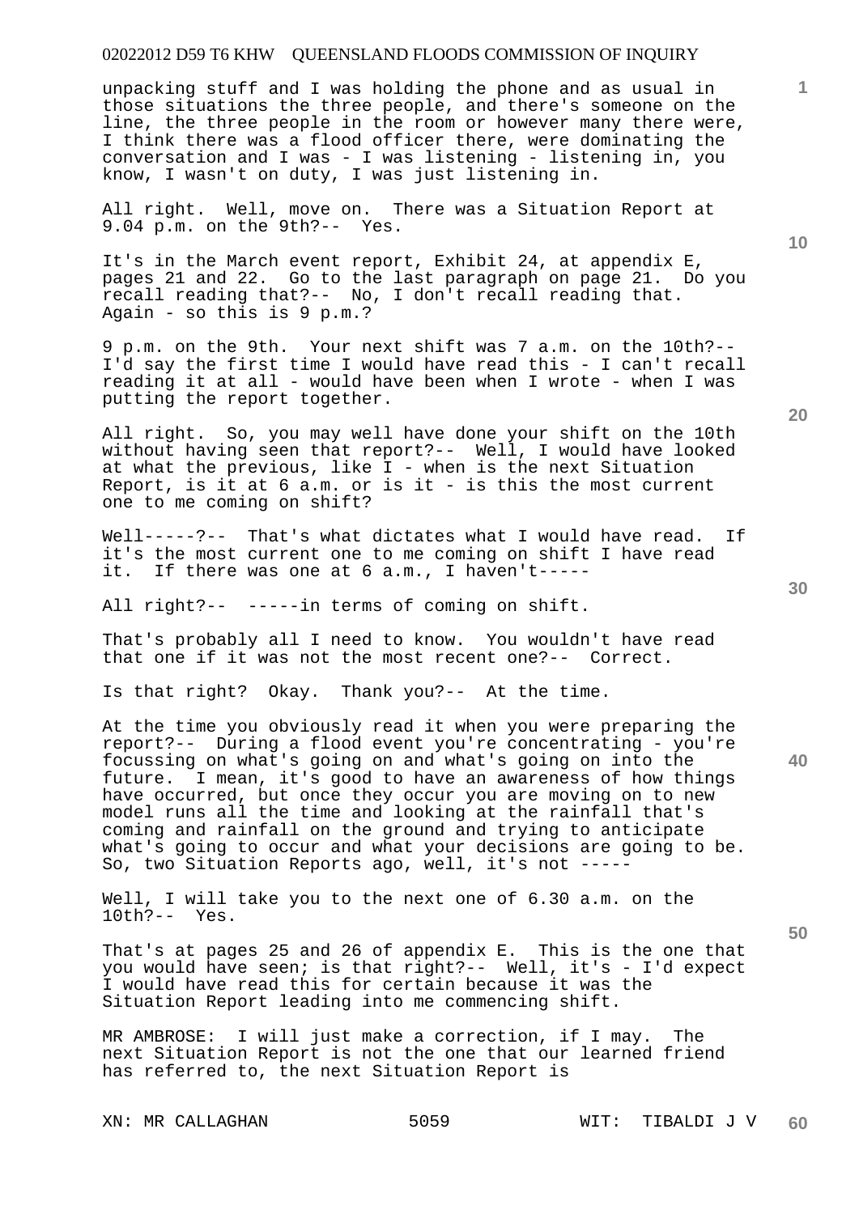unpacking stuff and I was holding the phone and as usual in those situations the three people, and there's someone on the line, the three people in the room or however many there were, I think there was a flood officer there, were dominating the conversation and I was - I was listening - listening in, you know, I wasn't on duty, I was just listening in.

All right. Well, move on. There was a Situation Report at 9.04 p.m. on the 9th?-- Yes.

It's in the March event report, Exhibit 24, at appendix E, pages 21 and 22. Go to the last paragraph on page 21. Do you recall reading that?-- No, I don't recall reading that. Again - so this is 9 p.m.?

9 p.m. on the 9th. Your next shift was 7 a.m. on the 10th?-- I'd say the first time I would have read this - I can't recall reading it at all - would have been when I wrote - when I was putting the report together.

All right. So, you may well have done your shift on the 10th without having seen that report?-- Well, I would have looked at what the previous, like I - when is the next Situation Report, is it at 6 a.m. or is it - is this the most current one to me coming on shift?

Well-----?-- That's what dictates what I would have read. If it's the most current one to me coming on shift I have read it. If there was one at 6 a.m., I haven't-----

All right?-- -----in terms of coming on shift.

That's probably all I need to know. You wouldn't have read that one if it was not the most recent one?-- Correct.

Is that right? Okay. Thank you?-- At the time.

At the time you obviously read it when you were preparing the report?-- During a flood event you're concentrating - you're focussing on what's going on and what's going on into the future. I mean, it's good to have an awareness of how things have occurred, but once they occur you are moving on to new model runs all the time and looking at the rainfall that's coming and rainfall on the ground and trying to anticipate what's going to occur and what your decisions are going to be. So, two Situation Reports ago, well, it's not -----

Well, I will take you to the next one of 6.30 a.m. on the 10th?-- Yes.

That's at pages 25 and 26 of appendix E. This is the one that you would have seen; is that right?-- Well, it's - I'd expect I would have read this for certain because it was the Situation Report leading into me commencing shift.

MR AMBROSE: I will just make a correction, if I may. The next Situation Report is not the one that our learned friend has referred to, the next Situation Report is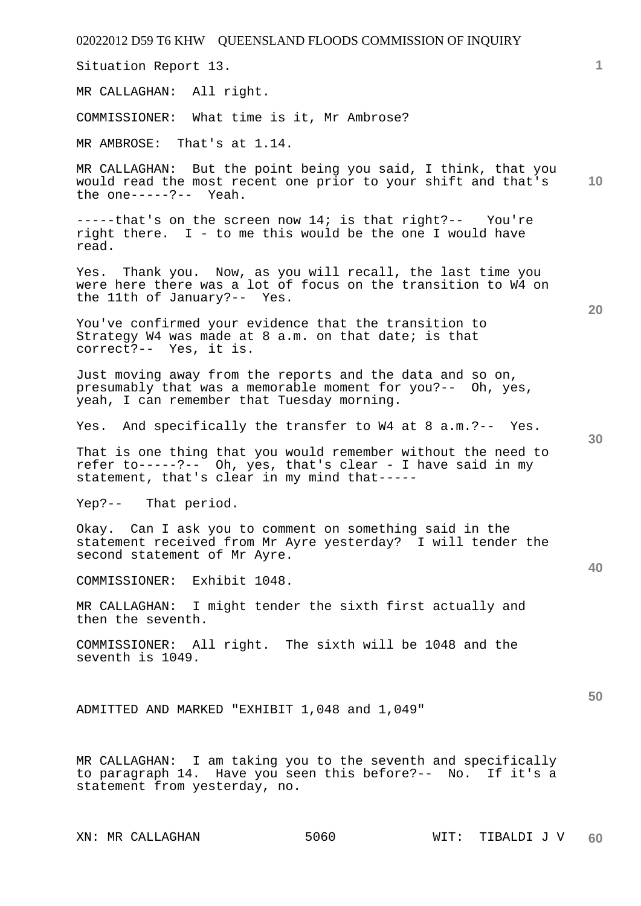Situation Report 13.

MR CALLAGHAN: All right.

COMMISSIONER: What time is it, Mr Ambrose?

MR AMBROSE: That's at 1.14.

MR CALLAGHAN: But the point being you said, I think, that you would read the most recent one prior to your shift and that's the one-----?-- Yeah.

-----that's on the screen now 14; is that right?-- You're right there. I - to me this would be the one I would have read.

Yes. Thank you. Now, as you will recall, the last time you were here there was a lot of focus on the transition to W4 on the 11th of January?-- Yes.

You've confirmed your evidence that the transition to Strategy W4 was made at 8 a.m. on that date; is that correct?-- Yes, it is.

Just moving away from the reports and the data and so on, presumably that was a memorable moment for you?-- Oh, yes, yeah, I can remember that Tuesday morning.

Yes. And specifically the transfer to W4 at 8 a.m.?-- Yes.

That is one thing that you would remember without the need to refer to-----?-- Oh, yes, that's clear - I have said in my statement, that's clear in my mind that-----

Yep?-- That period.

Okay. Can I ask you to comment on something said in the statement received from Mr Ayre yesterday? I will tender the second statement of Mr Ayre.

COMMISSIONER: Exhibit 1048.

MR CALLAGHAN: I might tender the sixth first actually and then the seventh.

COMMISSIONER: All right. The sixth will be 1048 and the seventh is 1049.

ADMITTED AND MARKED "EXHIBIT 1,048 and 1,049"

MR CALLAGHAN: I am taking you to the seventh and specifically to paragraph 14. Have you seen this before?-- No. If it's a statement from yesterday, no.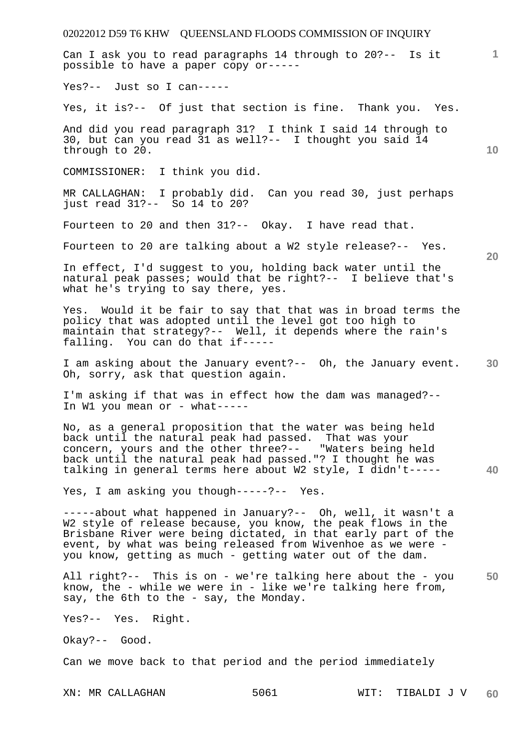Can I ask you to read paragraphs 14 through to 20?-- Is it possible to have a paper copy or-----

Yes?-- Just so I can-----

Yes, it is?-- Of just that section is fine. Thank you. Yes.

And did you read paragraph 31? I think I said 14 through to 30, but can you read 31 as well?-- I thought you said 14 through to 20.

COMMISSIONER: I think you did.

MR CALLAGHAN: I probably did. Can you read 30, just perhaps just read 31?-- So 14 to 20?

Fourteen to 20 and then 31?-- Okay. I have read that.

Fourteen to 20 are talking about a W2 style release?-- Yes.

In effect, I'd suggest to you, holding back water until the natural peak passes; would that be right?-- I believe that's what he's trying to say there, yes.

Yes. Would it be fair to say that that was in broad terms the policy that was adopted until the level got too high to maintain that strategy?-- Well, it depends where the rain's falling. You can do that if-----

I am asking about the January event?-- Oh, the January event. Oh, sorry, ask that question again.

I'm asking if that was in effect how the dam was managed?-- In W1 you mean or - what-----

No, as a general proposition that the water was being held back until the natural peak had passed. That was your concern, yours and the other three?-- "Waters being held back until the natural peak had passed."? I thought he was talking in general terms here about W2 style, I didn't-----

Yes, I am asking you though-----?-- Yes.

-----about what happened in January?-- Oh, well, it wasn't a W2 style of release because, you know, the peak flows in the Brisbane River were being dictated, in that early part of the event, by what was being released from Wivenhoe as we were - you know, getting as much - getting water out of the dam.

All right?-- This is on - we're talking here about the - you know, the - while we were in - like we're talking here from, say, the 6th to the - say, the Monday.

Yes?-- Yes. Right.

Okay?-- Good.

Can we move back to that period and the period immediately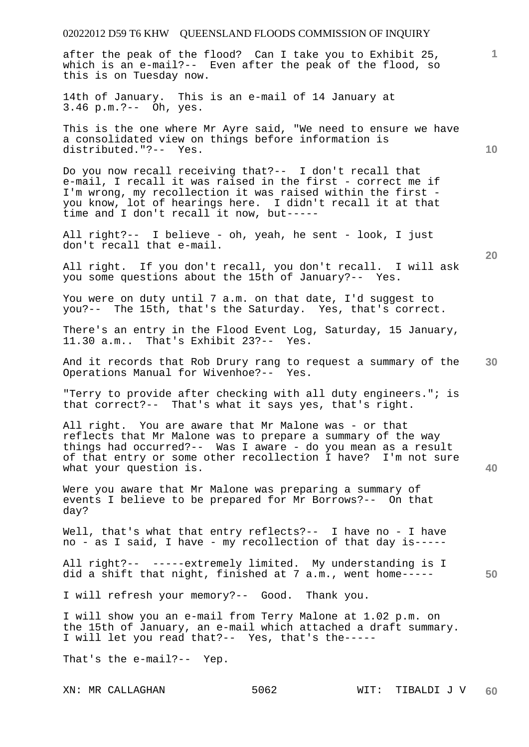after the peak of the flood? Can I take you to Exhibit 25, which is an e-mail?-- Even after the peak of the flood, so this is on Tuesday now.

14th of January. This is an e-mail of 14 January at 3.46 p.m.?-- Oh, yes.

This is the one where Mr Ayre said, "We need to ensure we have a consolidated view on things before information is distributed."?-- Yes.

Do you now recall receiving that?-- I don't recall that e-mail, I recall it was raised in the first - correct me if I'm wrong, my recollection it was raised within the first - you know, lot of hearings here. I didn't recall it at that time and I don't recall it now, but-----

All right?-- I believe - oh, yeah, he sent - look, I just don't recall that e-mail.

All right. If you don't recall, you don't recall. I will ask you some questions about the 15th of January?-- Yes.

You were on duty until 7 a.m. on that date, I'd suggest to you?-- The 15th, that's the Saturday. Yes, that's correct.

There's an entry in the Flood Event Log, Saturday, 15 January, 11.30 a.m.. That's Exhibit 23?-- Yes.

And it records that Rob Drury rang to request a summary of the Operations Manual for Wivenhoe?-- Yes.

"Terry to provide after checking with all duty engineers."; is that correct?-- That's what it says yes, that's right.

All right. You are aware that Mr Malone was - or that reflects that Mr Malone was to prepare a summary of the way things had occurred?-- Was I aware - do you mean as a result of that entry or some other recollection I have? I'm not sure what your question is.

Were you aware that Mr Malone was preparing a summary of events I believe to be prepared for Mr Borrows?-- On that day?

Well, that's what that entry reflects?-- I have no - I have no - as I said, I have - my recollection of that day is-----

All right?-- -----extremely limited. My understanding is I did a shift that night, finished at 7 a.m., went home-----

I will refresh your memory?-- Good. Thank you.

I will show you an e-mail from Terry Malone at 1.02 p.m. on the 15th of January, an e-mail which attached a draft summary. I will let you read that?-- Yes, that's the-----

That's the e-mail?-- Yep.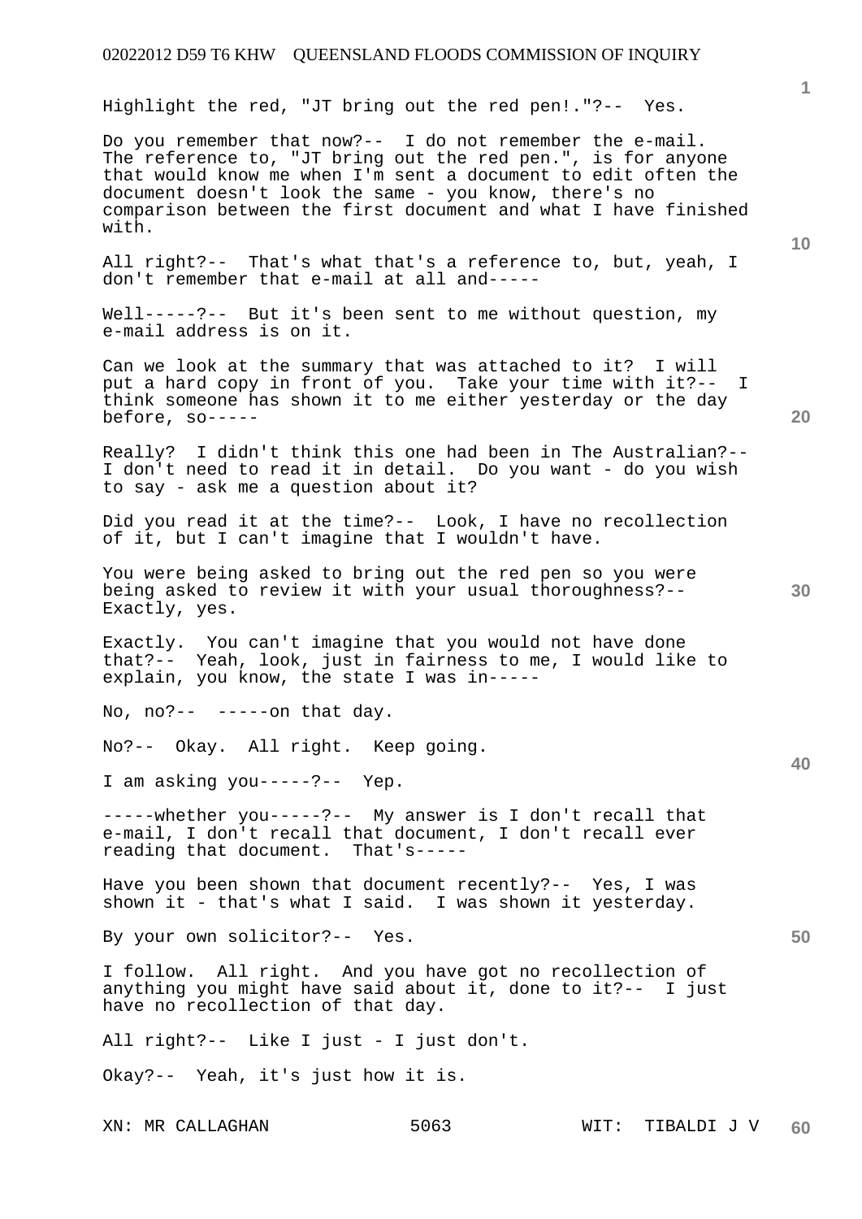Highlight the red, "JT bring out the red pen!."?-- Yes.

Do you remember that now?-- I do not remember the e-mail. The reference to, "JT bring out the red pen.", is for anyone that would know me when I'm sent a document to edit often the document doesn't look the same - you know, there's no comparison between the first document and what I have finished with.

All right?-- That's what that's a reference to, but, yeah, I don't remember that e-mail at all and-----

Well-----?-- But it's been sent to me without question, my e-mail address is on it.

Can we look at the summary that was attached to it? I will put a hard copy in front of you. Take your time with it?-- I think someone has shown it to me either yesterday or the day before, so-----

Really? I didn't think this one had been in The Australian?-- I don't need to read it in detail. Do you want - do you wish to say - ask me a question about it?

Did you read it at the time?-- Look, I have no recollection of it, but I can't imagine that I wouldn't have.

You were being asked to bring out the red pen so you were being asked to review it with your usual thoroughness?-- Exactly, yes.

Exactly. You can't imagine that you would not have done that?-- Yeah, look, just in fairness to me, I would like to explain, you know, the state I was in-----

No, no?-- -----on that day.

No?-- Okay. All right. Keep going.

I am asking you-----?-- Yep.

-----whether you-----?-- My answer is I don't recall that e-mail, I don't recall that document, I don't recall ever reading that document. That's-----

Have you been shown that document recently?-- Yes, I was shown it - that's what I said. I was shown it yesterday.

By your own solicitor?-- Yes.

I follow. All right. And you have got no recollection of anything you might have said about it, done to it?-- I just have no recollection of that day.

All right?-- Like I just - I just don't.

Okay?-- Yeah, it's just how it is.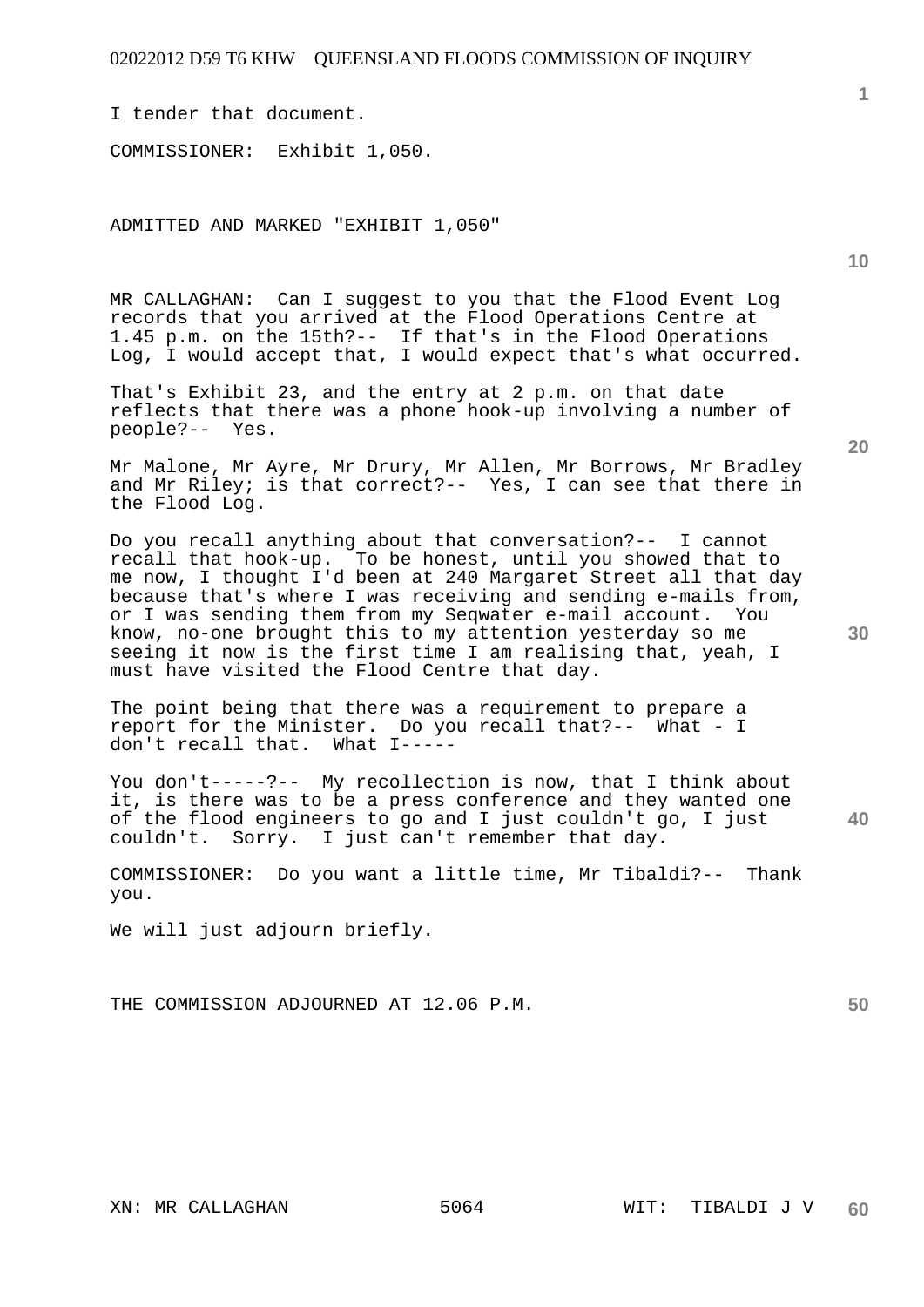I tender that document.

COMMISSIONER: Exhibit 1,050.

ADMITTED AND MARKED "EXHIBIT 1,050"

MR CALLAGHAN: Can I suggest to you that the Flood Event Log records that you arrived at the Flood Operations Centre at 1.45 p.m. on the 15th?-- If that's in the Flood Operations Log, I would accept that, I would expect that's what occurred.

That's Exhibit 23, and the entry at 2 p.m. on that date reflects that there was a phone hook-up involving a number of people?-- Yes.

Mr Malone, Mr Ayre, Mr Drury, Mr Allen, Mr Borrows, Mr Bradley and Mr Riley; is that correct?-- Yes, I can see that there in the Flood Log.

Do you recall anything about that conversation?-- I cannot recall that hook-up. To be honest, until you showed that to me now, I thought I'd been at 240 Margaret Street all that day because that's where I was receiving and sending e-mails from, or I was sending them from my Seqwater e-mail account. You know, no-one brought this to my attention yesterday so me seeing it now is the first time I am realising that, yeah, I must have visited the Flood Centre that day.

The point being that there was a requirement to prepare a report for the Minister. Do you recall that?-- What - I don't recall that. What I-----

You don't-----?-- My recollection is now, that I think about it, is there was to be a press conference and they wanted one of the flood engineers to go and I just couldn't go, I just couldn't. Sorry. I just can't remember that day.

COMMISSIONER: Do you want a little time, Mr Tibaldi?-- Thank you.

We will just adjourn briefly.

THE COMMISSION ADJOURNED AT 12.06 P.M.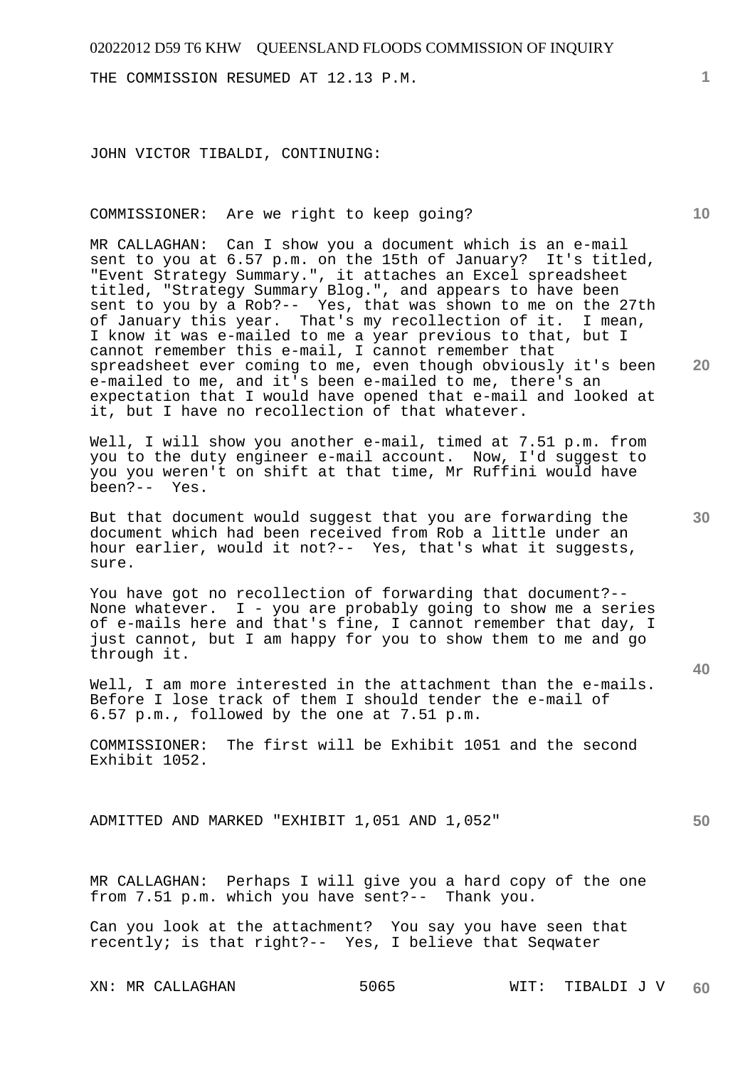THE COMMISSION RESUMED AT 12.13 P.M.

JOHN VICTOR TIBALDI, CONTINUING:

COMMISSIONER: Are we right to keep going?

MR CALLAGHAN: Can I show you a document which is an e-mail sent to you at 6.57 p.m. on the 15th of January? It's titled, "Event Strategy Summary.", it attaches an Excel spreadsheet titled, "Strategy Summary Blog.", and appears to have been sent to you by a Rob?-- Yes, that was shown to me on the 27th of January this year. That's my recollection of it. I mean, I know it was e-mailed to me a year previous to that, but I cannot remember this e-mail, I cannot remember that spreadsheet ever coming to me, even though obviously it's been e-mailed to me, and it's been e-mailed to me, there's an expectation that I would have opened that e-mail and looked at it, but I have no recollection of that whatever.

Well, I will show you another e-mail, timed at 7.51 p.m. from you to the duty engineer e-mail account. Now, I'd suggest to you you weren't on shift at that time, Mr Ruffini would have been?-- Yes.

But that document would suggest that you are forwarding the document which had been received from Rob a little under an hour earlier, would it not?-- Yes, that's what it suggests, sure.

You have got no recollection of forwarding that document?-- None whatever. I - you are probably going to show me a series of e-mails here and that's fine, I cannot remember that day, I just cannot, but I am happy for you to show them to me and go through it.

Well, I am more interested in the attachment than the e-mails. Before I lose track of them I should tender the e-mail of 6.57 p.m., followed by the one at 7.51 p.m.

COMMISSIONER: The first will be Exhibit 1051 and the second Exhibit 1052.

ADMITTED AND MARKED "EXHIBIT 1,051 AND 1,052"

MR CALLAGHAN: Perhaps I will give you a hard copy of the one from 7.51 p.m. which you have sent?-- Thank you.

Can you look at the attachment? You say you have seen that recently; is that right?-- Yes, I believe that Seqwater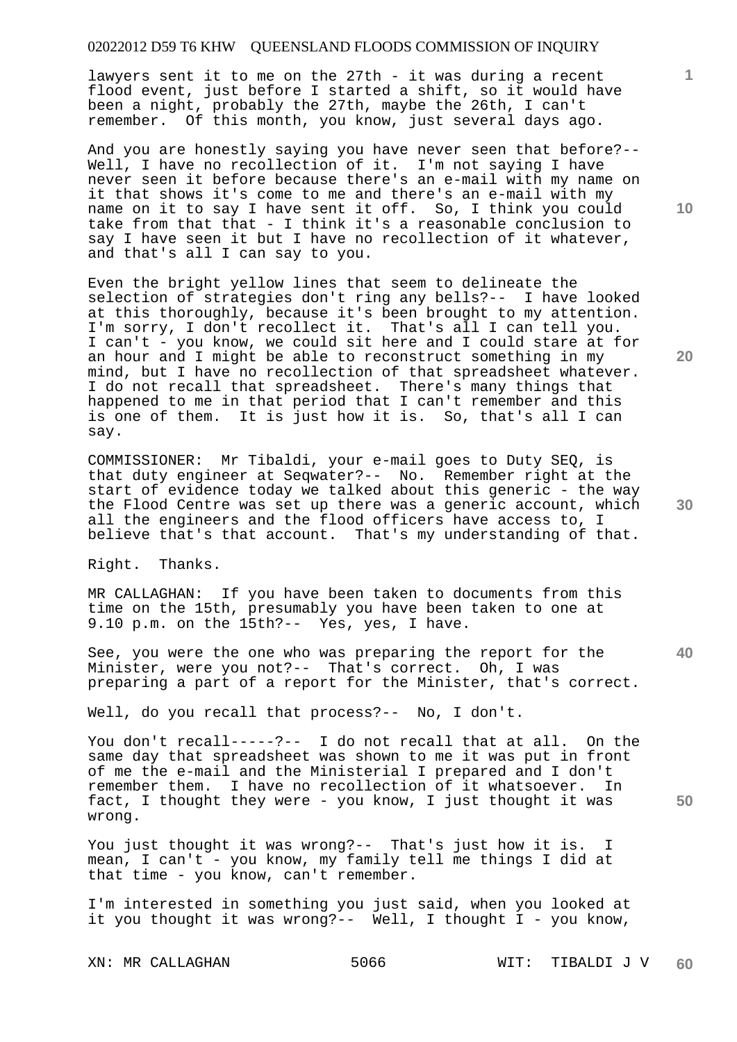lawyers sent it to me on the 27th - it was during a recent flood event, just before I started a shift, so it would have been a night, probably the 27th, maybe the 26th, I can't remember. Of this month, you know, just several days ago.

And you are honestly saying you have never seen that before?-- Well, I have no recollection of it. I'm not saying I have never seen it before because there's an e-mail with my name on it that shows it's come to me and there's an e-mail with my name on it to say I have sent it off. So, I think you could take from that that - I think it's a reasonable conclusion to say I have seen it but I have no recollection of it whatever, and that's all I can say to you.

Even the bright yellow lines that seem to delineate the selection of strategies don't ring any bells?-- I have looked at this thoroughly, because it's been brought to my attention. I'm sorry, I don't recollect it. That's all I can tell you. I can't - you know, we could sit here and I could stare at for an hour and I might be able to reconstruct something in my mind, but I have no recollection of that spreadsheet whatever. I do not recall that spreadsheet. There's many things that happened to me in that period that I can't remember and this is one of them. It is just how it is. So, that's all I can say.

COMMISSIONER: Mr Tibaldi, your e-mail goes to Duty SEQ, is that duty engineer at Seqwater?-- No. Remember right at the start of evidence today we talked about this generic - the way the Flood Centre was set up there was a generic account, which all the engineers and the flood officers have access to, I believe that's that account. That's my understanding of that.

Right. Thanks.

MR CALLAGHAN: If you have been taken to documents from this time on the 15th, presumably you have been taken to one at 9.10 p.m. on the 15th?-- Yes, yes, I have.

See, you were the one who was preparing the report for the Minister, were you not?-- That's correct. Oh, I was preparing a part of a report for the Minister, that's correct.

Well, do you recall that process?-- No, I don't.

You don't recall-----?-- I do not recall that at all. On the same day that spreadsheet was shown to me it was put in front of me the e-mail and the Ministerial I prepared and I don't remember them. I have no recollection of it whatsoever. In fact, I thought they were - you know, I just thought it was wrong.

You just thought it was wrong?-- That's just how it is. I mean, I can't - you know, my family tell me things I did at that time - you know, can't remember.

I'm interested in something you just said, when you looked at it you thought it was wrong?-- Well, I thought I - you know,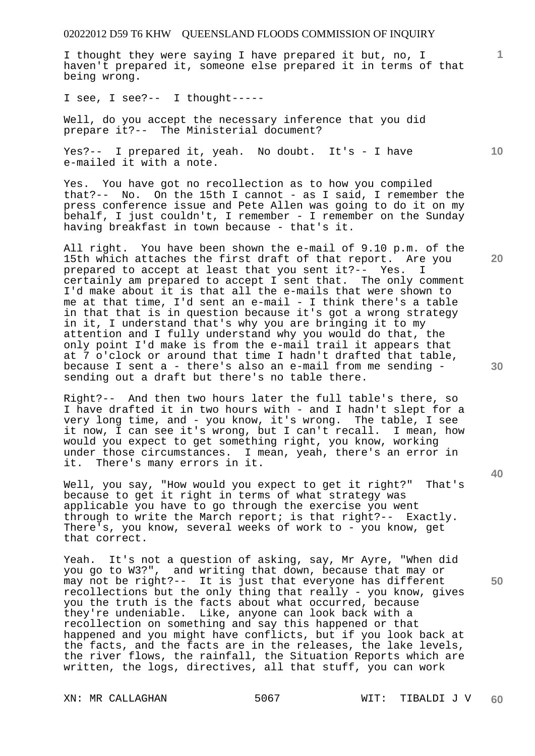I thought they were saying I have prepared it but, no, I haven't prepared it, someone else prepared it in terms of that being wrong.

I see, I see?-- I thought-----

Well, do you accept the necessary inference that you did prepare it?-- The Ministerial document?

Yes?-- I prepared it, yeah. No doubt. It's - I have e-mailed it with a note.

Yes. You have got no recollection as to how you compiled that?-- No. On the 15th I cannot - as I said, I remember the press conference issue and Pete Allen was going to do it on my behalf, I just couldn't, I remember - I remember on the Sunday having breakfast in town because - that's it.

All right. You have been shown the e-mail of 9.10 p.m. of the 15th which attaches the first draft of that report. Are you prepared to accept at least that you sent it?-- Yes. I certainly am prepared to accept I sent that. The only comment I'd make about it is that all the e-mails that were shown to me at that time, I'd sent an e-mail - I think there's a table in that that is in question because it's got a wrong strategy in it, I understand that's why you are bringing it to my attention and I fully understand why you would do that, the only point I'd make is from the e-mail trail it appears that at 7 o'clock or around that time I hadn't drafted that table, because I sent a - there's also an e-mail from me sending - sending out a draft but there's no table there.

Right?-- And then two hours later the full table's there, so I have drafted it in two hours with - and I hadn't slept for a very long time, and - you know, it's wrong. The table, I see it now, I can see it's wrong, but I can't recall. I mean, how would you expect to get something right, you know, working under those circumstances. I mean, yeah, there's an error in it. There's many errors in it.

Well, you say, "How would you expect to get it right?" That's because to get it right in terms of what strategy was applicable you have to go through the exercise you went through to write the March report; is that right?-- Exactly. There's, you know, several weeks of work to - you know, get that correct.

Yeah. It's not a question of asking, say, Mr Ayre, "When did you go to W3?", and writing that down, because that may or may not be right?-- It is just that everyone has different recollections but the only thing that really - you know, gives you the truth is the facts about what occurred, because they're undeniable. Like, anyone can look back with a recollection on something and say this happened or that happened and you might have conflicts, but if you look back at the facts, and the facts are in the releases, the lake levels, the river flows, the rainfall, the Situation Reports which are written, the logs, directives, all that stuff, you can work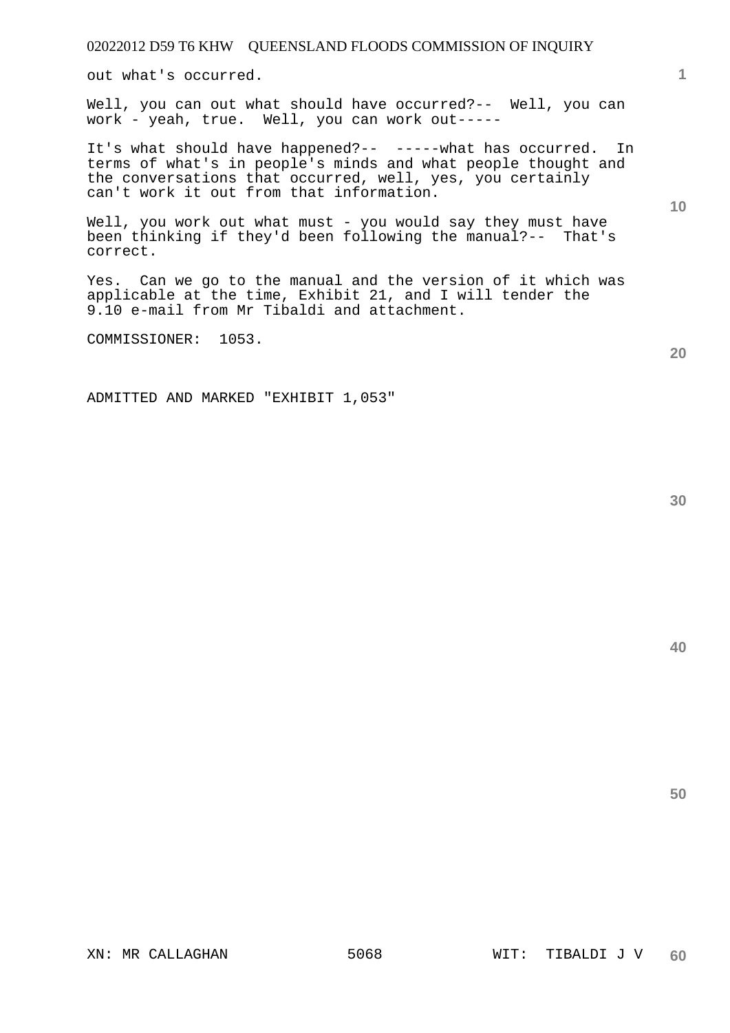out what's occurred.

Well, you can out what should have occurred?-- Well, you can work - yeah, true. Well, you can work out-----

It's what should have happened?-- -----what has occurred. In terms of what's in people's minds and what people thought and the conversations that occurred, well, yes, you certainly can't work it out from that information.

Well, you work out what must - you would say they must have been thinking if they'd been following the manual?-- That's correct.

Yes. Can we go to the manual and the version of it which was applicable at the time, Exhibit 21, and I will tender the 9.10 e-mail from Mr Tibaldi and attachment.

COMMISSIONER: 1053.

ADMITTED AND MARKED "EXHIBIT 1,053"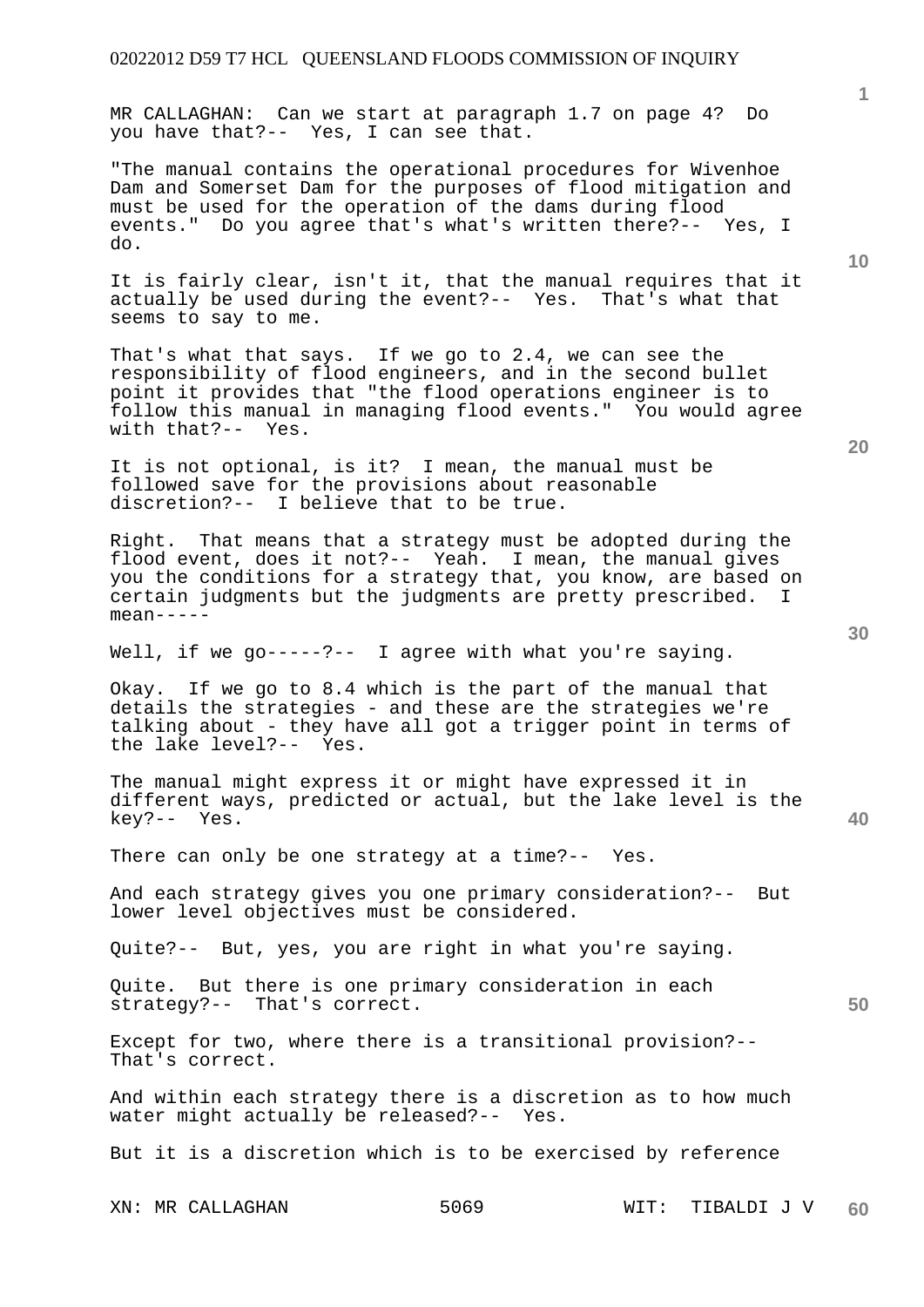MR CALLAGHAN: Can we start at paragraph 1.7 on page 4? Do you have that?-- Yes, I can see that.

"The manual contains the operational procedures for Wivenhoe Dam and Somerset Dam for the purposes of flood mitigation and must be used for the operation of the dams during flood events." Do you agree that's what's written there?-- Yes, I do.

It is fairly clear, isn't it, that the manual requires that it actually be used during the event?-- Yes. That's what that seems to say to me.

That's what that says. If we go to 2.4, we can see the responsibility of flood engineers, and in the second bullet point it provides that "the flood operations engineer is to follow this manual in managing flood events." You would agree with that?-- Yes.

It is not optional, is it? I mean, the manual must be followed save for the provisions about reasonable discretion?-- I believe that to be true.

Right. That means that a strategy must be adopted during the flood event, does it not?-- Yeah. I mean, the manual gives you the conditions for a strategy that, you know, are based on certain judgments but the judgments are pretty prescribed. I mean-----

Well, if we go-----?-- I agree with what you're saying.

Okay. If we go to 8.4 which is the part of the manual that details the strategies - and these are the strategies we're talking about - they have all got a trigger point in terms of the lake level?-- Yes.

The manual might express it or might have expressed it in different ways, predicted or actual, but the lake level is the key?-- Yes.

There can only be one strategy at a time?-- Yes.

And each strategy gives you one primary consideration?-- But lower level objectives must be considered.

Quite?-- But, yes, you are right in what you're saying.

Quite. But there is one primary consideration in each strategy?-- That's correct.

Except for two, where there is a transitional provision?-- That's correct.

And within each strategy there is a discretion as to how much water might actually be released?-- Yes.

But it is a discretion which is to be exercised by reference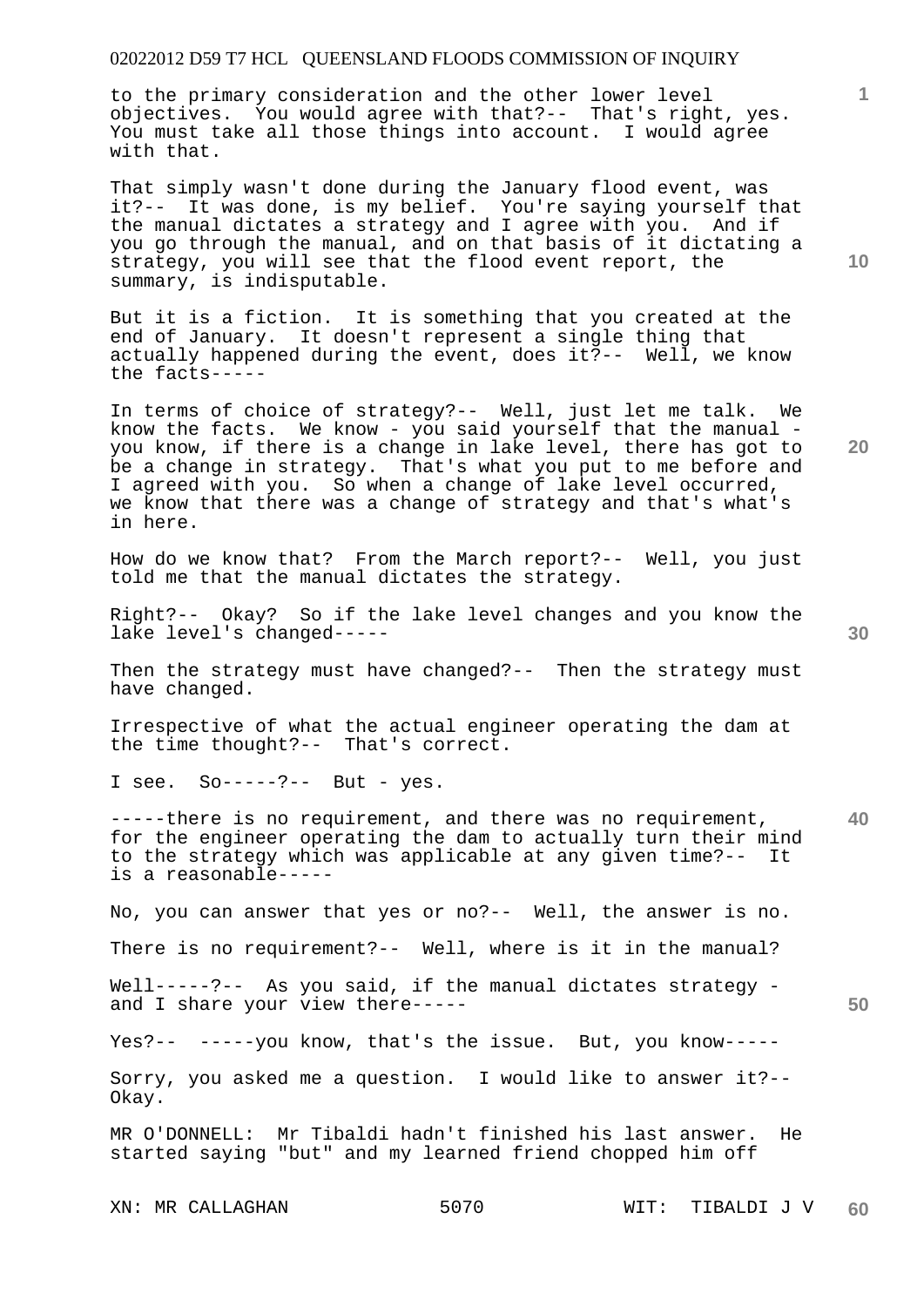to the primary consideration and the other lower level objectives. You would agree with that?-- That's right, yes. You must take all those things into account. I would agree with that.

That simply wasn't done during the January flood event, was it?-- It was done, is my belief. You're saying yourself that the manual dictates a strategy and I agree with you. And if you go through the manual, and on that basis of it dictating a strategy, you will see that the flood event report, the summary, is indisputable.

But it is a fiction. It is something that you created at the end of January. It doesn't represent a single thing that actually happened during the event, does it?-- Well, we know the facts-----

In terms of choice of strategy?-- Well, just let me talk. We know the facts. We know - you said yourself that the manual - you know, if there is a change in lake level, there has got to be a change in strategy. That's what you put to me before and I agreed with you. So when a change of lake level occurred, we know that there was a change of strategy and that's what's in here.

How do we know that? From the March report?-- Well, you just told me that the manual dictates the strategy.

Right?-- Okay? So if the lake level changes and you know the lake level's changed-----

Then the strategy must have changed?-- Then the strategy must have changed.

Irrespective of what the actual engineer operating the dam at the time thought?-- That's correct.

I see. So-----?-- But - yes.

-----there is no requirement, and there was no requirement, for the engineer operating the dam to actually turn their mind to the strategy which was applicable at any given time?-- It is a reasonable-----

No, you can answer that yes or no?-- Well, the answer is no.

There is no requirement?-- Well, where is it in the manual?

Well-----?-- As you said, if the manual dictates strategy - and I share your view there-----

Yes?-- -----you know, that's the issue. But, you know-----

Sorry, you asked me a question. I would like to answer it?-- Okay.

MR O'DONNELL: Mr Tibaldi hadn't finished his last answer. He started saying "but" and my learned friend chopped him off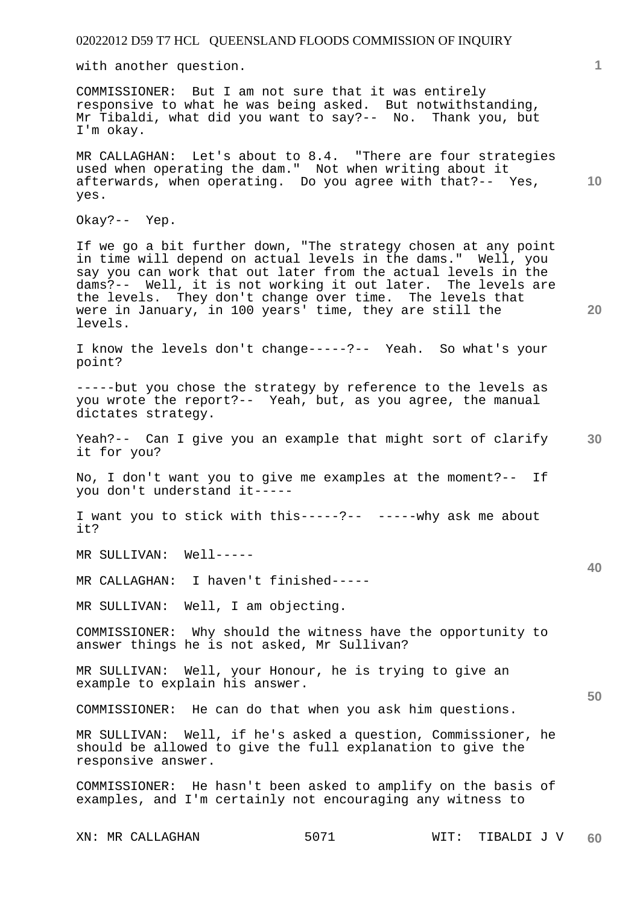with another question.

COMMISSIONER: But I am not sure that it was entirely responsive to what he was being asked. But notwithstanding, Mr Tibaldi, what did you want to say?-- No. Thank you, but I'm okay.

MR CALLAGHAN: Let's about to 8.4. "There are four strategies used when operating the dam." Not when writing about it afterwards, when operating. Do you agree with that?-- Yes, yes.

Okay?-- Yep.

If we go a bit further down, "The strategy chosen at any point in time will depend on actual levels in the dams." Well, you say you can work that out later from the actual levels in the dams?-- Well, it is not working it out later. The levels are the levels. They don't change over time. The levels that were in January, in 100 years' time, they are still the levels.

I know the levels don't change-----?-- Yeah. So what's your point?

-----but you chose the strategy by reference to the levels as you wrote the report?-- Yeah, but, as you agree, the manual dictates strategy.

Yeah?-- Can I give you an example that might sort of clarify it for you?

No, I don't want you to give me examples at the moment?-- If you don't understand it-----

I want you to stick with this-----?-- -----why ask me about it?

MR SULLIVAN: Well-----

MR CALLAGHAN: I haven't finished-----

MR SULLIVAN: Well, I am objecting.

COMMISSIONER: Why should the witness have the opportunity to answer things he is not asked, Mr Sullivan?

MR SULLIVAN: Well, your Honour, he is trying to give an example to explain his answer.

COMMISSIONER: He can do that when you ask him questions.

MR SULLIVAN: Well, if he's asked a question, Commissioner, he should be allowed to give the full explanation to give the responsive answer.

COMMISSIONER: He hasn't been asked to amplify on the basis of examples, and I'm certainly not encouraging any witness to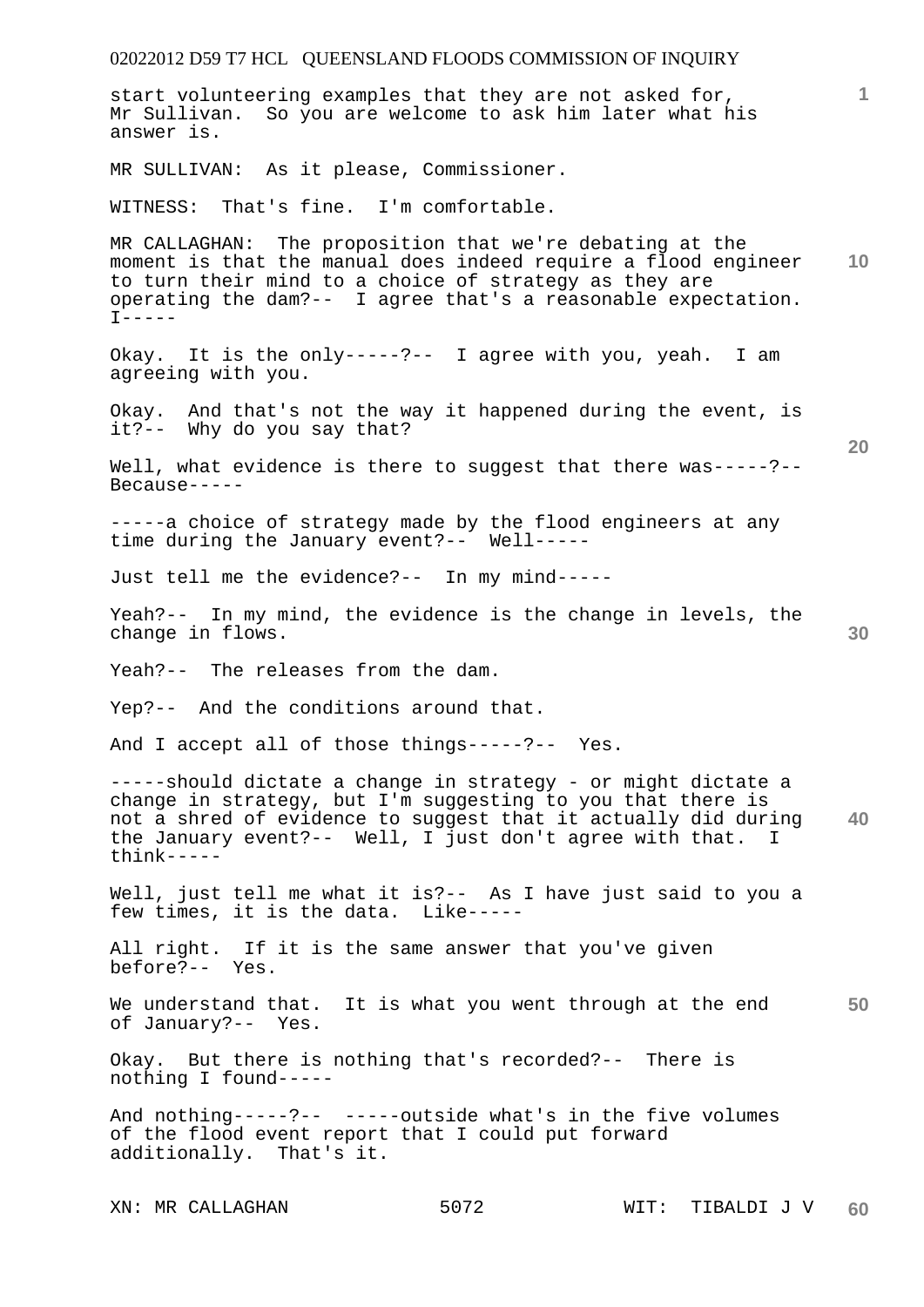start volunteering examples that they are not asked for, Mr Sullivan. So you are welcome to ask him later what his answer is.

MR SULLIVAN: As it please, Commissioner.

WITNESS: That's fine. I'm comfortable.

MR CALLAGHAN: The proposition that we're debating at the moment is that the manual does indeed require a flood engineer to turn their mind to a choice of strategy as they are operating the dam?-- I agree that's a reasonable expectation. I-----

Okay. It is the only-----?-- I agree with you, yeah. I am agreeing with you.

Okay. And that's not the way it happened during the event, is it?-- Why do you say that?

Well, what evidence is there to suggest that there was-----?-- Because-----

-----a choice of strategy made by the flood engineers at any time during the January event?-- Well-----

Just tell me the evidence?-- In my mind-----

Yeah?-- In my mind, the evidence is the change in levels, the change in flows.

Yeah?-- The releases from the dam.

Yep?-- And the conditions around that.

And I accept all of those things-----?-- Yes.

-----should dictate a change in strategy - or might dictate a change in strategy, but I'm suggesting to you that there is not a shred of evidence to suggest that it actually did during the January event?-- Well, I just don't agree with that. I think-----

Well, just tell me what it is?-- As I have just said to you a few times, it is the data. Like-----

All right. If it is the same answer that you've given before?-- Yes.

We understand that. It is what you went through at the end of January?-- Yes.

Okay. But there is nothing that's recorded?-- There is nothing I found-----

And nothing-----?-- -----outside what's in the five volumes of the flood event report that I could put forward additionally. That's it.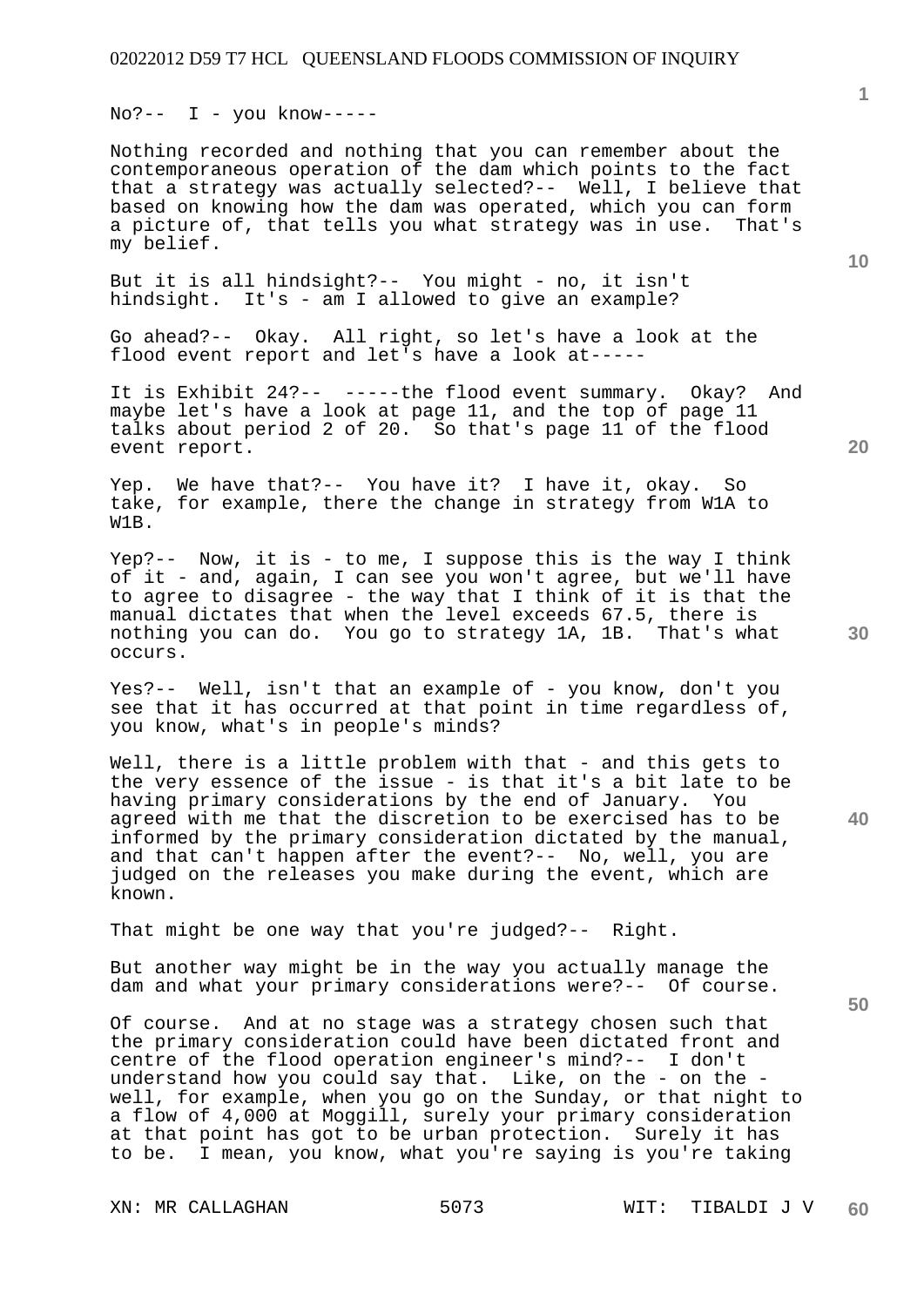No?-- I - you know-----

Nothing recorded and nothing that you can remember about the contemporaneous operation of the dam which points to the fact that a strategy was actually selected?-- Well, I believe that based on knowing how the dam was operated, which you can form a picture of, that tells you what strategy was in use. That's my belief.

But it is all hindsight?-- You might - no, it isn't hindsight. It's - am I allowed to give an example?

Go ahead?-- Okay. All right, so let's have a look at the flood event report and let's have a look at-----

It is Exhibit 24?-- -----the flood event summary. Okay? And maybe let's have a look at page 11, and the top of page 11 talks about period 2 of 20. So that's page 11 of the flood event report.

Yep. We have that?-- You have it? I have it, okay. So take, for example, there the change in strategy from W1A to W1B.

Yep?-- Now, it is - to me, I suppose this is the way I think of it - and, again, I can see you won't agree, but we'll have to agree to disagree - the way that I think of it is that the manual dictates that when the level exceeds 67.5, there is nothing you can do. You go to strategy 1A, 1B. That's what occurs.

Yes?-- Well, isn't that an example of - you know, don't you see that it has occurred at that point in time regardless of, you know, what's in people's minds?

Well, there is a little problem with that - and this gets to the very essence of the issue - is that it's a bit late to be having primary considerations by the end of January. You agreed with me that the discretion to be exercised has to be informed by the primary consideration dictated by the manual, and that can't happen after the event?-- No, well, you are judged on the releases you make during the event, which are known.

That might be one way that you're judged?-- Right.

But another way might be in the way you actually manage the dam and what your primary considerations were?-- Of course.

Of course. And at no stage was a strategy chosen such that the primary consideration could have been dictated front and centre of the flood operation engineer's mind?-- I don't understand how you could say that. Like, on the - on the - well, for example, when you go on the Sunday, or that night to a flow of 4,000 at Moggill, surely your primary consideration at that point has got to be urban protection. Surely it has to be. I mean, you know, what you're saying is you're taking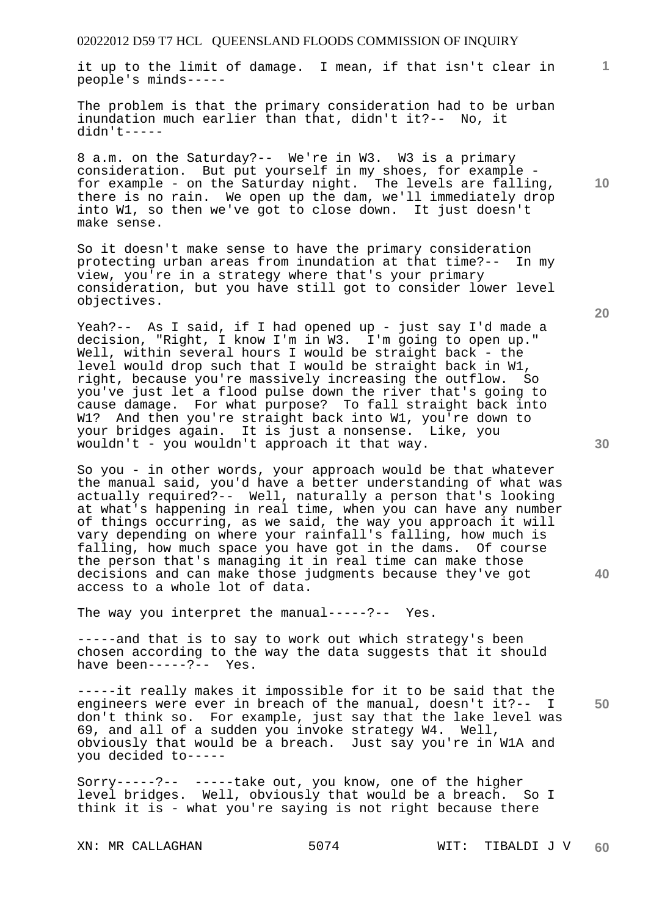it up to the limit of damage. I mean, if that isn't clear in people's minds-----

The problem is that the primary consideration had to be urban inundation much earlier than that, didn't it?-- No, it didn't-----

8 a.m. on the Saturday?-- We're in W3. W3 is a primary consideration. But put yourself in my shoes, for example - for example - on the Saturday night. The levels are falling, there is no rain. We open up the dam, we'll immediately drop into W1, so then we've got to close down. It just doesn't make sense.

So it doesn't make sense to have the primary consideration protecting urban areas from inundation at that time?-- In my view, you're in a strategy where that's your primary consideration, but you have still got to consider lower level objectives.

Yeah?-- As I said, if I had opened up - just say I'd made a decision, "Right, I know I'm in W3. I'm going to open up." Well, within several hours I would be straight back - the level would drop such that I would be straight back in W1, right, because you're massively increasing the outflow. So you've just let a flood pulse down the river that's going to cause damage. For what purpose? To fall straight back into W1? And then you're straight back into W1, you're down to your bridges again. It is just a nonsense. Like, you wouldn't - you wouldn't approach it that way.

So you - in other words, your approach would be that whatever the manual said, you'd have a better understanding of what was actually required?-- Well, naturally a person that's looking at what's happening in real time, when you can have any number of things occurring, as we said, the way you approach it will vary depending on where your rainfall's falling, how much is falling, how much space you have got in the dams. Of course the person that's managing it in real time can make those decisions and can make those judgments because they've got access to a whole lot of data.

The way you interpret the manual-----?-- Yes.

-----and that is to say to work out which strategy's been chosen according to the way the data suggests that it should have been-----?-- Yes.

-----it really makes it impossible for it to be said that the engineers were ever in breach of the manual, doesn't it?-- I don't think so. For example, just say that the lake level was 69, and all of a sudden you invoke strategy W4. Well, obviously that would be a breach. Just say you're in W1A and you decided to-----

Sorry-----?-- -----take out, you know, one of the higher level bridges. Well, obviously that would be a breach. So I think it is - what you're saying is not right because there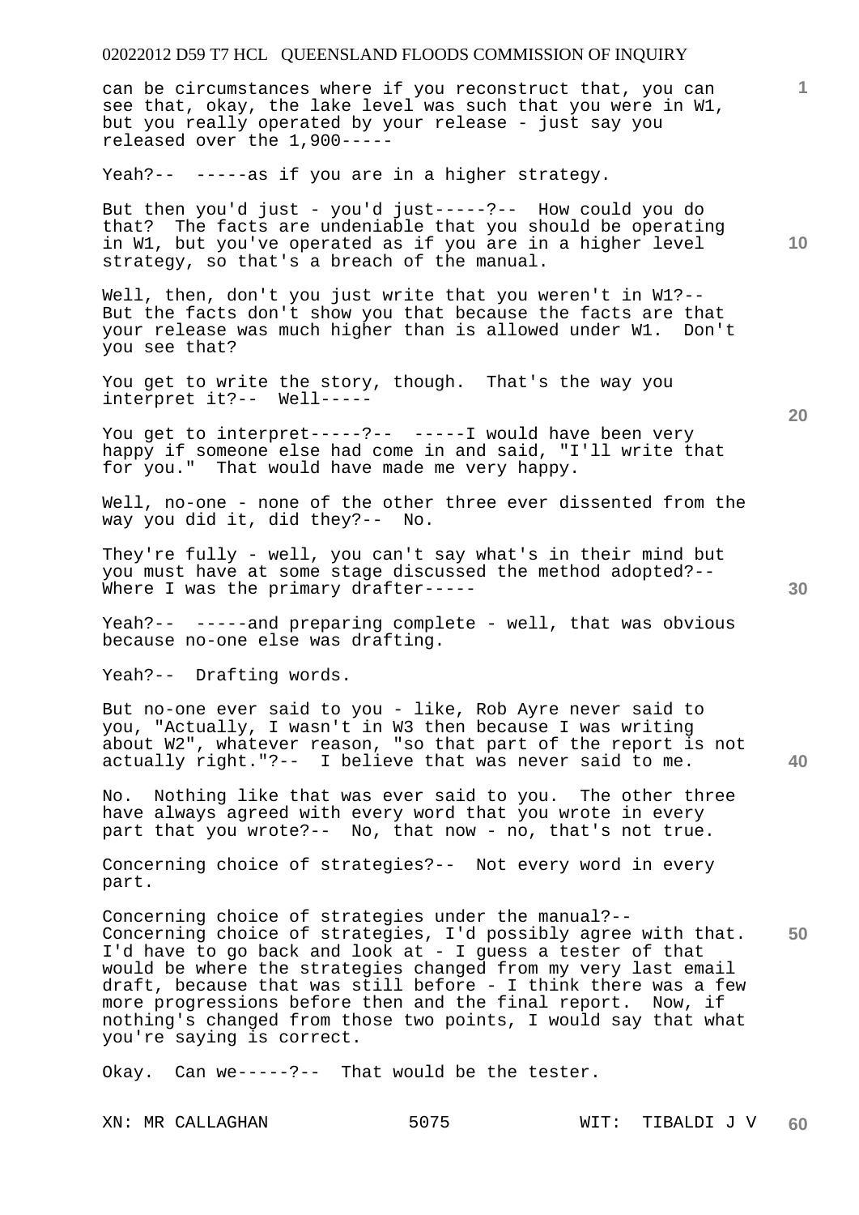can be circumstances where if you reconstruct that, you can see that, okay, the lake level was such that you were in W1, but you really operated by your release - just say you released over the 1,900-----

Yeah?-- -----as if you are in a higher strategy.

But then you'd just - you'd just-----?-- How could you do that? The facts are undeniable that you should be operating in W1, but you've operated as if you are in a higher level strategy, so that's a breach of the manual.

Well, then, don't you just write that you weren't in W1?-- But the facts don't show you that because the facts are that your release was much higher than is allowed under W1. Don't you see that?

You get to write the story, though. That's the way you interpret it?-- Well-----

You get to interpret-----?-- -----I would have been very happy if someone else had come in and said, "I'll write that for you." That would have made me very happy.

Well, no-one - none of the other three ever dissented from the way you did it, did they?-- No.

They're fully - well, you can't say what's in their mind but you must have at some stage discussed the method adopted?-- Where I was the primary drafter-----

Yeah?-- -----and preparing complete - well, that was obvious because no-one else was drafting.

Yeah?-- Drafting words.

But no-one ever said to you - like, Rob Ayre never said to you, "Actually, I wasn't in W3 then because I was writing about W2", whatever reason, "so that part of the report is not actually right."?-- I believe that was never said to me.

No. Nothing like that was ever said to you. The other three have always agreed with every word that you wrote in every part that you wrote?-- No, that now - no, that's not true.

Concerning choice of strategies?-- Not every word in every part.

Concerning choice of strategies under the manual?-- Concerning choice of strategies, I'd possibly agree with that. I'd have to go back and look at - I guess a tester of that would be where the strategies changed from my very last email draft, because that was still before - I think there was a few more progressions before then and the final report. Now, if nothing's changed from those two points, I would say that what you're saying is correct.

Okay. Can we-----?-- That would be the tester.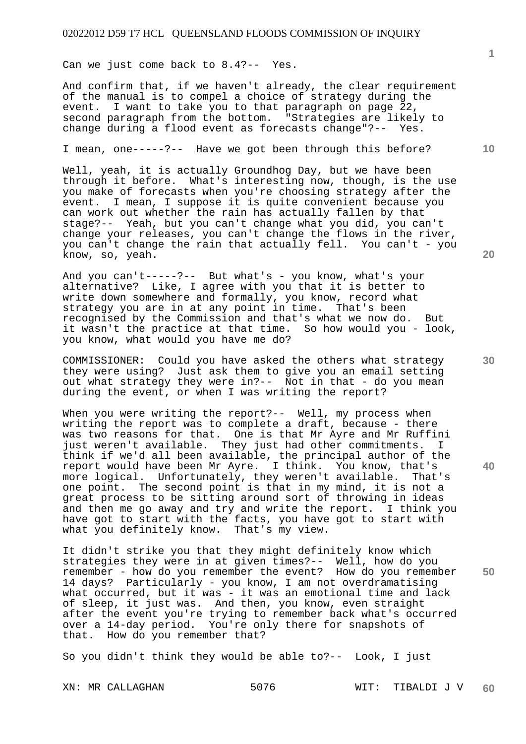Can we just come back to 8.4?-- Yes.

And confirm that, if we haven't already, the clear requirement of the manual is to compel a choice of strategy during the event. I want to take you to that paragraph on page 22, second paragraph from the bottom. "Strategies are likely to change during a flood event as forecasts change"?-- Yes.

I mean, one-----?-- Have we got been through this before?

Well, yeah, it is actually Groundhog Day, but we have been through it before. What's interesting now, though, is the use you make of forecasts when you're choosing strategy after the event. I mean, I suppose it is quite convenient because you can work out whether the rain has actually fallen by that stage?-- Yeah, but you can't change what you did, you can't change your releases, you can't change the flows in the river, you can't change the rain that actually fell. You can't - you know, so, yeah.

And you can't-----?-- But what's - you know, what's your alternative? Like, I agree with you that it is better to write down somewhere and formally, you know, record what strategy you are in at any point in time. That's been recognised by the Commission and that's what we now do. But it wasn't the practice at that time. So how would you - look, you know, what would you have me do?

COMMISSIONER: Could you have asked the others what strategy they were using? Just ask them to give you an email setting out what strategy they were in?-- Not in that - do you mean during the event, or when I was writing the report?

When you were writing the report?-- Well, my process when writing the report was to complete a draft, because - there was two reasons for that. One is that Mr Ayre and Mr Ruffini just weren't available. They just had other commitments. I think if we'd all been available, the principal author of the report would have been Mr Ayre. I think. You know, that's more logical. Unfortunately, they weren't available. That's one point. The second point is that in my mind, it is not a great process to be sitting around sort of throwing in ideas and then me go away and try and write the report. I think you have got to start with the facts, you have got to start with what you definitely know. That's my view.

It didn't strike you that they might definitely know which strategies they were in at given times?-- Well, how do you remember - how do you remember the event? How do you remember 14 days? Particularly - you know, I am not overdramatising what occurred, but it was - it was an emotional time and lack of sleep, it just was. And then, you know, even straight after the event you're trying to remember back what's occurred over a 14-day period. You're only there for snapshots of that. How do you remember that?

So you didn't think they would be able to?-- Look, I just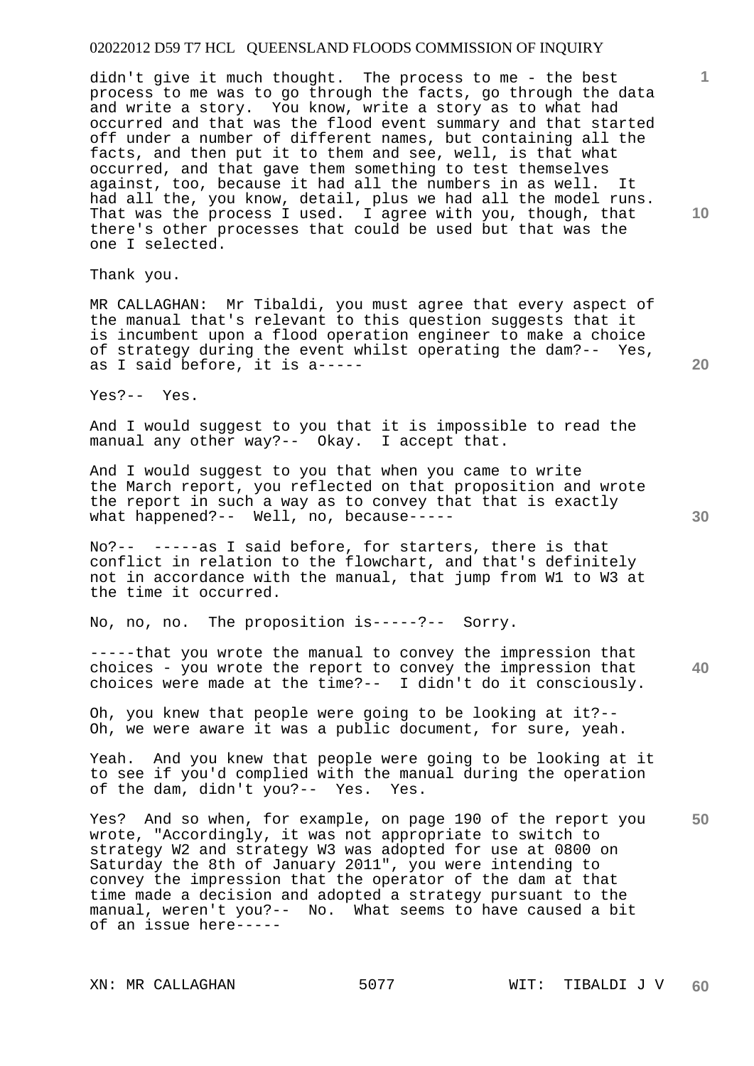didn't give it much thought. The process to me - the best process to me was to go through the facts, go through the data and write a story. You know, write a story as to what had occurred and that was the flood event summary and that started off under a number of different names, but containing all the facts, and then put it to them and see, well, is that what occurred, and that gave them something to test themselves against, too, because it had all the numbers in as well. It had all the, you know, detail, plus we had all the model runs. That was the process I used. I agree with you, though, that there's other processes that could be used but that was the one I selected.

Thank you.

MR CALLAGHAN: Mr Tibaldi, you must agree that every aspect of the manual that's relevant to this question suggests that it is incumbent upon a flood operation engineer to make a choice of strategy during the event whilst operating the dam?-- Yes, as I said before, it is a-----

Yes?-- Yes.

And I would suggest to you that it is impossible to read the manual any other way?-- Okay. I accept that.

And I would suggest to you that when you came to write the March report, you reflected on that proposition and wrote the report in such a way as to convey that that is exactly what happened?-- Well, no, because-----

No?-- -----as I said before, for starters, there is that conflict in relation to the flowchart, and that's definitely not in accordance with the manual, that jump from W1 to W3 at the time it occurred.

No, no, no. The proposition is-----?-- Sorry.

-----that you wrote the manual to convey the impression that choices - you wrote the report to convey the impression that choices were made at the time?-- I didn't do it consciously.

Oh, you knew that people were going to be looking at it?-- Oh, we were aware it was a public document, for sure, yeah.

Yeah. And you knew that people were going to be looking at it to see if you'd complied with the manual during the operation of the dam, didn't you?-- Yes. Yes.

Yes? And so when, for example, on page 190 of the report you wrote, "Accordingly, it was not appropriate to switch to strategy W2 and strategy W3 was adopted for use at 0800 on Saturday the 8th of January 2011", you were intending to convey the impression that the operator of the dam at that time made a decision and adopted a strategy pursuant to the manual, weren't you?-- No. What seems to have caused a bit of an issue here-----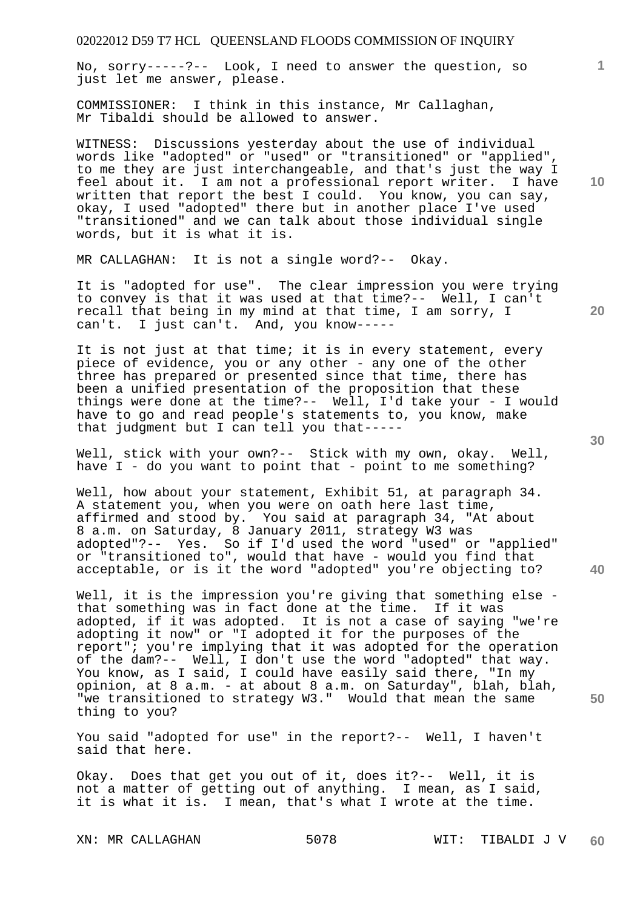No, sorry-----?-- Look, I need to answer the question, so just let me answer, please.

COMMISSIONER: I think in this instance, Mr Callaghan, Mr Tibaldi should be allowed to answer.

WITNESS: Discussions yesterday about the use of individual words like "adopted" or "used" or "transitioned" or "applied", to me they are just interchangeable, and that's just the way I feel about it. I am not a professional report writer. I have written that report the best I could. You know, you can say, okay, I used "adopted" there but in another place I've used "transitioned" and we can talk about those individual single words, but it is what it is.

MR CALLAGHAN: It is not a single word?-- Okay.

It is "adopted for use". The clear impression you were trying to convey is that it was used at that time?-- Well, I can't recall that being in my mind at that time, I am sorry, I can't. I just can't. And, you know-----

It is not just at that time; it is in every statement, every piece of evidence, you or any other - any one of the other three has prepared or presented since that time, there has been a unified presentation of the proposition that these things were done at the time?-- Well, I'd take your - I would have to go and read people's statements to, you know, make that judgment but I can tell you that-----

Well, stick with your own?-- Stick with my own, okay. Well, have I - do you want to point that - point to me something?

Well, how about your statement, Exhibit 51, at paragraph 34. A statement you, when you were on oath here last time, affirmed and stood by. You said at paragraph 34, "At about 8 a.m. on Saturday, 8 January 2011, strategy W3 was adopted"?-- Yes. So if I'd used the word "used" or "applied" or "transitioned to", would that have - would you find that acceptable, or is it the word "adopted" you're objecting to?

Well, it is the impression you're giving that something else - that something was in fact done at the time. If it was adopted, if it was adopted. It is not a case of saying "we're adopting it now" or "I adopted it for the purposes of the report"; you're implying that it was adopted for the operation of the dam?-- Well, I don't use the word "adopted" that way. You know, as I said, I could have easily said there, "In my opinion, at 8 a.m. - at about 8 a.m. on Saturday", blah, blah, "we transitioned to strategy W3." Would that mean the same thing to you?

You said "adopted for use" in the report?-- Well, I haven't said that here.

Okay. Does that get you out of it, does it?-- Well, it is not a matter of getting out of anything. I mean, as I said, it is what it is. I mean, that's what I wrote at the time.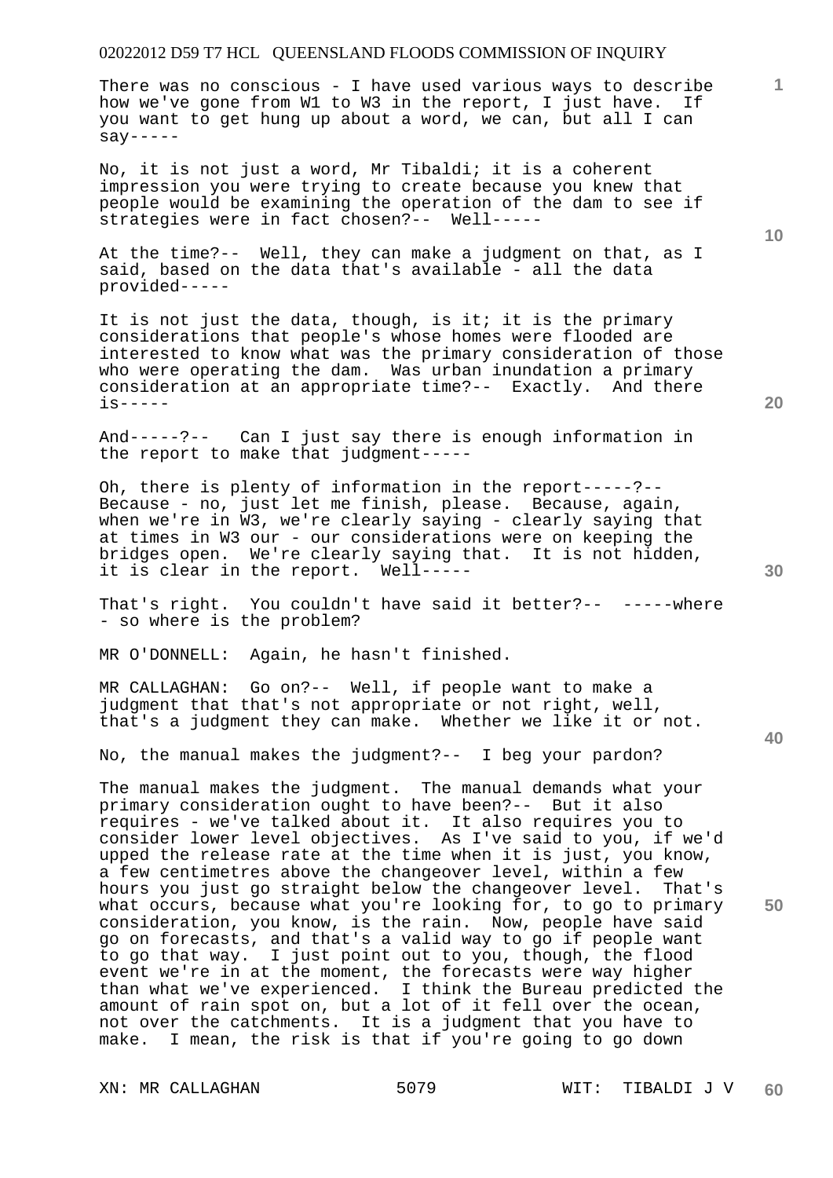There was no conscious - I have used various ways to describe how we've gone from W1 to W3 in the report, I just have. If you want to get hung up about a word, we can, but all I can say-----

No, it is not just a word, Mr Tibaldi; it is a coherent impression you were trying to create because you knew that people would be examining the operation of the dam to see if strategies were in fact chosen?-- Well-----

At the time?-- Well, they can make a judgment on that, as I said, based on the data that's available - all the data provided-----

It is not just the data, though, is it; it is the primary considerations that people's whose homes were flooded are interested to know what was the primary consideration of those who were operating the dam. Was urban inundation a primary consideration at an appropriate time?-- Exactly. And there is-----

And-----?-- Can I just say there is enough information in the report to make that judgment-----

Oh, there is plenty of information in the report-----?-- Because - no, just let me finish, please. Because, again, when we're in W3, we're clearly saying - clearly saying that at times in W3 our - our considerations were on keeping the bridges open. We're clearly saying that. It is not hidden, it is clear in the report. Well-----

That's right. You couldn't have said it better?-- -----where - so where is the problem?

MR O'DONNELL: Again, he hasn't finished.

MR CALLAGHAN: Go on?-- Well, if people want to make a judgment that that's not appropriate or not right, well, that's a judgment they can make. Whether we like it or not.

No, the manual makes the judgment?-- I beg your pardon?

The manual makes the judgment. The manual demands what your primary consideration ought to have been?-- But it also requires - we've talked about it. It also requires you to consider lower level objectives. As I've said to you, if we'd upped the release rate at the time when it is just, you know, a few centimetres above the changeover level, within a few hours you just go straight below the changeover level. That's what occurs, because what you're looking for, to go to primary consideration, you know, is the rain. Now, people have said go on forecasts, and that's a valid way to go if people want to go that way. I just point out to you, though, the flood event we're in at the moment, the forecasts were way higher than what we've experienced. I think the Bureau predicted the amount of rain spot on, but a lot of it fell over the ocean, not over the catchments. It is a judgment that you have to make. I mean, the risk is that if you're going to go down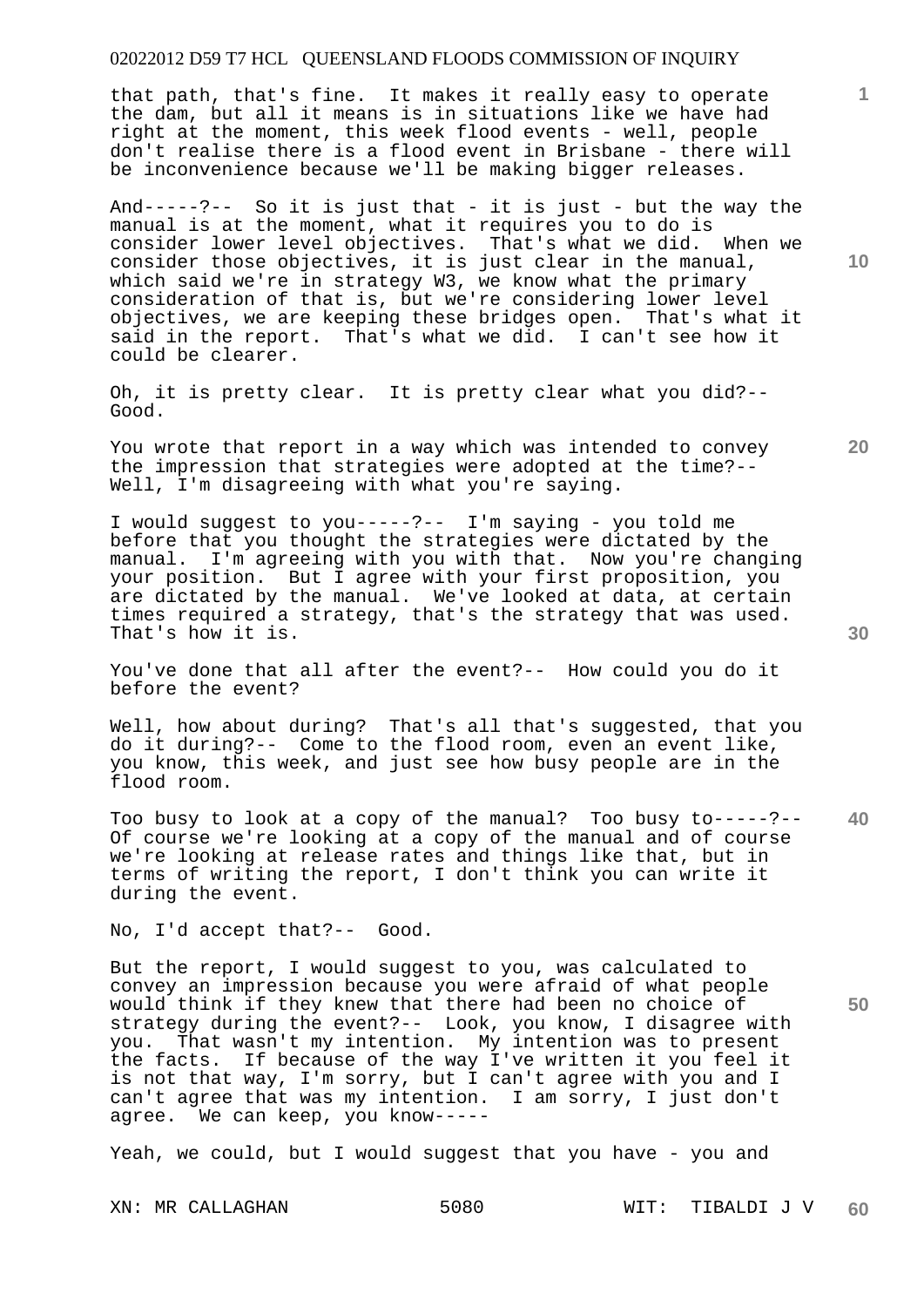that path, that's fine. It makes it really easy to operate the dam, but all it means is in situations like we have had right at the moment, this week flood events - well, people don't realise there is a flood event in Brisbane - there will be inconvenience because we'll be making bigger releases.

And-----?-- So it is just that - it is just - but the way the manual is at the moment, what it requires you to do is consider lower level objectives. That's what we did. When we consider those objectives, it is just clear in the manual, which said we're in strategy W3, we know what the primary consideration of that is, but we're considering lower level objectives, we are keeping these bridges open. That's what it said in the report. That's what we did. I can't see how it could be clearer.

Oh, it is pretty clear. It is pretty clear what you did?-- Good.

You wrote that report in a way which was intended to convey the impression that strategies were adopted at the time?-- Well, I'm disagreeing with what you're saying.

I would suggest to you-----?-- I'm saying - you told me before that you thought the strategies were dictated by the manual. I'm agreeing with you with that. Now you're changing your position. But I agree with your first proposition, you are dictated by the manual. We've looked at data, at certain times required a strategy, that's the strategy that was used. That's how it is.

You've done that all after the event?-- How could you do it before the event?

Well, how about during? That's all that's suggested, that you do it during?-- Come to the flood room, even an event like, you know, this week, and just see how busy people are in the flood room.

Too busy to look at a copy of the manual? Too busy to-----?-- Of course we're looking at a copy of the manual and of course we're looking at release rates and things like that, but in terms of writing the report, I don't think you can write it during the event.

No, I'd accept that?-- Good.

But the report, I would suggest to you, was calculated to convey an impression because you were afraid of what people would think if they knew that there had been no choice of strategy during the event?-- Look, you know, I disagree with you. That wasn't my intention. My intention was to present the facts. If because of the way I've written it you feel it is not that way, I'm sorry, but I can't agree with you and I can't agree that was my intention. I am sorry, I just don't agree. We can keep, you know-----

Yeah, we could, but I would suggest that you have - you and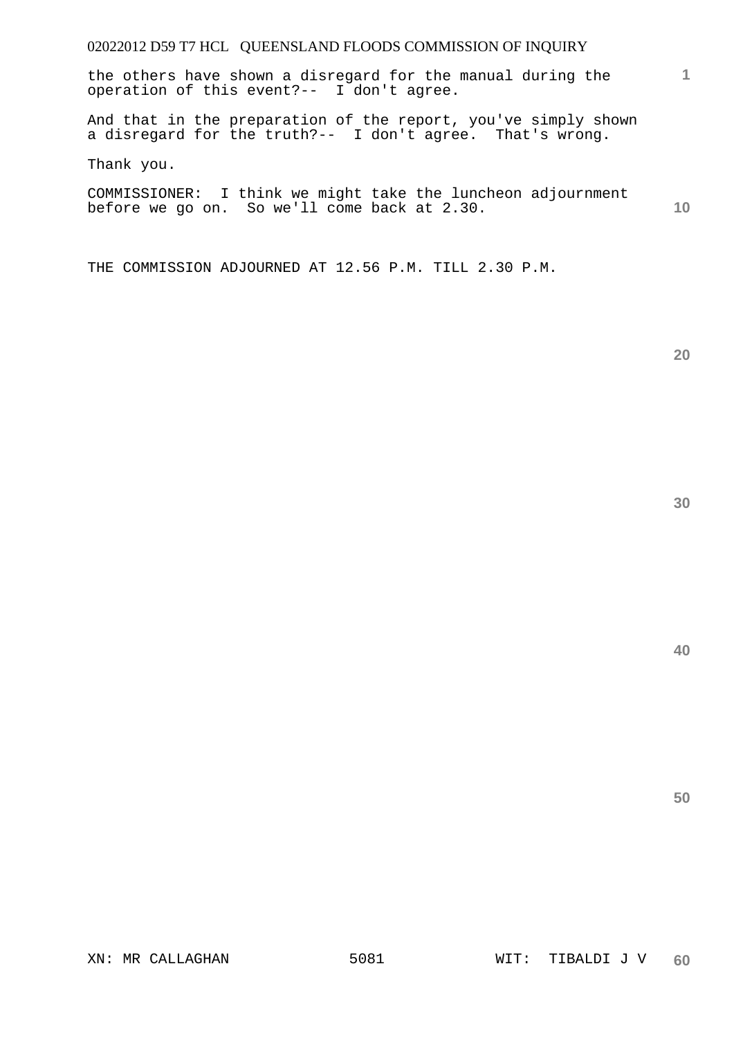the others have shown a disregard for the manual during the operation of this event?-- I don't agree.

And that in the preparation of the report, you've simply shown a disregard for the truth?-- I don't agree. That's wrong.

Thank you.

COMMISSIONER: I think we might take the luncheon adjournment before we go on. So we'll come back at 2.30.

THE COMMISSION ADJOURNED AT 12.56 P.M. TILL 2.30 P.M.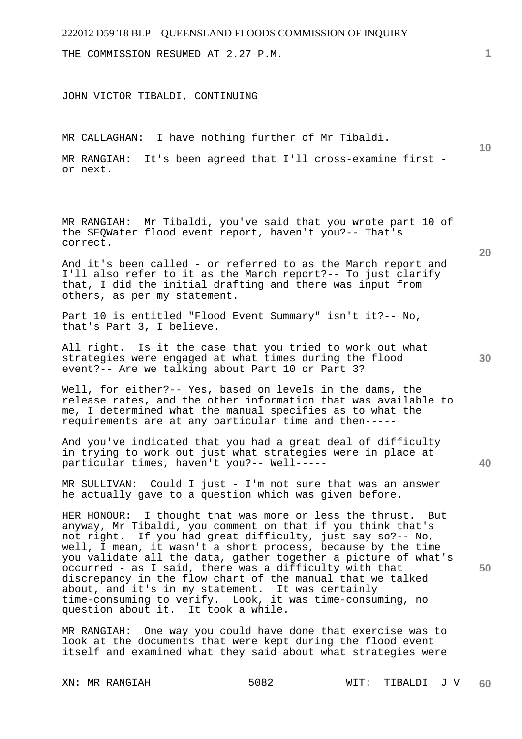THE COMMISSION RESUMED AT 2.27 P.M.

JOHN VICTOR TIBALDI, CONTINUING

MR CALLAGHAN: I have nothing further of Mr Tibaldi.

MR RANGIAH: It's been agreed that I'll cross-examine first - or next.

MR RANGIAH: Mr Tibaldi, you've said that you wrote part 10 of the SEQWater flood event report, haven't you?-- That's correct.

And it's been called - or referred to as the March report and I'll also refer to it as the March report?-- To just clarify that, I did the initial drafting and there was input from others, as per my statement.

Part 10 is entitled "Flood Event Summary" isn't it?-- No, that's Part 3, I believe.

All right. Is it the case that you tried to work out what strategies were engaged at what times during the flood event?-- Are we talking about Part 10 or Part 3?

Well, for either?-- Yes, based on levels in the dams, the release rates, and the other information that was available to me, I determined what the manual specifies as to what the requirements are at any particular time and then-----

And you've indicated that you had a great deal of difficulty in trying to work out just what strategies were in place at particular times, haven't you?-- Well-----

MR SULLIVAN: Could I just - I'm not sure that was an answer he actually gave to a question which was given before.

HER HONOUR: I thought that was more or less the thrust. But anyway, Mr Tibaldi, you comment on that if you think that's not right. If you had great difficulty, just say so?-- No, well, I mean, it wasn't a short process, because by the time you validate all the data, gather together a picture of what's occurred - as I said, there was a difficulty with that discrepancy in the flow chart of the manual that we talked about, and it's in my statement. It was certainly time-consuming to verify. Look, it was time-consuming, no question about it. It took a while.

MR RANGIAH: One way you could have done that exercise was to look at the documents that were kept during the flood event itself and examined what they said about what strategies were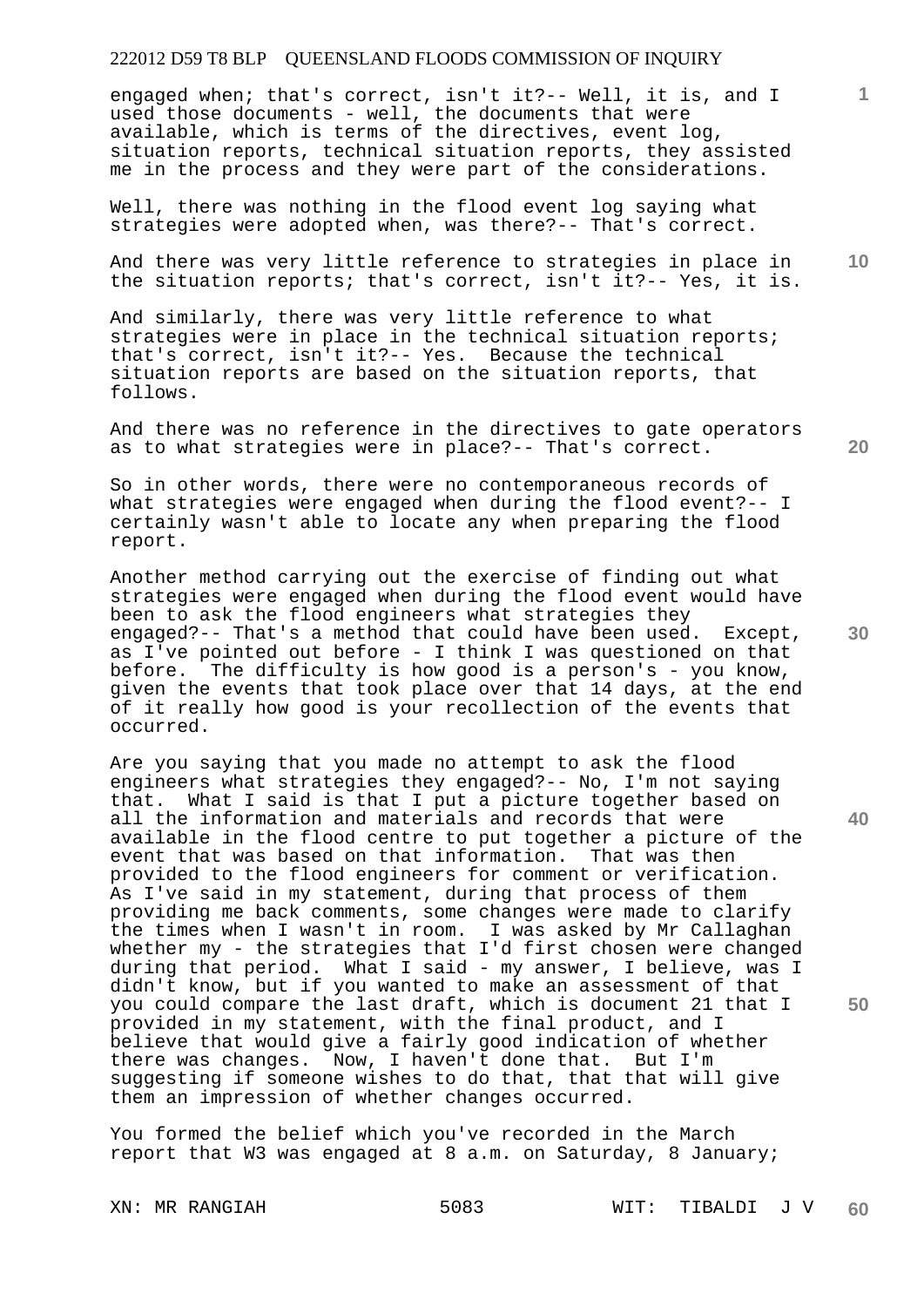engaged when; that's correct, isn't it?-- Well, it is, and I used those documents - well, the documents that were available, which is terms of the directives, event log, situation reports, technical situation reports, they assisted me in the process and they were part of the considerations.

Well, there was nothing in the flood event log saying what strategies were adopted when, was there?-- That's correct.

And there was very little reference to strategies in place in the situation reports; that's correct, isn't it?-- Yes, it is.

And similarly, there was very little reference to what strategies were in place in the technical situation reports; that's correct, isn't it?-- Yes. Because the technical situation reports are based on the situation reports, that follows.

And there was no reference in the directives to gate operators as to what strategies were in place?-- That's correct.

So in other words, there were no contemporaneous records of what strategies were engaged when during the flood event?-- I certainly wasn't able to locate any when preparing the flood report.

Another method carrying out the exercise of finding out what strategies were engaged when during the flood event would have been to ask the flood engineers what strategies they engaged?-- That's a method that could have been used. Except, as I've pointed out before - I think I was questioned on that before. The difficulty is how good is a person's - you know, given the events that took place over that 14 days, at the end of it really how good is your recollection of the events that occurred.

Are you saying that you made no attempt to ask the flood engineers what strategies they engaged?-- No, I'm not saying that. What I said is that I put a picture together based on all the information and materials and records that were available in the flood centre to put together a picture of the event that was based on that information. That was then provided to the flood engineers for comment or verification. As I've said in my statement, during that process of them providing me back comments, some changes were made to clarify the times when I wasn't in room. I was asked by Mr Callaghan whether my - the strategies that I'd first chosen were changed during that period. What I said - my answer, I believe, was I didn't know, but if you wanted to make an assessment of that you could compare the last draft, which is document 21 that I provided in my statement, with the final product, and I believe that would give a fairly good indication of whether there was changes. Now, I haven't done that. But I'm suggesting if someone wishes to do that, that that will give them an impression of whether changes occurred.

You formed the belief which you've recorded in the March report that W3 was engaged at 8 a.m. on Saturday, 8 January;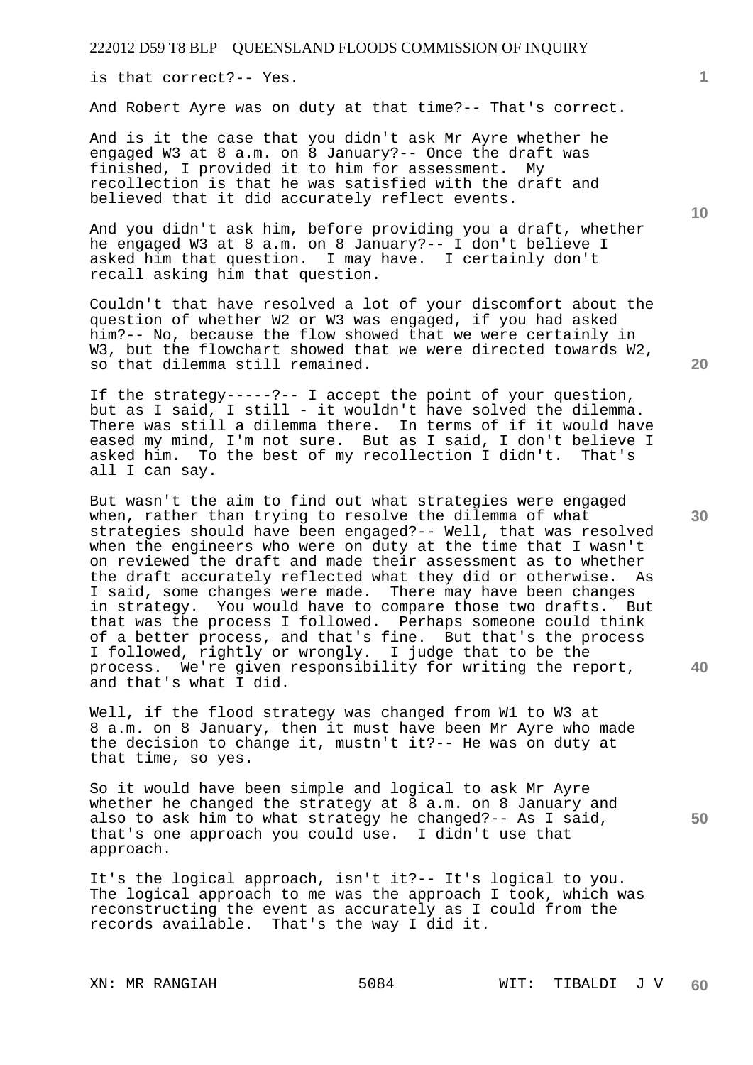is that correct?-- Yes.

And Robert Ayre was on duty at that time?-- That's correct.

And is it the case that you didn't ask Mr Ayre whether he engaged W3 at 8 a.m. on 8 January?-- Once the draft was finished, I provided it to him for assessment. My recollection is that he was satisfied with the draft and believed that it did accurately reflect events.

And you didn't ask him, before providing you a draft, whether he engaged W3 at 8 a.m. on 8 January?-- I don't believe I asked him that question. I may have. I certainly don't recall asking him that question.

Couldn't that have resolved a lot of your discomfort about the question of whether W2 or W3 was engaged, if you had asked him?-- No, because the flow showed that we were certainly in W3, but the flowchart showed that we were directed towards W2, so that dilemma still remained.

If the strategy-----?-- I accept the point of your question, but as I said, I still - it wouldn't have solved the dilemma. There was still a dilemma there. In terms of if it would have eased my mind, I'm not sure. But as I said, I don't believe I asked him. To the best of my recollection I didn't. That's all I can say.

But wasn't the aim to find out what strategies were engaged when, rather than trying to resolve the dilemma of what strategies should have been engaged?-- Well, that was resolved when the engineers who were on duty at the time that I wasn't on reviewed the draft and made their assessment as to whether the draft accurately reflected what they did or otherwise. As I said, some changes were made. There may have been changes in strategy. You would have to compare those two drafts. But that was the process I followed. Perhaps someone could think of a better process, and that's fine. But that's the process I followed, rightly or wrongly. I judge that to be the process. We're given responsibility for writing the report, and that's what I did.

Well, if the flood strategy was changed from W1 to W3 at 8 a.m. on 8 January, then it must have been Mr Ayre who made the decision to change it, mustn't it?-- He was on duty at that time, so yes.

So it would have been simple and logical to ask Mr Ayre whether he changed the strategy at 8 a.m. on 8 January and also to ask him to what strategy he changed?-- As I said, that's one approach you could use. I didn't use that approach.

It's the logical approach, isn't it?-- It's logical to you. The logical approach to me was the approach I took, which was reconstructing the event as accurately as I could from the records available. That's the way I did it.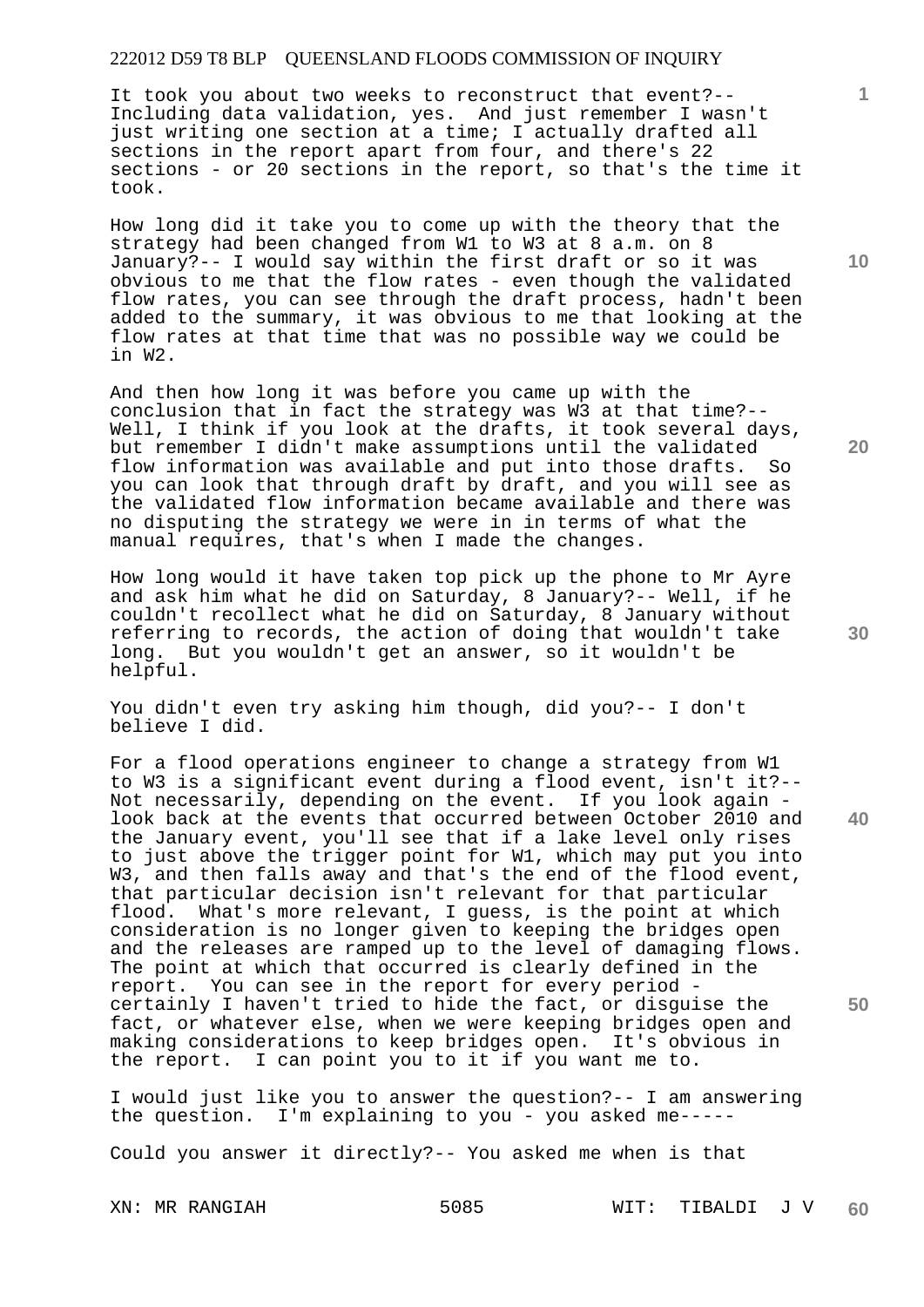It took you about two weeks to reconstruct that event?-- Including data validation, yes. And just remember I wasn't just writing one section at a time; I actually drafted all sections in the report apart from four, and there's 22 sections - or 20 sections in the report, so that's the time it took.

How long did it take you to come up with the theory that the strategy had been changed from W1 to W3 at 8 a.m. on 8 January?-- I would say within the first draft or so it was obvious to me that the flow rates - even though the validated flow rates, you can see through the draft process, hadn't been added to the summary, it was obvious to me that looking at the flow rates at that time that was no possible way we could be in W2.

And then how long it was before you came up with the conclusion that in fact the strategy was W3 at that time?-- Well, I think if you look at the drafts, it took several days, but remember I didn't make assumptions until the validated flow information was available and put into those drafts. So you can look that through draft by draft, and you will see as the validated flow information became available and there was no disputing the strategy we were in in terms of what the manual requires, that's when I made the changes.

How long would it have taken top pick up the phone to Mr Ayre and ask him what he did on Saturday, 8 January?-- Well, if he couldn't recollect what he did on Saturday, 8 January without referring to records, the action of doing that wouldn't take long. But you wouldn't get an answer, so it wouldn't be helpful.

You didn't even try asking him though, did you?-- I don't believe I did.

For a flood operations engineer to change a strategy from W1 to W3 is a significant event during a flood event, isn't it?-- Not necessarily, depending on the event. If you look again - look back at the events that occurred between October 2010 and the January event, you'll see that if a lake level only rises to just above the trigger point for W1, which may put you into W3, and then falls away and that's the end of the flood event, that particular decision isn't relevant for that particular flood. What's more relevant, I guess, is the point at which consideration is no longer given to keeping the bridges open and the releases are ramped up to the level of damaging flows. The point at which that occurred is clearly defined in the report. You can see in the report for every period - certainly I haven't tried to hide the fact, or disguise the fact, or whatever else, when we were keeping bridges open and making considerations to keep bridges open. It's obvious in the report. I can point you to it if you want me to.

I would just like you to answer the question?-- I am answering the question. I'm explaining to you - you asked me-----

Could you answer it directly?-- You asked me when is that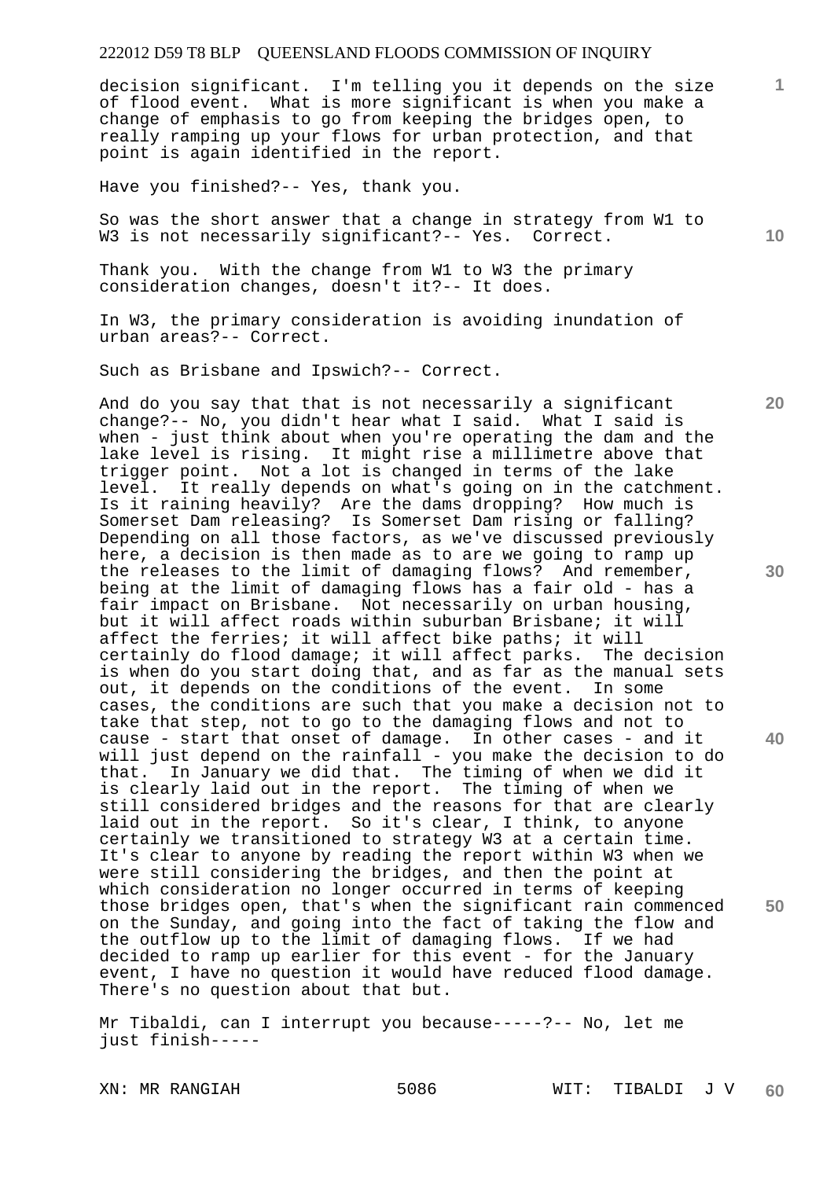decision significant. I'm telling you it depends on the size of flood event. What is more significant is when you make a change of emphasis to go from keeping the bridges open, to really ramping up your flows for urban protection, and that point is again identified in the report.

Have you finished?-- Yes, thank you.

So was the short answer that a change in strategy from W1 to W3 is not necessarily significant?-- Yes. Correct.

Thank you. With the change from W1 to W3 the primary consideration changes, doesn't it?-- It does.

In W3, the primary consideration is avoiding inundation of urban areas?-- Correct.

Such as Brisbane and Ipswich?-- Correct.

And do you say that that is not necessarily a significant change?-- No, you didn't hear what I said. What I said is when - just think about when you're operating the dam and the lake level is rising. It might rise a millimetre above that trigger point. Not a lot is changed in terms of the lake level. It really depends on what's going on in the catchment. Is it raining heavily? Are the dams dropping? How much is Somerset Dam releasing? Is Somerset Dam rising or falling? Depending on all those factors, as we've discussed previously here, a decision is then made as to are we going to ramp up the releases to the limit of damaging flows? And remember, being at the limit of damaging flows has a fair old - has a fair impact on Brisbane. Not necessarily on urban housing, but it will affect roads within suburban Brisbane; it will affect the ferries; it will affect bike paths; it will certainly do flood damage; it will affect parks. The decision is when do you start doing that, and as far as the manual sets out, it depends on the conditions of the event. In some cases, the conditions are such that you make a decision not to take that step, not to go to the damaging flows and not to cause - start that onset of damage. In other cases - and it will just depend on the rainfall - you make the decision to do that. In January we did that. The timing of when we did it is clearly laid out in the report. The timing of when we still considered bridges and the reasons for that are clearly laid out in the report. So it's clear, I think, to anyone certainly we transitioned to strategy W3 at a certain time. It's clear to anyone by reading the report within W3 when we were still considering the bridges, and then the point at which consideration no longer occurred in terms of keeping those bridges open, that's when the significant rain commenced on the Sunday, and going into the fact of taking the flow and the outflow up to the limit of damaging flows. If we had decided to ramp up earlier for this event - for the January event, I have no question it would have reduced flood damage. There's no question about that but.

Mr Tibaldi, can I interrupt you because-----?-- No, let me just finish-----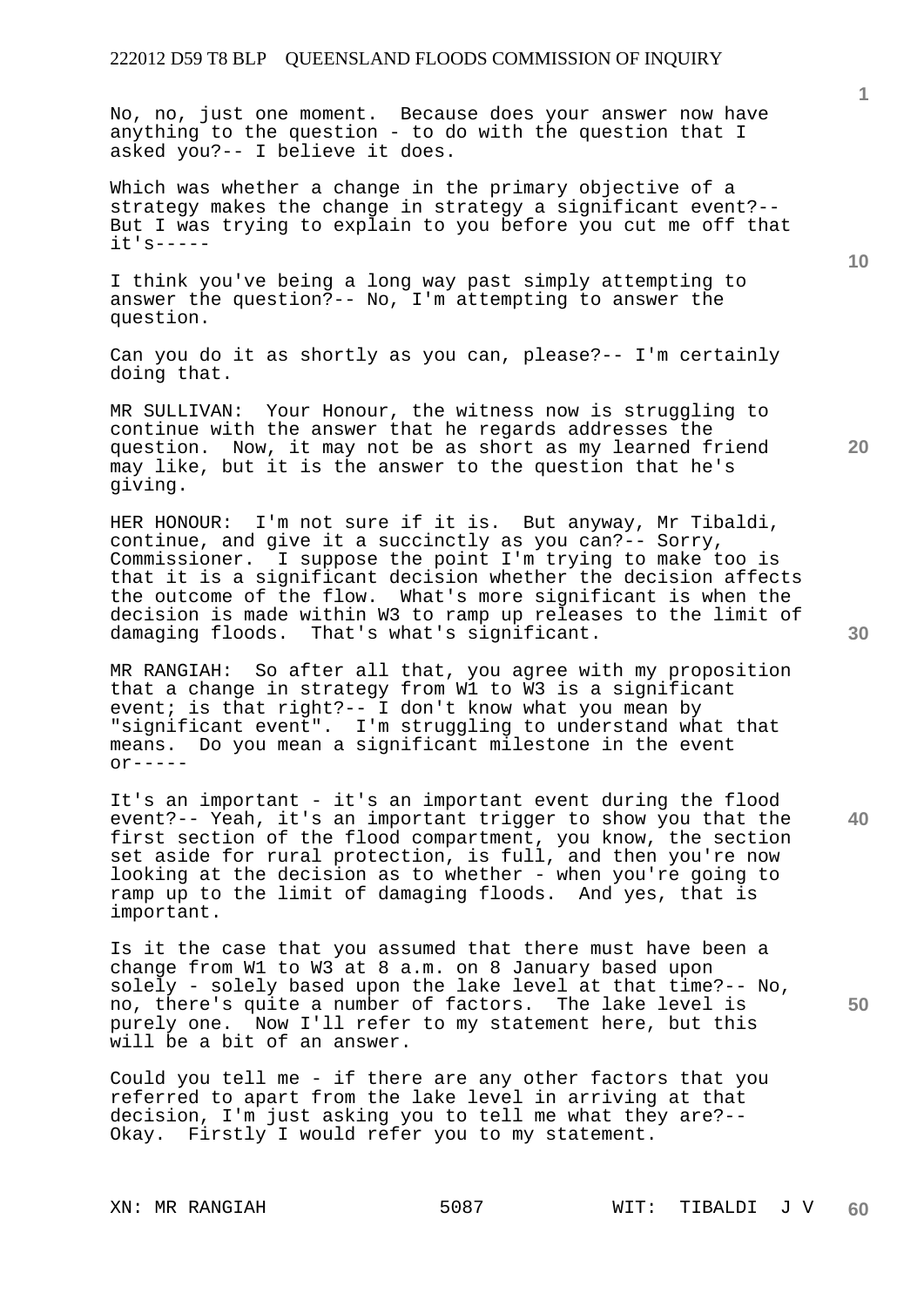No, no, just one moment. Because does your answer now have anything to the question - to do with the question that I asked you?-- I believe it does.

Which was whether a change in the primary objective of a strategy makes the change in strategy a significant event?-- But I was trying to explain to you before you cut me off that it's-----

I think you've being a long way past simply attempting to answer the question?-- No, I'm attempting to answer the question.

Can you do it as shortly as you can, please?-- I'm certainly doing that.

MR SULLIVAN: Your Honour, the witness now is struggling to continue with the answer that he regards addresses the question. Now, it may not be as short as my learned friend may like, but it is the answer to the question that he's giving.

HER HONOUR: I'm not sure if it is. But anyway, Mr Tibaldi, continue, and give it a succinctly as you can?-- Sorry, Commissioner. I suppose the point I'm trying to make too is that it is a significant decision whether the decision affects the outcome of the flow. What's more significant is when the decision is made within W3 to ramp up releases to the limit of damaging floods. That's what's significant.

MR RANGIAH: So after all that, you agree with my proposition that a change in strategy from W1 to W3 is a significant event; is that right?-- I don't know what you mean by "significant event". I'm struggling to understand what that means. Do you mean a significant milestone in the event or-----

It's an important - it's an important event during the flood event?-- Yeah, it's an important trigger to show you that the first section of the flood compartment, you know, the section set aside for rural protection, is full, and then you're now looking at the decision as to whether - when you're going to ramp up to the limit of damaging floods. And yes, that is important.

Is it the case that you assumed that there must have been a change from W1 to W3 at 8 a.m. on 8 January based upon solely - solely based upon the lake level at that time?-- No, no, there's quite a number of factors. The lake level is purely one. Now I'll refer to my statement here, but this will be a bit of an answer.

Could you tell me - if there are any other factors that you referred to apart from the lake level in arriving at that decision, I'm just asking you to tell me what they are?-- Okay. Firstly I would refer you to my statement.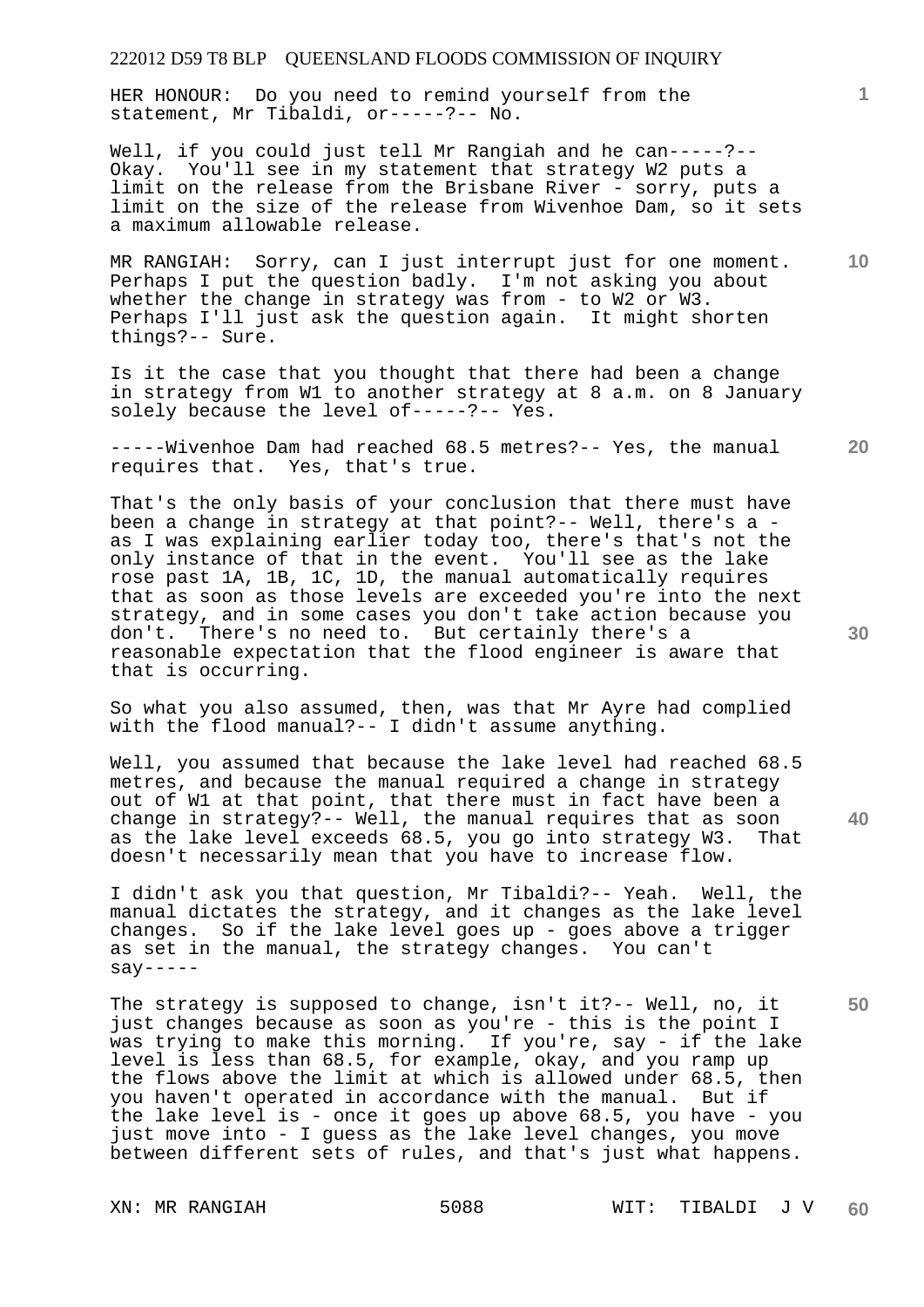HER HONOUR: Do you need to remind yourself from the statement, Mr Tibaldi, or-----?-- No.

Well, if you could just tell Mr Rangiah and he can-----?-- Okay. You'll see in my statement that strategy W2 puts a limit on the release from the Brisbane River - sorry, puts a limit on the size of the release from Wivenhoe Dam, so it sets a maximum allowable release.

MR RANGIAH: Sorry, can I just interrupt just for one moment. Perhaps I put the question badly. I'm not asking you about whether the change in strategy was from - to W2 or W3. Perhaps I'll just ask the question again. It might shorten things?-- Sure.

Is it the case that you thought that there had been a change in strategy from W1 to another strategy at 8 a.m. on 8 January solely because the level of-----?-- Yes.

-----Wivenhoe Dam had reached 68.5 metres?-- Yes, the manual requires that. Yes, that's true.

That's the only basis of your conclusion that there must have been a change in strategy at that point?-- Well, there's a - as I was explaining earlier today too, there's that's not the only instance of that in the event. You'll see as the lake rose past 1A, 1B, 1C, 1D, the manual automatically requires that as soon as those levels are exceeded you're into the next strategy, and in some cases you don't take action because you don't. There's no need to. But certainly there's a reasonable expectation that the flood engineer is aware that that is occurring.

So what you also assumed, then, was that Mr Ayre had complied with the flood manual?-- I didn't assume anything.

Well, you assumed that because the lake level had reached 68.5 metres, and because the manual required a change in strategy out of W1 at that point, that there must in fact have been a change in strategy?-- Well, the manual requires that as soon as the lake level exceeds 68.5, you go into strategy W3. That doesn't necessarily mean that you have to increase flow.

I didn't ask you that question, Mr Tibaldi?-- Yeah. Well, the manual dictates the strategy, and it changes as the lake level changes. So if the lake level goes up - goes above a trigger as set in the manual, the strategy changes. You can't say-----

The strategy is supposed to change, isn't it?-- Well, no, it just changes because as soon as you're - this is the point I was trying to make this morning. If you're, say - if the lake level is less than 68.5, for example, okay, and you ramp up the flows above the limit at which is allowed under 68.5, then you haven't operated in accordance with the manual. But if the lake level is - once it goes up above 68.5, you have - you just move into - I guess as the lake level changes, you move between different sets of rules, and that's just what happens.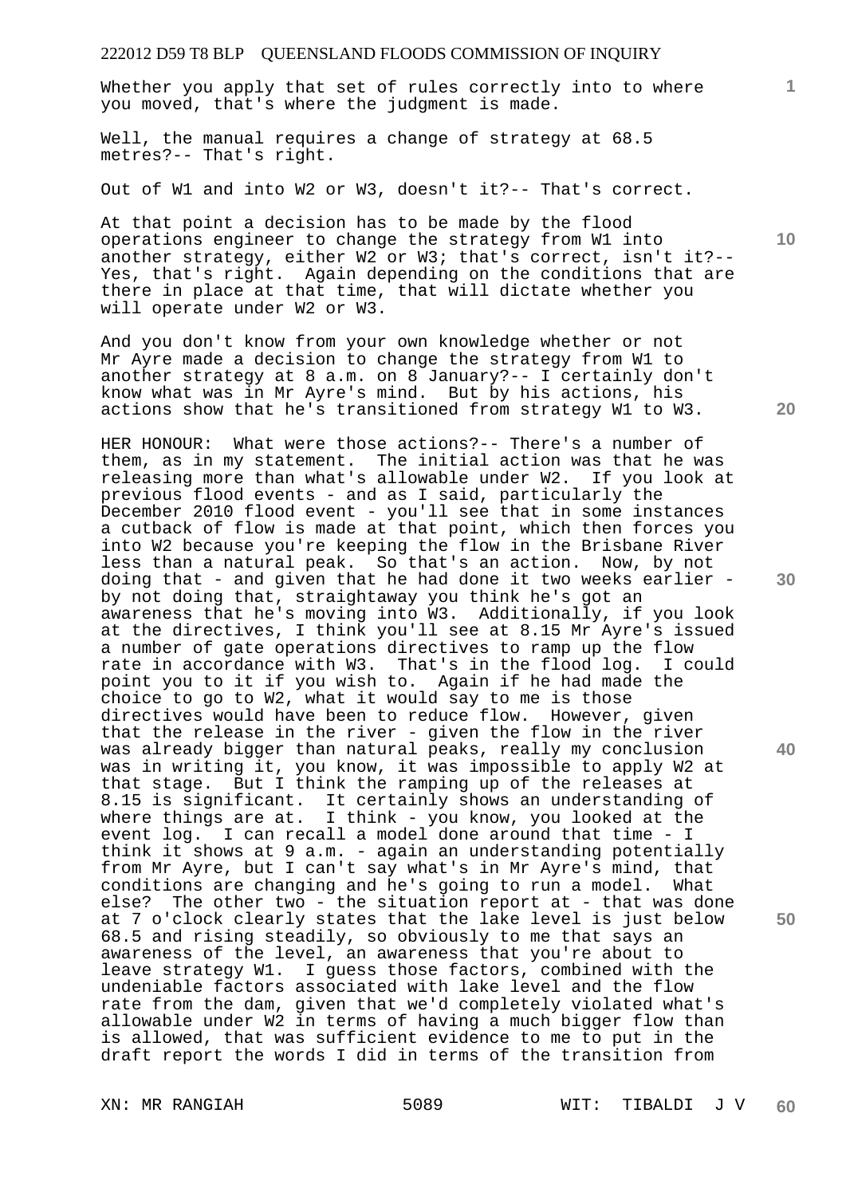Whether you apply that set of rules correctly into to where you moved, that's where the judgment is made.

Well, the manual requires a change of strategy at 68.5 metres?-- That's right.

Out of W1 and into W2 or W3, doesn't it?-- That's correct.

At that point a decision has to be made by the flood operations engineer to change the strategy from W1 into another strategy, either W2 or W3; that's correct, isn't it?-- Yes, that's right. Again depending on the conditions that are there in place at that time, that will dictate whether you will operate under W2 or W3.

And you don't know from your own knowledge whether or not Mr Ayre made a decision to change the strategy from W1 to another strategy at 8 a.m. on 8 January?-- I certainly don't know what was in Mr Ayre's mind. But by his actions, his actions show that he's transitioned from strategy W1 to W3.

HER HONOUR: What were those actions?-- There's a number of them, as in my statement. The initial action was that he was releasing more than what's allowable under W2. If you look at previous flood events - and as I said, particularly the December 2010 flood event - you'll see that in some instances a cutback of flow is made at that point, which then forces you into W2 because you're keeping the flow in the Brisbane River less than a natural peak. So that's an action. Now, by not doing that - and given that he had done it two weeks earlier - by not doing that, straightaway you think he's got an awareness that he's moving into W3. Additionally, if you look at the directives, I think you'll see at 8.15 Mr Ayre's issued a number of gate operations directives to ramp up the flow rate in accordance with W3. That's in the flood log. I could point you to it if you wish to. Again if he had made the choice to go to W2, what it would say to me is those directives would have been to reduce flow. However, given that the release in the river - given the flow in the river was already bigger than natural peaks, really my conclusion was in writing it, you know, it was impossible to apply W2 at that stage. But I think the ramping up of the releases at 8.15 is significant. It certainly shows an understanding of where things are at. I think - you know, you looked at the event log. I can recall a model done around that time - I think it shows at 9 a.m. - again an understanding potentially from Mr Ayre, but I can't say what's in Mr Ayre's mind, that conditions are changing and he's going to run a model. What else? The other two - the situation report at - that was done at 7 o'clock clearly states that the lake level is just below 68.5 and rising steadily, so obviously to me that says an awareness of the level, an awareness that you're about to leave strategy W1. I guess those factors, combined with the undeniable factors associated with lake level and the flow rate from the dam, given that we'd completely violated what's allowable under W2 in terms of having a much bigger flow than is allowed, that was sufficient evidence to me to put in the draft report the words I did in terms of the transition from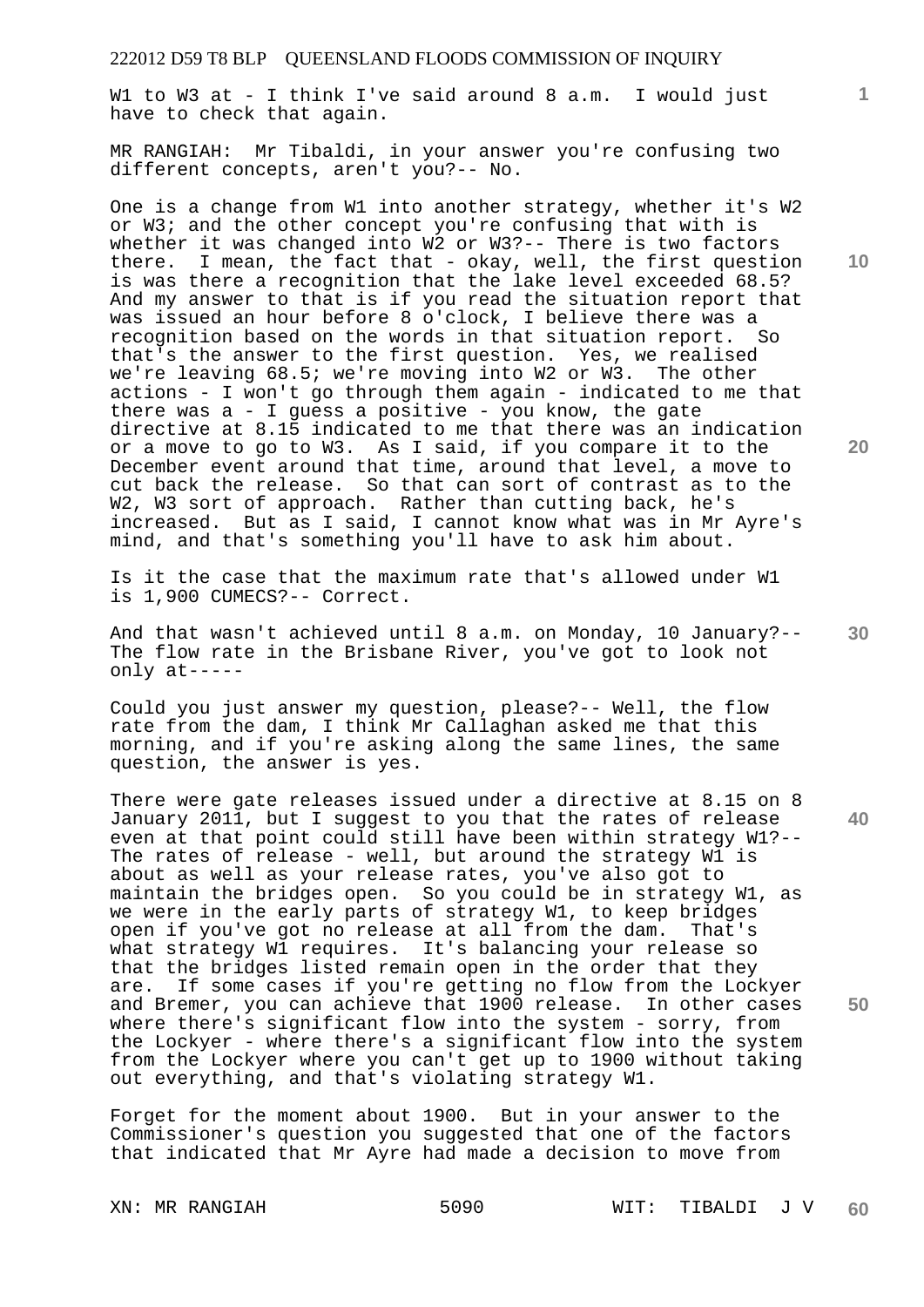W1 to W3 at - I think I've said around 8 a.m. I would just have to check that again.

MR RANGIAH: Mr Tibaldi, in your answer you're confusing two different concepts, aren't you?-- No.

One is a change from W1 into another strategy, whether it's W2 or W3; and the other concept you're confusing that with is whether it was changed into W2 or W3?-- There is two factors there. I mean, the fact that - okay, well, the first question is was there a recognition that the lake level exceeded 68.5? And my answer to that is if you read the situation report that was issued an hour before 8 o'clock, I believe there was a recognition based on the words in that situation report. So that's the answer to the first question. Yes, we realised we're leaving 68.5; we're moving into W2 or W3. The other actions - I won't go through them again - indicated to me that there was a - I guess a positive - you know, the gate directive at 8.15 indicated to me that there was an indication or a move to go to W3. As I said, if you compare it to the December event around that time, around that level, a move to cut back the release. So that can sort of contrast as to the W2, W3 sort of approach. Rather than cutting back, he's increased. But as I said, I cannot know what was in Mr Ayre's mind, and that's something you'll have to ask him about.

Is it the case that the maximum rate that's allowed under W1 is 1,900 CUMECS?-- Correct.

And that wasn't achieved until 8 a.m. on Monday, 10 January?-- The flow rate in the Brisbane River, you've got to look not only at-----

Could you just answer my question, please?-- Well, the flow rate from the dam, I think Mr Callaghan asked me that this morning, and if you're asking along the same lines, the same question, the answer is yes.

There were gate releases issued under a directive at 8.15 on 8 January 2011, but I suggest to you that the rates of release even at that point could still have been within strategy W1?-- The rates of release - well, but around the strategy W1 is about as well as your release rates, you've also got to maintain the bridges open. So you could be in strategy W1, as we were in the early parts of strategy W1, to keep bridges open if you've got no release at all from the dam. That's what strategy W1 requires. It's balancing your release so that the bridges listed remain open in the order that they are. If some cases if you're getting no flow from the Lockyer and Bremer, you can achieve that 1900 release. In other cases where there's significant flow into the system - sorry, from the Lockyer - where there's a significant flow into the system from the Lockyer where you can't get up to 1900 without taking out everything, and that's violating strategy W1.

Forget for the moment about 1900. But in your answer to the Commissioner's question you suggested that one of the factors that indicated that Mr Ayre had made a decision to move from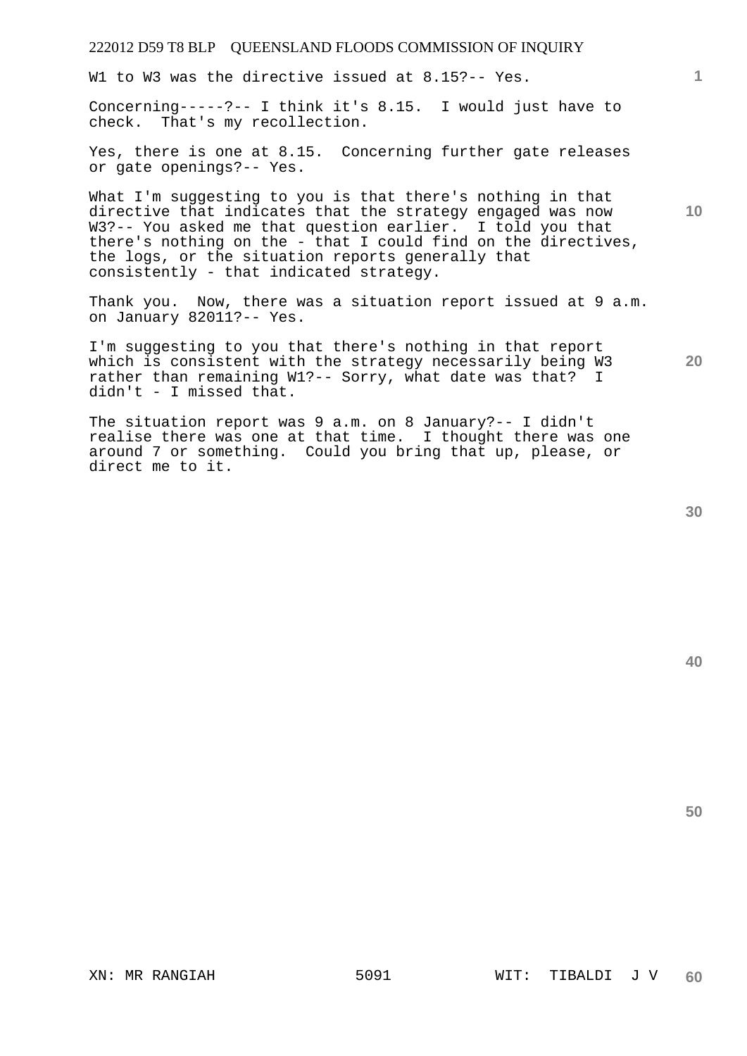W1 to W3 was the directive issued at 8.15?-- Yes.

Concerning-----?-- I think it's 8.15. I would just have to check. That's my recollection.

Yes, there is one at 8.15. Concerning further gate releases or gate openings?-- Yes.

What I'm suggesting to you is that there's nothing in that directive that indicates that the strategy engaged was now W3?-- You asked me that question earlier. I told you that there's nothing on the - that I could find on the directives, the logs, or the situation reports generally that consistently - that indicated strategy.

Thank you. Now, there was a situation report issued at 9 a.m. on January 82011?-- Yes.

I'm suggesting to you that there's nothing in that report which is consistent with the strategy necessarily being W3 rather than remaining W1?-- Sorry, what date was that? I didn't - I missed that.

The situation report was 9 a.m. on 8 January?-- I didn't realise there was one at that time. I thought there was one around 7 or something. Could you bring that up, please, or direct me to it.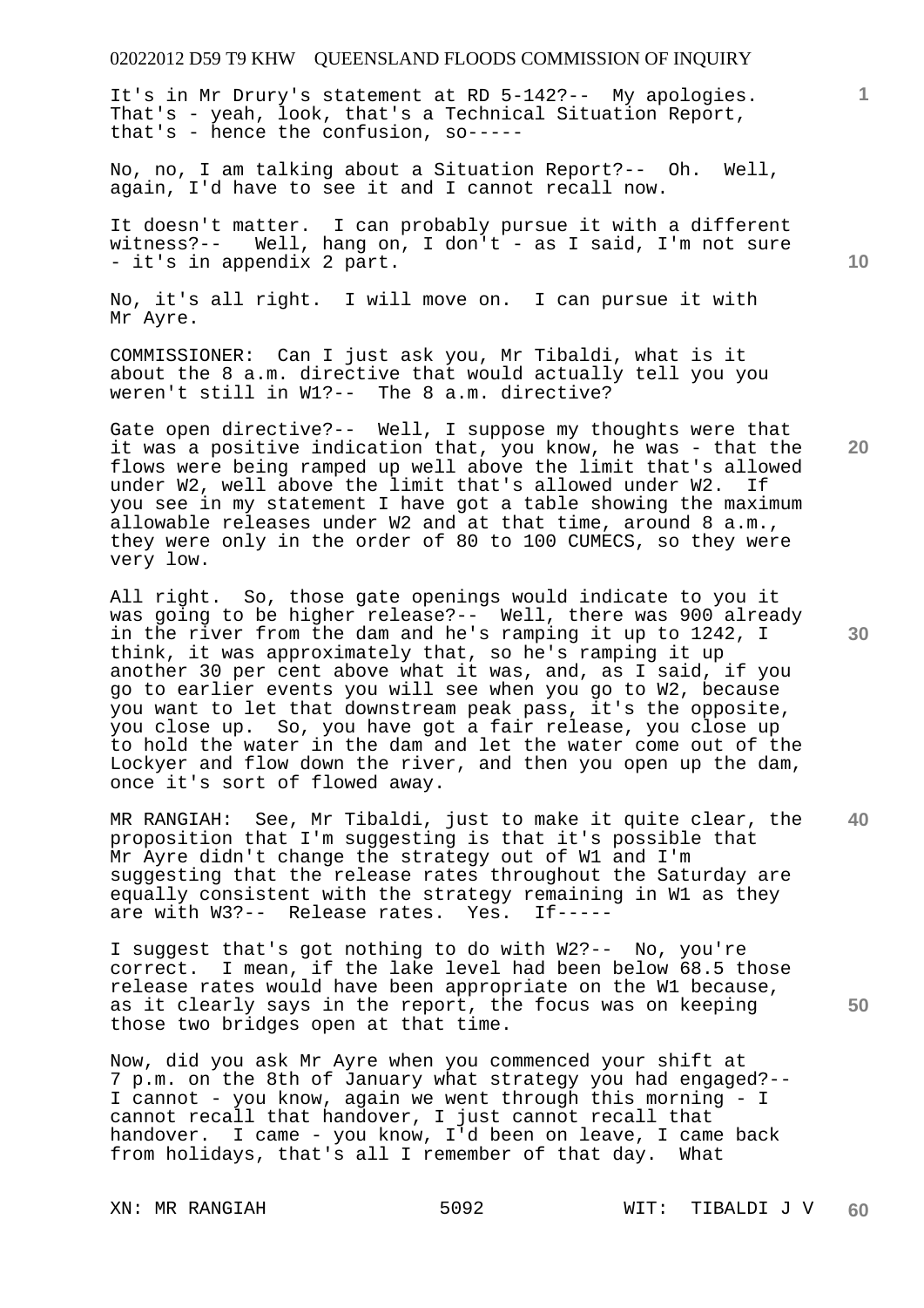It's in Mr Drury's statement at RD 5-142?-- My apologies. That's - yeah, look, that's a Technical Situation Report, that's - hence the confusion, so-----

No, no, I am talking about a Situation Report?-- Oh. Well, again, I'd have to see it and I cannot recall now.

It doesn't matter. I can probably pursue it with a different witness?-- Well, hang on, I don't - as I said, I'm not sure - it's in appendix 2 part.

No, it's all right. I will move on. I can pursue it with Mr Ayre.

COMMISSIONER: Can I just ask you, Mr Tibaldi, what is it about the 8 a.m. directive that would actually tell you you weren't still in W1?-- The 8 a.m. directive?

Gate open directive?-- Well, I suppose my thoughts were that it was a positive indication that, you know, he was - that the flows were being ramped up well above the limit that's allowed under W2, well above the limit that's allowed under W2. If you see in my statement I have got a table showing the maximum allowable releases under W2 and at that time, around 8 a.m., they were only in the order of 80 to 100 CUMECS, so they were very low.

All right. So, those gate openings would indicate to you it was going to be higher release?-- Well, there was 900 already in the river from the dam and he's ramping it up to 1242, I think, it was approximately that, so he's ramping it up another 30 per cent above what it was, and, as I said, if you go to earlier events you will see when you go to W2, because you want to let that downstream peak pass, it's the opposite, you close up. So, you have got a fair release, you close up to hold the water in the dam and let the water come out of the Lockyer and flow down the river, and then you open up the dam, once it's sort of flowed away.

MR RANGIAH: See, Mr Tibaldi, just to make it quite clear, the proposition that I'm suggesting is that it's possible that Mr Ayre didn't change the strategy out of W1 and I'm suggesting that the release rates throughout the Saturday are equally consistent with the strategy remaining in W1 as they are with W3?-- Release rates. Yes. If-----

I suggest that's got nothing to do with W2?-- No, you're correct. I mean, if the lake level had been below 68.5 those release rates would have been appropriate on the W1 because, as it clearly says in the report, the focus was on keeping those two bridges open at that time.

Now, did you ask Mr Ayre when you commenced your shift at 7 p.m. on the 8th of January what strategy you had engaged?-- I cannot - you know, again we went through this morning - I cannot recall that handover, I just cannot recall that handover. I came - you know, I'd been on leave, I came back from holidays, that's all I remember of that day. What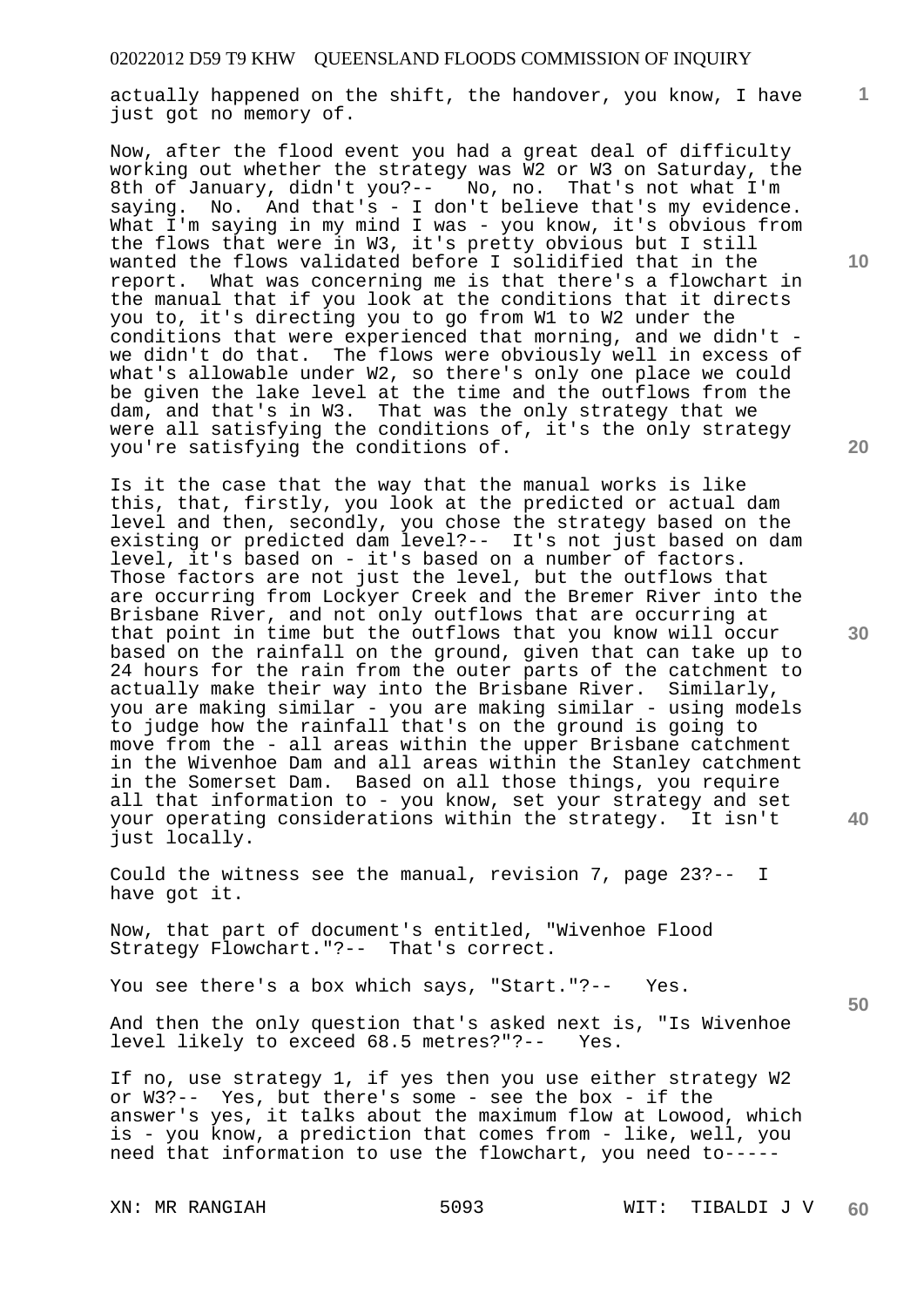actually happened on the shift, the handover, you know, I have just got no memory of.

Now, after the flood event you had a great deal of difficulty working out whether the strategy was W2 or W3 on Saturday, the 8th of January, didn't you?-- No, no. That's not what I'm saying. No. And that's - I don't believe that's my evidence. What I'm saying in my mind I was - you know, it's obvious from the flows that were in W3, it's pretty obvious but I still wanted the flows validated before I solidified that in the report. What was concerning me is that there's a flowchart in the manual that if you look at the conditions that it directs you to, it's directing you to go from W1 to W2 under the conditions that were experienced that morning, and we didn't - we didn't do that. The flows were obviously well in excess of what's allowable under W2, so there's only one place we could be given the lake level at the time and the outflows from the dam, and that's in W3. That was the only strategy that we were all satisfying the conditions of, it's the only strategy you're satisfying the conditions of.

Is it the case that the way that the manual works is like this, that, firstly, you look at the predicted or actual dam level and then, secondly, you chose the strategy based on the existing or predicted dam level?-- It's not just based on dam level, it's based on - it's based on a number of factors. Those factors are not just the level, but the outflows that are occurring from Lockyer Creek and the Bremer River into the Brisbane River, and not only outflows that are occurring at that point in time but the outflows that you know will occur based on the rainfall on the ground, given that can take up to 24 hours for the rain from the outer parts of the catchment to actually make their way into the Brisbane River. Similarly, you are making similar - you are making similar - using models to judge how the rainfall that's on the ground is going to move from the - all areas within the upper Brisbane catchment in the Wivenhoe Dam and all areas within the Stanley catchment in the Somerset Dam. Based on all those things, you require all that information to - you know, set your strategy and set your operating considerations within the strategy. It isn't just locally.

Could the witness see the manual, revision 7, page 23?-- I have got it.

Now, that part of document's entitled, "Wivenhoe Flood Strategy Flowchart."?-- That's correct.

You see there's a box which says, "Start."?-- Yes.

And then the only question that's asked next is, "Is Wivenhoe level likely to exceed 68.5 metres?"?-- Yes.

If no, use strategy 1, if yes then you use either strategy W2 or W3?-- Yes, but there's some - see the box - if the answer's yes, it talks about the maximum flow at Lowood, which is - you know, a prediction that comes from - like, well, you need that information to use the flowchart, you need to-----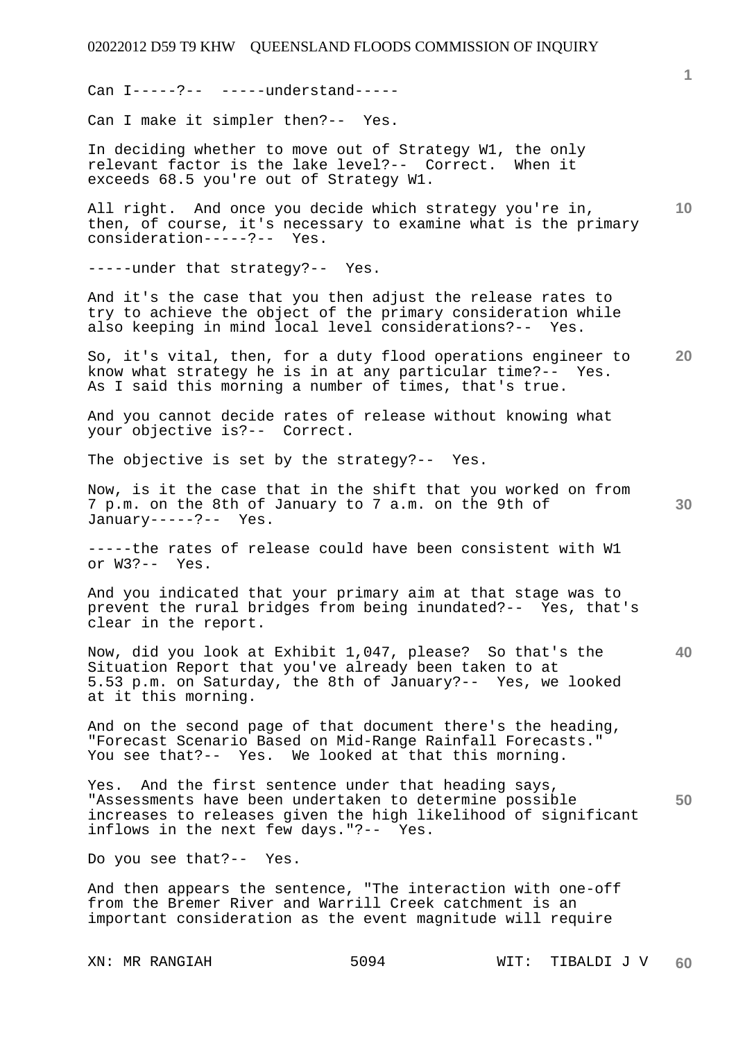Can I-----?-- -----understand-----

Can I make it simpler then?-- Yes.

In deciding whether to move out of Strategy W1, the only relevant factor is the lake level?-- Correct. When it exceeds 68.5 you're out of Strategy W1.

All right. And once you decide which strategy you're in, then, of course, it's necessary to examine what is the primary consideration-----?-- Yes.

-----under that strategy?-- Yes.

And it's the case that you then adjust the release rates to try to achieve the object of the primary consideration while also keeping in mind local level considerations?-- Yes.

So, it's vital, then, for a duty flood operations engineer to know what strategy he is in at any particular time?-- Yes. As I said this morning a number of times, that's true.

And you cannot decide rates of release without knowing what your objective is?-- Correct.

The objective is set by the strategy?-- Yes.

Now, is it the case that in the shift that you worked on from 7 p.m. on the 8th of January to 7 a.m. on the 9th of January-----?-- Yes.

-----the rates of release could have been consistent with W1 or W3?-- Yes.

And you indicated that your primary aim at that stage was to prevent the rural bridges from being inundated?-- Yes, that's clear in the report.

Now, did you look at Exhibit 1,047, please? So that's the Situation Report that you've already been taken to at 5.53 p.m. on Saturday, the 8th of January?-- Yes, we looked at it this morning.

And on the second page of that document there's the heading, "Forecast Scenario Based on Mid-Range Rainfall Forecasts." You see that?-- Yes. We looked at that this morning.

Yes. And the first sentence under that heading says, "Assessments have been undertaken to determine possible increases to releases given the high likelihood of significant inflows in the next few days."?-- Yes.

Do you see that?-- Yes.

And then appears the sentence, "The interaction with one-off from the Bremer River and Warrill Creek catchment is an important consideration as the event magnitude will require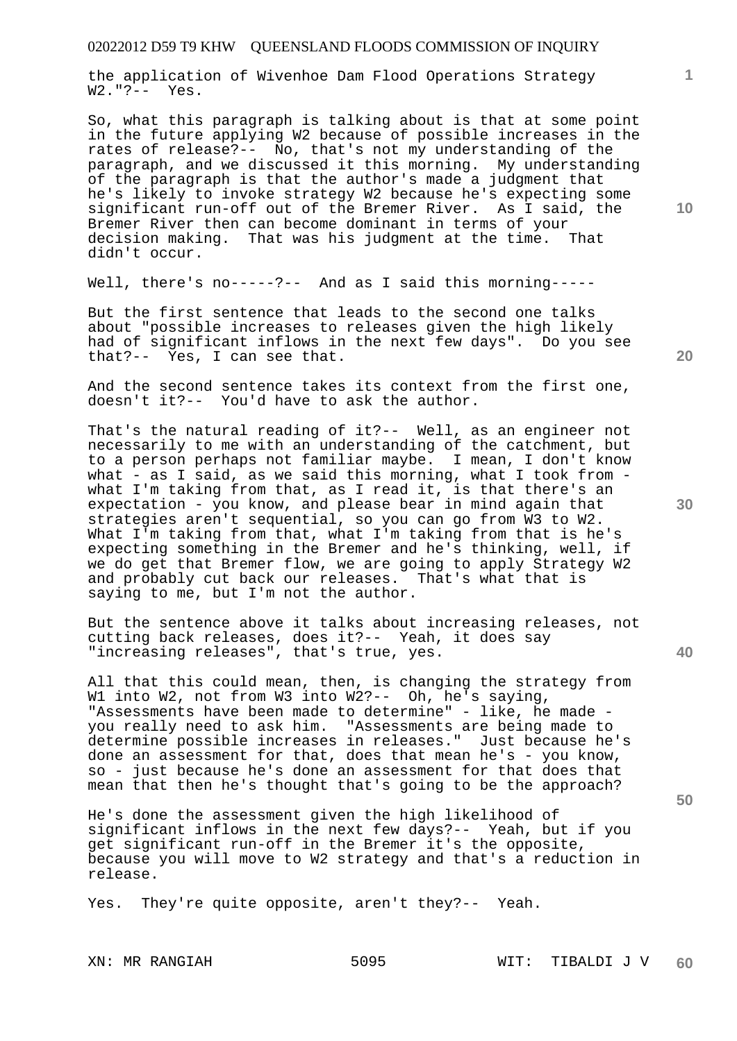the application of Wivenhoe Dam Flood Operations Strategy W2."?-- Yes.

So, what this paragraph is talking about is that at some point in the future applying W2 because of possible increases in the rates of release?-- No, that's not my understanding of the paragraph, and we discussed it this morning. My understanding of the paragraph is that the author's made a judgment that he's likely to invoke strategy W2 because he's expecting some significant run-off out of the Bremer River. As I said, the Bremer River then can become dominant in terms of your decision making. That was his judgment at the time. That didn't occur.

Well, there's no-----?-- And as I said this morning-----

But the first sentence that leads to the second one talks about "possible increases to releases given the high likely had of significant inflows in the next few days". Do you see that?-- Yes, I can see that.

And the second sentence takes its context from the first one, doesn't it?-- You'd have to ask the author.

That's the natural reading of it?-- Well, as an engineer not necessarily to me with an understanding of the catchment, but to a person perhaps not familiar maybe. I mean, I don't know what - as I said, as we said this morning, what I took from - what I'm taking from that, as I read it, is that there's an expectation - you know, and please bear in mind again that strategies aren't sequential, so you can go from W3 to W2. What I'm taking from that, what I'm taking from that is he's expecting something in the Bremer and he's thinking, well, if we do get that Bremer flow, we are going to apply Strategy W2 and probably cut back our releases. That's what that is saying to me, but I'm not the author.

But the sentence above it talks about increasing releases, not cutting back releases, does it?-- Yeah, it does say "increasing releases", that's true, yes.

All that this could mean, then, is changing the strategy from W1 into W2, not from W3 into W2?-- Oh, he's saying, "Assessments have been made to determine" - like, he made - you really need to ask him. "Assessments are being made to determine possible increases in releases." Just because he's done an assessment for that, does that mean he's - you know, so - just because he's done an assessment for that does that mean that then he's thought that's going to be the approach?

He's done the assessment given the high likelihood of significant inflows in the next few days?-- Yeah, but if you get significant run-off in the Bremer it's the opposite, because you will move to W2 strategy and that's a reduction in release.

Yes. They're quite opposite, aren't they?-- Yeah.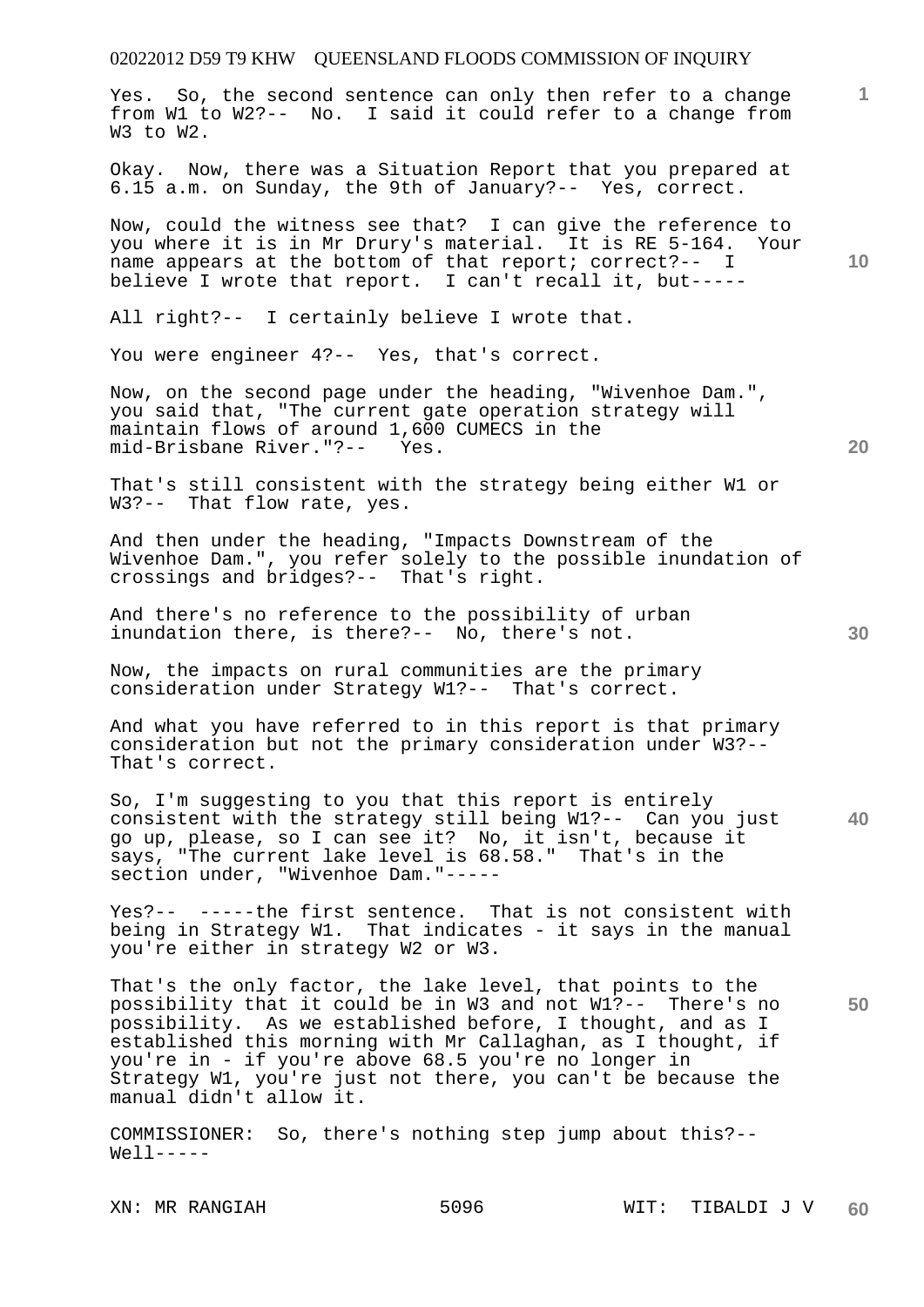Yes. So, the second sentence can only then refer to a change from W1 to W2?-- No. I said it could refer to a change from W3 to W2.

Okay. Now, there was a Situation Report that you prepared at 6.15 a.m. on Sunday, the 9th of January?-- Yes, correct.

Now, could the witness see that? I can give the reference to you where it is in Mr Drury's material. It is RE 5-164. Your name appears at the bottom of that report; correct?-- I believe I wrote that report. I can't recall it, but-----

All right?-- I certainly believe I wrote that.

You were engineer 4?-- Yes, that's correct.

Now, on the second page under the heading, "Wivenhoe Dam.", you said that, "The current gate operation strategy will maintain flows of around 1,600 CUMECS in the mid-Brisbane River."?-- Yes.

That's still consistent with the strategy being either W1 or W3?-- That flow rate, yes.

And then under the heading, "Impacts Downstream of the Wivenhoe Dam.", you refer solely to the possible inundation of crossings and bridges?-- That's right.

And there's no reference to the possibility of urban inundation there, is there?-- No, there's not.

Now, the impacts on rural communities are the primary consideration under Strategy W1?-- That's correct.

And what you have referred to in this report is that primary consideration but not the primary consideration under W3?-- That's correct.

So, I'm suggesting to you that this report is entirely consistent with the strategy still being W1?-- Can you just go up, please, so I can see it? No, it isn't, because it says, "The current lake level is 68.58." That's in the section under, "Wivenhoe Dam."-----

Yes?-- -----the first sentence. That is not consistent with being in Strategy W1. That indicates - it says in the manual you're either in strategy W2 or W3.

That's the only factor, the lake level, that points to the possibility that it could be in W3 and not W1?-- There's no possibility. As we established before, I thought, and as I established this morning with Mr Callaghan, as I thought, if you're in - if you're above 68.5 you're no longer in Strategy W1, you're just not there, you can't be because the manual didn't allow it.

COMMISSIONER: So, there's nothing step jump about this?-- Well-----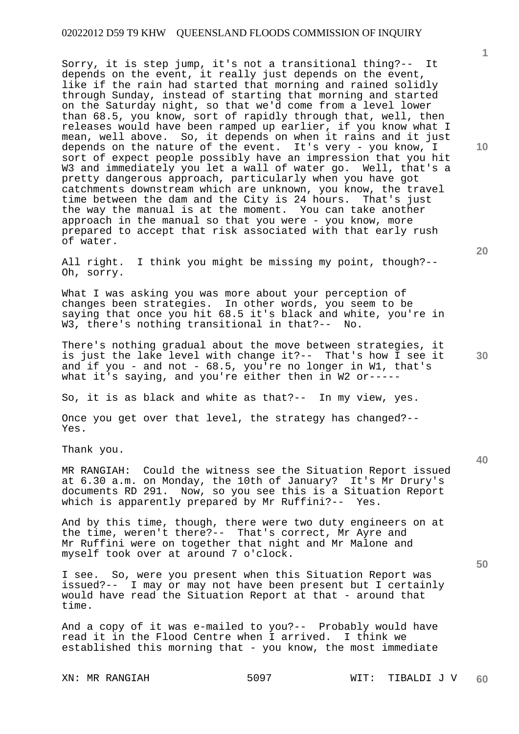Sorry, it is step jump, it's not a transitional thing?-- It depends on the event, it really just depends on the event, like if the rain had started that morning and rained solidly through Sunday, instead of starting that morning and started on the Saturday night, so that we'd come from a level lower than 68.5, you know, sort of rapidly through that, well, then releases would have been ramped up earlier, if you know what I mean, well above. So, it depends on when it rains and it just depends on the nature of the event. It's very - you know, I sort of expect people possibly have an impression that you hit W3 and immediately you let a wall of water go. Well, that's a pretty dangerous approach, particularly when you have got catchments downstream which are unknown, you know, the travel time between the dam and the City is 24 hours. That's just the way the manual is at the moment. You can take another approach in the manual so that you were - you know, more prepared to accept that risk associated with that early rush of water.

All right. I think you might be missing my point, though?-- Oh, sorry.

What I was asking you was more about your perception of changes been strategies. In other words, you seem to be saying that once you hit 68.5 it's black and white, you're in W3, there's nothing transitional in that?-- No.

There's nothing gradual about the move between strategies, it is just the lake level with change it?-- That's how I see it and if you - and not - 68.5, you're no longer in W1, that's what it's saying, and you're either then in W2 or-----

So, it is as black and white as that?-- In my view, yes.

Once you get over that level, the strategy has changed?-- Yes.

Thank you.

MR RANGIAH: Could the witness see the Situation Report issued at 6.30 a.m. on Monday, the 10th of January? It's Mr Drury's documents RD 291. Now, so you see this is a Situation Report which is apparently prepared by Mr Ruffini?-- Yes.

And by this time, though, there were two duty engineers on at the time, weren't there?-- That's correct, Mr Ayre and Mr Ruffini were on together that night and Mr Malone and myself took over at around 7 o'clock.

I see. So, were you present when this Situation Report was issued?-- I may or may not have been present but I certainly would have read the Situation Report at that - around that time.

And a copy of it was e-mailed to you?-- Probably would have read it in the Flood Centre when I arrived. I think we established this morning that - you know, the most immediate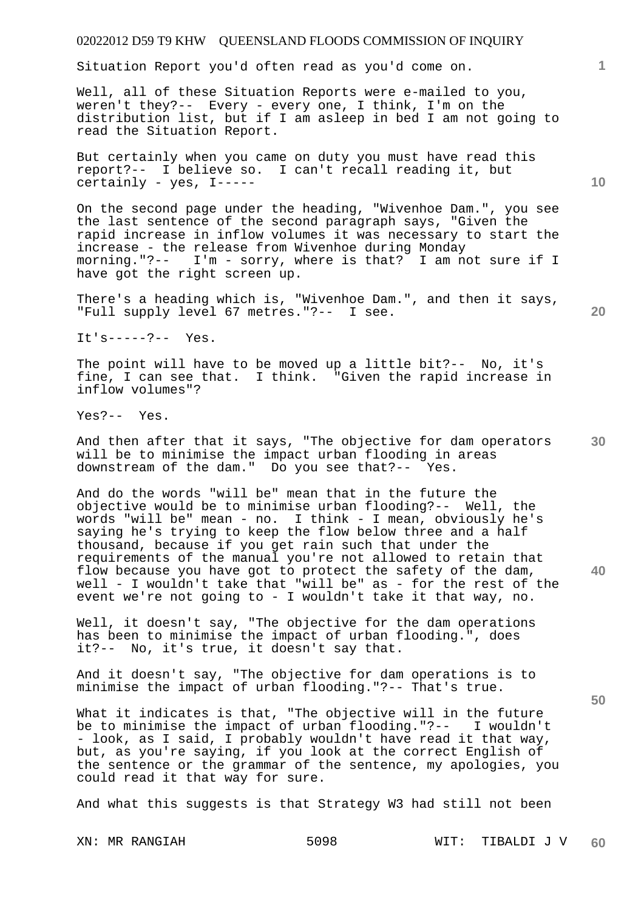Situation Report you'd often read as you'd come on.

Well, all of these Situation Reports were e-mailed to you, weren't they?-- Every - every one, I think, I'm on the distribution list, but if I am asleep in bed I am not going to read the Situation Report.

But certainly when you came on duty you must have read this report?-- I believe so. I can't recall reading it, but certainly - yes, I-----

On the second page under the heading, "Wivenhoe Dam.", you see the last sentence of the second paragraph says, "Given the rapid increase in inflow volumes it was necessary to start the increase - the release from Wivenhoe during Monday morning."?-- I'm - sorry, where is that? I am not sure if I have got the right screen up.

There's a heading which is, "Wivenhoe Dam.", and then it says, "Full supply level 67 metres."?-- I see.

It's-----?-- Yes.

The point will have to be moved up a little bit?-- No, it's fine, I can see that. I think. "Given the rapid increase in inflow volumes"?

Yes?-- Yes.

And then after that it says, "The objective for dam operators will be to minimise the impact urban flooding in areas downstream of the dam." Do you see that?-- Yes.

And do the words "will be" mean that in the future the objective would be to minimise urban flooding?-- Well, the words "will be" mean - no. I think - I mean, obviously he's saying he's trying to keep the flow below three and a half thousand, because if you get rain such that under the requirements of the manual you're not allowed to retain that flow because you have got to protect the safety of the dam, well - I wouldn't take that "will be" as - for the rest of the event we're not going to - I wouldn't take it that way, no.

Well, it doesn't say, "The objective for the dam operations has been to minimise the impact of urban flooding.", does it?-- No, it's true, it doesn't say that.

And it doesn't say, "The objective for dam operations is to minimise the impact of urban flooding."?-- That's true.

What it indicates is that, "The objective will in the future be to minimise the impact of urban flooding."?-- I wouldn't - look, as I said, I probably wouldn't have read it that way, but, as you're saying, if you look at the correct English of the sentence or the grammar of the sentence, my apologies, you could read it that way for sure.

And what this suggests is that Strategy W3 had still not been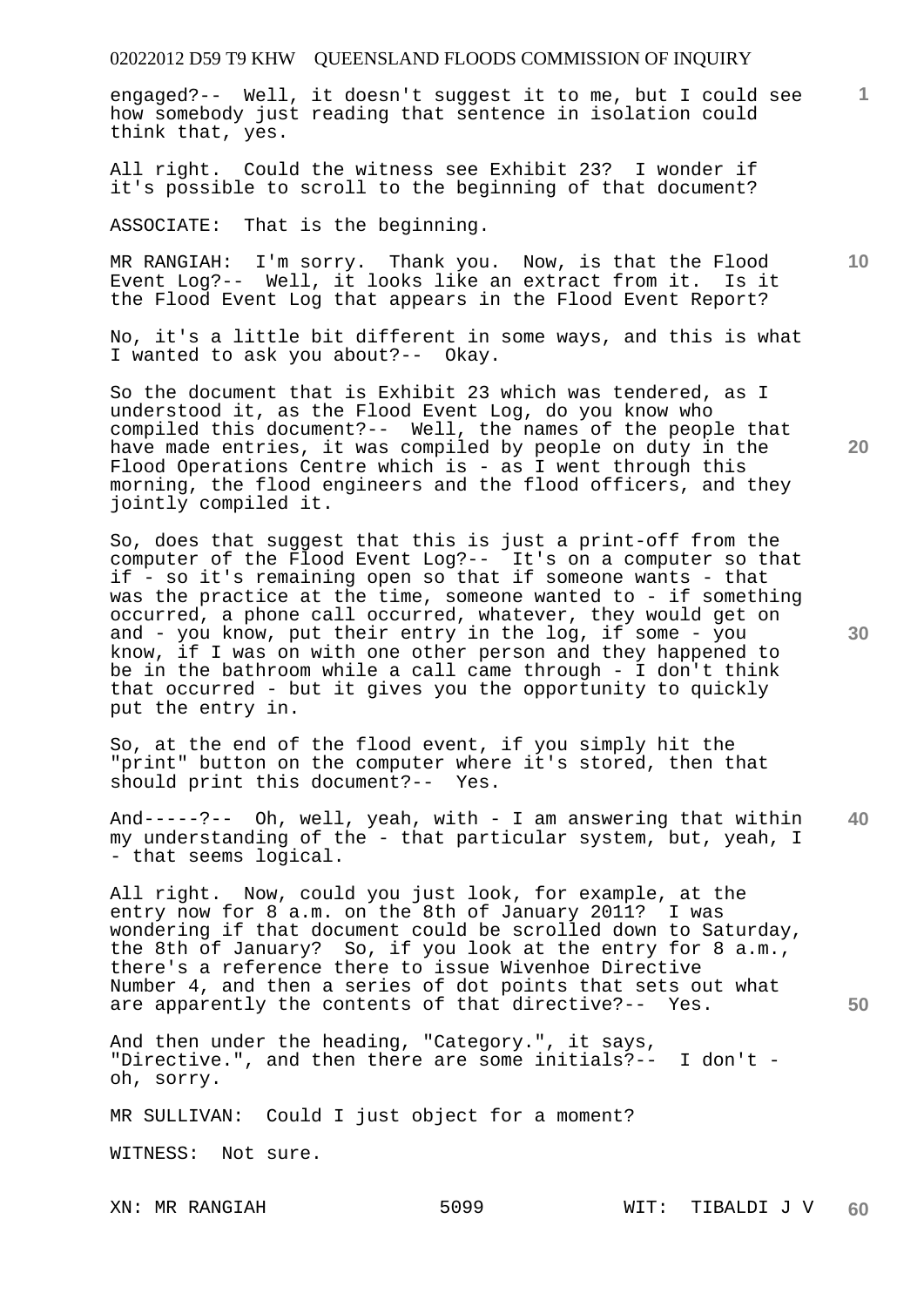engaged?-- Well, it doesn't suggest it to me, but I could see how somebody just reading that sentence in isolation could think that, yes.

All right. Could the witness see Exhibit 23? I wonder if it's possible to scroll to the beginning of that document?

ASSOCIATE: That is the beginning.

MR RANGIAH: I'm sorry. Thank you. Now, is that the Flood Event Log?-- Well, it looks like an extract from it. Is it the Flood Event Log that appears in the Flood Event Report?

No, it's a little bit different in some ways, and this is what I wanted to ask you about?-- Okay.

So the document that is Exhibit 23 which was tendered, as I understood it, as the Flood Event Log, do you know who compiled this document?-- Well, the names of the people that have made entries, it was compiled by people on duty in the Flood Operations Centre which is - as I went through this morning, the flood engineers and the flood officers, and they jointly compiled it.

So, does that suggest that this is just a print-off from the computer of the Flood Event Log?-- It's on a computer so that if - so it's remaining open so that if someone wants - that was the practice at the time, someone wanted to - if something occurred, a phone call occurred, whatever, they would get on and - you know, put their entry in the log, if some - you know, if I was on with one other person and they happened to be in the bathroom while a call came through - I don't think that occurred - but it gives you the opportunity to quickly put the entry in.

So, at the end of the flood event, if you simply hit the "print" button on the computer where it's stored, then that should print this document?-- Yes.

And-----?-- Oh, well, yeah, with - I am answering that within my understanding of the - that particular system, but, yeah, I - that seems logical.

All right. Now, could you just look, for example, at the entry now for 8 a.m. on the 8th of January 2011? I was wondering if that document could be scrolled down to Saturday, the 8th of January? So, if you look at the entry for 8 a.m., there's a reference there to issue Wivenhoe Directive Number 4, and then a series of dot points that sets out what are apparently the contents of that directive?-- Yes.

And then under the heading, "Category.", it says, "Directive.", and then there are some initials?-- I don't - oh, sorry.

MR SULLIVAN: Could I just object for a moment?

WITNESS: Not sure.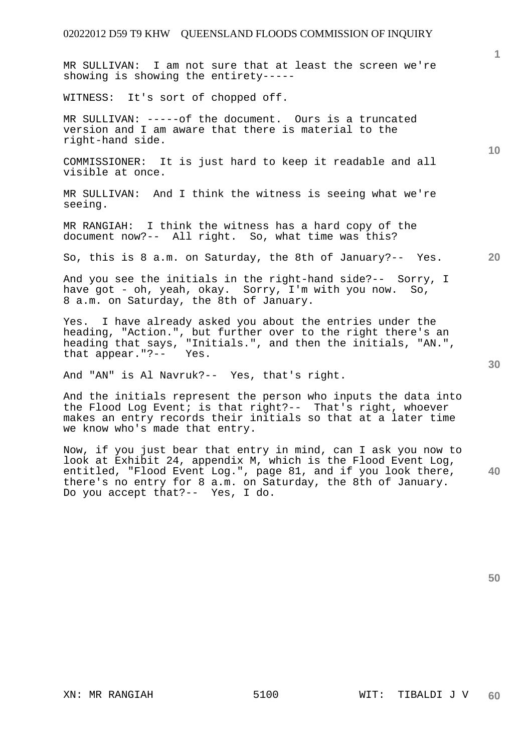MR SULLIVAN: I am not sure that at least the screen we're showing is showing the entirety-----

WITNESS: It's sort of chopped off.

MR SULLIVAN: -----of the document. Ours is a truncated version and I am aware that there is material to the right-hand side.

COMMISSIONER: It is just hard to keep it readable and all visible at once.

MR SULLIVAN: And I think the witness is seeing what we're seeing.

MR RANGIAH: I think the witness has a hard copy of the document now?-- All right. So, what time was this?

So, this is 8 a.m. on Saturday, the 8th of January?-- Yes.

And you see the initials in the right-hand side?-- Sorry, I have got - oh, yeah, okay. Sorry, I'm with you now. So, 8 a.m. on Saturday, the 8th of January.

Yes. I have already asked you about the entries under the heading, "Action.", but further over to the right there's an heading that says, "Initials.", and then the initials, "AN.", that appear."?-- Yes.

And "AN" is Al Navruk?-- Yes, that's right.

And the initials represent the person who inputs the data into the Flood Log Event; is that right?-- That's right, whoever makes an entry records their initials so that at a later time we know who's made that entry.

Now, if you just bear that entry in mind, can I ask you now to look at Exhibit 24, appendix M, which is the Flood Event Log, entitled, "Flood Event Log.", page 81, and if you look there, there's no entry for 8 a.m. on Saturday, the 8th of January. Do you accept that?-- Yes, I do.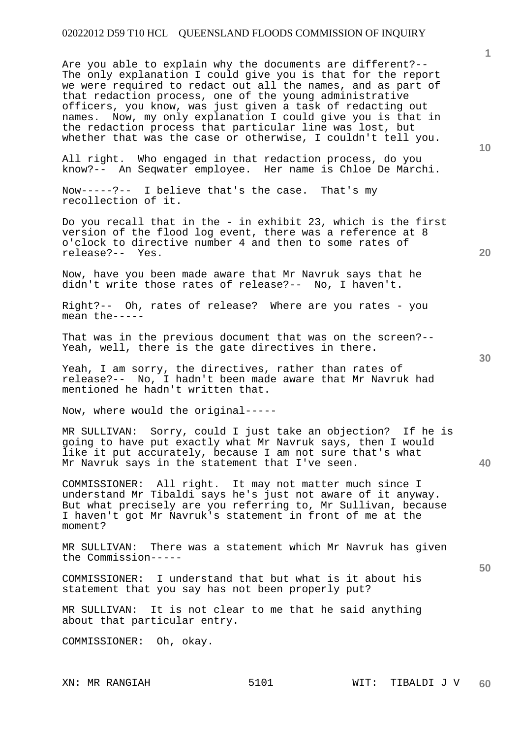Are you able to explain why the documents are different?-- The only explanation I could give you is that for the report we were required to redact out all the names, and as part of that redaction process, one of the young administrative officers, you know, was just given a task of redacting out names. Now, my only explanation I could give you is that in the redaction process that particular line was lost, but whether that was the case or otherwise, I couldn't tell you.

All right. Who engaged in that redaction process, do you know?-- An Seqwater employee. Her name is Chloe De Marchi.

Now-----?-- I believe that's the case. That's my recollection of it.

Do you recall that in the - in exhibit 23, which is the first version of the flood log event, there was a reference at 8 o'clock to directive number 4 and then to some rates of release?-- Yes.

Now, have you been made aware that Mr Navruk says that he didn't write those rates of release?-- No, I haven't.

Right?-- Oh, rates of release? Where are you rates - you mean the-----

That was in the previous document that was on the screen?-- Yeah, well, there is the gate directives in there.

Yeah, I am sorry, the directives, rather than rates of release?-- No, I hadn't been made aware that Mr Navruk had mentioned he hadn't written that.

Now, where would the original-----

MR SULLIVAN: Sorry, could I just take an objection? If he is going to have put exactly what Mr Navruk says, then I would like it put accurately, because I am not sure that's what Mr Navruk says in the statement that I've seen.

COMMISSIONER: All right. It may not matter much since I understand Mr Tibaldi says he's just not aware of it anyway. But what precisely are you referring to, Mr Sullivan, because I haven't got Mr Navruk's statement in front of me at the moment?

MR SULLIVAN: There was a statement which Mr Navruk has given the Commission-----

COMMISSIONER: I understand that but what is it about his statement that you say has not been properly put?

MR SULLIVAN: It is not clear to me that he said anything about that particular entry.

COMMISSIONER: Oh, okay.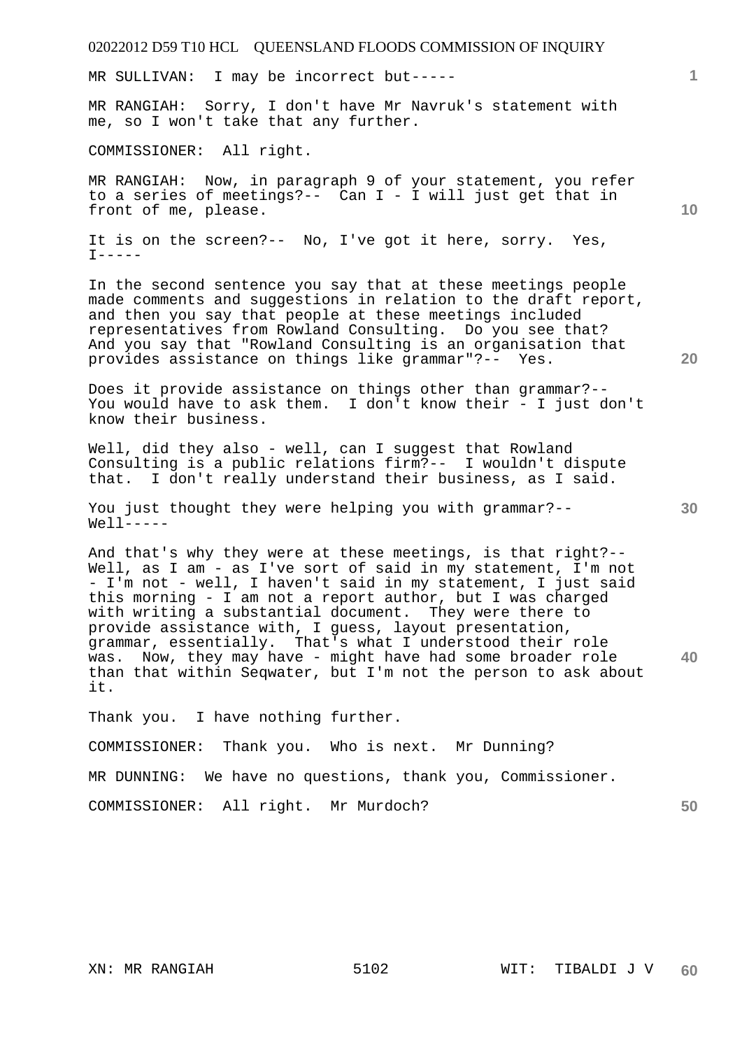MR SULLIVAN: I may be incorrect but-----

MR RANGIAH: Sorry, I don't have Mr Navruk's statement with me, so I won't take that any further.

COMMISSIONER: All right.

MR RANGIAH: Now, in paragraph 9 of your statement, you refer to a series of meetings?-- Can I - I will just get that in front of me, please.

It is on the screen?-- No, I've got it here, sorry. Yes, I-----

In the second sentence you say that at these meetings people made comments and suggestions in relation to the draft report, and then you say that people at these meetings included representatives from Rowland Consulting. Do you see that? And you say that "Rowland Consulting is an organisation that provides assistance on things like grammar"?-- Yes.

Does it provide assistance on things other than grammar?-- You would have to ask them. I don't know their - I just don't know their business.

Well, did they also - well, can I suggest that Rowland Consulting is a public relations firm?-- I wouldn't dispute that. I don't really understand their business, as I said.

You just thought they were helping you with grammar?-- Well-----

And that's why they were at these meetings, is that right?-- Well, as I am - as I've sort of said in my statement, I'm not - I'm not - well, I haven't said in my statement, I just said this morning - I am not a report author, but I was charged with writing a substantial document. They were there to provide assistance with, I guess, layout presentation, grammar, essentially. That's what I understood their role was. Now, they may have - might have had some broader role than that within Seqwater, but I'm not the person to ask about it.

Thank you. I have nothing further.

COMMISSIONER: Thank you. Who is next. Mr Dunning?

MR DUNNING: We have no questions, thank you, Commissioner.

COMMISSIONER: All right. Mr Murdoch?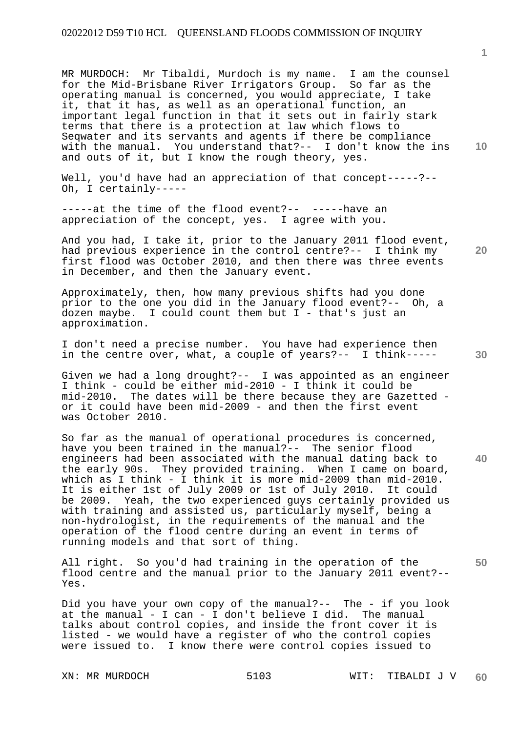MR MURDOCH: Mr Tibaldi, Murdoch is my name. I am the counsel for the Mid-Brisbane River Irrigators Group. So far as the operating manual is concerned, you would appreciate, I take it, that it has, as well as an operational function, an important legal function in that it sets out in fairly stark terms that there is a protection at law which flows to Seqwater and its servants and agents if there be compliance with the manual. You understand that?-- I don't know the ins and outs of it, but I know the rough theory, yes.

Well, you'd have had an appreciation of that concept-----?-- Oh, I certainly-----

-----at the time of the flood event?-- -----have an appreciation of the concept, yes. I agree with you.

And you had, I take it, prior to the January 2011 flood event, had previous experience in the control centre?-- I think my first flood was October 2010, and then there was three events in December, and then the January event.

Approximately, then, how many previous shifts had you done prior to the one you did in the January flood event?-- Oh, a dozen maybe. I could count them but I - that's just an approximation.

I don't need a precise number. You have had experience then in the centre over, what, a couple of years?-- I think-----

Given we had a long drought?-- I was appointed as an engineer I think - could be either mid-2010 - I think it could be mid-2010. The dates will be there because they are Gazetted - or it could have been mid-2009 - and then the first event was October 2010.

So far as the manual of operational procedures is concerned, have you been trained in the manual?-- The senior flood engineers had been associated with the manual dating back to the early 90s. They provided training. When I came on board, which as I think - I think it is more mid-2009 than mid-2010. It is either 1st of July 2009 or 1st of July 2010. It could be 2009. Yeah, the two experienced guys certainly provided us with training and assisted us, particularly myself, being a non-hydrologist, in the requirements of the manual and the operation of the flood centre during an event in terms of running models and that sort of thing.

All right. So you'd had training in the operation of the flood centre and the manual prior to the January 2011 event?-- Yes.

Did you have your own copy of the manual?-- The - if you look at the manual - I can - I don't believe I did. The manual talks about control copies, and inside the front cover it is listed - we would have a register of who the control copies were issued to. I know there were control copies issued to

XN: MR MURDOCH WIT: TIBALDI J V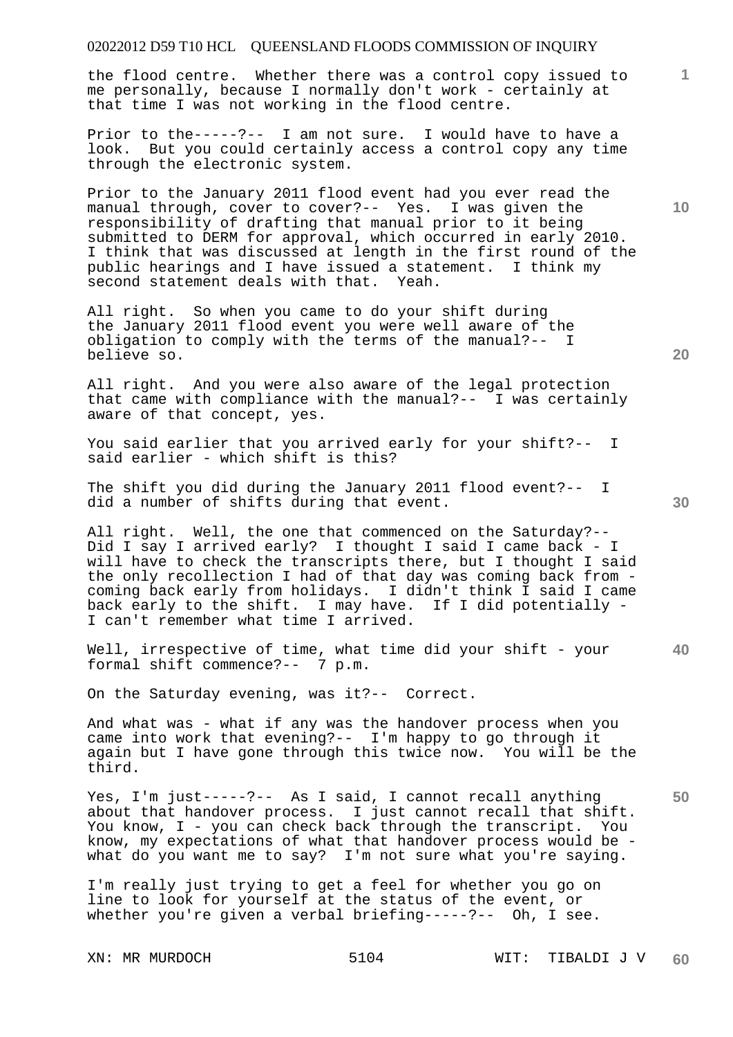the flood centre. Whether there was a control copy issued to me personally, because I normally don't work - certainly at that time I was not working in the flood centre.

Prior to the-----?-- I am not sure. I would have to have a look. But you could certainly access a control copy any time through the electronic system.

Prior to the January 2011 flood event had you ever read the manual through, cover to cover?-- Yes. I was given the responsibility of drafting that manual prior to it being submitted to DERM for approval, which occurred in early 2010. I think that was discussed at length in the first round of the public hearings and I have issued a statement. I think my second statement deals with that. Yeah.

All right. So when you came to do your shift during the January 2011 flood event you were well aware of the obligation to comply with the terms of the manual?-- I believe so.

All right. And you were also aware of the legal protection that came with compliance with the manual?-- I was certainly aware of that concept, yes.

You said earlier that you arrived early for your shift?-- I said earlier - which shift is this?

The shift you did during the January 2011 flood event?-- I did a number of shifts during that event.

All right. Well, the one that commenced on the Saturday?-- Did I say I arrived early? I thought I said I came back - I will have to check the transcripts there, but I thought I said the only recollection I had of that day was coming back from - coming back early from holidays. I didn't think I said I came back early to the shift. I may have. If I did potentially - I can't remember what time I arrived.

Well, irrespective of time, what time did your shift - your formal shift commence?-- 7 p.m.

On the Saturday evening, was it?-- Correct.

And what was - what if any was the handover process when you came into work that evening?-- I'm happy to go through it again but I have gone through this twice now. You will be the third.

Yes, I'm just-----?-- As I said, I cannot recall anything about that handover process. I just cannot recall that shift. You know, I - you can check back through the transcript. You know, my expectations of what that handover process would be - what do you want me to say? I'm not sure what you're saying.

I'm really just trying to get a feel for whether you go on line to look for yourself at the status of the event, or whether you're given a verbal briefing-----?-- Oh, I see.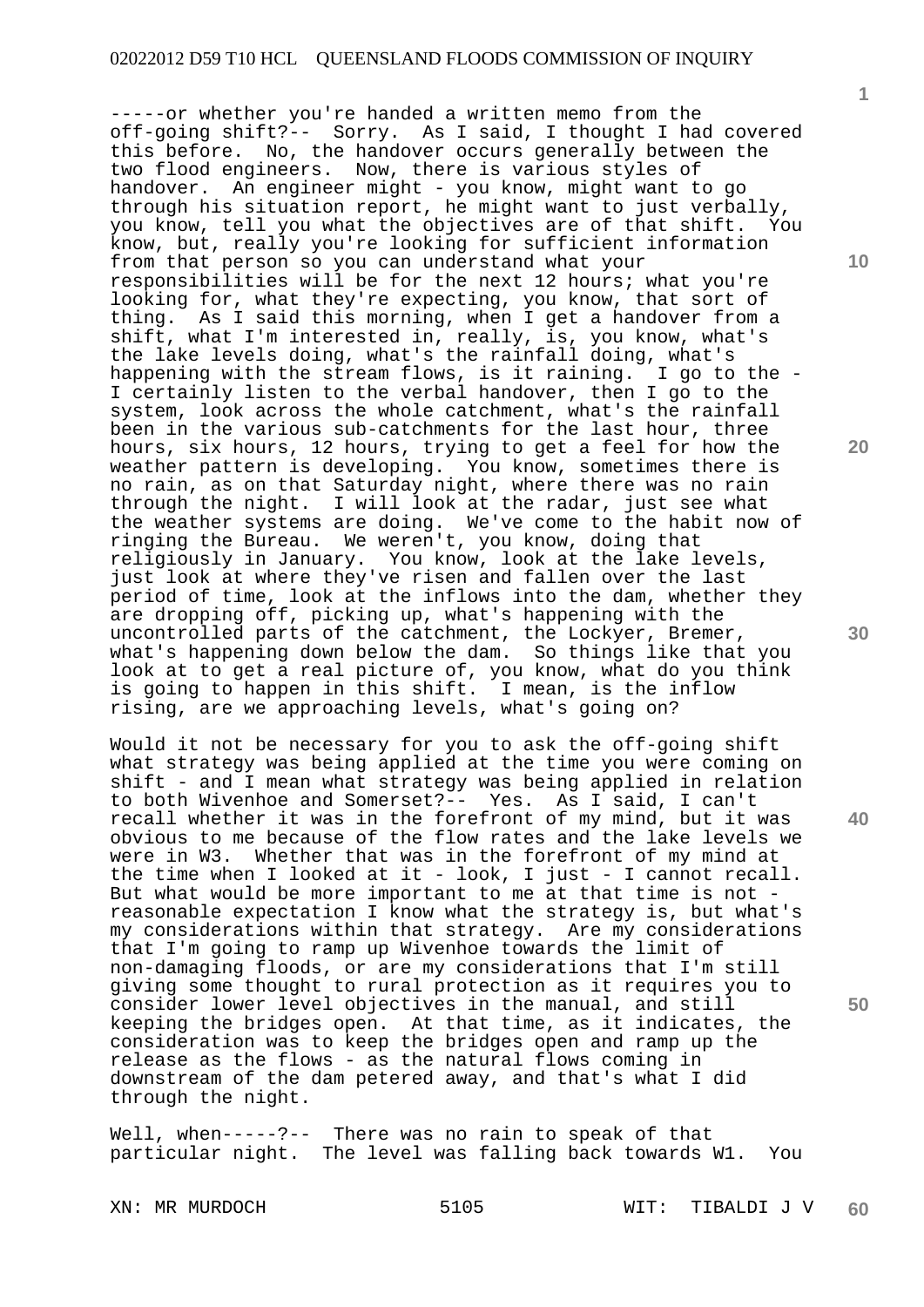-----or whether you're handed a written memo from the off-going shift?-- Sorry. As I said, I thought I had covered this before. No, the handover occurs generally between the two flood engineers. Now, there is various styles of handover. An engineer might - you know, might want to go through his situation report, he might want to just verbally, you know, tell you what the objectives are of that shift. You know, but, really you're looking for sufficient information from that person so you can understand what your responsibilities will be for the next 12 hours; what you're looking for, what they're expecting, you know, that sort of thing. As I said this morning, when I get a handover from a shift, what I'm interested in, really, is, you know, what's the lake levels doing, what's the rainfall doing, what's happening with the stream flows, is it raining. I go to the - I certainly listen to the verbal handover, then I go to the system, look across the whole catchment, what's the rainfall been in the various sub-catchments for the last hour, three hours, six hours, 12 hours, trying to get a feel for how the weather pattern is developing. You know, sometimes there is no rain, as on that Saturday night, where there was no rain through the night. I will look at the radar, just see what the weather systems are doing. We've come to the habit now of ringing the Bureau. We weren't, you know, doing that religiously in January. You know, look at the lake levels, just look at where they've risen and fallen over the last period of time, look at the inflows into the dam, whether they are dropping off, picking up, what's happening with the uncontrolled parts of the catchment, the Lockyer, Bremer, what's happening down below the dam. So things like that you look at to get a real picture of, you know, what do you think is going to happen in this shift. I mean, is the inflow rising, are we approaching levels, what's going on?

Would it not be necessary for you to ask the off-going shift what strategy was being applied at the time you were coming on shift - and I mean what strategy was being applied in relation to both Wivenhoe and Somerset?-- Yes. As I said, I can't recall whether it was in the forefront of my mind, but it was obvious to me because of the flow rates and the lake levels we were in W3. Whether that was in the forefront of my mind at the time when I looked at it - look, I just - I cannot recall. But what would be more important to me at that time is not - reasonable expectation I know what the strategy is, but what's my considerations within that strategy. Are my considerations that I'm going to ramp up Wivenhoe towards the limit of non-damaging floods, or are my considerations that I'm still giving some thought to rural protection as it requires you to consider lower level objectives in the manual, and still keeping the bridges open. At that time, as it indicates, the consideration was to keep the bridges open and ramp up the release as the flows - as the natural flows coming in downstream of the dam petered away, and that's what I did through the night.

Well, when-----?-- There was no rain to speak of that particular night. The level was falling back towards W1. You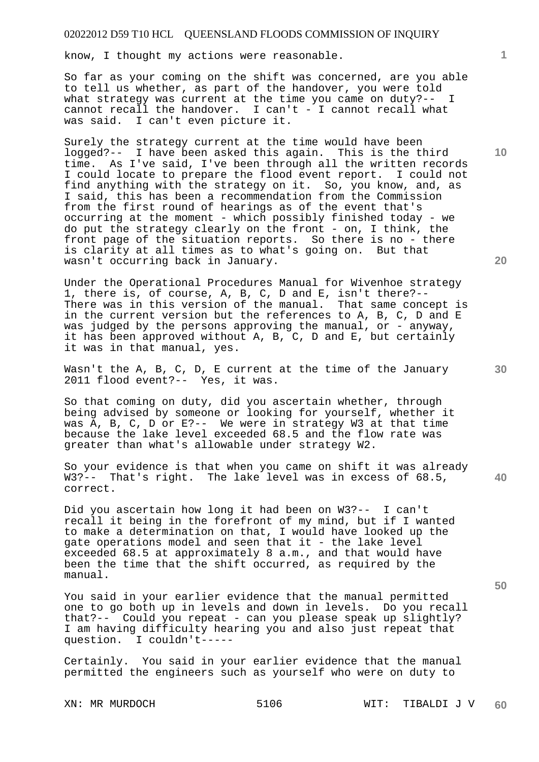know, I thought my actions were reasonable.

So far as your coming on the shift was concerned, are you able to tell us whether, as part of the handover, you were told what strategy was current at the time you came on duty?-- I cannot recall the handover. I can't - I cannot recall what was said. I can't even picture it.

Surely the strategy current at the time would have been logged?-- I have been asked this again. This is the third time. As I've said, I've been through all the written records I could locate to prepare the flood event report. I could not find anything with the strategy on it. So, you know, and, as I said, this has been a recommendation from the Commission from the first round of hearings as of the event that's occurring at the moment - which possibly finished today - we do put the strategy clearly on the front - on, I think, the front page of the situation reports. So there is no - there is clarity at all times as to what's going on. But that wasn't occurring back in January.

Under the Operational Procedures Manual for Wivenhoe strategy 1, there is, of course, A, B, C, D and E, isn't there?-- There was in this version of the manual. That same concept is in the current version but the references to A, B, C, D and E was judged by the persons approving the manual, or - anyway, it has been approved without A, B, C, D and E, but certainly it was in that manual, yes.

Wasn't the A, B, C, D, E current at the time of the January 2011 flood event?-- Yes, it was.

So that coming on duty, did you ascertain whether, through being advised by someone or looking for yourself, whether it was A, B, C, D or E?-- We were in strategy W3 at that time because the lake level exceeded 68.5 and the flow rate was greater than what's allowable under strategy W2.

So your evidence is that when you came on shift it was already W3?-- That's right. The lake level was in excess of 68.5, correct.

Did you ascertain how long it had been on W3?-- I can't recall it being in the forefront of my mind, but if I wanted to make a determination on that, I would have looked up the gate operations model and seen that it - the lake level exceeded 68.5 at approximately 8 a.m., and that would have been the time that the shift occurred, as required by the manual.

You said in your earlier evidence that the manual permitted one to go both up in levels and down in levels. Do you recall that?-- Could you repeat - can you please speak up slightly? I am having difficulty hearing you and also just repeat that question. I couldn't-----

Certainly. You said in your earlier evidence that the manual permitted the engineers such as yourself who were on duty to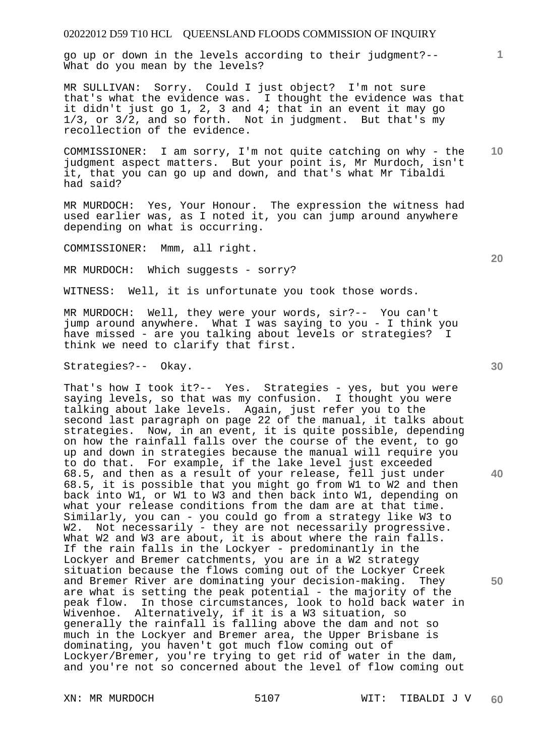go up or down in the levels according to their judgment?-- What do you mean by the levels?

MR SULLIVAN: Sorry. Could I just object? I'm not sure that's what the evidence was. I thought the evidence was that it didn't just go 1, 2, 3 and 4; that in an event it may go 1/3, or 3/2, and so forth. Not in judgment. But that's my recollection of the evidence.

COMMISSIONER: I am sorry, I'm not quite catching on why - the judgment aspect matters. But your point is, Mr Murdoch, isn't it, that you can go up and down, and that's what Mr Tibaldi had said?

MR MURDOCH: Yes, Your Honour. The expression the witness had used earlier was, as I noted it, you can jump around anywhere depending on what is occurring.

COMMISSIONER: Mmm, all right.

MR MURDOCH: Which suggests - sorry?

WITNESS: Well, it is unfortunate you took those words.

MR MURDOCH: Well, they were your words, sir?-- You can't jump around anywhere. What I was saying to you - I think you have missed - are you talking about levels or strategies? I think we need to clarify that first.

Strategies?-- Okay.

That's how I took it?-- Yes. Strategies - yes, but you were saying levels, so that was my confusion. I thought you were talking about lake levels. Again, just refer you to the second last paragraph on page 22 of the manual, it talks about strategies. Now, in an event, it is quite possible, depending on how the rainfall falls over the course of the event, to go up and down in strategies because the manual will require you to do that. For example, if the lake level just exceeded 68.5, and then as a result of your release, fell just under 68.5, it is possible that you might go from W1 to W2 and then back into W1, or W1 to W3 and then back into W1, depending on what your release conditions from the dam are at that time. Similarly, you can - you could go from a strategy like W3 to W2. Not necessarily - they are not necessarily progressive. What W2 and W3 are about, it is about where the rain falls. If the rain falls in the Lockyer - predominantly in the Lockyer and Bremer catchments, you are in a W2 strategy situation because the flows coming out of the Lockyer Creek and Bremer River are dominating your decision-making. They are what is setting the peak potential - the majority of the peak flow. In those circumstances, look to hold back water in Wivenhoe. Alternatively, if it is a W3 situation, so generally the rainfall is falling above the dam and not so much in the Lockyer and Bremer area, the Upper Brisbane is dominating, you haven't got much flow coming out of Lockyer/Bremer, you're trying to get rid of water in the dam, and you're not so concerned about the level of flow coming out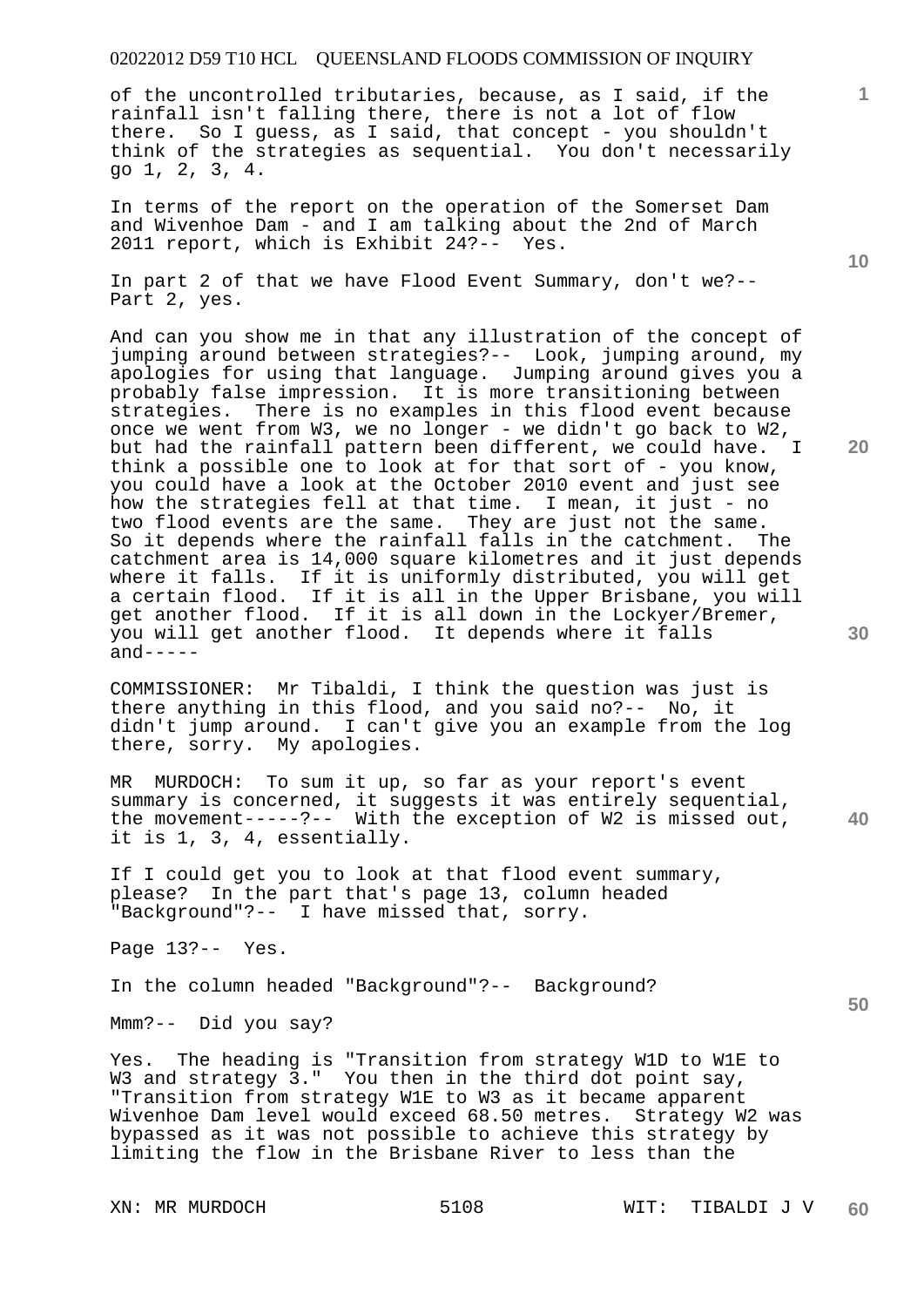of the uncontrolled tributaries, because, as I said, if the rainfall isn't falling there, there is not a lot of flow there. So I guess, as I said, that concept - you shouldn't think of the strategies as sequential. You don't necessarily go 1, 2, 3, 4.

In terms of the report on the operation of the Somerset Dam and Wivenhoe Dam - and I am talking about the 2nd of March 2011 report, which is Exhibit 24?-- Yes.

In part 2 of that we have Flood Event Summary, don't we?-- Part 2, yes.

And can you show me in that any illustration of the concept of jumping around between strategies?-- Look, jumping around, my apologies for using that language. Jumping around gives you a probably false impression. It is more transitioning between strategies. There is no examples in this flood event because once we went from W3, we no longer - we didn't go back to W2, but had the rainfall pattern been different, we could have. I think a possible one to look at for that sort of - you know, you could have a look at the October 2010 event and just see how the strategies fell at that time. I mean, it just - no two flood events are the same. They are just not the same. So it depends where the rainfall falls in the catchment. The catchment area is 14,000 square kilometres and it just depends where it falls. If it is uniformly distributed, you will get a certain flood. If it is all in the Upper Brisbane, you will get another flood. If it is all down in the Lockyer/Bremer, you will get another flood. It depends where it falls and-----

COMMISSIONER: Mr Tibaldi, I think the question was just is there anything in this flood, and you said no?-- No, it didn't jump around. I can't give you an example from the log there, sorry. My apologies.

MR MURDOCH: To sum it up, so far as your report's event summary is concerned, it suggests it was entirely sequential, the movement-----?-- With the exception of W2 is missed out, it is 1, 3, 4, essentially.

If I could get you to look at that flood event summary, please? In the part that's page 13, column headed "Background"?-- I have missed that, sorry.

Page 13?-- Yes.

In the column headed "Background"?-- Background?

Mmm?-- Did you say?

Yes. The heading is "Transition from strategy W1D to W1E to W3 and strategy 3." You then in the third dot point say, "Transition from strategy W1E to W3 as it became apparent Wivenhoe Dam level would exceed 68.50 metres. Strategy W2 was bypassed as it was not possible to achieve this strategy by limiting the flow in the Brisbane River to less than the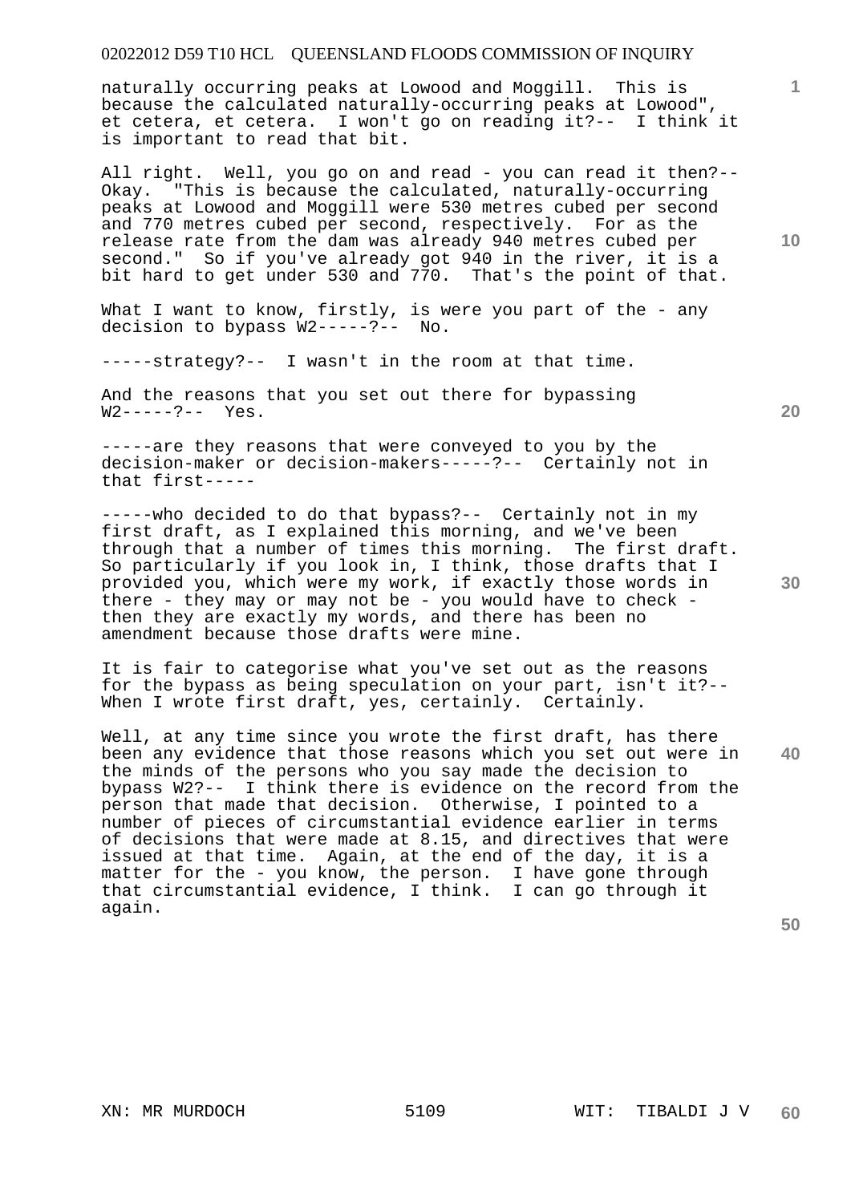naturally occurring peaks at Lowood and Moggill. This is because the calculated naturally-occurring peaks at Lowood", et cetera, et cetera. I won't go on reading it?-- I think it is important to read that bit.

All right. Well, you go on and read - you can read it then?-- Okay. "This is because the calculated, naturally-occurring peaks at Lowood and Moggill were 530 metres cubed per second and 770 metres cubed per second, respectively. For as the release rate from the dam was already 940 metres cubed per second." So if you've already got 940 in the river, it is a bit hard to get under 530 and 770. That's the point of that.

What I want to know, firstly, is were you part of the - any decision to bypass W2-----?-- No.

-----strategy?-- I wasn't in the room at that time.

And the reasons that you set out there for bypassing W2-----?-- Yes.

-----are they reasons that were conveyed to you by the decision-maker or decision-makers-----?-- Certainly not in that first-----

-----who decided to do that bypass?-- Certainly not in my first draft, as I explained this morning, and we've been through that a number of times this morning. The first draft. So particularly if you look in, I think, those drafts that I provided you, which were my work, if exactly those words in there - they may or may not be - you would have to check - then they are exactly my words, and there has been no amendment because those drafts were mine.

It is fair to categorise what you've set out as the reasons for the bypass as being speculation on your part, isn't it?-- When I wrote first draft, yes, certainly. Certainly.

Well, at any time since you wrote the first draft, has there been any evidence that those reasons which you set out were in the minds of the persons who you say made the decision to bypass W2?-- I think there is evidence on the record from the person that made that decision. Otherwise, I pointed to a number of pieces of circumstantial evidence earlier in terms of decisions that were made at 8.15, and directives that were issued at that time. Again, at the end of the day, it is a matter for the - you know, the person. I have gone through that circumstantial evidence, I think. I can go through it again.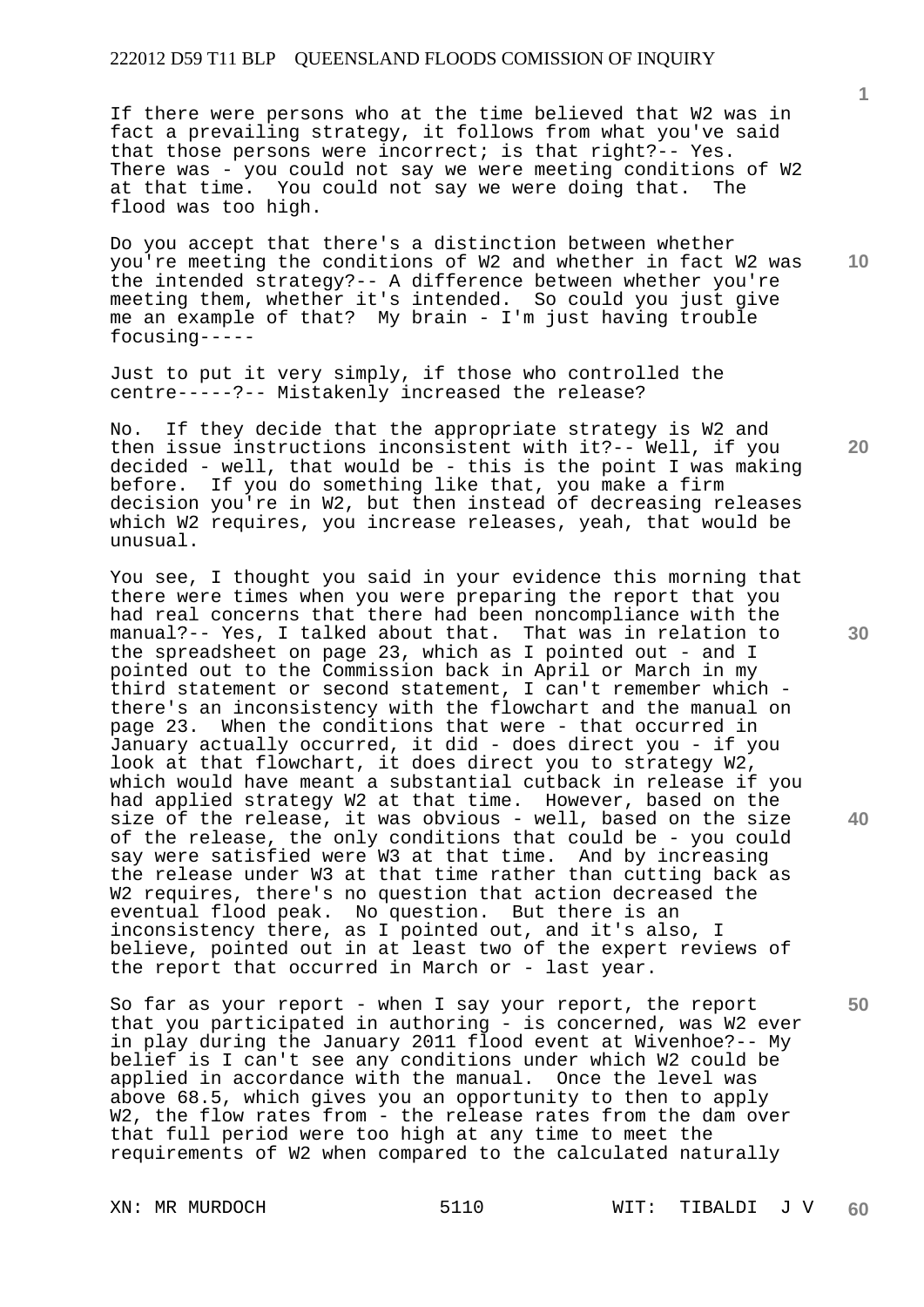If there were persons who at the time believed that W2 was in fact a prevailing strategy, it follows from what you've said that those persons were incorrect; is that right?-- Yes. There was - you could not say we were meeting conditions of W2 at that time. You could not say we were doing that. The flood was too high.

Do you accept that there's a distinction between whether you're meeting the conditions of W2 and whether in fact W2 was the intended strategy?-- A difference between whether you're meeting them, whether it's intended. So could you just give me an example of that? My brain - I'm just having trouble focusing-----

Just to put it very simply, if those who controlled the centre-----?-- Mistakenly increased the release?

No. If they decide that the appropriate strategy is W2 and then issue instructions inconsistent with it?-- Well, if you decided - well, that would be - this is the point I was making before. If you do something like that, you make a firm decision you're in W2, but then instead of decreasing releases which W2 requires, you increase releases, yeah, that would be unusual.

You see, I thought you said in your evidence this morning that there were times when you were preparing the report that you had real concerns that there had been noncompliance with the manual?-- Yes, I talked about that. That was in relation to the spreadsheet on page 23, which as I pointed out - and I pointed out to the Commission back in April or March in my third statement or second statement, I can't remember which - there's an inconsistency with the flowchart and the manual on page 23. When the conditions that were - that occurred in January actually occurred, it did - does direct you - if you look at that flowchart, it does direct you to strategy W2, which would have meant a substantial cutback in release if you had applied strategy W2 at that time. However, based on the size of the release, it was obvious - well, based on the size of the release, the only conditions that could be - you could say were satisfied were W3 at that time. And by increasing the release under W3 at that time rather than cutting back as W2 requires, there's no question that action decreased the eventual flood peak. No question. But there is an inconsistency there, as I pointed out, and it's also, I believe, pointed out in at least two of the expert reviews of the report that occurred in March or - last year.

So far as your report - when I say your report, the report that you participated in authoring - is concerned, was W2 ever in play during the January 2011 flood event at Wivenhoe?-- My belief is I can't see any conditions under which W2 could be applied in accordance with the manual. Once the level was above 68.5, which gives you an opportunity to then to apply W2, the flow rates from - the release rates from the dam over that full period were too high at any time to meet the requirements of W2 when compared to the calculated naturally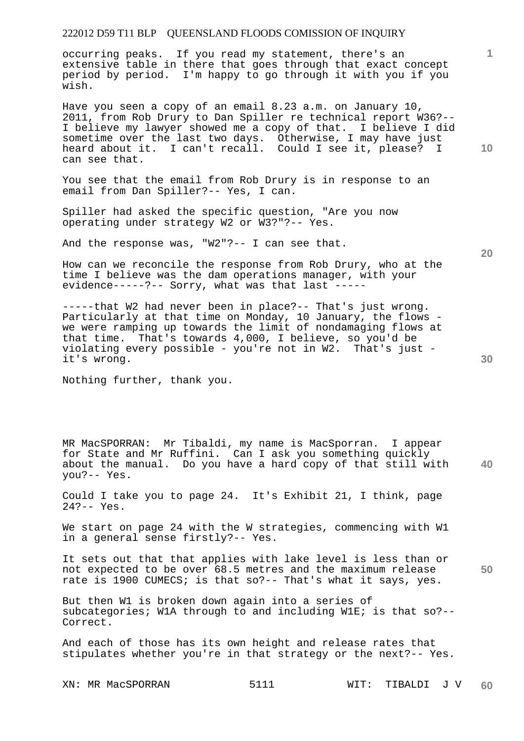occurring peaks. If you read my statement, there's an extensive table in there that goes through that exact concept period by period. I'm happy to go through it with you if you wish.

Have you seen a copy of an email 8.23 a.m. on January 10, 2011, from Rob Drury to Dan Spiller re technical report W36?-- I believe my lawyer showed me a copy of that. I believe I did sometime over the last two days. Otherwise, I may have just heard about it. I can't recall. Could I see it, please? I can see that.

You see that the email from Rob Drury is in response to an email from Dan Spiller?-- Yes, I can.

Spiller had asked the specific question, "Are you now operating under strategy W2 or W3?"?-- Yes.

And the response was, "W2"?-- I can see that.

How can we reconcile the response from Rob Drury, who at the time I believe was the dam operations manager, with your evidence-----?-- Sorry, what was that last -----

-----that W2 had never been in place?-- That's just wrong. Particularly at that time on Monday, 10 January, the flows - we were ramping up towards the limit of nondamaging flows at that time. That's towards 4,000, I believe, so you'd be violating every possible - you're not in W2. That's just - it's wrong.

Nothing further, thank you.

MR MacSPORRAN: Mr Tibaldi, my name is MacSporran. I appear for State and Mr Ruffini. Can I ask you something quickly about the manual. Do you have a hard copy of that still with you?-- Yes.

Could I take you to page 24. It's Exhibit 21, I think, page 24?-- Yes.

We start on page 24 with the W strategies, commencing with W1 in a general sense firstly?-- Yes.

It sets out that that applies with lake level is less than or not expected to be over 68.5 metres and the maximum release rate is 1900 CUMECS; is that so?-- That's what it says, yes.

But then W1 is broken down again into a series of subcategories; W1A through to and including W1E; is that so?-- Correct.

And each of those has its own height and release rates that stipulates whether you're in that strategy or the next?-- Yes.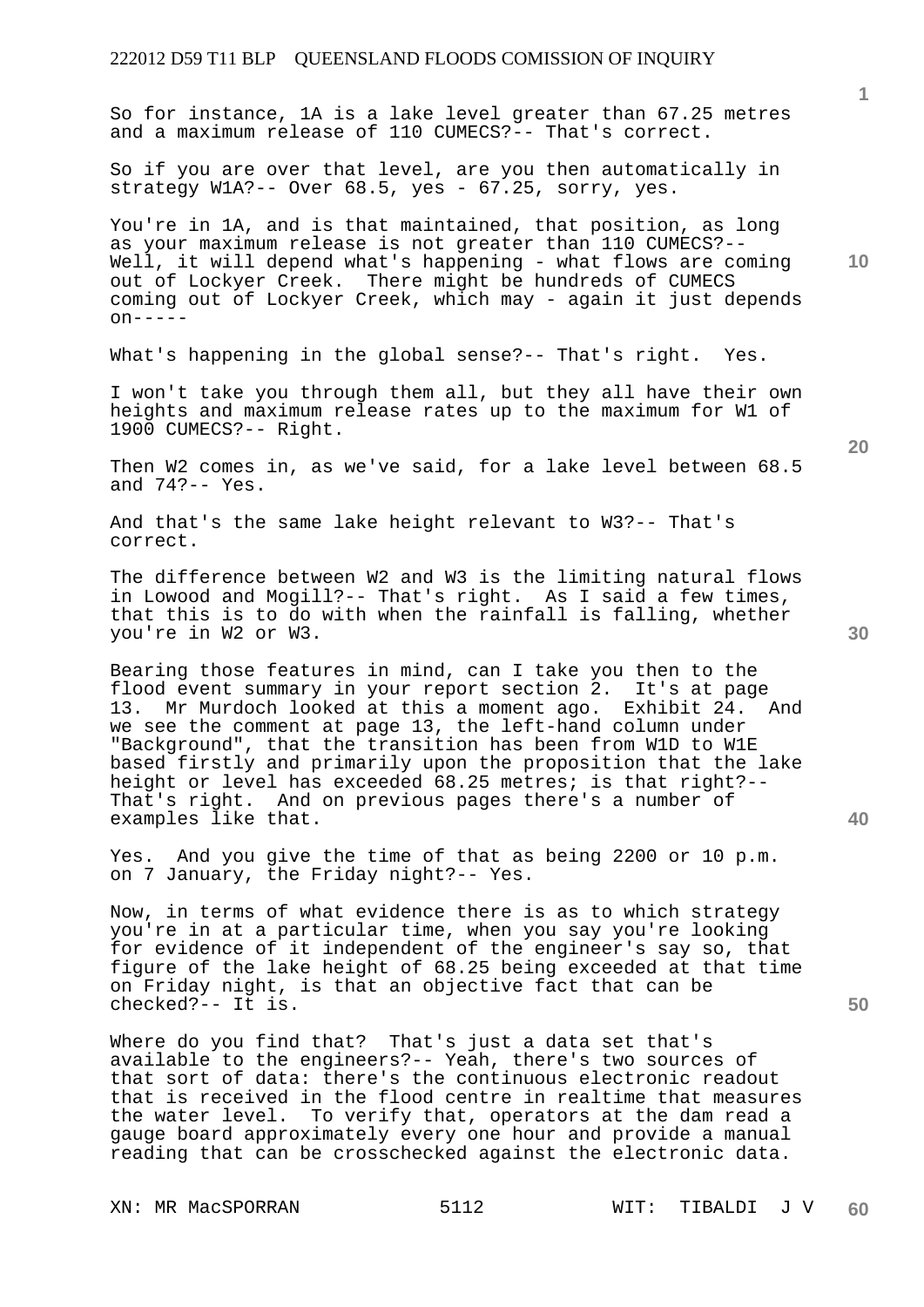So for instance, 1A is a lake level greater than 67.25 metres and a maximum release of 110 CUMECS?-- That's correct.

So if you are over that level, are you then automatically in strategy W1A?-- Over 68.5, yes - 67.25, sorry, yes.

You're in 1A, and is that maintained, that position, as long as your maximum release is not greater than 110 CUMECS?-- Well, it will depend what's happening - what flows are coming out of Lockyer Creek. There might be hundreds of CUMECS coming out of Lockyer Creek, which may - again it just depends on-----

What's happening in the global sense?-- That's right. Yes.

I won't take you through them all, but they all have their own heights and maximum release rates up to the maximum for W1 of 1900 CUMECS?-- Right.

Then W2 comes in, as we've said, for a lake level between 68.5 and 74?-- Yes.

And that's the same lake height relevant to W3?-- That's correct.

The difference between W2 and W3 is the limiting natural flows in Lowood and Mogill?-- That's right. As I said a few times, that this is to do with when the rainfall is falling, whether you're in W2 or W3.

Bearing those features in mind, can I take you then to the flood event summary in your report section 2. It's at page 13. Mr Murdoch looked at this a moment ago. Exhibit 24. And we see the comment at page 13, the left-hand column under "Background", that the transition has been from W1D to W1E based firstly and primarily upon the proposition that the lake height or level has exceeded 68.25 metres; is that right?-- That's right. And on previous pages there's a number of examples like that.

Yes. And you give the time of that as being 2200 or 10 p.m. on 7 January, the Friday night?-- Yes.

Now, in terms of what evidence there is as to which strategy you're in at a particular time, when you say you're looking for evidence of it independent of the engineer's say so, that figure of the lake height of 68.25 being exceeded at that time on Friday night, is that an objective fact that can be checked?-- It is.

Where do you find that? That's just a data set that's available to the engineers?-- Yeah, there's two sources of that sort of data: there's the continuous electronic readout that is received in the flood centre in realtime that measures the water level. To verify that, operators at the dam read a gauge board approximately every one hour and provide a manual reading that can be crosschecked against the electronic data.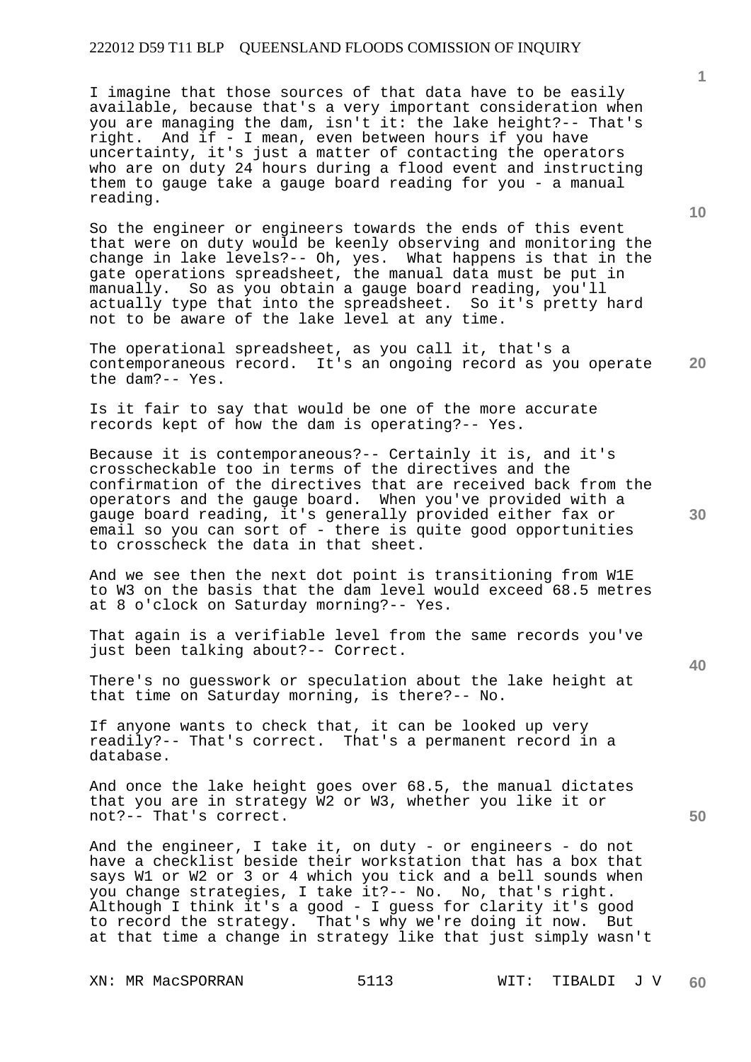I imagine that those sources of that data have to be easily available, because that's a very important consideration when you are managing the dam, isn't it: the lake height?-- That's right. And if - I mean, even between hours if you have uncertainty, it's just a matter of contacting the operators who are on duty 24 hours during a flood event and instructing them to gauge take a gauge board reading for you - a manual reading.

So the engineer or engineers towards the ends of this event that were on duty would be keenly observing and monitoring the change in lake levels?-- Oh, yes. What happens is that in the gate operations spreadsheet, the manual data must be put in manually. So as you obtain a gauge board reading, you'll actually type that into the spreadsheet. So it's pretty hard not to be aware of the lake level at any time.

The operational spreadsheet, as you call it, that's a contemporaneous record. It's an ongoing record as you operate the dam?-- Yes.

Is it fair to say that would be one of the more accurate records kept of how the dam is operating?-- Yes.

Because it is contemporaneous?-- Certainly it is, and it's crosscheckable too in terms of the directives and the confirmation of the directives that are received back from the operators and the gauge board. When you've provided with a gauge board reading, it's generally provided either fax or email so you can sort of - there is quite good opportunities to crosscheck the data in that sheet.

And we see then the next dot point is transitioning from W1E to W3 on the basis that the dam level would exceed 68.5 metres at 8 o'clock on Saturday morning?-- Yes.

That again is a verifiable level from the same records you've just been talking about?-- Correct.

There's no guesswork or speculation about the lake height at that time on Saturday morning, is there?-- No.

If anyone wants to check that, it can be looked up very readily?-- That's correct. That's a permanent record in a database.

And once the lake height goes over 68.5, the manual dictates that you are in strategy W2 or W3, whether you like it or not?-- That's correct.

And the engineer, I take it, on duty - or engineers - do not have a checklist beside their workstation that has a box that says W1 or W2 or 3 or 4 which you tick and a bell sounds when you change strategies, I take it?-- No. No, that's right. Although I think it's a good - I guess for clarity it's good to record the strategy. That's why we're doing it now. But at that time a change in strategy like that just simply wasn't

XN: MR MacSPORRAN WIT: TIBALDI J V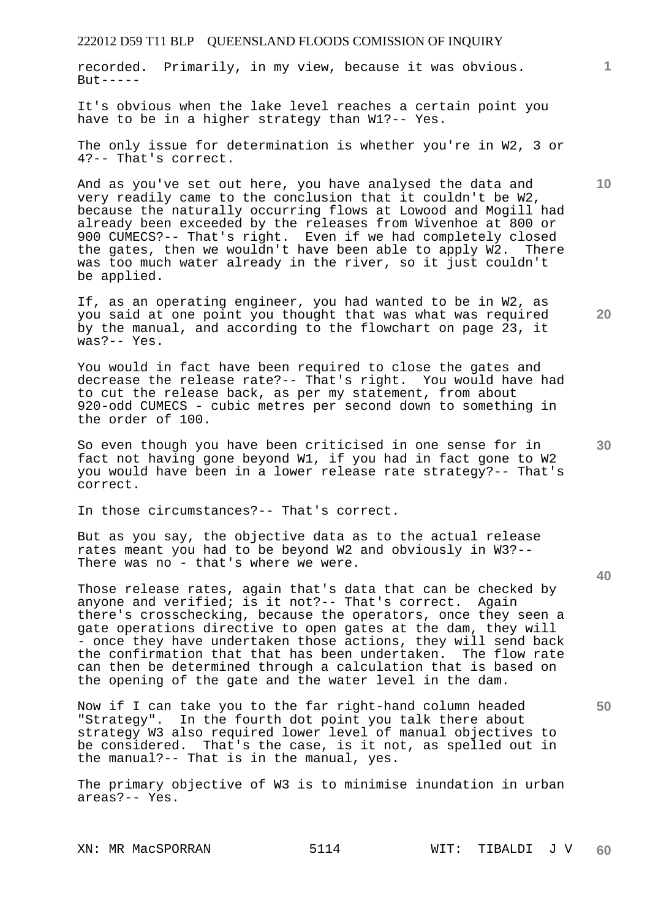recorded. Primarily, in my view, because it was obvious. But-----

It's obvious when the lake level reaches a certain point you have to be in a higher strategy than W1?-- Yes.

The only issue for determination is whether you're in W2, 3 or 4?-- That's correct.

And as you've set out here, you have analysed the data and very readily came to the conclusion that it couldn't be W2, because the naturally occurring flows at Lowood and Mogill had already been exceeded by the releases from Wivenhoe at 800 or 900 CUMECS?-- That's right. Even if we had completely closed the gates, then we wouldn't have been able to apply W2. There was too much water already in the river, so it just couldn't be applied.

If, as an operating engineer, you had wanted to be in W2, as you said at one point you thought that was what was required by the manual, and according to the flowchart on page 23, it was?-- Yes.

You would in fact have been required to close the gates and decrease the release rate?-- That's right. You would have had to cut the release back, as per my statement, from about 920-odd CUMECS - cubic metres per second down to something in the order of 100.

So even though you have been criticised in one sense for in fact not having gone beyond W1, if you had in fact gone to W2 you would have been in a lower release rate strategy?-- That's correct.

In those circumstances?-- That's correct.

But as you say, the objective data as to the actual release rates meant you had to be beyond W2 and obviously in W3?-- There was no - that's where we were.

Those release rates, again that's data that can be checked by anyone and verified; is it not?-- That's correct. Again there's crosschecking, because the operators, once they seen a gate operations directive to open gates at the dam, they will - once they have undertaken those actions, they will send back the confirmation that that has been undertaken. The flow rate can then be determined through a calculation that is based on the opening of the gate and the water level in the dam.

Now if I can take you to the far right-hand column headed "Strategy". In the fourth dot point you talk there about strategy W3 also required lower level of manual objectives to be considered. That's the case, is it not, as spelled out in the manual?-- That is in the manual, yes.

The primary objective of W3 is to minimise inundation in urban areas?-- Yes.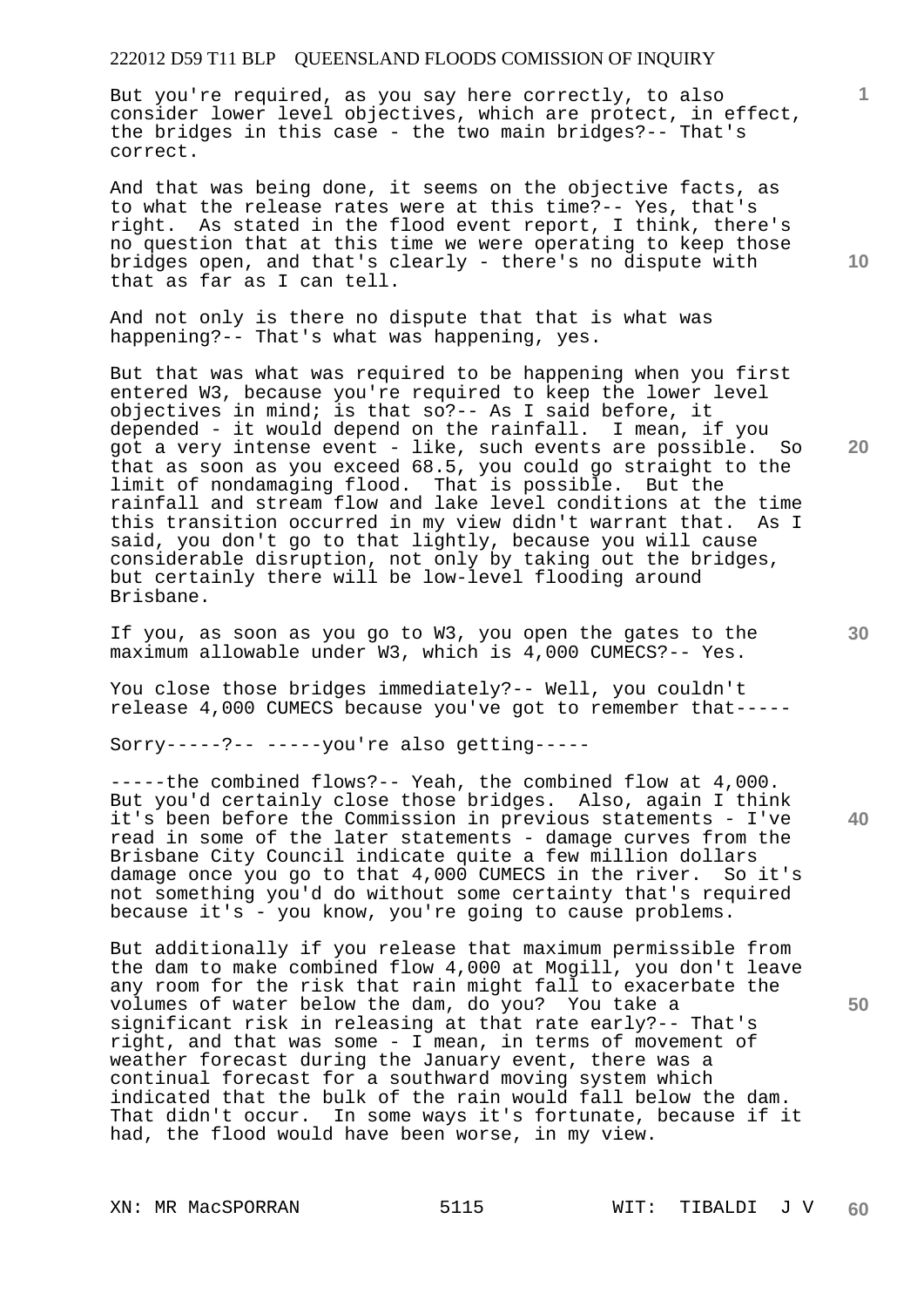But you're required, as you say here correctly, to also consider lower level objectives, which are protect, in effect, the bridges in this case - the two main bridges?-- That's correct.

And that was being done, it seems on the objective facts, as to what the release rates were at this time?-- Yes, that's right. As stated in the flood event report, I think, there's no question that at this time we were operating to keep those bridges open, and that's clearly - there's no dispute with that as far as I can tell.

And not only is there no dispute that that is what was happening?-- That's what was happening, yes.

But that was what was required to be happening when you first entered W3, because you're required to keep the lower level objectives in mind; is that so?-- As I said before, it depended - it would depend on the rainfall. I mean, if you got a very intense event - like, such events are possible. So that as soon as you exceed 68.5, you could go straight to the limit of nondamaging flood. That is possible. But the rainfall and stream flow and lake level conditions at the time this transition occurred in my view didn't warrant that. As I said, you don't go to that lightly, because you will cause considerable disruption, not only by taking out the bridges, but certainly there will be low-level flooding around Brisbane.

If you, as soon as you go to W3, you open the gates to the maximum allowable under W3, which is 4,000 CUMECS?-- Yes.

You close those bridges immediately?-- Well, you couldn't release 4,000 CUMECS because you've got to remember that-----

Sorry-----?-- -----you're also getting-----

-----the combined flows?-- Yeah, the combined flow at 4,000. But you'd certainly close those bridges. Also, again I think it's been before the Commission in previous statements - I've read in some of the later statements - damage curves from the Brisbane City Council indicate quite a few million dollars damage once you go to that 4,000 CUMECS in the river. So it's not something you'd do without some certainty that's required because it's - you know, you're going to cause problems.

But additionally if you release that maximum permissible from the dam to make combined flow 4,000 at Mogill, you don't leave any room for the risk that rain might fall to exacerbate the volumes of water below the dam, do you? You take a significant risk in releasing at that rate early?-- That's right, and that was some - I mean, in terms of movement of weather forecast during the January event, there was a continual forecast for a southward moving system which indicated that the bulk of the rain would fall below the dam. That didn't occur. In some ways it's fortunate, because if it had, the flood would have been worse, in my view.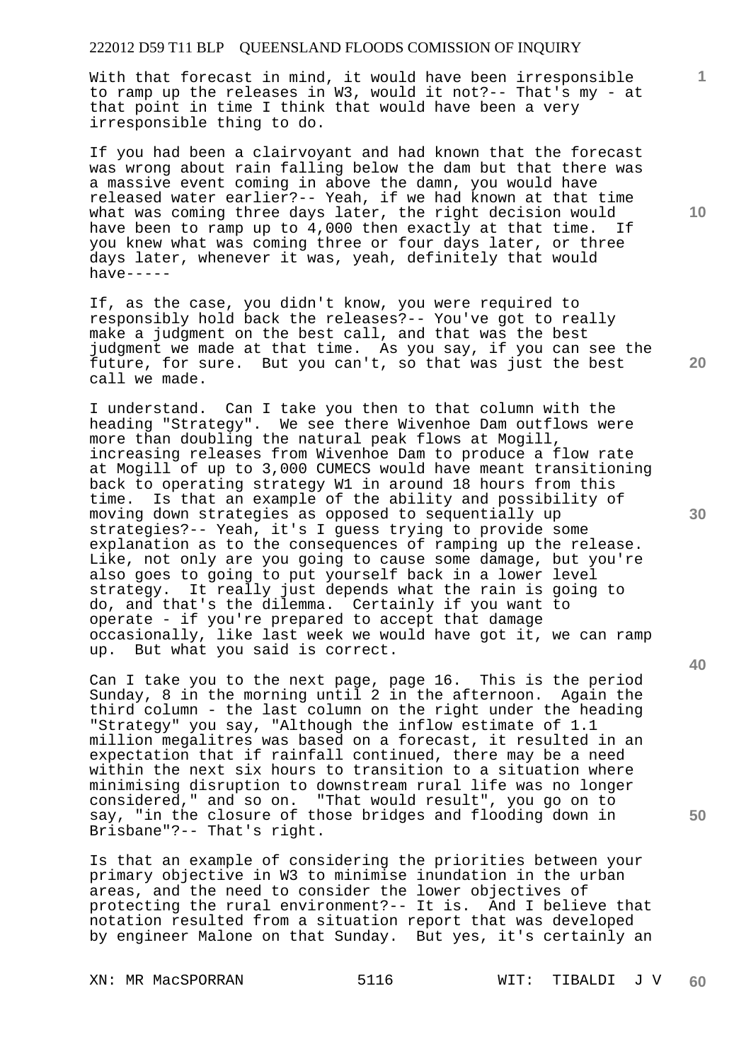With that forecast in mind, it would have been irresponsible to ramp up the releases in W3, would it not?-- That's my - at that point in time I think that would have been a very irresponsible thing to do.

If you had been a clairvoyant and had known that the forecast was wrong about rain falling below the dam but that there was a massive event coming in above the damn, you would have released water earlier?-- Yeah, if we had known at that time what was coming three days later, the right decision would have been to ramp up to 4,000 then exactly at that time. If you knew what was coming three or four days later, or three days later, whenever it was, yeah, definitely that would have-----

If, as the case, you didn't know, you were required to responsibly hold back the releases?-- You've got to really make a judgment on the best call, and that was the best judgment we made at that time. As you say, if you can see the future, for sure. But you can't, so that was just the best call we made.

I understand. Can I take you then to that column with the heading "Strategy". We see there Wivenhoe Dam outflows were more than doubling the natural peak flows at Mogill, increasing releases from Wivenhoe Dam to produce a flow rate at Mogill of up to 3,000 CUMECS would have meant transitioning back to operating strategy W1 in around 18 hours from this time. Is that an example of the ability and possibility of moving down strategies as opposed to sequentially up strategies?-- Yeah, it's I guess trying to provide some explanation as to the consequences of ramping up the release. Like, not only are you going to cause some damage, but you're also goes to going to put yourself back in a lower level strategy. It really just depends what the rain is going to do, and that's the dilemma. Certainly if you want to operate - if you're prepared to accept that damage occasionally, like last week we would have got it, we can ramp up. But what you said is correct.

Can I take you to the next page, page 16. This is the period Sunday, 8 in the morning until 2 in the afternoon. Again the third column - the last column on the right under the heading "Strategy" you say, "Although the inflow estimate of 1.1 million megalitres was based on a forecast, it resulted in an expectation that if rainfall continued, there may be a need within the next six hours to transition to a situation where minimising disruption to downstream rural life was no longer considered," and so on. "That would result", you go on to say, "in the closure of those bridges and flooding down in Brisbane"?-- That's right.

Is that an example of considering the priorities between your primary objective in W3 to minimise inundation in the urban areas, and the need to consider the lower objectives of protecting the rural environment?-- It is. And I believe that notation resulted from a situation report that was developed by engineer Malone on that Sunday. But yes, it's certainly an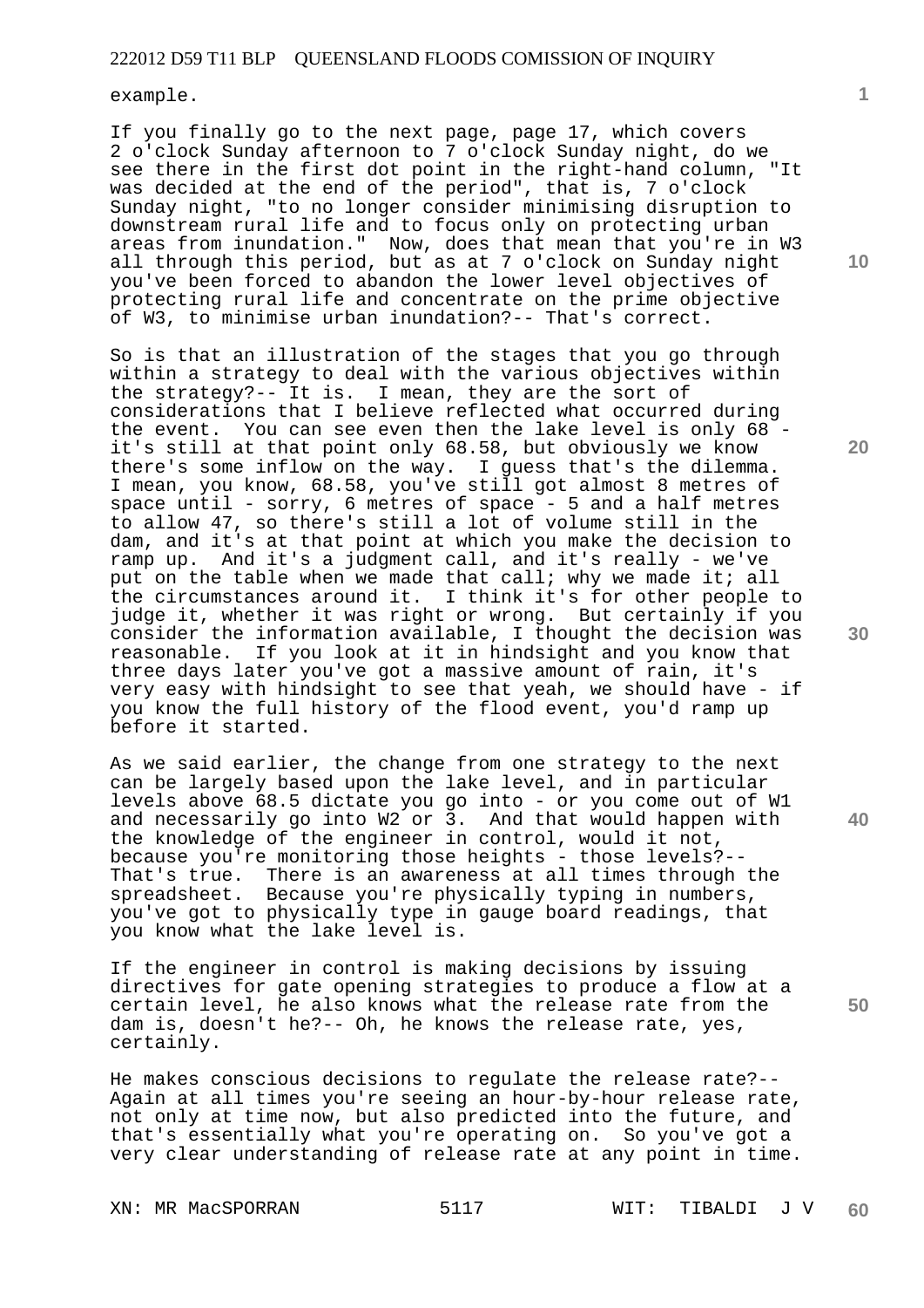example.

If you finally go to the next page, page 17, which covers 2 o'clock Sunday afternoon to 7 o'clock Sunday night, do we see there in the first dot point in the right-hand column, "It was decided at the end of the period", that is, 7 o'clock Sunday night, "to no longer consider minimising disruption to downstream rural life and to focus only on protecting urban areas from inundation." Now, does that mean that you're in W3 all through this period, but as at 7 o'clock on Sunday night you've been forced to abandon the lower level objectives of protecting rural life and concentrate on the prime objective of W3, to minimise urban inundation?-- That's correct.

So is that an illustration of the stages that you go through within a strategy to deal with the various objectives within the strategy?-- It is. I mean, they are the sort of considerations that I believe reflected what occurred during the event. You can see even then the lake level is only 68 - it's still at that point only 68.58, but obviously we know there's some inflow on the way. I guess that's the dilemma. I mean, you know, 68.58, you've still got almost 8 metres of space until - sorry, 6 metres of space - 5 and a half metres to allow 47, so there's still a lot of volume still in the dam, and it's at that point at which you make the decision to ramp up. And it's a judgment call, and it's really - we've put on the table when we made that call; why we made it; all the circumstances around it. I think it's for other people to judge it, whether it was right or wrong. But certainly if you consider the information available, I thought the decision was reasonable. If you look at it in hindsight and you know that three days later you've got a massive amount of rain, it's very easy with hindsight to see that yeah, we should have - if you know the full history of the flood event, you'd ramp up before it started.

As we said earlier, the change from one strategy to the next can be largely based upon the lake level, and in particular levels above 68.5 dictate you go into - or you come out of W1 and necessarily go into W2 or 3. And that would happen with the knowledge of the engineer in control, would it not, because you're monitoring those heights - those levels?-- That's true. There is an awareness at all times through the spreadsheet. Because you're physically typing in numbers, you've got to physically type in gauge board readings, that you know what the lake level is.

If the engineer in control is making decisions by issuing directives for gate opening strategies to produce a flow at a certain level, he also knows what the release rate from the dam is, doesn't he?-- Oh, he knows the release rate, yes, certainly.

He makes conscious decisions to regulate the release rate?-- Again at all times you're seeing an hour-by-hour release rate, not only at time now, but also predicted into the future, and that's essentially what you're operating on. So you've got a very clear understanding of release rate at any point in time.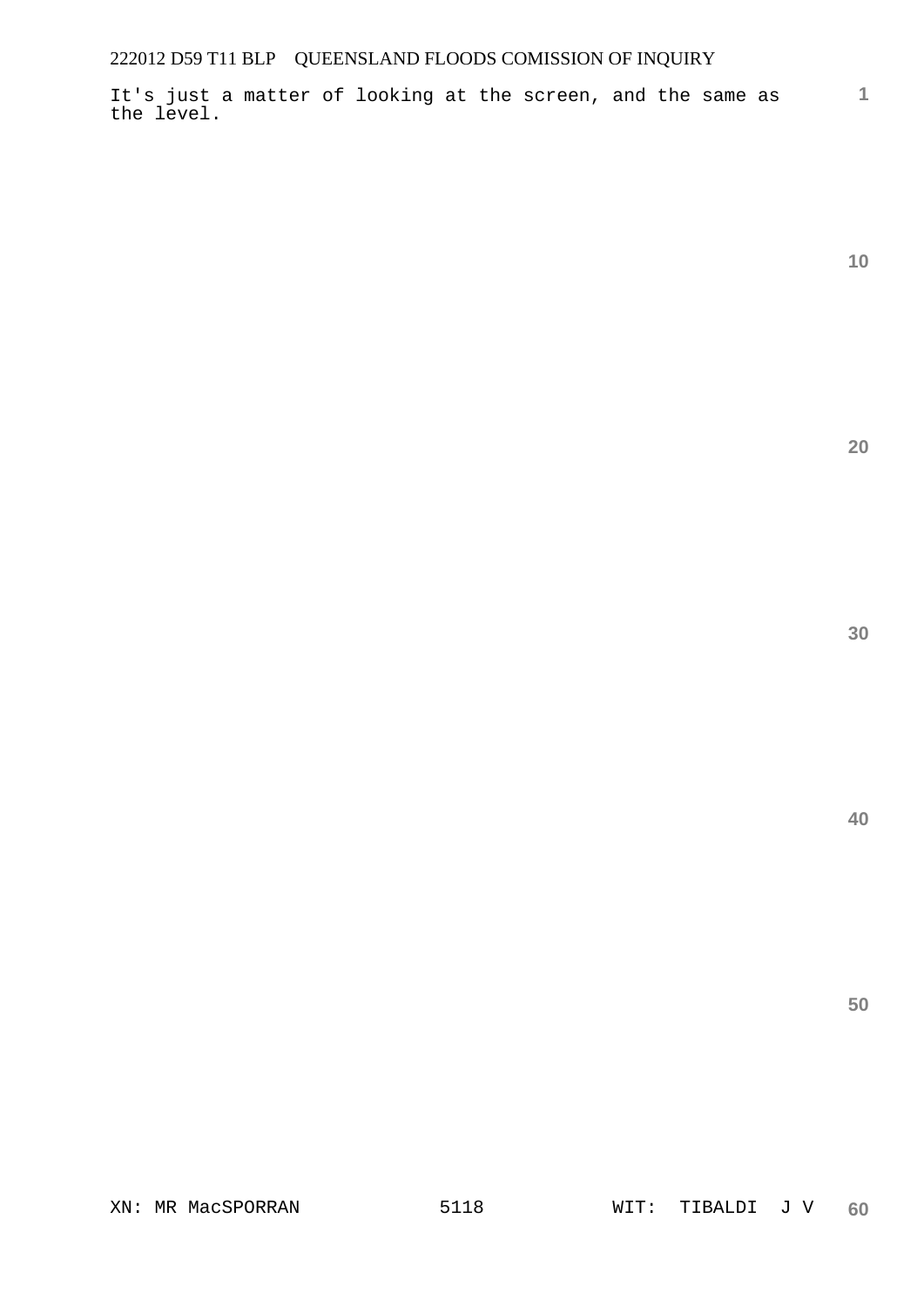It's just a matter of looking at the screen, and the same as the level.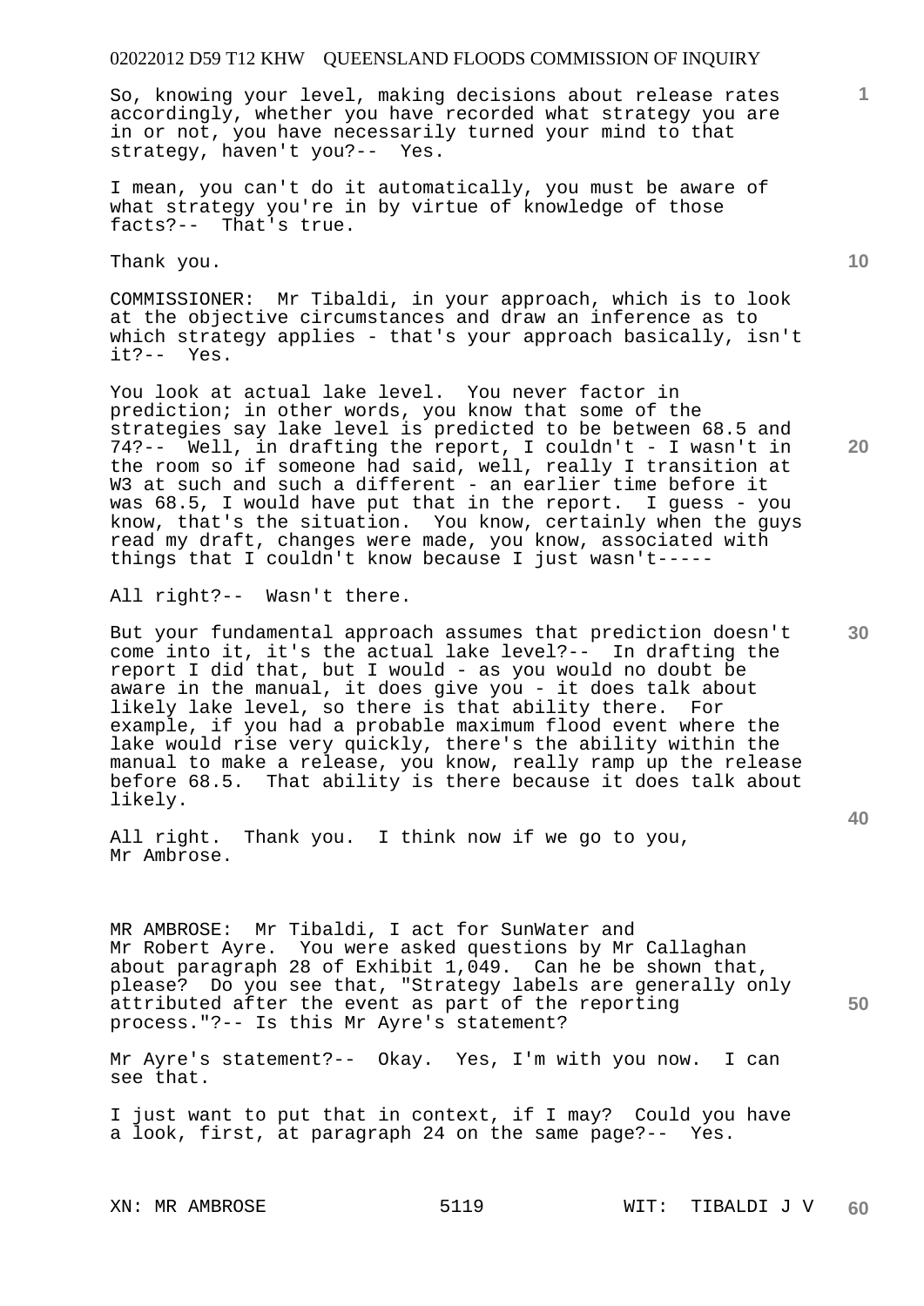So, knowing your level, making decisions about release rates accordingly, whether you have recorded what strategy you are in or not, you have necessarily turned your mind to that strategy, haven't you?-- Yes.

I mean, you can't do it automatically, you must be aware of what strategy you're in by virtue of knowledge of those facts?-- That's true.

Thank you.

COMMISSIONER: Mr Tibaldi, in your approach, which is to look at the objective circumstances and draw an inference as to which strategy applies - that's your approach basically, isn't it?-- Yes.

You look at actual lake level. You never factor in prediction; in other words, you know that some of the strategies say lake level is predicted to be between 68.5 and 74?-- Well, in drafting the report, I couldn't - I wasn't in the room so if someone had said, well, really I transition at W3 at such and such a different - an earlier time before it was 68.5, I would have put that in the report. I guess - you know, that's the situation. You know, certainly when the guys read my draft, changes were made, you know, associated with things that I couldn't know because I just wasn't-----

All right?-- Wasn't there.

But your fundamental approach assumes that prediction doesn't come into it, it's the actual lake level?-- In drafting the report I did that, but I would - as you would no doubt be aware in the manual, it does give you - it does talk about likely lake level, so there is that ability there. For example, if you had a probable maximum flood event where the lake would rise very quickly, there's the ability within the manual to make a release, you know, really ramp up the release before 68.5. That ability is there because it does talk about likely.

All right. Thank you. I think now if we go to you, Mr Ambrose.

MR AMBROSE: Mr Tibaldi, I act for SunWater and Mr Robert Ayre. You were asked questions by Mr Callaghan about paragraph 28 of Exhibit 1,049. Can he be shown that, please? Do you see that, "Strategy labels are generally only attributed after the event as part of the reporting process."?-- Is this Mr Ayre's statement?

Mr Ayre's statement?-- Okay. Yes, I'm with you now. I can see that.

I just want to put that in context, if I may? Could you have a look, first, at paragraph 24 on the same page?-- Yes.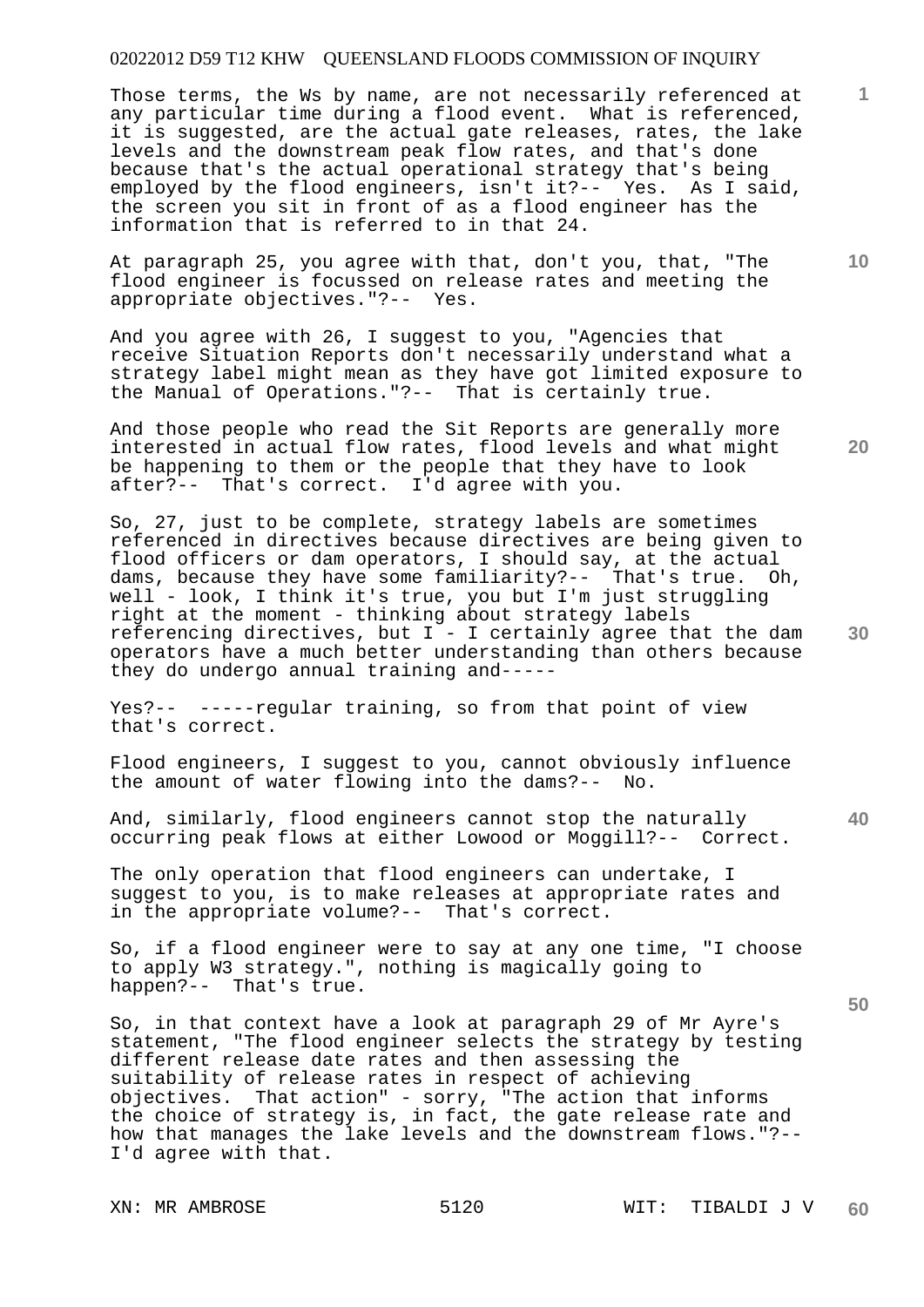Those terms, the Ws by name, are not necessarily referenced at any particular time during a flood event. What is referenced, it is suggested, are the actual gate releases, rates, the lake levels and the downstream peak flow rates, and that's done because that's the actual operational strategy that's being employed by the flood engineers, isn't it?-- Yes. As I said, the screen you sit in front of as a flood engineer has the information that is referred to in that 24.

At paragraph 25, you agree with that, don't you, that, "The flood engineer is focussed on release rates and meeting the appropriate objectives."?-- Yes.

And you agree with 26, I suggest to you, "Agencies that receive Situation Reports don't necessarily understand what a strategy label might mean as they have got limited exposure to the Manual of Operations."?-- That is certainly true.

And those people who read the Sit Reports are generally more interested in actual flow rates, flood levels and what might be happening to them or the people that they have to look after?-- That's correct. I'd agree with you.

So, 27, just to be complete, strategy labels are sometimes referenced in directives because directives are being given to flood officers or dam operators, I should say, at the actual dams, because they have some familiarity?-- That's true. Oh, well - look, I think it's true, you but I'm just struggling right at the moment - thinking about strategy labels referencing directives, but I - I certainly agree that the dam operators have a much better understanding than others because they do undergo annual training and-----

Yes?-- -----regular training, so from that point of view that's correct.

Flood engineers, I suggest to you, cannot obviously influence the amount of water flowing into the dams?-- No.

And, similarly, flood engineers cannot stop the naturally occurring peak flows at either Lowood or Moggill?-- Correct.

The only operation that flood engineers can undertake, I suggest to you, is to make releases at appropriate rates and in the appropriate volume?-- That's correct.

So, if a flood engineer were to say at any one time, "I choose to apply W3 strategy.", nothing is magically going to happen?-- That's true.

So, in that context have a look at paragraph 29 of Mr Ayre's statement, "The flood engineer selects the strategy by testing different release date rates and then assessing the suitability of release rates in respect of achieving objectives. That action" - sorry, "The action that informs the choice of strategy is, in fact, the gate release rate and how that manages the lake levels and the downstream flows."?-- I'd agree with that.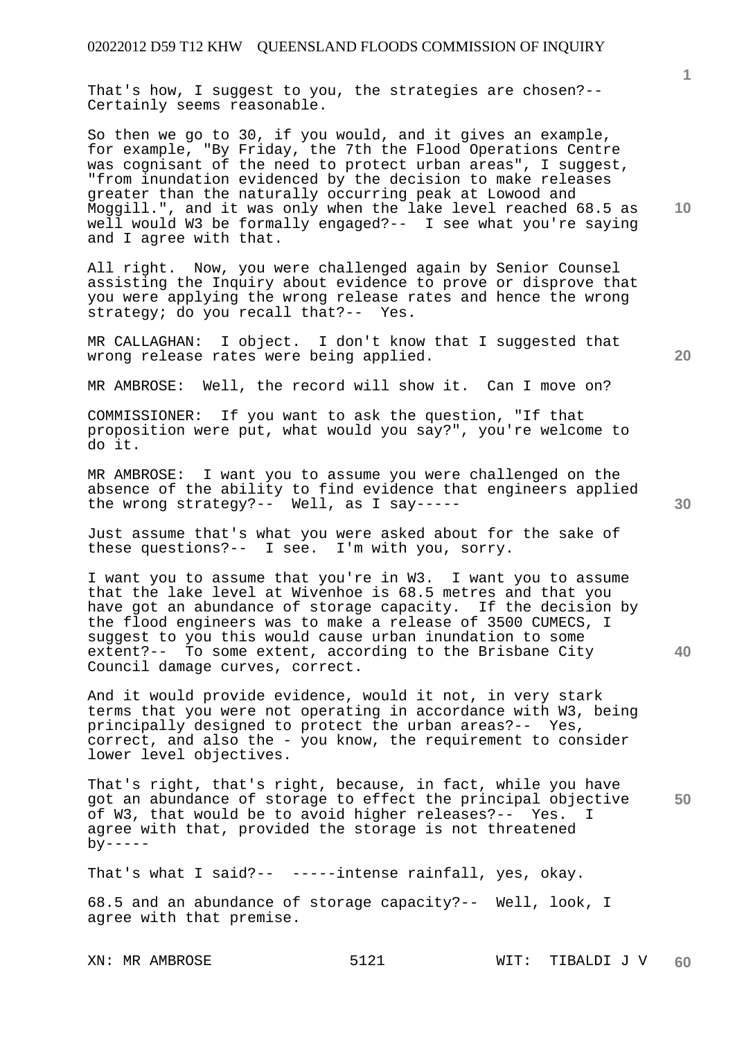That's how, I suggest to you, the strategies are chosen?-- Certainly seems reasonable.

So then we go to 30, if you would, and it gives an example, for example, "By Friday, the 7th the Flood Operations Centre was cognisant of the need to protect urban areas", I suggest, "from inundation evidenced by the decision to make releases greater than the naturally occurring peak at Lowood and Moggill.", and it was only when the lake level reached 68.5 as well would W3 be formally engaged?-- I see what you're saying and I agree with that.

All right. Now, you were challenged again by Senior Counsel assisting the Inquiry about evidence to prove or disprove that you were applying the wrong release rates and hence the wrong strategy; do you recall that?-- Yes.

MR CALLAGHAN: I object. I don't know that I suggested that wrong release rates were being applied.

MR AMBROSE: Well, the record will show it. Can I move on?

COMMISSIONER: If you want to ask the question, "If that proposition were put, what would you say?", you're welcome to do it.

MR AMBROSE: I want you to assume you were challenged on the absence of the ability to find evidence that engineers applied the wrong strategy?-- Well, as I say-----

Just assume that's what you were asked about for the sake of these questions?-- I see. I'm with you, sorry.

I want you to assume that you're in W3. I want you to assume that the lake level at Wivenhoe is 68.5 metres and that you have got an abundance of storage capacity. If the decision by the flood engineers was to make a release of 3500 CUMECS, I suggest to you this would cause urban inundation to some extent?-- To some extent, according to the Brisbane City Council damage curves, correct.

And it would provide evidence, would it not, in very stark terms that you were not operating in accordance with W3, being principally designed to protect the urban areas?-- Yes, correct, and also the - you know, the requirement to consider lower level objectives.

That's right, that's right, because, in fact, while you have got an abundance of storage to effect the principal objective of W3, that would be to avoid higher releases?-- Yes. I agree with that, provided the storage is not threatened by-----

That's what I said?-- -----intense rainfall, yes, okay.

68.5 and an abundance of storage capacity?-- Well, look, I agree with that premise.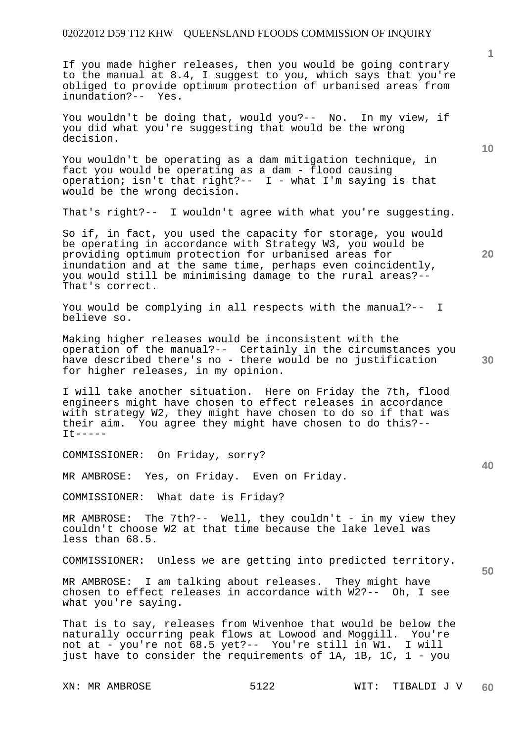If you made higher releases, then you would be going contrary to the manual at 8.4, I suggest to you, which says that you're obliged to provide optimum protection of urbanised areas from inundation?-- Yes.

You wouldn't be doing that, would you?-- No. In my view, if you did what you're suggesting that would be the wrong decision.

You wouldn't be operating as a dam mitigation technique, in fact you would be operating as a dam - flood causing operation; isn't that right?-- I - what I'm saying is that would be the wrong decision.

That's right?-- I wouldn't agree with what you're suggesting.

So if, in fact, you used the capacity for storage, you would be operating in accordance with Strategy W3, you would be providing optimum protection for urbanised areas for inundation and at the same time, perhaps even coincidently, you would still be minimising damage to the rural areas?-- That's correct.

You would be complying in all respects with the manual?-- I believe so.

Making higher releases would be inconsistent with the operation of the manual?-- Certainly in the circumstances you have described there's no - there would be no justification for higher releases, in my opinion.

I will take another situation. Here on Friday the 7th, flood engineers might have chosen to effect releases in accordance with strategy W2, they might have chosen to do so if that was their aim. You agree they might have chosen to do this?-- It-----

COMMISSIONER: On Friday, sorry?

MR AMBROSE: Yes, on Friday. Even on Friday.

COMMISSIONER: What date is Friday?

MR AMBROSE: The 7th?-- Well, they couldn't - in my view they couldn't choose W2 at that time because the lake level was less than 68.5.

COMMISSIONER: Unless we are getting into predicted territory.

MR AMBROSE: I am talking about releases. They might have chosen to effect releases in accordance with W2?-- Oh, I see what you're saying.

That is to say, releases from Wivenhoe that would be below the naturally occurring peak flows at Lowood and Moggill. You're not at - you're not 68.5 yet?-- You're still in W1. I will just have to consider the requirements of 1A, 1B, 1C, 1 - you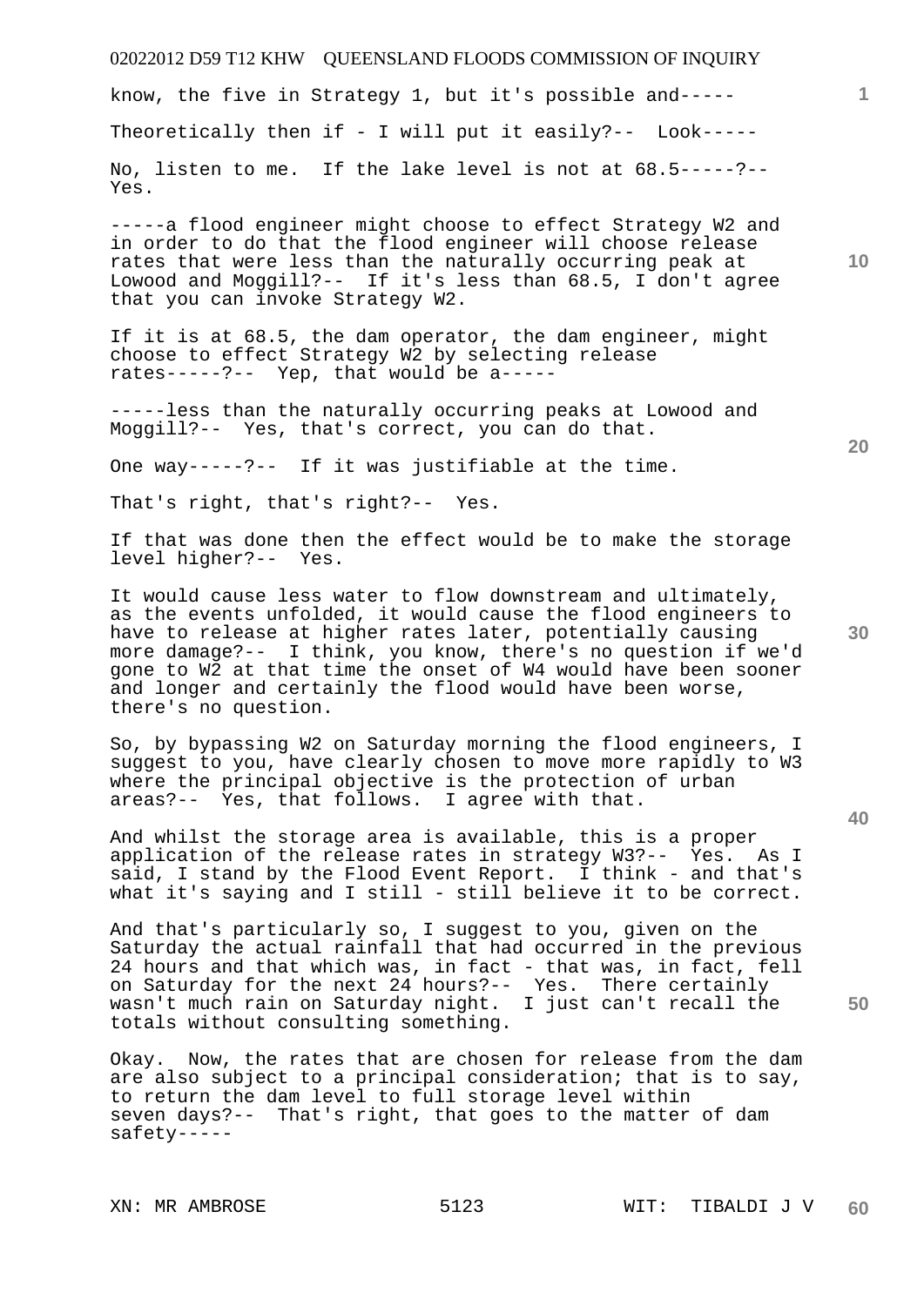know, the five in Strategy 1, but it's possible and-----

Theoretically then if - I will put it easily?-- Look-----

No, listen to me. If the lake level is not at 68.5-----?-- Yes.

-----a flood engineer might choose to effect Strategy W2 and in order to do that the flood engineer will choose release rates that were less than the naturally occurring peak at Lowood and Moggill?-- If it's less than 68.5, I don't agree that you can invoke Strategy W2.

If it is at 68.5, the dam operator, the dam engineer, might choose to effect Strategy W2 by selecting release rates-----?-- Yep, that would be a-----

-----less than the naturally occurring peaks at Lowood and Moggill?-- Yes, that's correct, you can do that.

One way-----?-- If it was justifiable at the time.

That's right, that's right?-- Yes.

If that was done then the effect would be to make the storage level higher?-- Yes.

It would cause less water to flow downstream and ultimately, as the events unfolded, it would cause the flood engineers to have to release at higher rates later, potentially causing more damage?-- I think, you know, there's no question if we'd gone to W2 at that time the onset of W4 would have been sooner and longer and certainly the flood would have been worse, there's no question.

So, by bypassing W2 on Saturday morning the flood engineers, I suggest to you, have clearly chosen to move more rapidly to W3 where the principal objective is the protection of urban areas?-- Yes, that follows. I agree with that.

And whilst the storage area is available, this is a proper application of the release rates in strategy W3?-- Yes. As I said, I stand by the Flood Event Report. I think - and that's what it's saying and I still - still believe it to be correct.

And that's particularly so, I suggest to you, given on the Saturday the actual rainfall that had occurred in the previous 24 hours and that which was, in fact - that was, in fact, fell on Saturday for the next 24 hours?-- Yes. There certainly wasn't much rain on Saturday night. I just can't recall the totals without consulting something.

Okay. Now, the rates that are chosen for release from the dam are also subject to a principal consideration; that is to say, to return the dam level to full storage level within seven days?-- That's right, that goes to the matter of dam safety-----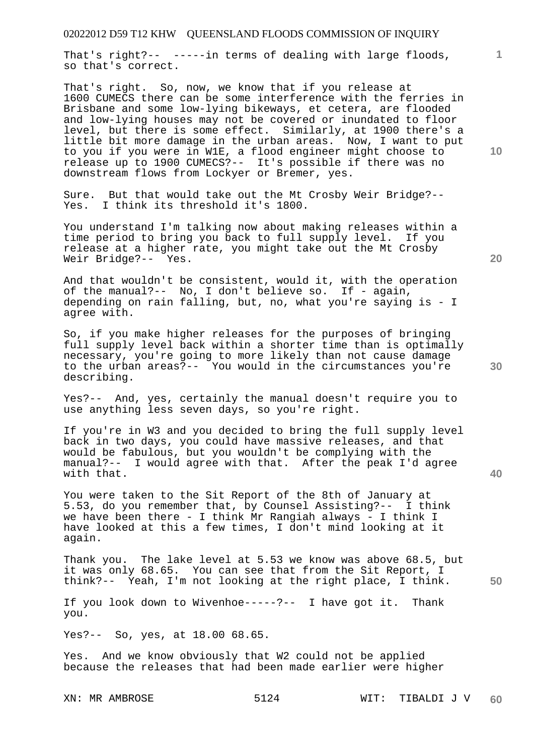That's right?-- -----in terms of dealing with large floods, so that's correct.

That's right. So, now, we know that if you release at 1600 CUMECS there can be some interference with the ferries in Brisbane and some low-lying bikeways, et cetera, are flooded and low-lying houses may not be covered or inundated to floor level, but there is some effect. Similarly, at 1900 there's a little bit more damage in the urban areas. Now, I want to put to you if you were in W1E, a flood engineer might choose to release up to 1900 CUMECS?-- It's possible if there was no downstream flows from Lockyer or Bremer, yes.

Sure. But that would take out the Mt Crosby Weir Bridge?-- Yes. I think its threshold it's 1800.

You understand I'm talking now about making releases within a time period to bring you back to full supply level. If you release at a higher rate, you might take out the Mt Crosby Weir Bridge?-- Yes.

And that wouldn't be consistent, would it, with the operation of the manual?-- No, I don't believe so. If - again, depending on rain falling, but, no, what you're saying is - I agree with.

So, if you make higher releases for the purposes of bringing full supply level back within a shorter time than is optimally necessary, you're going to more likely than not cause damage to the urban areas?-- You would in the circumstances you're describing.

Yes?-- And, yes, certainly the manual doesn't require you to use anything less seven days, so you're right.

If you're in W3 and you decided to bring the full supply level back in two days, you could have massive releases, and that would be fabulous, but you wouldn't be complying with the manual?-- I would agree with that. After the peak I'd agree with that.

You were taken to the Sit Report of the 8th of January at 5.53, do you remember that, by Counsel Assisting?-- I think we have been there - I think Mr Rangiah always - I think I have looked at this a few times, I don't mind looking at it again.

Thank you. The lake level at 5.53 we know was above 68.5, but it was only 68.65. You can see that from the Sit Report, I think?-- Yeah, I'm not looking at the right place, I think.

If you look down to Wivenhoe-----?-- I have got it. Thank you.

Yes?-- So, yes, at 18.00 68.65.

Yes. And we know obviously that W2 could not be applied because the releases that had been made earlier were higher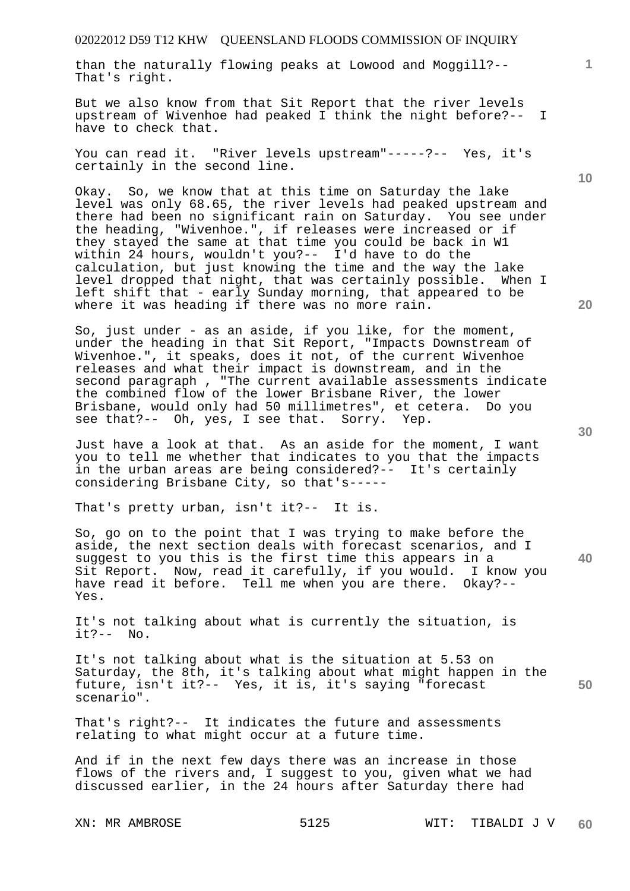than the naturally flowing peaks at Lowood and Moggill?-- That's right.

But we also know from that Sit Report that the river levels upstream of Wivenhoe had peaked I think the night before?-- I have to check that.

You can read it. "River levels upstream"-----?-- Yes, it's certainly in the second line.

Okay. So, we know that at this time on Saturday the lake level was only 68.65, the river levels had peaked upstream and there had been no significant rain on Saturday. You see under the heading, "Wivenhoe.", if releases were increased or if they stayed the same at that time you could be back in W1 within 24 hours, wouldn't you?-- I'd have to do the calculation, but just knowing the time and the way the lake level dropped that night, that was certainly possible. When I left shift that - early Sunday morning, that appeared to be where it was heading if there was no more rain.

So, just under - as an aside, if you like, for the moment, under the heading in that Sit Report, "Impacts Downstream of Wivenhoe.", it speaks, does it not, of the current Wivenhoe releases and what their impact is downstream, and in the second paragraph , "The current available assessments indicate the combined flow of the lower Brisbane River, the lower Brisbane, would only had 50 millimetres", et cetera. Do you see that?-- Oh, yes, I see that. Sorry. Yep.

Just have a look at that. As an aside for the moment, I want you to tell me whether that indicates to you that the impacts in the urban areas are being considered?-- It's certainly considering Brisbane City, so that's-----

That's pretty urban, isn't it?-- It is.

So, go on to the point that I was trying to make before the aside, the next section deals with forecast scenarios, and I suggest to you this is the first time this appears in a Sit Report. Now, read it carefully, if you would. I know you have read it before. Tell me when you are there. Okay?-- Yes.

It's not talking about what is currently the situation, is it?-- No.

It's not talking about what is the situation at 5.53 on Saturday, the 8th, it's talking about what might happen in the future, isn't it?-- Yes, it is, it's saying "forecast scenario".

That's right?-- It indicates the future and assessments relating to what might occur at a future time.

And if in the next few days there was an increase in those flows of the rivers and, I suggest to you, given what we had discussed earlier, in the 24 hours after Saturday there had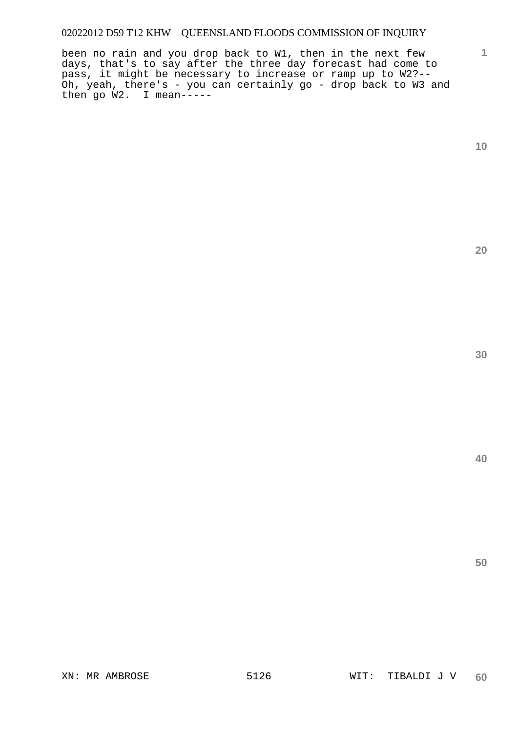been no rain and you drop back to W1, then in the next few days, that's to say after the three day forecast had come to pass, it might be necessary to increase or ramp up to W2?-- Oh, yeah, there's - you can certainly go - drop back to W3 and then go W2. I mean-----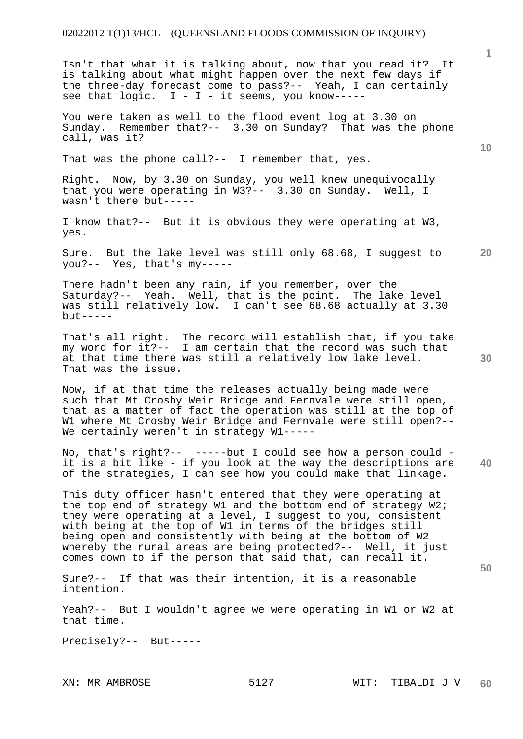Isn't that what it is talking about, now that you read it? It is talking about what might happen over the next few days if the three-day forecast come to pass?-- Yeah, I can certainly see that logic. I - I - it seems, you know-----

You were taken as well to the flood event log at 3.30 on Sunday. Remember that?-- 3.30 on Sunday? That was the phone call, was it?

That was the phone call?-- I remember that, yes.

Right. Now, by 3.30 on Sunday, you well knew unequivocally that you were operating in W3?-- 3.30 on Sunday. Well, I wasn't there but-----

I know that?-- But it is obvious they were operating at W3, yes.

Sure. But the lake level was still only 68.68, I suggest to you?-- Yes, that's my-----

There hadn't been any rain, if you remember, over the Saturday?-- Yeah. Well, that is the point. The lake level was still relatively low. I can't see 68.68 actually at 3.30 but-----

That's all right. The record will establish that, if you take my word for it?-- I am certain that the record was such that at that time there was still a relatively low lake level. That was the issue.

Now, if at that time the releases actually being made were such that Mt Crosby Weir Bridge and Fernvale were still open, that as a matter of fact the operation was still at the top of W1 where Mt Crosby Weir Bridge and Fernvale were still open?-- We certainly weren't in strategy W1-----

No, that's right?-- -----but I could see how a person could - it is a bit like - if you look at the way the descriptions are of the strategies, I can see how you could make that linkage.

This duty officer hasn't entered that they were operating at the top end of strategy W1 and the bottom end of strategy W2; they were operating at a level, I suggest to you, consistent with being at the top of W1 in terms of the bridges still being open and consistently with being at the bottom of W2 whereby the rural areas are being protected?-- Well, it just comes down to if the person that said that, can recall it.

Sure?-- If that was their intention, it is a reasonable intention.

Yeah?-- But I wouldn't agree we were operating in W1 or W2 at that time.

Precisely?-- But-----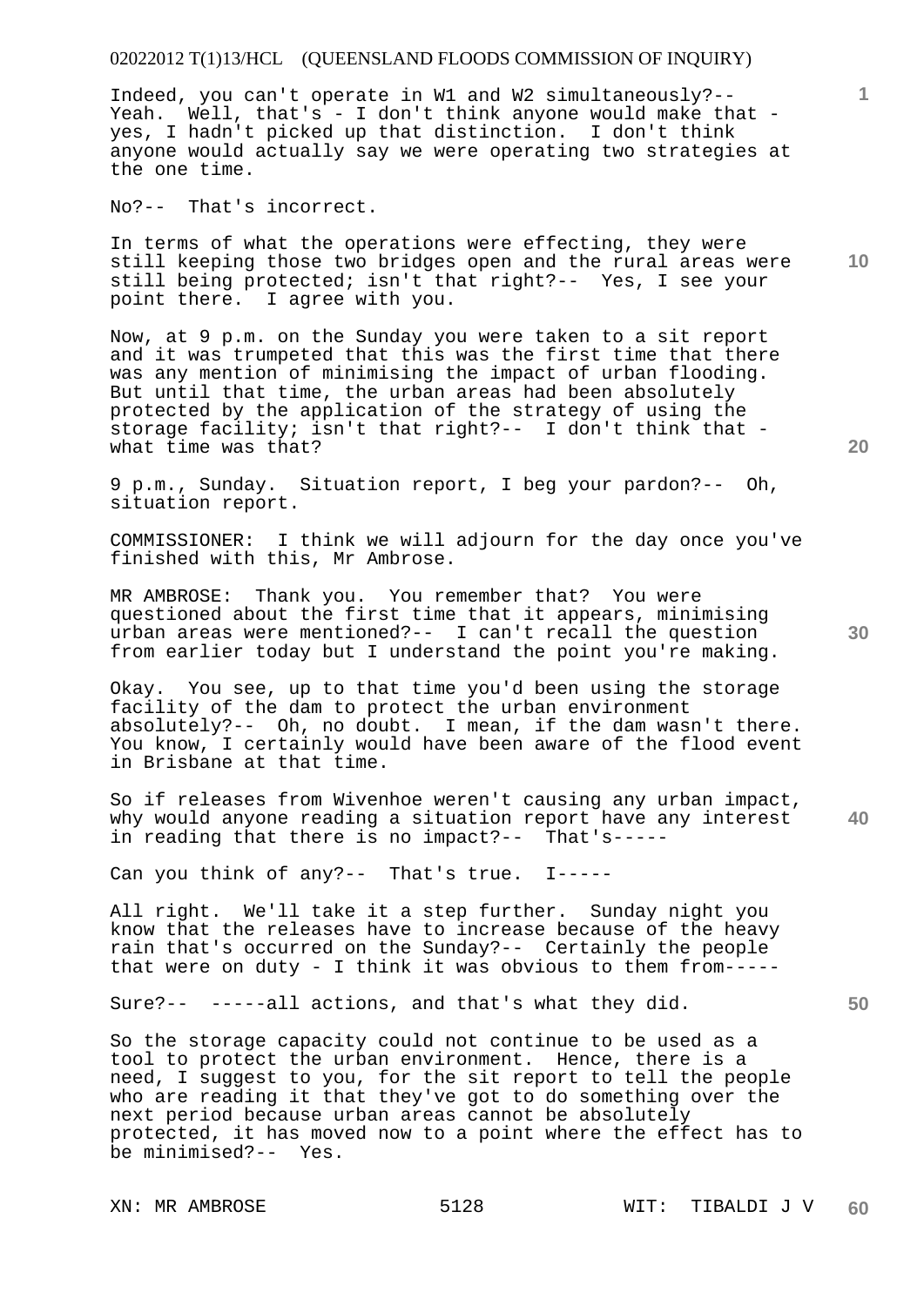Indeed, you can't operate in W1 and W2 simultaneously?-- Yeah. Well, that's - I don't think anyone would make that - yes, I hadn't picked up that distinction. I don't think anyone would actually say we were operating two strategies at the one time.

No?-- That's incorrect.

In terms of what the operations were effecting, they were still keeping those two bridges open and the rural areas were still being protected; isn't that right?-- Yes, I see your point there. I agree with you.

Now, at 9 p.m. on the Sunday you were taken to a sit report and it was trumpeted that this was the first time that there was any mention of minimising the impact of urban flooding. But until that time, the urban areas had been absolutely protected by the application of the strategy of using the storage facility; isn't that right?-- I don't think that - what time was that?

9 p.m., Sunday. Situation report, I beg your pardon?-- Oh, situation report.

COMMISSIONER: I think we will adjourn for the day once you've finished with this, Mr Ambrose.

MR AMBROSE: Thank you. You remember that? You were questioned about the first time that it appears, minimising urban areas were mentioned?-- I can't recall the question from earlier today but I understand the point you're making.

Okay. You see, up to that time you'd been using the storage facility of the dam to protect the urban environment absolutely?-- Oh, no doubt. I mean, if the dam wasn't there. You know, I certainly would have been aware of the flood event in Brisbane at that time.

So if releases from Wivenhoe weren't causing any urban impact, why would anyone reading a situation report have any interest in reading that there is no impact?-- That's-----

Can you think of any?-- That's true. I-----

All right. We'll take it a step further. Sunday night you know that the releases have to increase because of the heavy rain that's occurred on the Sunday?-- Certainly the people that were on duty - I think it was obvious to them from-----

Sure?-- -----all actions, and that's what they did.

So the storage capacity could not continue to be used as a tool to protect the urban environment. Hence, there is a need, I suggest to you, for the sit report to tell the people who are reading it that they've got to do something over the next period because urban areas cannot be absolutely protected, it has moved now to a point where the effect has to be minimised?-- Yes.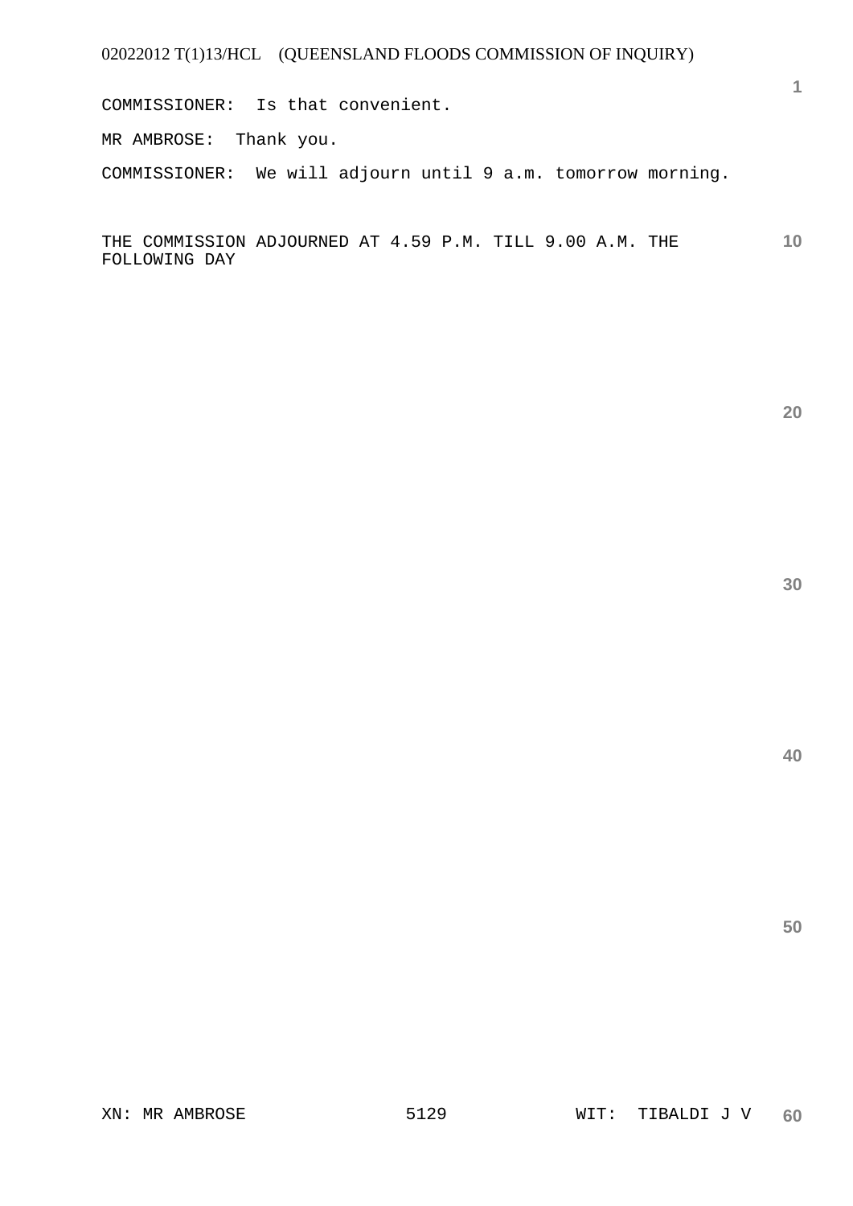COMMISSIONER: Is that convenient.

MR AMBROSE: Thank you.

COMMISSIONER: We will adjourn until 9 a.m. tomorrow morning.

THE COMMISSION ADJOURNED AT 4.59 P.M. TILL 9.00 A.M. THE FOLLOWING DAY